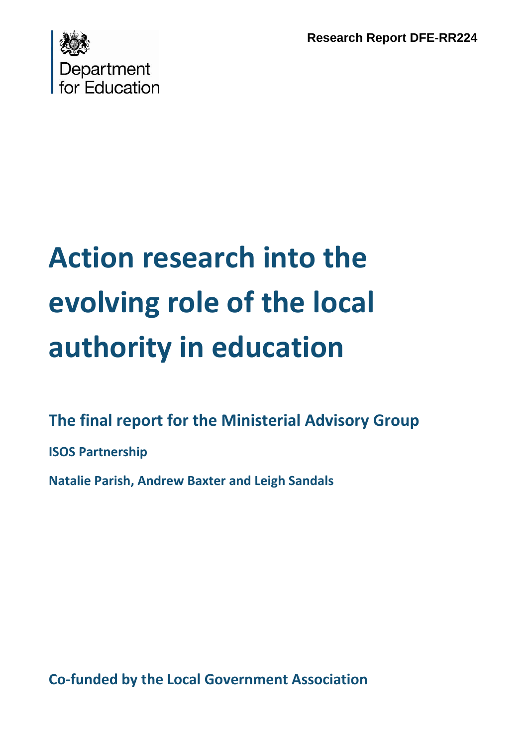Department for Education

Research Report DFE-RR224

# Action research into the evolving role of the local authority in education

## The final report for the Ministerial Advisory Group

**ISOS Partnership**

**Natalie Parish, Andrew Baxter and Leigh Sandals**

**Co-funded by the Local Government Association**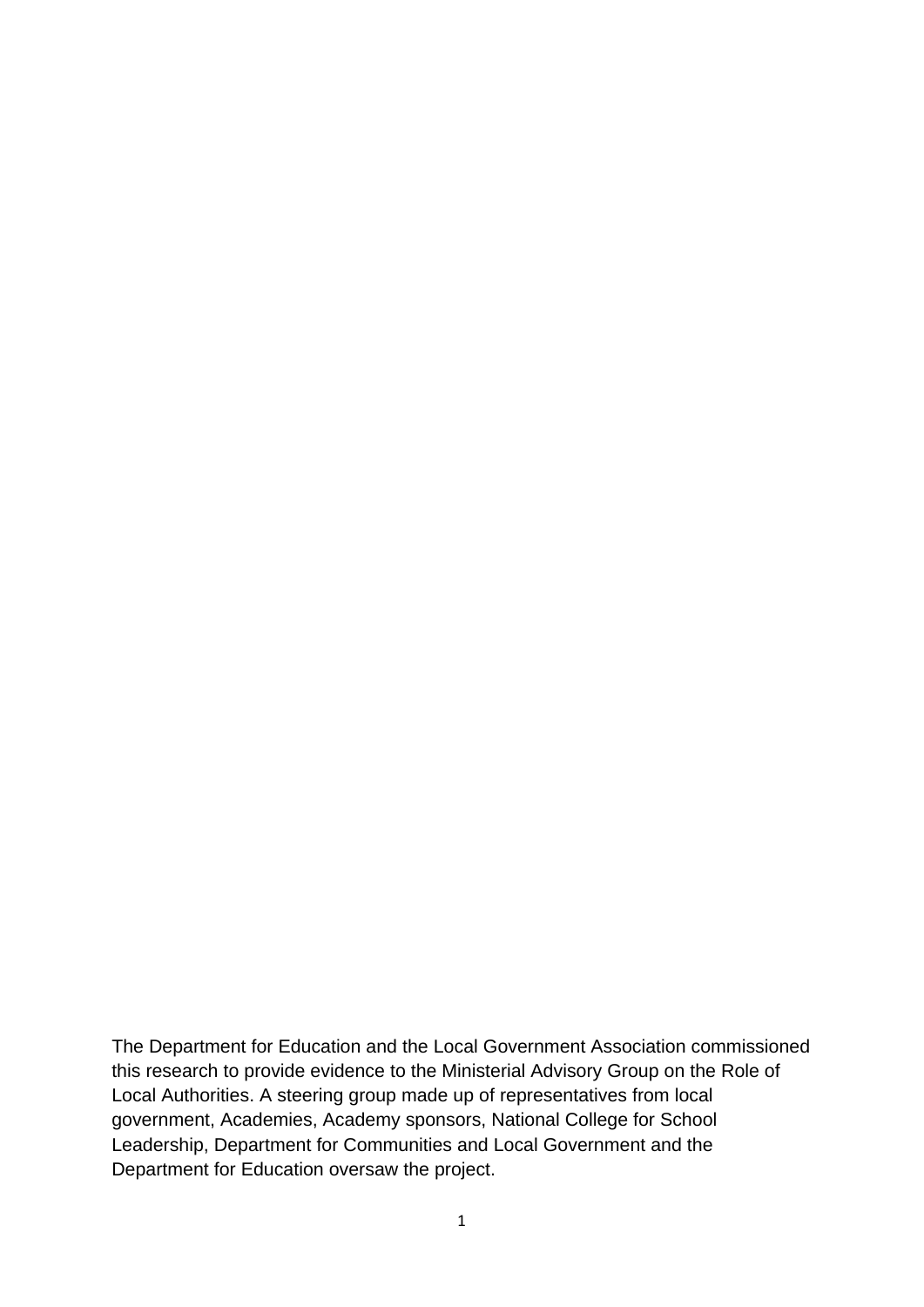The Department for Education and the Local Government Association commissioned this research to provide evidence to the Ministerial Advisory Group on the Role of Local Authorities. A steering group made up of representatives from local government, Academies, Academy sponsors, National College for School Leadership, Department for Communities and Local Government and the Department for Education oversaw the project.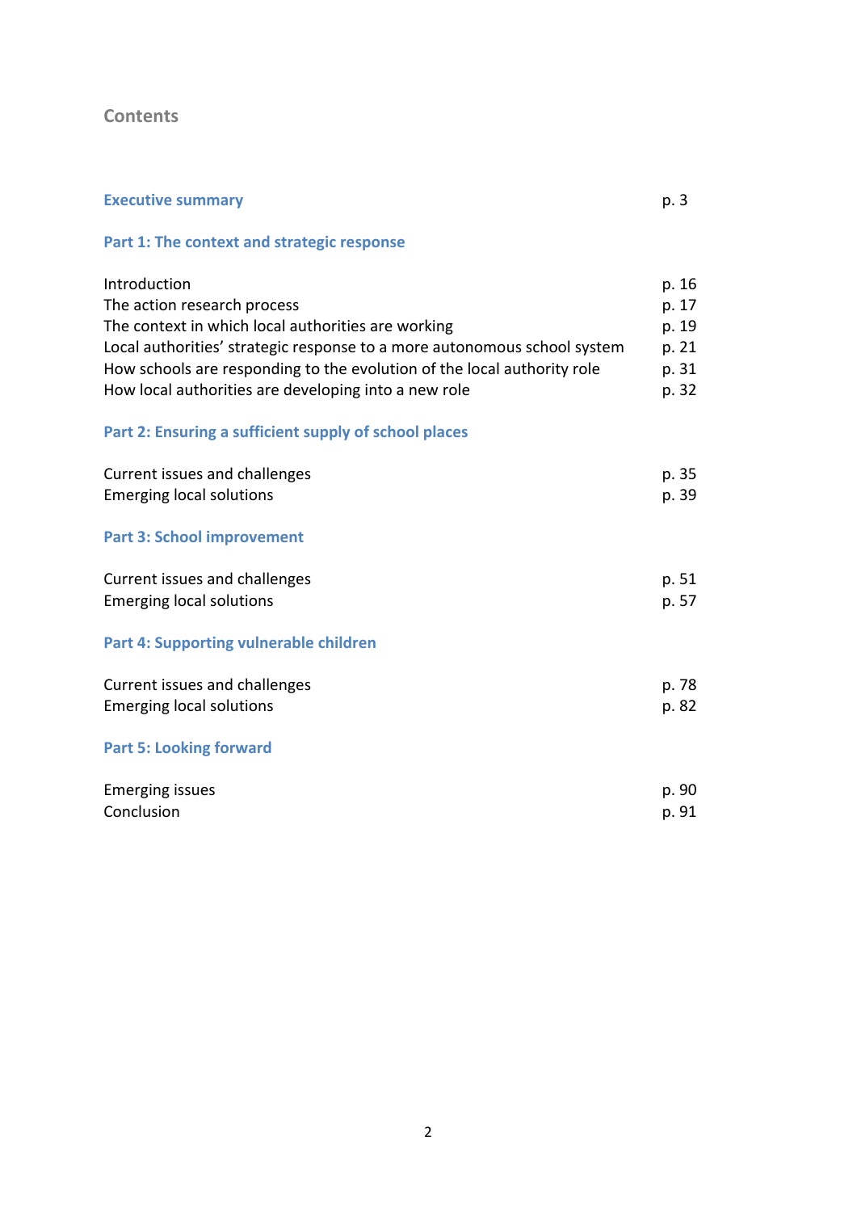## Contents

**Executive summary** p. 3

**Part 1: The context and strategic response**

| | |
|---|---|
| Introduction | p. 16 |
| The action research process | p. 17 |
| The context in which local authorities are working | p. 19 |
| Local authorities' strategic response to a more autonomous school system | p. 21 |
| How schools are responding to the evolution of the local authority role | p. 31 |
| How local authorities are developing into a new role | p. 32 |

**Part 2: Ensuring a sufficient supply of school places**

| | |
|---|---|
| Current issues and challenges | p. 35 |
| Emerging local solutions | p. 39 |

**Part 3: School improvement**

| | |
|---|---|
| Current issues and challenges | p. 51 |
| Emerging local solutions | p. 57 |

**Part 4: Supporting vulnerable children**

| | |
|---|---|
| Current issues and challenges | p. 78 |
| Emerging local solutions | p. 82 |

**Part 5: Looking forward**

| | |
|---|---|
| Emerging issues | p. 90 |
| Conclusion | p. 91 |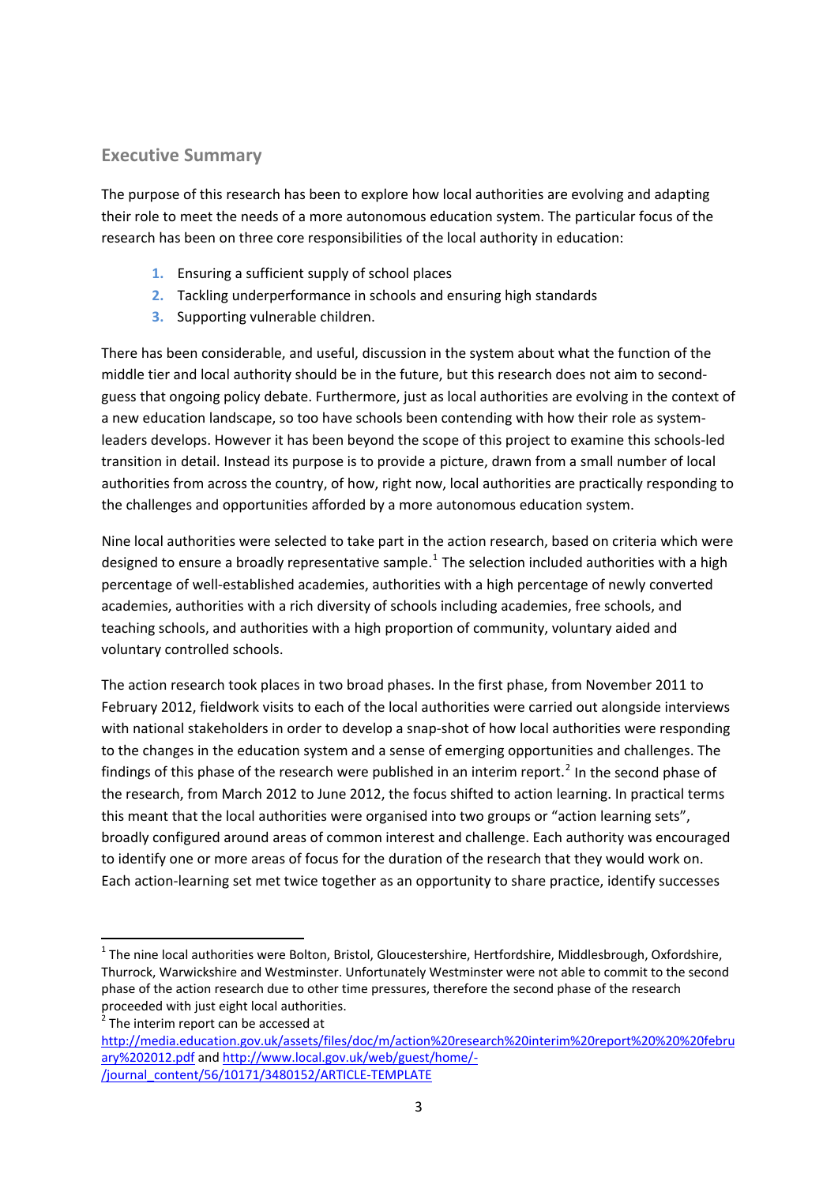## Executive Summary

The purpose of this research has been to explore how local authorities are evolving and adapting their role to meet the needs of a more autonomous education system. The particular focus of the research has been on three core responsibilities of the local authority in education:

1. Ensuring a sufficient supply of school places
2. Tackling underperformance in schools and ensuring high standards
3. Supporting vulnerable children.

There has been considerable, and useful, discussion in the system about what the function of the middle tier and local authority should be in the future, but this research does not aim to second-guess that ongoing policy debate. Furthermore, just as local authorities are evolving in the context of a new education landscape, so too have schools been contending with how their role as system-leaders develops. However it has been beyond the scope of this project to examine this schools-led transition in detail. Instead its purpose is to provide a picture, drawn from a small number of local authorities from across the country, of how, right now, local authorities are practically responding to the challenges and opportunities afforded by a more autonomous education system.

Nine local authorities were selected to take part in the action research, based on criteria which were designed to ensure a broadly representative sample.[1] The selection included authorities with a high percentage of well-established academies, authorities with a high percentage of newly converted academies, authorities with a rich diversity of schools including academies, free schools, and teaching schools, and authorities with a high proportion of community, voluntary aided and voluntary controlled schools.

The action research took places in two broad phases. In the first phase, from November 2011 to February 2012, fieldwork visits to each of the local authorities were carried out alongside interviews with national stakeholders in order to develop a snap-shot of how local authorities were responding to the changes in the education system and a sense of emerging opportunities and challenges. The findings of this phase of the research were published in an interim report.[2] In the second phase of the research, from March 2012 to June 2012, the focus shifted to action learning. In practical terms this meant that the local authorities were organised into two groups or "action learning sets", broadly configured around areas of common interest and challenge. Each authority was encouraged to identify one or more areas of focus for the duration of the research that they would work on. Each action-learning set met twice together as an opportunity to share practice, identify successes

---

[1] The nine local authorities were Bolton, Bristol, Gloucestershire, Hertfordshire, Middlesbrough, Oxfordshire, Thurrock, Warwickshire and Westminster. Unfortunately Westminster were not able to commit to the second phase of the action research due to other time pressures, therefore the second phase of the research proceeded with just eight local authorities.

[2] The interim report can be accessed at http://media.education.gov.uk/assets/files/doc/m/action%20research%20interim%20report%20%20%20february%202012.pdf and http://www.local.gov.uk/web/guest/home/-/journal_content/56/10171/3480152/ARTICLE-TEMPLATE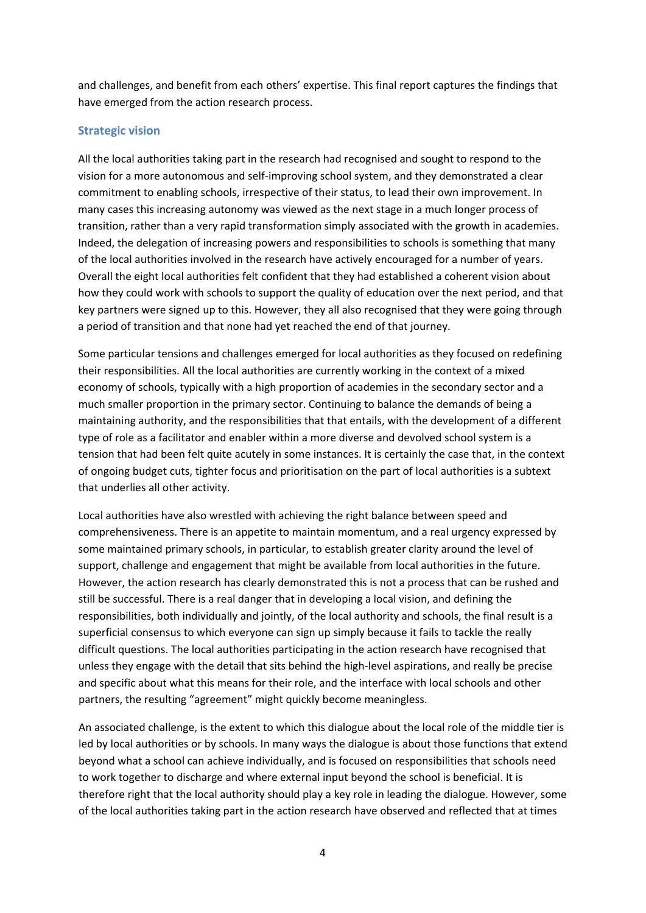and challenges, and benefit from each others' expertise. This final report captures the findings that have emerged from the action research process.

## Strategic vision

All the local authorities taking part in the research had recognised and sought to respond to the vision for a more autonomous and self-improving school system, and they demonstrated a clear commitment to enabling schools, irrespective of their status, to lead their own improvement. In many cases this increasing autonomy was viewed as the next stage in a much longer process of transition, rather than a very rapid transformation simply associated with the growth in academies. Indeed, the delegation of increasing powers and responsibilities to schools is something that many of the local authorities involved in the research have actively encouraged for a number of years. Overall the eight local authorities felt confident that they had established a coherent vision about how they could work with schools to support the quality of education over the next period, and that key partners were signed up to this. However, they all also recognised that they were going through a period of transition and that none had yet reached the end of that journey.

Some particular tensions and challenges emerged for local authorities as they focused on redefining their responsibilities. All the local authorities are currently working in the context of a mixed economy of schools, typically with a high proportion of academies in the secondary sector and a much smaller proportion in the primary sector. Continuing to balance the demands of being a maintaining authority, and the responsibilities that that entails, with the development of a different type of role as a facilitator and enabler within a more diverse and devolved school system is a tension that had been felt quite acutely in some instances. It is certainly the case that, in the context of ongoing budget cuts, tighter focus and prioritisation on the part of local authorities is a subtext that underlies all other activity.

Local authorities have also wrestled with achieving the right balance between speed and comprehensiveness. There is an appetite to maintain momentum, and a real urgency expressed by some maintained primary schools, in particular, to establish greater clarity around the level of support, challenge and engagement that might be available from local authorities in the future. However, the action research has clearly demonstrated this is not a process that can be rushed and still be successful. There is a real danger that in developing a local vision, and defining the responsibilities, both individually and jointly, of the local authority and schools, the final result is a superficial consensus to which everyone can sign up simply because it fails to tackle the really difficult questions. The local authorities participating in the action research have recognised that unless they engage with the detail that sits behind the high-level aspirations, and really be precise and specific about what this means for their role, and the interface with local schools and other partners, the resulting "agreement" might quickly become meaningless.

An associated challenge, is the extent to which this dialogue about the local role of the middle tier is led by local authorities or by schools. In many ways the dialogue is about those functions that extend beyond what a school can achieve individually, and is focused on responsibilities that schools need to work together to discharge and where external input beyond the school is beneficial. It is therefore right that the local authority should play a key role in leading the dialogue. However, some of the local authorities taking part in the action research have observed and reflected that at times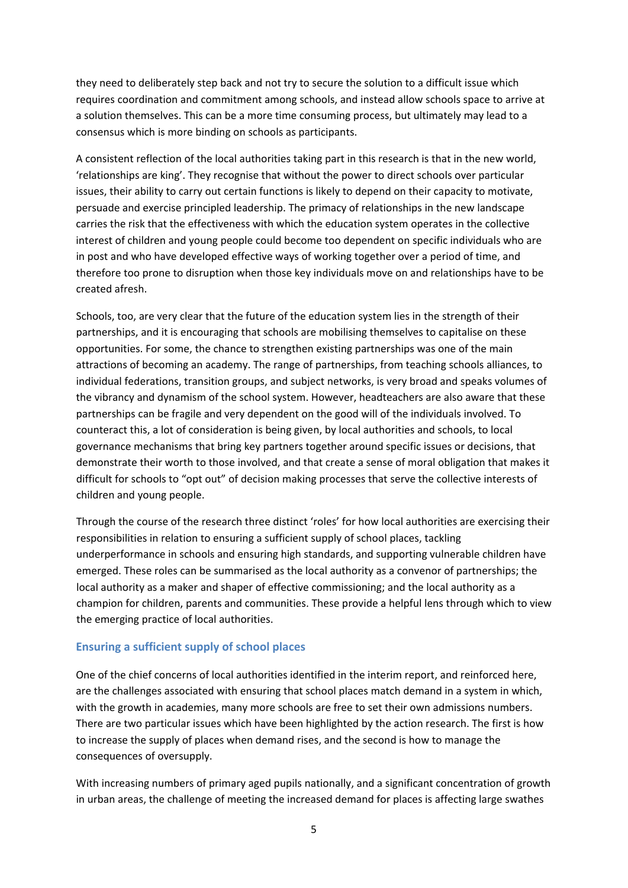they need to deliberately step back and not try to secure the solution to a difficult issue which requires coordination and commitment among schools, and instead allow schools space to arrive at a solution themselves. This can be a more time consuming process, but ultimately may lead to a consensus which is more binding on schools as participants.

A consistent reflection of the local authorities taking part in this research is that in the new world, 'relationships are king'. They recognise that without the power to direct schools over particular issues, their ability to carry out certain functions is likely to depend on their capacity to motivate, persuade and exercise principled leadership. The primacy of relationships in the new landscape carries the risk that the effectiveness with which the education system operates in the collective interest of children and young people could become too dependent on specific individuals who are in post and who have developed effective ways of working together over a period of time, and therefore too prone to disruption when those key individuals move on and relationships have to be created afresh.

Schools, too, are very clear that the future of the education system lies in the strength of their partnerships, and it is encouraging that schools are mobilising themselves to capitalise on these opportunities. For some, the chance to strengthen existing partnerships was one of the main attractions of becoming an academy. The range of partnerships, from teaching schools alliances, to individual federations, transition groups, and subject networks, is very broad and speaks volumes of the vibrancy and dynamism of the school system. However, headteachers are also aware that these partnerships can be fragile and very dependent on the good will of the individuals involved. To counteract this, a lot of consideration is being given, by local authorities and schools, to local governance mechanisms that bring key partners together around specific issues or decisions, that demonstrate their worth to those involved, and that create a sense of moral obligation that makes it difficult for schools to "opt out" of decision making processes that serve the collective interests of children and young people.

Through the course of the research three distinct 'roles' for how local authorities are exercising their responsibilities in relation to ensuring a sufficient supply of school places, tackling underperformance in schools and ensuring high standards, and supporting vulnerable children have emerged. These roles can be summarised as the local authority as a convenor of partnerships; the local authority as a maker and shaper of effective commissioning; and the local authority as a champion for children, parents and communities. These provide a helpful lens through which to view the emerging practice of local authorities.

### Ensuring a sufficient supply of school places

One of the chief concerns of local authorities identified in the interim report, and reinforced here, are the challenges associated with ensuring that school places match demand in a system in which, with the growth in academies, many more schools are free to set their own admissions numbers. There are two particular issues which have been highlighted by the action research. The first is how to increase the supply of places when demand rises, and the second is how to manage the consequences of oversupply.

With increasing numbers of primary aged pupils nationally, and a significant concentration of growth in urban areas, the challenge of meeting the increased demand for places is affecting large swathes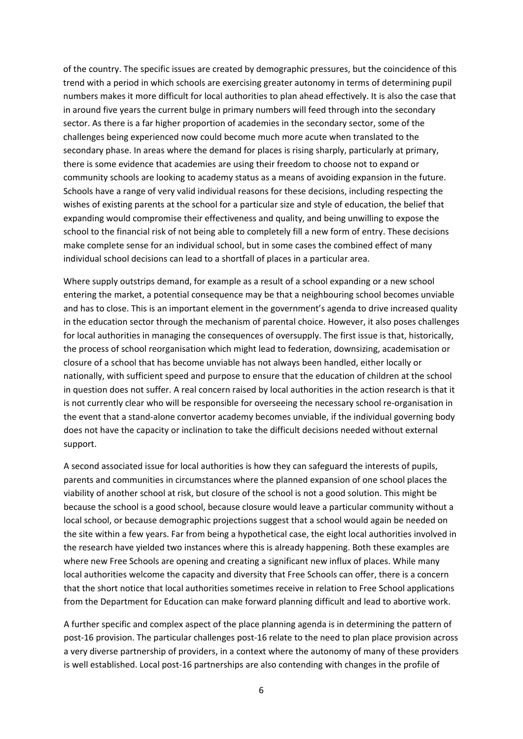of the country. The specific issues are created by demographic pressures, but the coincidence of this trend with a period in which schools are exercising greater autonomy in terms of determining pupil numbers makes it more difficult for local authorities to plan ahead effectively. It is also the case that in around five years the current bulge in primary numbers will feed through into the secondary sector. As there is a far higher proportion of academies in the secondary sector, some of the challenges being experienced now could become much more acute when translated to the secondary phase. In areas where the demand for places is rising sharply, particularly at primary, there is some evidence that academies are using their freedom to choose not to expand or community schools are looking to academy status as a means of avoiding expansion in the future. Schools have a range of very valid individual reasons for these decisions, including respecting the wishes of existing parents at the school for a particular size and style of education, the belief that expanding would compromise their effectiveness and quality, and being unwilling to expose the school to the financial risk of not being able to completely fill a new form of entry. These decisions make complete sense for an individual school, but in some cases the combined effect of many individual school decisions can lead to a shortfall of places in a particular area.

Where supply outstrips demand, for example as a result of a school expanding or a new school entering the market, a potential consequence may be that a neighbouring school becomes unviable and has to close. This is an important element in the government's agenda to drive increased quality in the education sector through the mechanism of parental choice. However, it also poses challenges for local authorities in managing the consequences of oversupply. The first issue is that, historically, the process of school reorganisation which might lead to federation, downsizing, academisation or closure of a school that has become unviable has not always been handled, either locally or nationally, with sufficient speed and purpose to ensure that the education of children at the school in question does not suffer. A real concern raised by local authorities in the action research is that it is not currently clear who will be responsible for overseeing the necessary school re-organisation in the event that a stand-alone convertor academy becomes unviable, if the individual governing body does not have the capacity or inclination to take the difficult decisions needed without external support.

A second associated issue for local authorities is how they can safeguard the interests of pupils, parents and communities in circumstances where the planned expansion of one school places the viability of another school at risk, but closure of the school is not a good solution. This might be because the school is a good school, because closure would leave a particular community without a local school, or because demographic projections suggest that a school would again be needed on the site within a few years. Far from being a hypothetical case, the eight local authorities involved in the research have yielded two instances where this is already happening. Both these examples are where new Free Schools are opening and creating a significant new influx of places. While many local authorities welcome the capacity and diversity that Free Schools can offer, there is a concern that the short notice that local authorities sometimes receive in relation to Free School applications from the Department for Education can make forward planning difficult and lead to abortive work.

A further specific and complex aspect of the place planning agenda is in determining the pattern of post-16 provision. The particular challenges post-16 relate to the need to plan place provision across a very diverse partnership of providers, in a context where the autonomy of many of these providers is well established. Local post-16 partnerships are also contending with changes in the profile of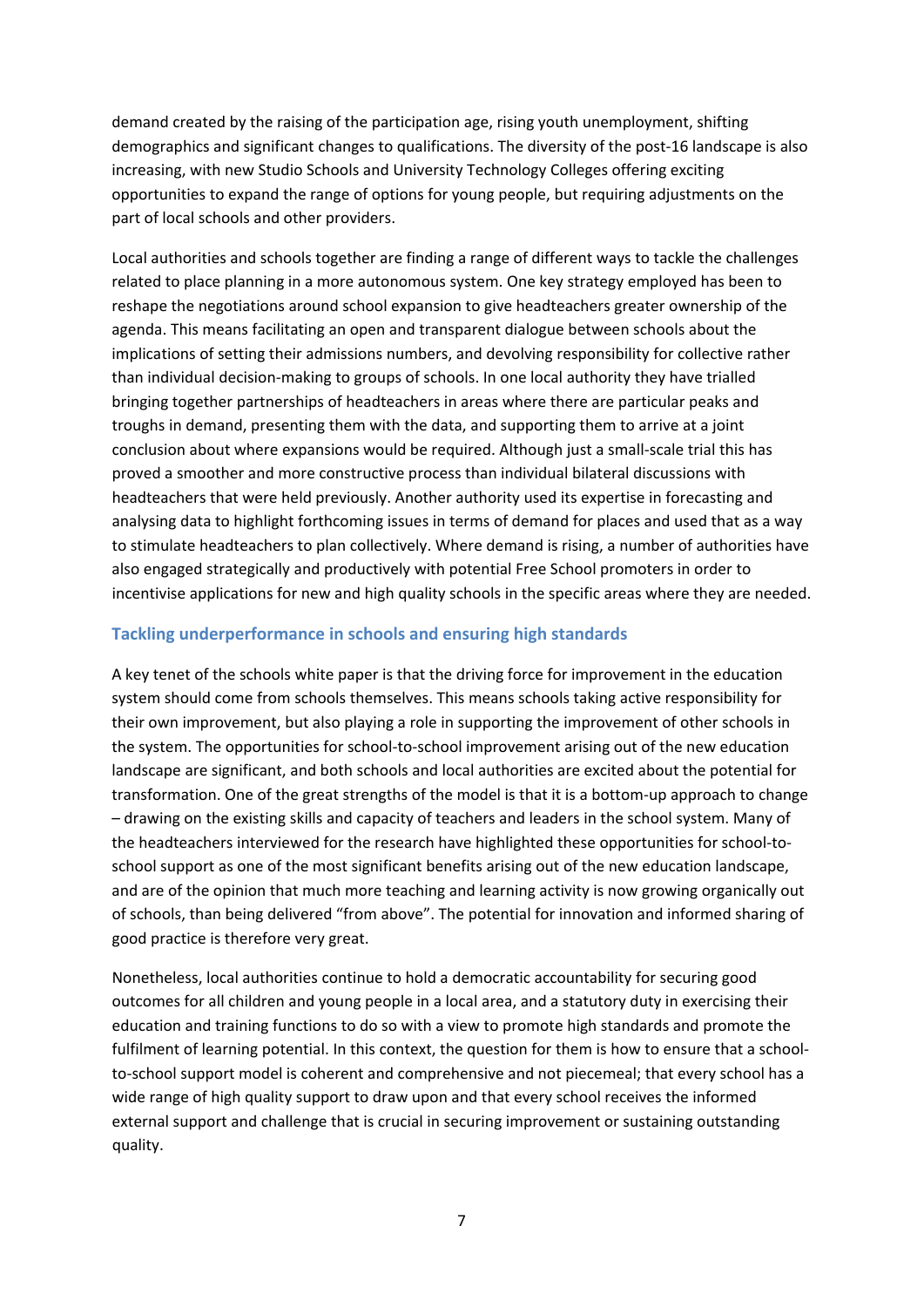demand created by the raising of the participation age, rising youth unemployment, shifting demographics and significant changes to qualifications. The diversity of the post-16 landscape is also increasing, with new Studio Schools and University Technology Colleges offering exciting opportunities to expand the range of options for young people, but requiring adjustments on the part of local schools and other providers.

Local authorities and schools together are finding a range of different ways to tackle the challenges related to place planning in a more autonomous system. One key strategy employed has been to reshape the negotiations around school expansion to give headteachers greater ownership of the agenda. This means facilitating an open and transparent dialogue between schools about the implications of setting their admissions numbers, and devolving responsibility for collective rather than individual decision-making to groups of schools. In one local authority they have trialled bringing together partnerships of headteachers in areas where there are particular peaks and troughs in demand, presenting them with the data, and supporting them to arrive at a joint conclusion about where expansions would be required. Although just a small-scale trial this has proved a smoother and more constructive process than individual bilateral discussions with headteachers that were held previously. Another authority used its expertise in forecasting and analysing data to highlight forthcoming issues in terms of demand for places and used that as a way to stimulate headteachers to plan collectively. Where demand is rising, a number of authorities have also engaged strategically and productively with potential Free School promoters in order to incentivise applications for new and high quality schools in the specific areas where they are needed.

### Tackling underperformance in schools and ensuring high standards

A key tenet of the schools white paper is that the driving force for improvement in the education system should come from schools themselves. This means schools taking active responsibility for their own improvement, but also playing a role in supporting the improvement of other schools in the system. The opportunities for school-to-school improvement arising out of the new education landscape are significant, and both schools and local authorities are excited about the potential for transformation. One of the great strengths of the model is that it is a bottom-up approach to change – drawing on the existing skills and capacity of teachers and leaders in the school system. Many of the headteachers interviewed for the research have highlighted these opportunities for school-to-school support as one of the most significant benefits arising out of the new education landscape, and are of the opinion that much more teaching and learning activity is now growing organically out of schools, than being delivered "from above". The potential for innovation and informed sharing of good practice is therefore very great.

Nonetheless, local authorities continue to hold a democratic accountability for securing good outcomes for all children and young people in a local area, and a statutory duty in exercising their education and training functions to do so with a view to promote high standards and promote the fulfilment of learning potential. In this context, the question for them is how to ensure that a school-to-school support model is coherent and comprehensive and not piecemeal; that every school has a wide range of high quality support to draw upon and that every school receives the informed external support and challenge that is crucial in securing improvement or sustaining outstanding quality.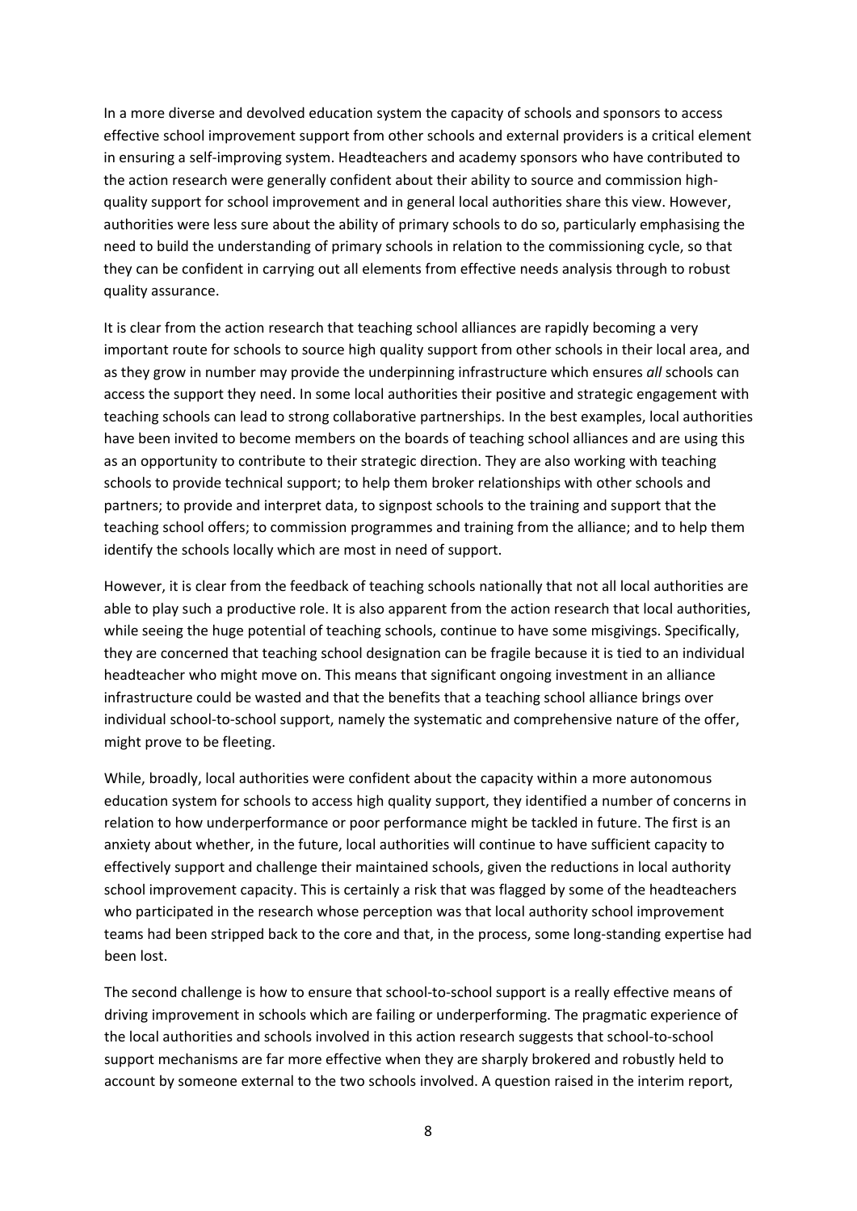In a more diverse and devolved education system the capacity of schools and sponsors to access effective school improvement support from other schools and external providers is a critical element in ensuring a self-improving system. Headteachers and academy sponsors who have contributed to the action research were generally confident about their ability to source and commission high-quality support for school improvement and in general local authorities share this view. However, authorities were less sure about the ability of primary schools to do so, particularly emphasising the need to build the understanding of primary schools in relation to the commissioning cycle, so that they can be confident in carrying out all elements from effective needs analysis through to robust quality assurance.

It is clear from the action research that teaching school alliances are rapidly becoming a very important route for schools to source high quality support from other schools in their local area, and as they grow in number may provide the underpinning infrastructure which ensures *all* schools can access the support they need. In some local authorities their positive and strategic engagement with teaching schools can lead to strong collaborative partnerships. In the best examples, local authorities have been invited to become members on the boards of teaching school alliances and are using this as an opportunity to contribute to their strategic direction. They are also working with teaching schools to provide technical support; to help them broker relationships with other schools and partners; to provide and interpret data, to signpost schools to the training and support that the teaching school offers; to commission programmes and training from the alliance; and to help them identify the schools locally which are most in need of support.

However, it is clear from the feedback of teaching schools nationally that not all local authorities are able to play such a productive role. It is also apparent from the action research that local authorities, while seeing the huge potential of teaching schools, continue to have some misgivings. Specifically, they are concerned that teaching school designation can be fragile because it is tied to an individual headteacher who might move on. This means that significant ongoing investment in an alliance infrastructure could be wasted and that the benefits that a teaching school alliance brings over individual school-to-school support, namely the systematic and comprehensive nature of the offer, might prove to be fleeting.

While, broadly, local authorities were confident about the capacity within a more autonomous education system for schools to access high quality support, they identified a number of concerns in relation to how underperformance or poor performance might be tackled in future. The first is an anxiety about whether, in the future, local authorities will continue to have sufficient capacity to effectively support and challenge their maintained schools, given the reductions in local authority school improvement capacity. This is certainly a risk that was flagged by some of the headteachers who participated in the research whose perception was that local authority school improvement teams had been stripped back to the core and that, in the process, some long-standing expertise had been lost.

The second challenge is how to ensure that school-to-school support is a really effective means of driving improvement in schools which are failing or underperforming. The pragmatic experience of the local authorities and schools involved in this action research suggests that school-to-school support mechanisms are far more effective when they are sharply brokered and robustly held to account by someone external to the two schools involved. A question raised in the interim report,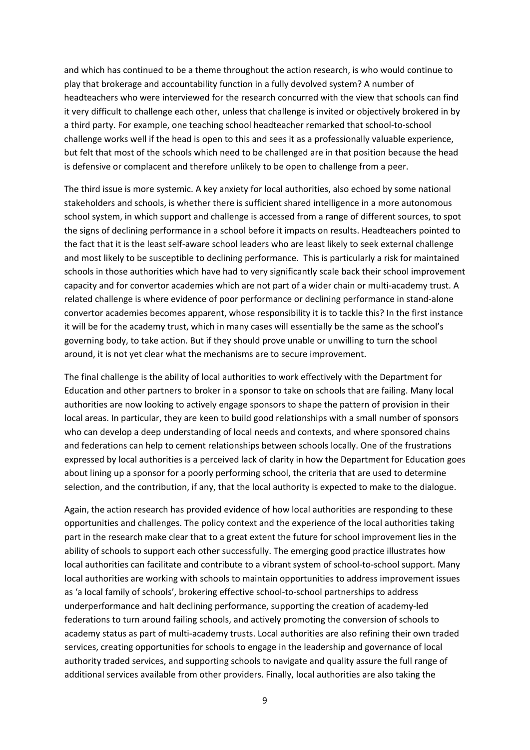and which has continued to be a theme throughout the action research, is who would continue to play that brokerage and accountability function in a fully devolved system? A number of headteachers who were interviewed for the research concurred with the view that schools can find it very difficult to challenge each other, unless that challenge is invited or objectively brokered in by a third party. For example, one teaching school headteacher remarked that school-to-school challenge works well if the head is open to this and sees it as a professionally valuable experience, but felt that most of the schools which need to be challenged are in that position because the head is defensive or complacent and therefore unlikely to be open to challenge from a peer.

The third issue is more systemic. A key anxiety for local authorities, also echoed by some national stakeholders and schools, is whether there is sufficient shared intelligence in a more autonomous school system, in which support and challenge is accessed from a range of different sources, to spot the signs of declining performance in a school before it impacts on results. Headteachers pointed to the fact that it is the least self-aware school leaders who are least likely to seek external challenge and most likely to be susceptible to declining performance. This is particularly a risk for maintained schools in those authorities which have had to very significantly scale back their school improvement capacity and for convertor academies which are not part of a wider chain or multi-academy trust. A related challenge is where evidence of poor performance or declining performance in stand-alone convertor academies becomes apparent, whose responsibility it is to tackle this? In the first instance it will be for the academy trust, which in many cases will essentially be the same as the school's governing body, to take action. But if they should prove unable or unwilling to turn the school around, it is not yet clear what the mechanisms are to secure improvement.

The final challenge is the ability of local authorities to work effectively with the Department for Education and other partners to broker in a sponsor to take on schools that are failing. Many local authorities are now looking to actively engage sponsors to shape the pattern of provision in their local areas. In particular, they are keen to build good relationships with a small number of sponsors who can develop a deep understanding of local needs and contexts, and where sponsored chains and federations can help to cement relationships between schools locally. One of the frustrations expressed by local authorities is a perceived lack of clarity in how the Department for Education goes about lining up a sponsor for a poorly performing school, the criteria that are used to determine selection, and the contribution, if any, that the local authority is expected to make to the dialogue.

Again, the action research has provided evidence of how local authorities are responding to these opportunities and challenges. The policy context and the experience of the local authorities taking part in the research make clear that to a great extent the future for school improvement lies in the ability of schools to support each other successfully. The emerging good practice illustrates how local authorities can facilitate and contribute to a vibrant system of school-to-school support. Many local authorities are working with schools to maintain opportunities to address improvement issues as 'a local family of schools', brokering effective school-to-school partnerships to address underperformance and halt declining performance, supporting the creation of academy-led federations to turn around failing schools, and actively promoting the conversion of schools to academy status as part of multi-academy trusts. Local authorities are also refining their own traded services, creating opportunities for schools to engage in the leadership and governance of local authority traded services, and supporting schools to navigate and quality assure the full range of additional services available from other providers. Finally, local authorities are also taking the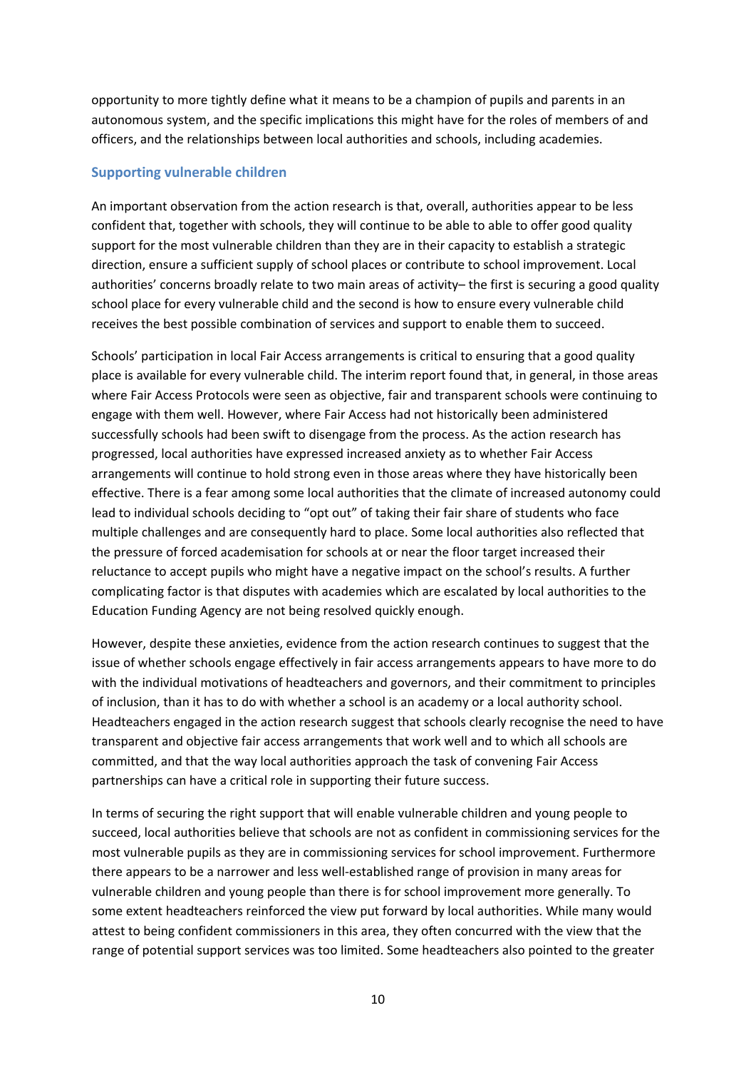opportunity to more tightly define what it means to be a champion of pupils and parents in an autonomous system, and the specific implications this might have for the roles of members of and officers, and the relationships between local authorities and schools, including academies.

## Supporting vulnerable children

An important observation from the action research is that, overall, authorities appear to be less confident that, together with schools, they will continue to be able to able to offer good quality support for the most vulnerable children than they are in their capacity to establish a strategic direction, ensure a sufficient supply of school places or contribute to school improvement. Local authorities' concerns broadly relate to two main areas of activity– the first is securing a good quality school place for every vulnerable child and the second is how to ensure every vulnerable child receives the best possible combination of services and support to enable them to succeed.

Schools' participation in local Fair Access arrangements is critical to ensuring that a good quality place is available for every vulnerable child. The interim report found that, in general, in those areas where Fair Access Protocols were seen as objective, fair and transparent schools were continuing to engage with them well. However, where Fair Access had not historically been administered successfully schools had been swift to disengage from the process. As the action research has progressed, local authorities have expressed increased anxiety as to whether Fair Access arrangements will continue to hold strong even in those areas where they have historically been effective. There is a fear among some local authorities that the climate of increased autonomy could lead to individual schools deciding to "opt out" of taking their fair share of students who face multiple challenges and are consequently hard to place. Some local authorities also reflected that the pressure of forced academisation for schools at or near the floor target increased their reluctance to accept pupils who might have a negative impact on the school's results. A further complicating factor is that disputes with academies which are escalated by local authorities to the Education Funding Agency are not being resolved quickly enough.

However, despite these anxieties, evidence from the action research continues to suggest that the issue of whether schools engage effectively in fair access arrangements appears to have more to do with the individual motivations of headteachers and governors, and their commitment to principles of inclusion, than it has to do with whether a school is an academy or a local authority school. Headteachers engaged in the action research suggest that schools clearly recognise the need to have transparent and objective fair access arrangements that work well and to which all schools are committed, and that the way local authorities approach the task of convening Fair Access partnerships can have a critical role in supporting their future success.

In terms of securing the right support that will enable vulnerable children and young people to succeed, local authorities believe that schools are not as confident in commissioning services for the most vulnerable pupils as they are in commissioning services for school improvement. Furthermore there appears to be a narrower and less well-established range of provision in many areas for vulnerable children and young people than there is for school improvement more generally. To some extent headteachers reinforced the view put forward by local authorities. While many would attest to being confident commissioners in this area, they often concurred with the view that the range of potential support services was too limited. Some headteachers also pointed to the greater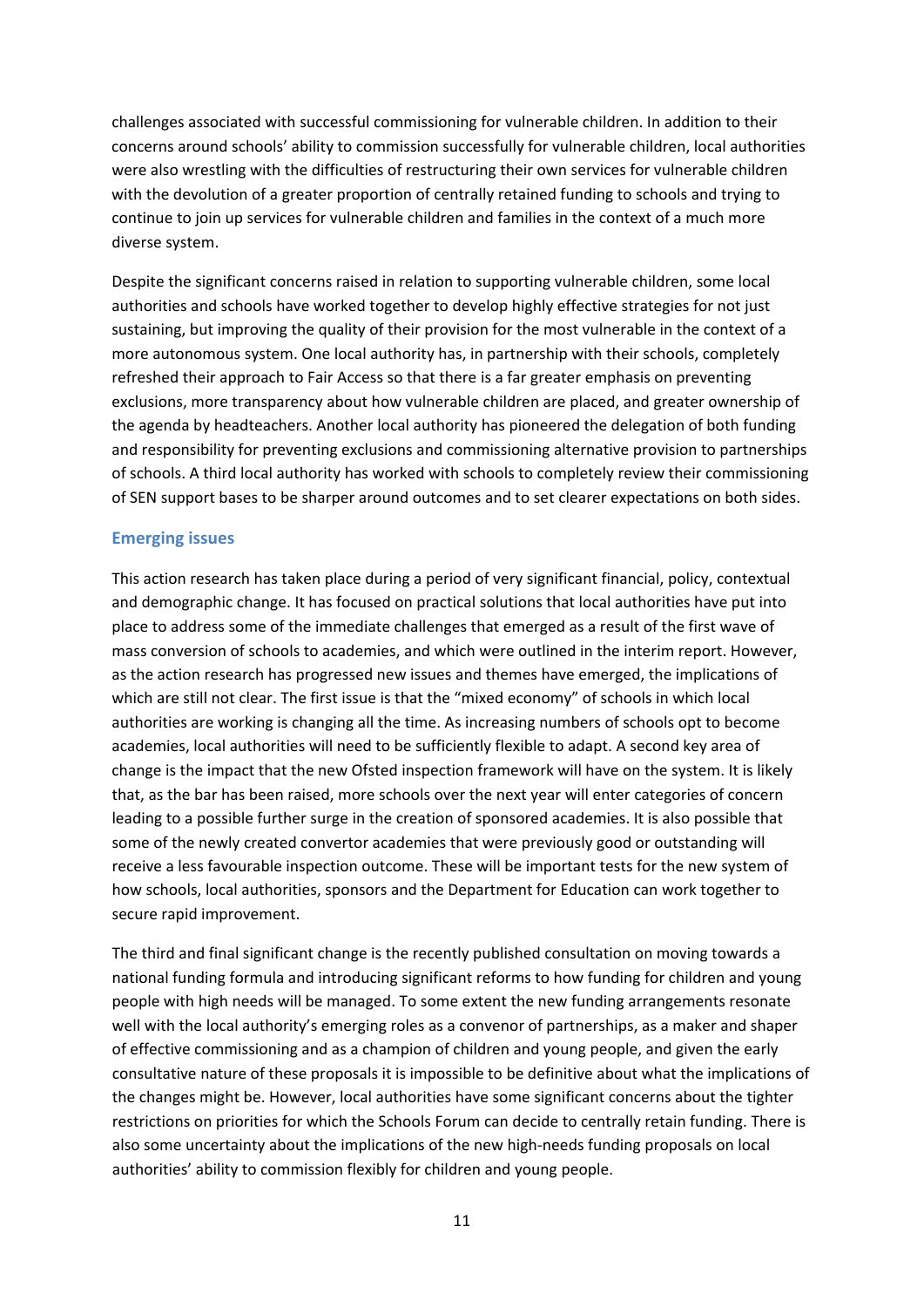challenges associated with successful commissioning for vulnerable children. In addition to their concerns around schools' ability to commission successfully for vulnerable children, local authorities were also wrestling with the difficulties of restructuring their own services for vulnerable children with the devolution of a greater proportion of centrally retained funding to schools and trying to continue to join up services for vulnerable children and families in the context of a much more diverse system.

Despite the significant concerns raised in relation to supporting vulnerable children, some local authorities and schools have worked together to develop highly effective strategies for not just sustaining, but improving the quality of their provision for the most vulnerable in the context of a more autonomous system. One local authority has, in partnership with their schools, completely refreshed their approach to Fair Access so that there is a far greater emphasis on preventing exclusions, more transparency about how vulnerable children are placed, and greater ownership of the agenda by headteachers. Another local authority has pioneered the delegation of both funding and responsibility for preventing exclusions and commissioning alternative provision to partnerships of schools. A third local authority has worked with schools to completely review their commissioning of SEN support bases to be sharper around outcomes and to set clearer expectations on both sides.

### Emerging issues

This action research has taken place during a period of very significant financial, policy, contextual and demographic change. It has focused on practical solutions that local authorities have put into place to address some of the immediate challenges that emerged as a result of the first wave of mass conversion of schools to academies, and which were outlined in the interim report. However, as the action research has progressed new issues and themes have emerged, the implications of which are still not clear. The first issue is that the "mixed economy" of schools in which local authorities are working is changing all the time. As increasing numbers of schools opt to become academies, local authorities will need to be sufficiently flexible to adapt. A second key area of change is the impact that the new Ofsted inspection framework will have on the system. It is likely that, as the bar has been raised, more schools over the next year will enter categories of concern leading to a possible further surge in the creation of sponsored academies. It is also possible that some of the newly created convertor academies that were previously good or outstanding will receive a less favourable inspection outcome. These will be important tests for the new system of how schools, local authorities, sponsors and the Department for Education can work together to secure rapid improvement.

The third and final significant change is the recently published consultation on moving towards a national funding formula and introducing significant reforms to how funding for children and young people with high needs will be managed. To some extent the new funding arrangements resonate well with the local authority's emerging roles as a convenor of partnerships, as a maker and shaper of effective commissioning and as a champion of children and young people, and given the early consultative nature of these proposals it is impossible to be definitive about what the implications of the changes might be. However, local authorities have some significant concerns about the tighter restrictions on priorities for which the Schools Forum can decide to centrally retain funding. There is also some uncertainty about the implications of the new high-needs funding proposals on local authorities' ability to commission flexibly for children and young people.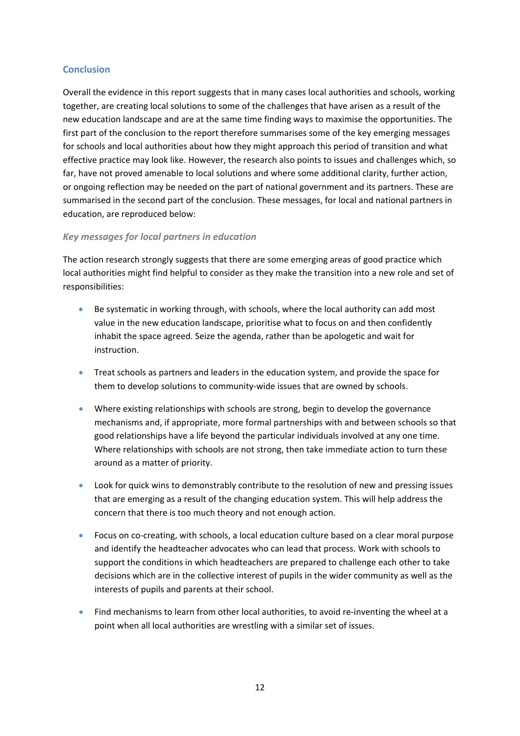## Conclusion

Overall the evidence in this report suggests that in many cases local authorities and schools, working together, are creating local solutions to some of the challenges that have arisen as a result of the new education landscape and are at the same time finding ways to maximise the opportunities. The first part of the conclusion to the report therefore summarises some of the key emerging messages for schools and local authorities about how they might approach this period of transition and what effective practice may look like. However, the research also points to issues and challenges which, so far, have not proved amenable to local solutions and where some additional clarity, further action, or ongoing reflection may be needed on the part of national government and its partners. These are summarised in the second part of the conclusion. These messages, for local and national partners in education, are reproduced below:

### *Key messages for local partners in education*

The action research strongly suggests that there are some emerging areas of good practice which local authorities might find helpful to consider as they make the transition into a new role and set of responsibilities:

- Be systematic in working through, with schools, where the local authority can add most value in the new education landscape, prioritise what to focus on and then confidently inhabit the space agreed. Seize the agenda, rather than be apologetic and wait for instruction.
- Treat schools as partners and leaders in the education system, and provide the space for them to develop solutions to community-wide issues that are owned by schools.
- Where existing relationships with schools are strong, begin to develop the governance mechanisms and, if appropriate, more formal partnerships with and between schools so that good relationships have a life beyond the particular individuals involved at any one time. Where relationships with schools are not strong, then take immediate action to turn these around as a matter of priority.
- Look for quick wins to demonstrably contribute to the resolution of new and pressing issues that are emerging as a result of the changing education system. This will help address the concern that there is too much theory and not enough action.
- Focus on co-creating, with schools, a local education culture based on a clear moral purpose and identify the headteacher advocates who can lead that process. Work with schools to support the conditions in which headteachers are prepared to challenge each other to take decisions which are in the collective interest of pupils in the wider community as well as the interests of pupils and parents at their school.
- Find mechanisms to learn from other local authorities, to avoid re-inventing the wheel at a point when all local authorities are wrestling with a similar set of issues.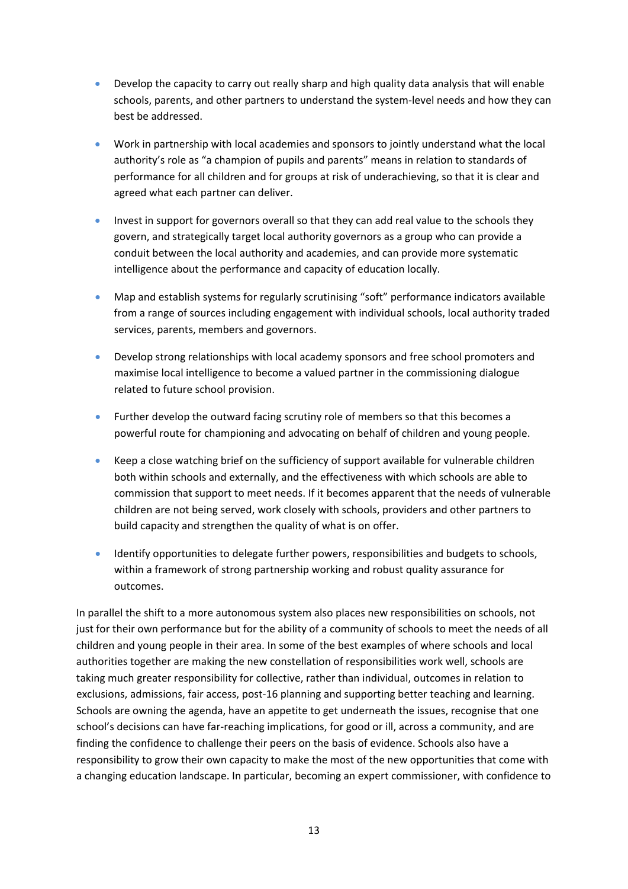- Develop the capacity to carry out really sharp and high quality data analysis that will enable schools, parents, and other partners to understand the system-level needs and how they can best be addressed.

- Work in partnership with local academies and sponsors to jointly understand what the local authority's role as "a champion of pupils and parents" means in relation to standards of performance for all children and for groups at risk of underachieving, so that it is clear and agreed what each partner can deliver.

- Invest in support for governors overall so that they can add real value to the schools they govern, and strategically target local authority governors as a group who can provide a conduit between the local authority and academies, and can provide more systematic intelligence about the performance and capacity of education locally.

- Map and establish systems for regularly scrutinising "soft" performance indicators available from a range of sources including engagement with individual schools, local authority traded services, parents, members and governors.

- Develop strong relationships with local academy sponsors and free school promoters and maximise local intelligence to become a valued partner in the commissioning dialogue related to future school provision.

- Further develop the outward facing scrutiny role of members so that this becomes a powerful route for championing and advocating on behalf of children and young people.

- Keep a close watching brief on the sufficiency of support available for vulnerable children both within schools and externally, and the effectiveness with which schools are able to commission that support to meet needs. If it becomes apparent that the needs of vulnerable children are not being served, work closely with schools, providers and other partners to build capacity and strengthen the quality of what is on offer.

- Identify opportunities to delegate further powers, responsibilities and budgets to schools, within a framework of strong partnership working and robust quality assurance for outcomes.

In parallel the shift to a more autonomous system also places new responsibilities on schools, not just for their own performance but for the ability of a community of schools to meet the needs of all children and young people in their area. In some of the best examples of where schools and local authorities together are making the new constellation of responsibilities work well, schools are taking much greater responsibility for collective, rather than individual, outcomes in relation to exclusions, admissions, fair access, post-16 planning and supporting better teaching and learning. Schools are owning the agenda, have an appetite to get underneath the issues, recognise that one school's decisions can have far-reaching implications, for good or ill, across a community, and are finding the confidence to challenge their peers on the basis of evidence. Schools also have a responsibility to grow their own capacity to make the most of the new opportunities that come with a changing education landscape. In particular, becoming an expert commissioner, with confidence to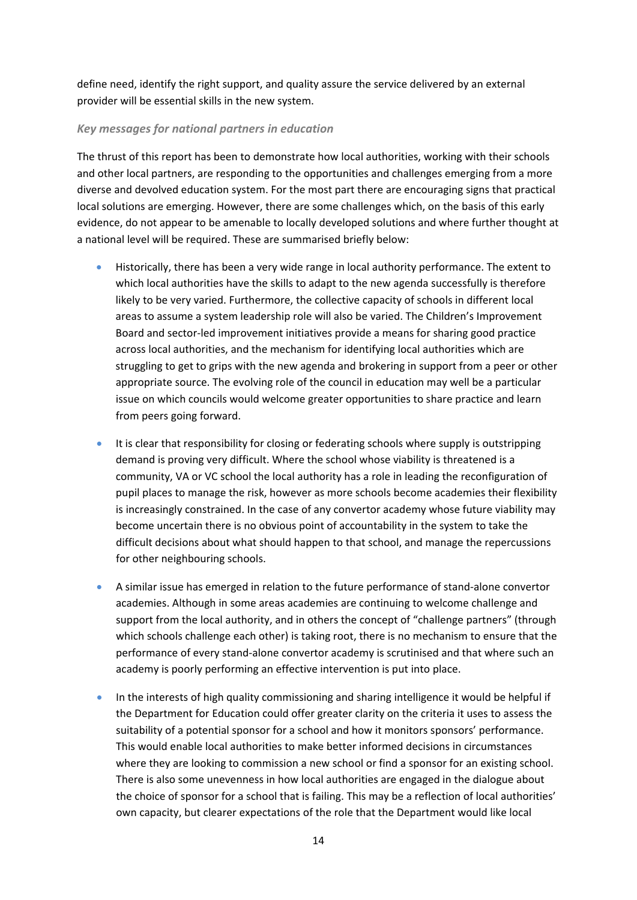define need, identify the right support, and quality assure the service delivered by an external provider will be essential skills in the new system.

### *Key messages for national partners in education*

The thrust of this report has been to demonstrate how local authorities, working with their schools and other local partners, are responding to the opportunities and challenges emerging from a more diverse and devolved education system. For the most part there are encouraging signs that practical local solutions are emerging. However, there are some challenges which, on the basis of this early evidence, do not appear to be amenable to locally developed solutions and where further thought at a national level will be required. These are summarised briefly below:

- Historically, there has been a very wide range in local authority performance. The extent to which local authorities have the skills to adapt to the new agenda successfully is therefore likely to be very varied. Furthermore, the collective capacity of schools in different local areas to assume a system leadership role will also be varied. The Children's Improvement Board and sector-led improvement initiatives provide a means for sharing good practice across local authorities, and the mechanism for identifying local authorities which are struggling to get to grips with the new agenda and brokering in support from a peer or other appropriate source. The evolving role of the council in education may well be a particular issue on which councils would welcome greater opportunities to share practice and learn from peers going forward.

- It is clear that responsibility for closing or federating schools where supply is outstripping demand is proving very difficult. Where the school whose viability is threatened is a community, VA or VC school the local authority has a role in leading the reconfiguration of pupil places to manage the risk, however as more schools become academies their flexibility is increasingly constrained. In the case of any convertor academy whose future viability may become uncertain there is no obvious point of accountability in the system to take the difficult decisions about what should happen to that school, and manage the repercussions for other neighbouring schools.

- A similar issue has emerged in relation to the future performance of stand-alone convertor academies. Although in some areas academies are continuing to welcome challenge and support from the local authority, and in others the concept of "challenge partners" (through which schools challenge each other) is taking root, there is no mechanism to ensure that the performance of every stand-alone convertor academy is scrutinised and that where such an academy is poorly performing an effective intervention is put into place.

- In the interests of high quality commissioning and sharing intelligence it would be helpful if the Department for Education could offer greater clarity on the criteria it uses to assess the suitability of a potential sponsor for a school and how it monitors sponsors' performance. This would enable local authorities to make better informed decisions in circumstances where they are looking to commission a new school or find a sponsor for an existing school. There is also some unevenness in how local authorities are engaged in the dialogue about the choice of sponsor for a school that is failing. This may be a reflection of local authorities' own capacity, but clearer expectations of the role that the Department would like local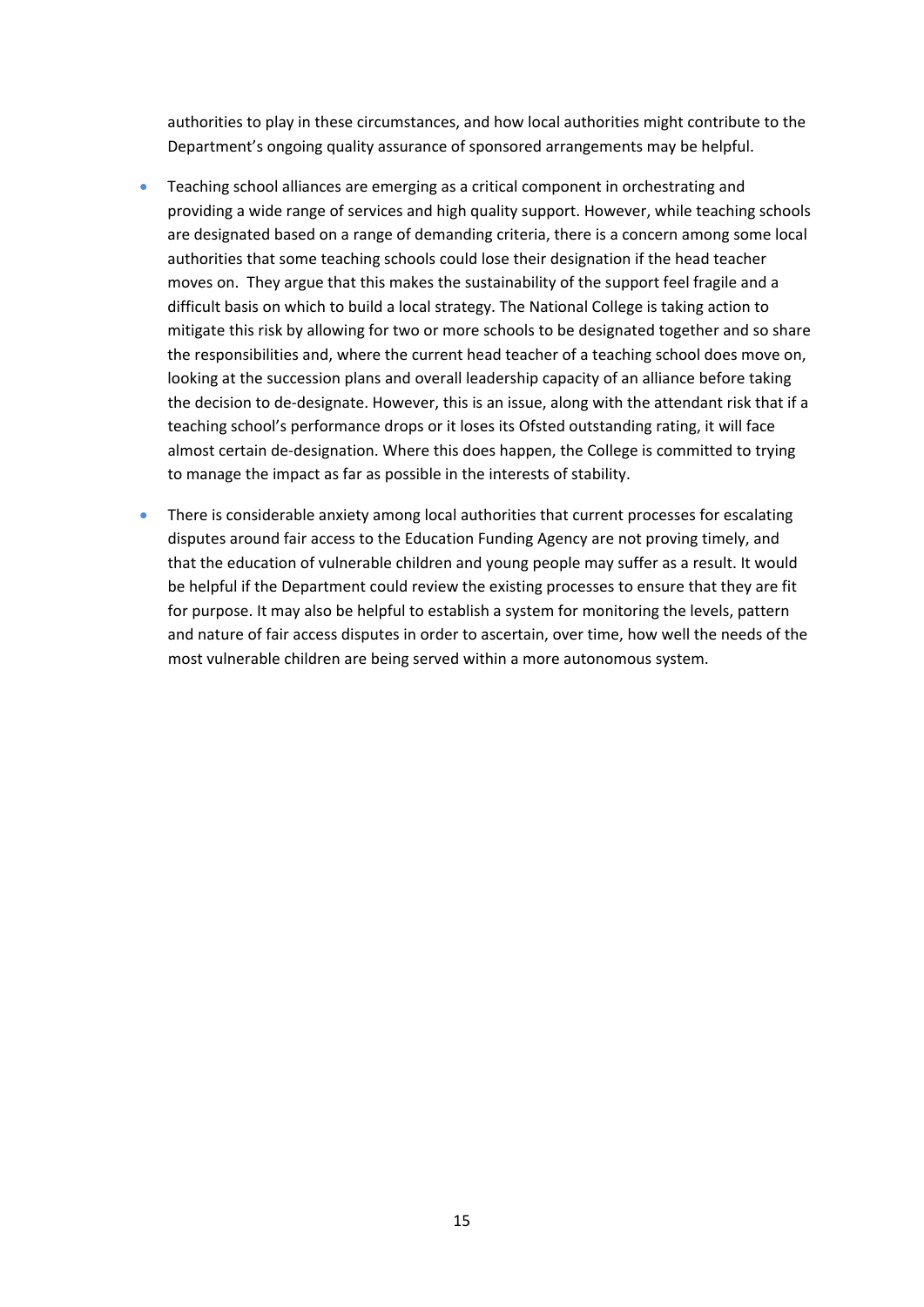authorities to play in these circumstances, and how local authorities might contribute to the Department's ongoing quality assurance of sponsored arrangements may be helpful.

- Teaching school alliances are emerging as a critical component in orchestrating and providing a wide range of services and high quality support. However, while teaching schools are designated based on a range of demanding criteria, there is a concern among some local authorities that some teaching schools could lose their designation if the head teacher moves on. They argue that this makes the sustainability of the support feel fragile and a difficult basis on which to build a local strategy. The National College is taking action to mitigate this risk by allowing for two or more schools to be designated together and so share the responsibilities and, where the current head teacher of a teaching school does move on, looking at the succession plans and overall leadership capacity of an alliance before taking the decision to de-designate. However, this is an issue, along with the attendant risk that if a teaching school's performance drops or it loses its Ofsted outstanding rating, it will face almost certain de-designation. Where this does happen, the College is committed to trying to manage the impact as far as possible in the interests of stability.
- There is considerable anxiety among local authorities that current processes for escalating disputes around fair access to the Education Funding Agency are not proving timely, and that the education of vulnerable children and young people may suffer as a result. It would be helpful if the Department could review the existing processes to ensure that they are fit for purpose. It may also be helpful to establish a system for monitoring the levels, pattern and nature of fair access disputes in order to ascertain, over time, how well the needs of the most vulnerable children are being served within a more autonomous system.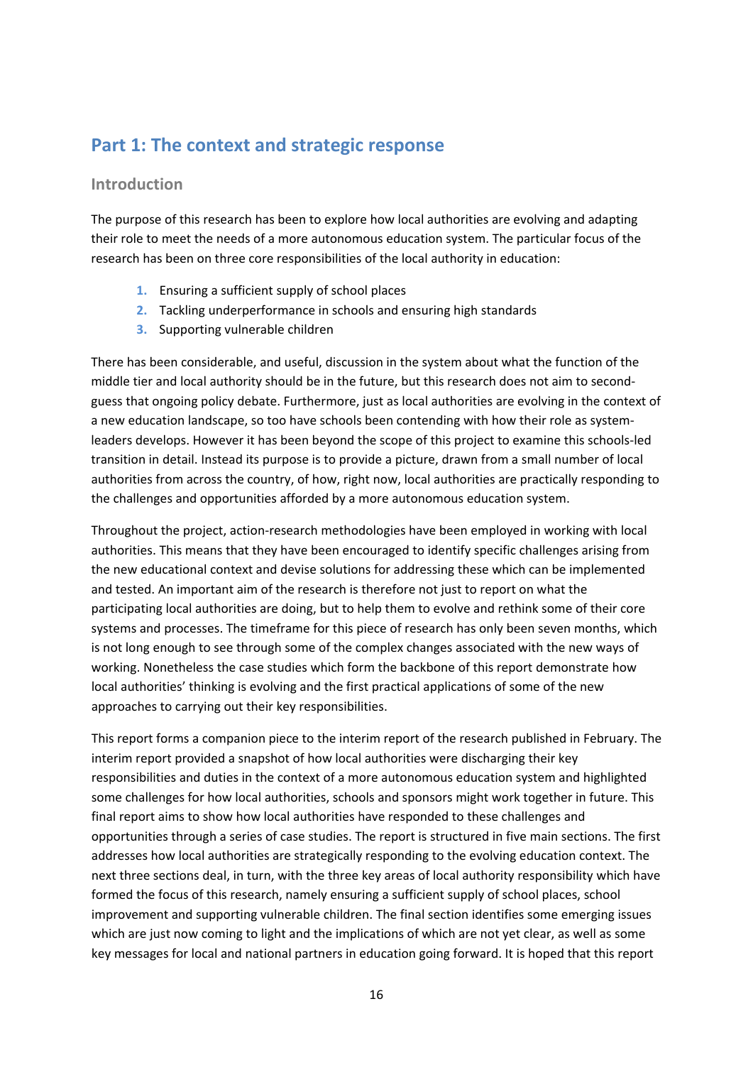## Part 1: The context and strategic response

### Introduction

The purpose of this research has been to explore how local authorities are evolving and adapting their role to meet the needs of a more autonomous education system. The particular focus of the research has been on three core responsibilities of the local authority in education:

1. Ensuring a sufficient supply of school places
2. Tackling underperformance in schools and ensuring high standards
3. Supporting vulnerable children

There has been considerable, and useful, discussion in the system about what the function of the middle tier and local authority should be in the future, but this research does not aim to second-guess that ongoing policy debate. Furthermore, just as local authorities are evolving in the context of a new education landscape, so too have schools been contending with how their role as system-leaders develops. However it has been beyond the scope of this project to examine this schools-led transition in detail. Instead its purpose is to provide a picture, drawn from a small number of local authorities from across the country, of how, right now, local authorities are practically responding to the challenges and opportunities afforded by a more autonomous education system.

Throughout the project, action-research methodologies have been employed in working with local authorities. This means that they have been encouraged to identify specific challenges arising from the new educational context and devise solutions for addressing these which can be implemented and tested. An important aim of the research is therefore not just to report on what the participating local authorities are doing, but to help them to evolve and rethink some of their core systems and processes. The timeframe for this piece of research has only been seven months, which is not long enough to see through some of the complex changes associated with the new ways of working. Nonetheless the case studies which form the backbone of this report demonstrate how local authorities' thinking is evolving and the first practical applications of some of the new approaches to carrying out their key responsibilities.

This report forms a companion piece to the interim report of the research published in February. The interim report provided a snapshot of how local authorities were discharging their key responsibilities and duties in the context of a more autonomous education system and highlighted some challenges for how local authorities, schools and sponsors might work together in future. This final report aims to show how local authorities have responded to these challenges and opportunities through a series of case studies. The report is structured in five main sections. The first addresses how local authorities are strategically responding to the evolving education context. The next three sections deal, in turn, with the three key areas of local authority responsibility which have formed the focus of this research, namely ensuring a sufficient supply of school places, school improvement and supporting vulnerable children. The final section identifies some emerging issues which are just now coming to light and the implications of which are not yet clear, as well as some key messages for local and national partners in education going forward. It is hoped that this report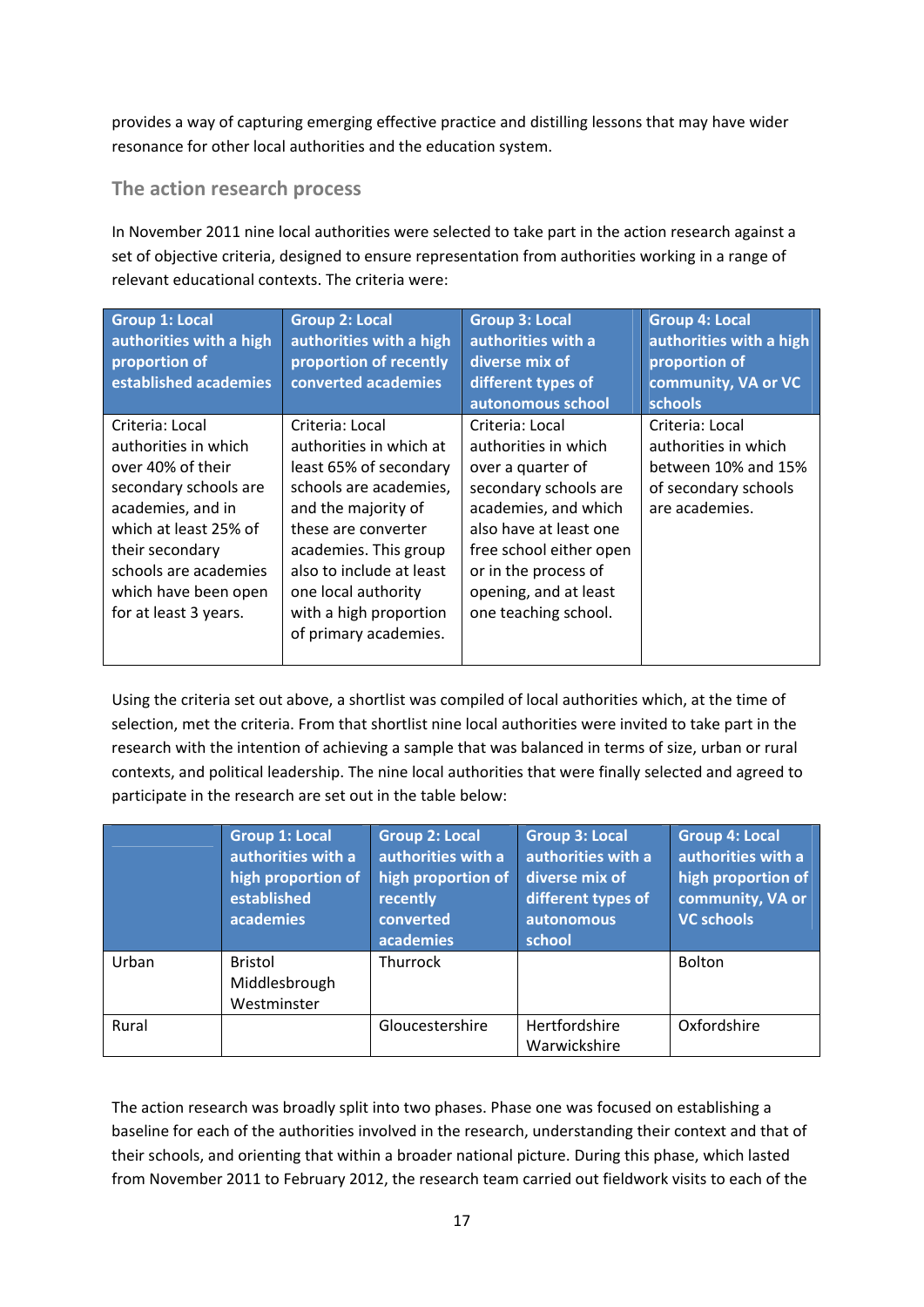provides a way of capturing emerging effective practice and distilling lessons that may have wider resonance for other local authorities and the education system.

## The action research process

In November 2011 nine local authorities were selected to take part in the action research against a set of objective criteria, designed to ensure representation from authorities working in a range of relevant educational contexts. The criteria were:

| Group 1: Local authorities with a high proportion of established academies | Group 2: Local authorities with a high proportion of recently converted academies | Group 3: Local authorities with a diverse mix of different types of autonomous school | Group 4: Local authorities with a high proportion of community, VA or VC schools |
|---|---|---|---|
| Criteria: Local authorities in which over 40% of their secondary schools are academies, and in which at least 25% of their secondary schools are academies which have been open for at least 3 years. | Criteria: Local authorities in which at least 65% of secondary schools are academies, and the majority of these are converter academies. This group also to include at least one local authority with a high proportion of primary academies. | Criteria: Local authorities in which over a quarter of secondary schools are academies, and which also have at least one free school either open or in the process of opening, and at least one teaching school. | Criteria: Local authorities in which between 10% and 15% of secondary schools are academies. |

Using the criteria set out above, a shortlist was compiled of local authorities which, at the time of selection, met the criteria. From that shortlist nine local authorities were invited to take part in the research with the intention of achieving a sample that was balanced in terms of size, urban or rural contexts, and political leadership. The nine local authorities that were finally selected and agreed to participate in the research are set out in the table below:

| | Group 1: Local authorities with a high proportion of established academies | Group 2: Local authorities with a high proportion of recently converted academies | Group 3: Local authorities with a diverse mix of different types of autonomous school | Group 4: Local authorities with a high proportion of community, VA or VC schools |
|---|---|---|---|---|
| Urban | Bristol<br>Middlesbrough<br>Westminster | Thurrock | | Bolton |
| Rural | | Gloucestershire | Hertfordshire<br>Warwickshire | Oxfordshire |

The action research was broadly split into two phases. Phase one was focused on establishing a baseline for each of the authorities involved in the research, understanding their context and that of their schools, and orienting that within a broader national picture. During this phase, which lasted from November 2011 to February 2012, the research team carried out fieldwork visits to each of the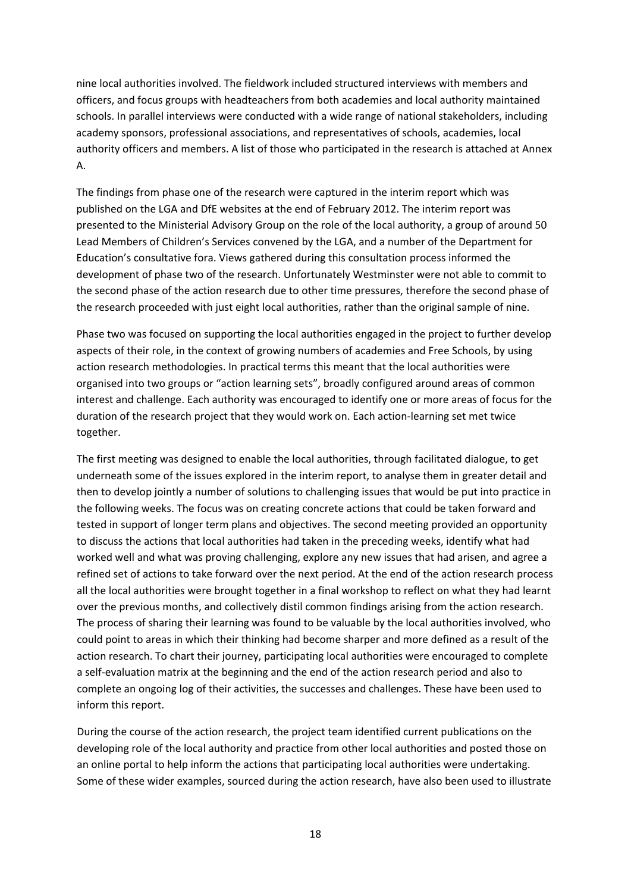nine local authorities involved. The fieldwork included structured interviews with members and officers, and focus groups with headteachers from both academies and local authority maintained schools. In parallel interviews were conducted with a wide range of national stakeholders, including academy sponsors, professional associations, and representatives of schools, academies, local authority officers and members. A list of those who participated in the research is attached at Annex A.

The findings from phase one of the research were captured in the interim report which was published on the LGA and DfE websites at the end of February 2012. The interim report was presented to the Ministerial Advisory Group on the role of the local authority, a group of around 50 Lead Members of Children's Services convened by the LGA, and a number of the Department for Education's consultative fora. Views gathered during this consultation process informed the development of phase two of the research. Unfortunately Westminster were not able to commit to the second phase of the action research due to other time pressures, therefore the second phase of the research proceeded with just eight local authorities, rather than the original sample of nine.

Phase two was focused on supporting the local authorities engaged in the project to further develop aspects of their role, in the context of growing numbers of academies and Free Schools, by using action research methodologies. In practical terms this meant that the local authorities were organised into two groups or "action learning sets", broadly configured around areas of common interest and challenge. Each authority was encouraged to identify one or more areas of focus for the duration of the research project that they would work on. Each action-learning set met twice together.

The first meeting was designed to enable the local authorities, through facilitated dialogue, to get underneath some of the issues explored in the interim report, to analyse them in greater detail and then to develop jointly a number of solutions to challenging issues that would be put into practice in the following weeks. The focus was on creating concrete actions that could be taken forward and tested in support of longer term plans and objectives. The second meeting provided an opportunity to discuss the actions that local authorities had taken in the preceding weeks, identify what had worked well and what was proving challenging, explore any new issues that had arisen, and agree a refined set of actions to take forward over the next period. At the end of the action research process all the local authorities were brought together in a final workshop to reflect on what they had learnt over the previous months, and collectively distil common findings arising from the action research. The process of sharing their learning was found to be valuable by the local authorities involved, who could point to areas in which their thinking had become sharper and more defined as a result of the action research. To chart their journey, participating local authorities were encouraged to complete a self-evaluation matrix at the beginning and the end of the action research period and also to complete an ongoing log of their activities, the successes and challenges. These have been used to inform this report.

During the course of the action research, the project team identified current publications on the developing role of the local authority and practice from other local authorities and posted those on an online portal to help inform the actions that participating local authorities were undertaking. Some of these wider examples, sourced during the action research, have also been used to illustrate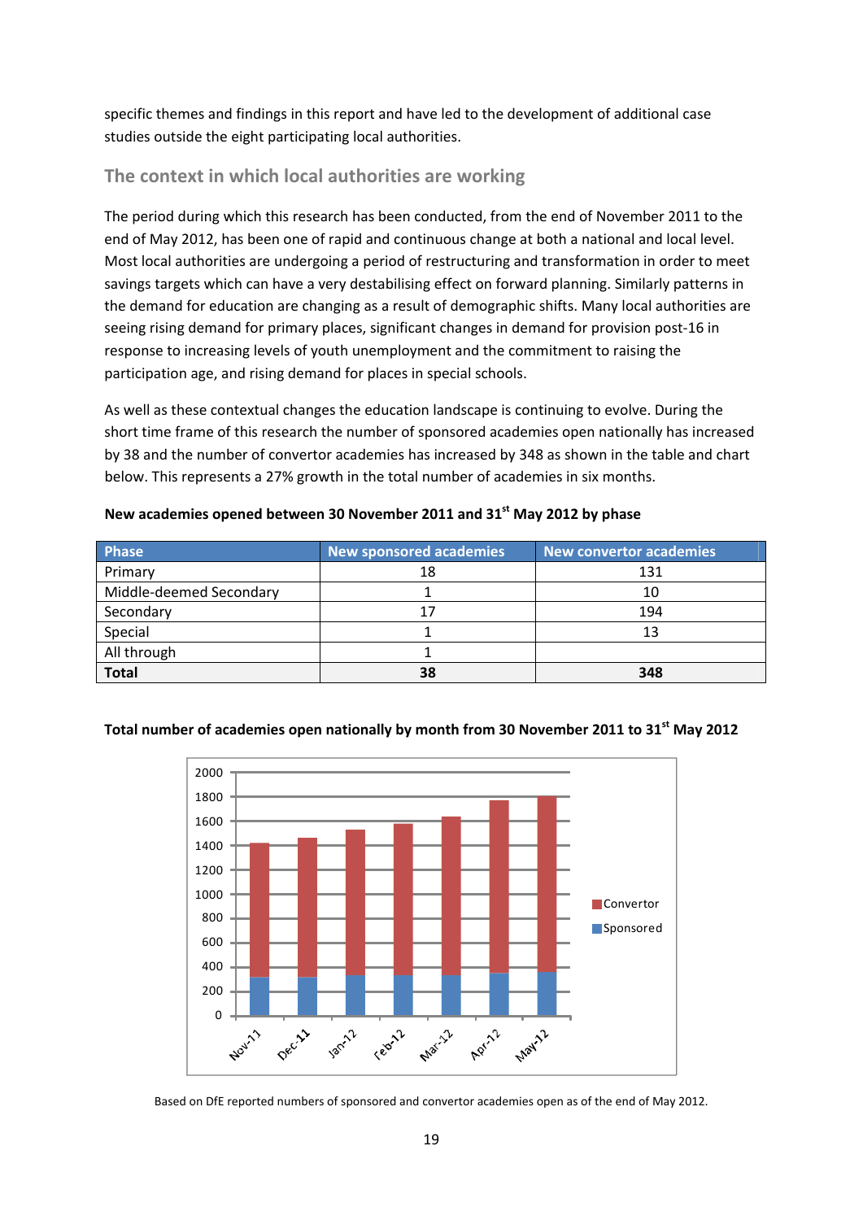specific themes and findings in this report and have led to the development of additional case studies outside the eight participating local authorities.

## The context in which local authorities are working

The period during which this research has been conducted, from the end of November 2011 to the end of May 2012, has been one of rapid and continuous change at both a national and local level. Most local authorities are undergoing a period of restructuring and transformation in order to meet savings targets which can have a very destabilising effect on forward planning. Similarly patterns in the demand for education are changing as a result of demographic shifts. Many local authorities are seeing rising demand for primary places, significant changes in demand for provision post-16 in response to increasing levels of youth unemployment and the commitment to raising the participation age, and rising demand for places in special schools.

As well as these contextual changes the education landscape is continuing to evolve. During the short time frame of this research the number of sponsored academies open nationally has increased by 38 and the number of convertor academies has increased by 348 as shown in the table and chart below. This represents a 27% growth in the total number of academies in six months.

**New academies opened between 30 November 2011 and 31st May 2012 by phase**

| Phase | New sponsored academies | New convertor academies |
|---|---|---|
| Primary | 18 | 131 |
| Middle-deemed Secondary | 1 | 10 |
| Secondary | 17 | 194 |
| Special | 1 | 13 |
| All through | 1 | |
| **Total** | **38** | **348** |

**Total number of academies open nationally by month from 30 November 2011 to 31st May 2012**

Based on DfE reported numbers of sponsored and convertor academies open as of the end of May 2012.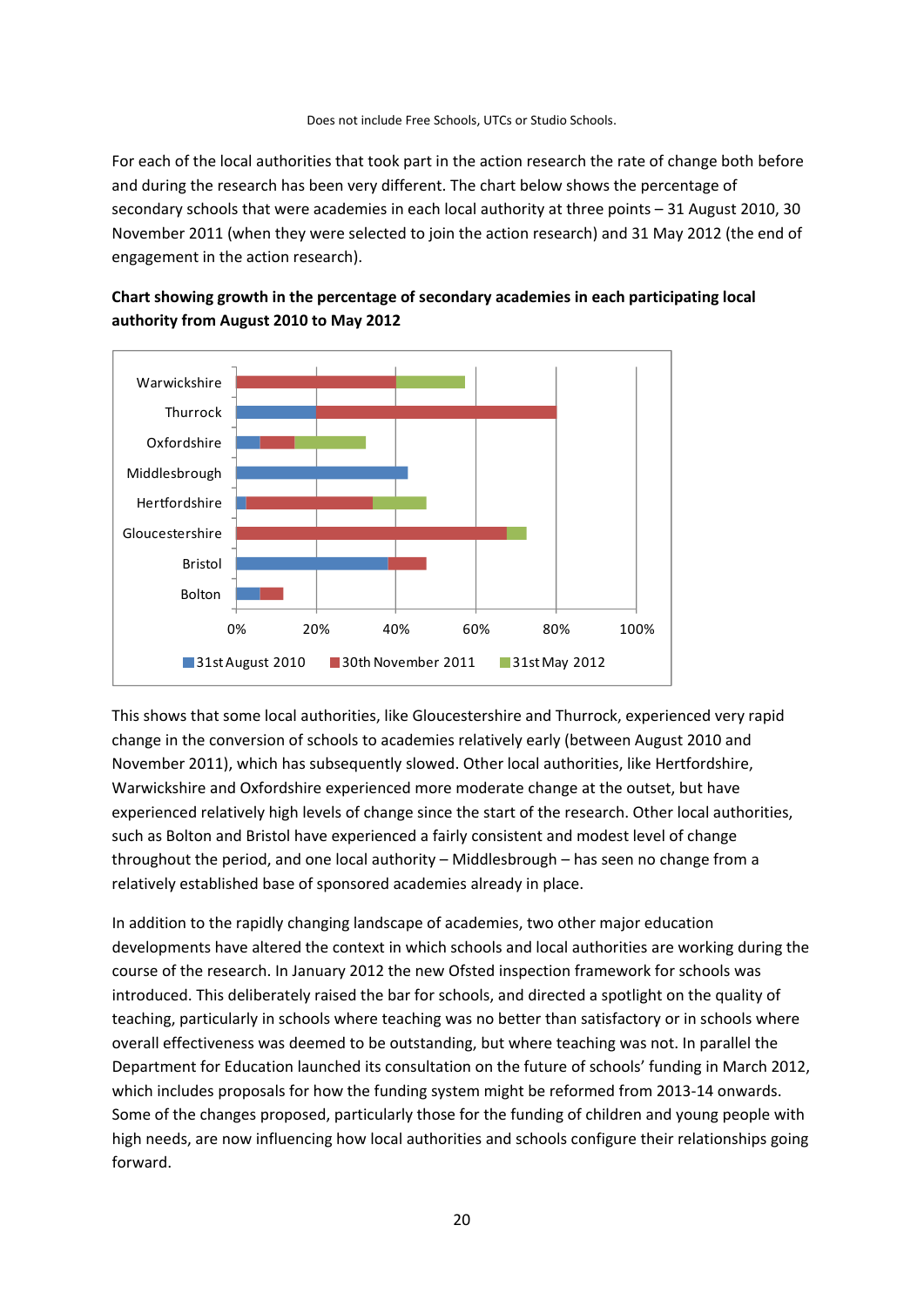Does not include Free Schools, UTCs or Studio Schools.

For each of the local authorities that took part in the action research the rate of change both before and during the research has been very different. The chart below shows the percentage of secondary schools that were academies in each local authority at three points – 31 August 2010, 30 November 2011 (when they were selected to join the action research) and 31 May 2012 (the end of engagement in the action research).

**Chart showing growth in the percentage of secondary academies in each participating local authority from August 2010 to May 2012**

This shows that some local authorities, like Gloucestershire and Thurrock, experienced very rapid change in the conversion of schools to academies relatively early (between August 2010 and November 2011), which has subsequently slowed. Other local authorities, like Hertfordshire, Warwickshire and Oxfordshire experienced more moderate change at the outset, but have experienced relatively high levels of change since the start of the research. Other local authorities, such as Bolton and Bristol have experienced a fairly consistent and modest level of change throughout the period, and one local authority – Middlesbrough – has seen no change from a relatively established base of sponsored academies already in place.

In addition to the rapidly changing landscape of academies, two other major education developments have altered the context in which schools and local authorities are working during the course of the research. In January 2012 the new Ofsted inspection framework for schools was introduced. This deliberately raised the bar for schools, and directed a spotlight on the quality of teaching, particularly in schools where teaching was no better than satisfactory or in schools where overall effectiveness was deemed to be outstanding, but where teaching was not. In parallel the Department for Education launched its consultation on the future of schools' funding in March 2012, which includes proposals for how the funding system might be reformed from 2013-14 onwards. Some of the changes proposed, particularly those for the funding of children and young people with high needs, are now influencing how local authorities and schools configure their relationships going forward.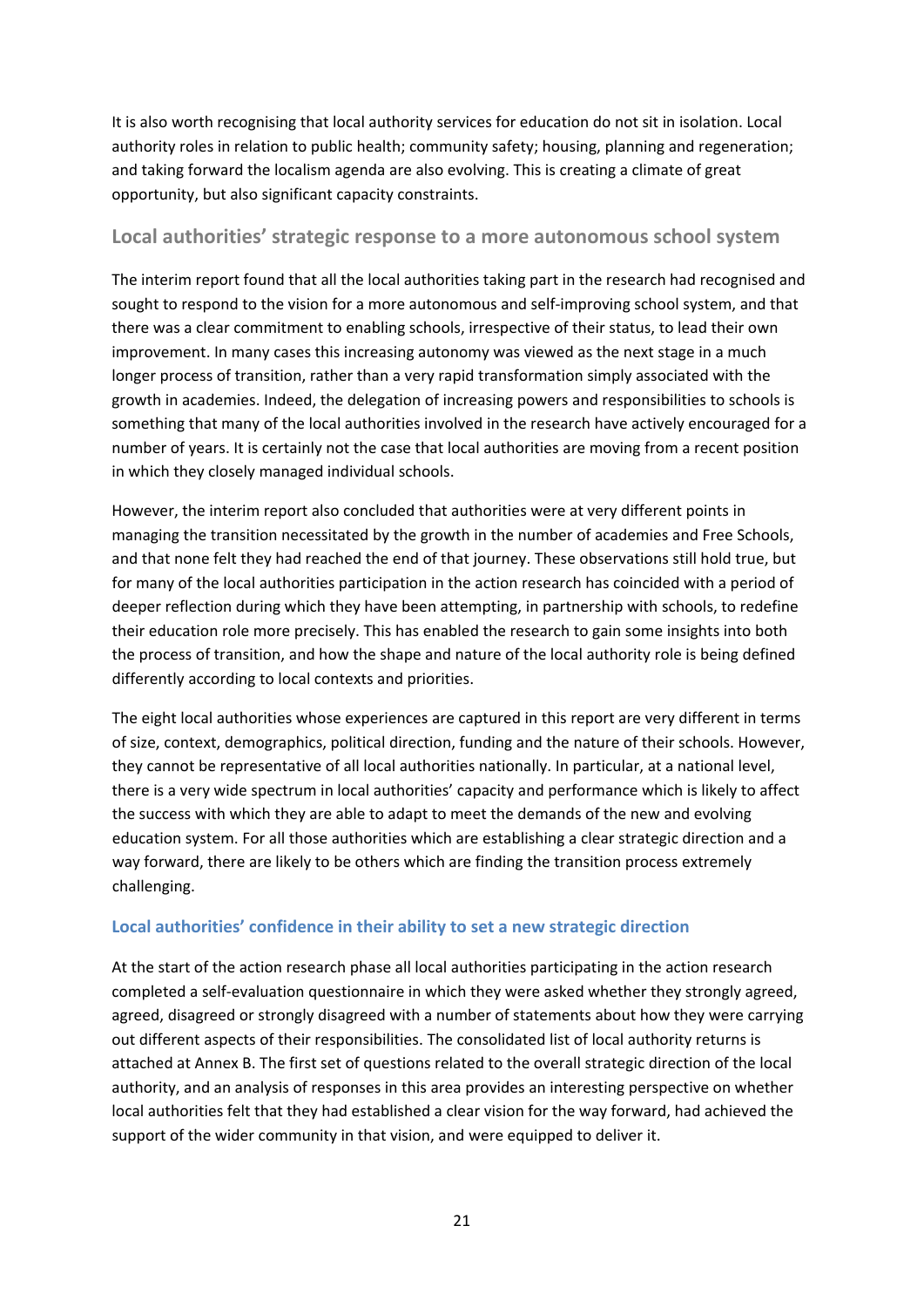It is also worth recognising that local authority services for education do not sit in isolation. Local authority roles in relation to public health; community safety; housing, planning and regeneration; and taking forward the localism agenda are also evolving. This is creating a climate of great opportunity, but also significant capacity constraints.

## Local authorities' strategic response to a more autonomous school system

The interim report found that all the local authorities taking part in the research had recognised and sought to respond to the vision for a more autonomous and self-improving school system, and that there was a clear commitment to enabling schools, irrespective of their status, to lead their own improvement. In many cases this increasing autonomy was viewed as the next stage in a much longer process of transition, rather than a very rapid transformation simply associated with the growth in academies. Indeed, the delegation of increasing powers and responsibilities to schools is something that many of the local authorities involved in the research have actively encouraged for a number of years. It is certainly not the case that local authorities are moving from a recent position in which they closely managed individual schools.

However, the interim report also concluded that authorities were at very different points in managing the transition necessitated by the growth in the number of academies and Free Schools, and that none felt they had reached the end of that journey. These observations still hold true, but for many of the local authorities participation in the action research has coincided with a period of deeper reflection during which they have been attempting, in partnership with schools, to redefine their education role more precisely. This has enabled the research to gain some insights into both the process of transition, and how the shape and nature of the local authority role is being defined differently according to local contexts and priorities.

The eight local authorities whose experiences are captured in this report are very different in terms of size, context, demographics, political direction, funding and the nature of their schools. However, they cannot be representative of all local authorities nationally. In particular, at a national level, there is a very wide spectrum in local authorities' capacity and performance which is likely to affect the success with which they are able to adapt to meet the demands of the new and evolving education system. For all those authorities which are establishing a clear strategic direction and a way forward, there are likely to be others which are finding the transition process extremely challenging.

### Local authorities' confidence in their ability to set a new strategic direction

At the start of the action research phase all local authorities participating in the action research completed a self-evaluation questionnaire in which they were asked whether they strongly agreed, agreed, disagreed or strongly disagreed with a number of statements about how they were carrying out different aspects of their responsibilities. The consolidated list of local authority returns is attached at Annex B. The first set of questions related to the overall strategic direction of the local authority, and an analysis of responses in this area provides an interesting perspective on whether local authorities felt that they had established a clear vision for the way forward, had achieved the support of the wider community in that vision, and were equipped to deliver it.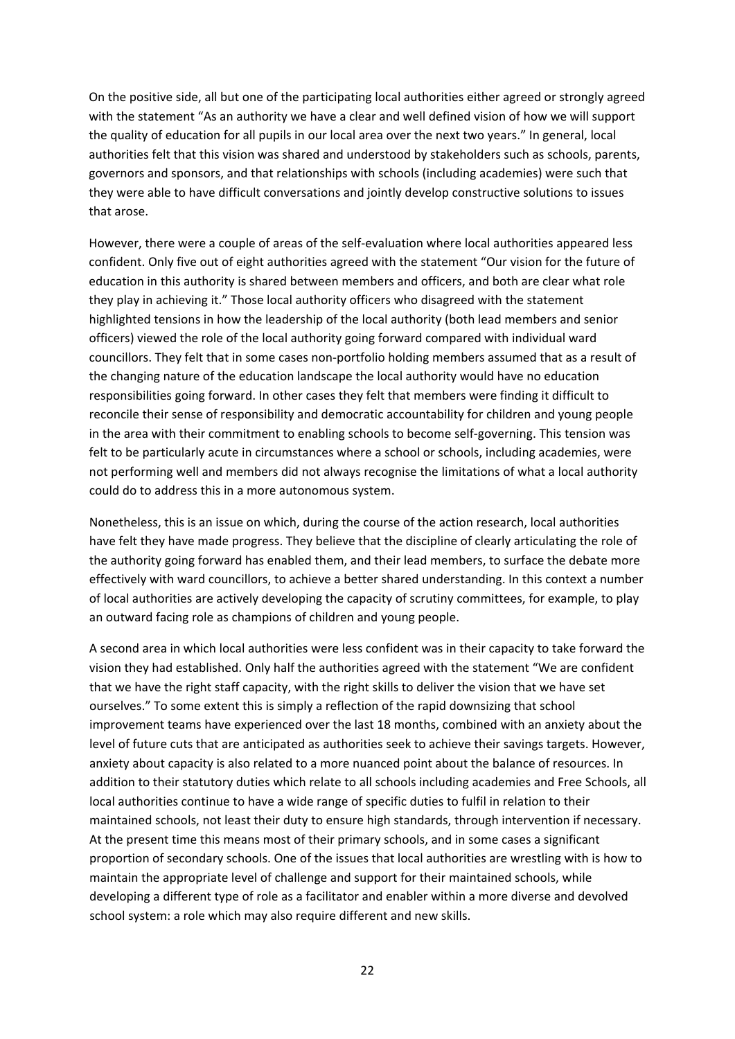On the positive side, all but one of the participating local authorities either agreed or strongly agreed with the statement "As an authority we have a clear and well defined vision of how we will support the quality of education for all pupils in our local area over the next two years." In general, local authorities felt that this vision was shared and understood by stakeholders such as schools, parents, governors and sponsors, and that relationships with schools (including academies) were such that they were able to have difficult conversations and jointly develop constructive solutions to issues that arose.

However, there were a couple of areas of the self-evaluation where local authorities appeared less confident. Only five out of eight authorities agreed with the statement "Our vision for the future of education in this authority is shared between members and officers, and both are clear what role they play in achieving it." Those local authority officers who disagreed with the statement highlighted tensions in how the leadership of the local authority (both lead members and senior officers) viewed the role of the local authority going forward compared with individual ward councillors. They felt that in some cases non-portfolio holding members assumed that as a result of the changing nature of the education landscape the local authority would have no education responsibilities going forward. In other cases they felt that members were finding it difficult to reconcile their sense of responsibility and democratic accountability for children and young people in the area with their commitment to enabling schools to become self-governing. This tension was felt to be particularly acute in circumstances where a school or schools, including academies, were not performing well and members did not always recognise the limitations of what a local authority could do to address this in a more autonomous system.

Nonetheless, this is an issue on which, during the course of the action research, local authorities have felt they have made progress. They believe that the discipline of clearly articulating the role of the authority going forward has enabled them, and their lead members, to surface the debate more effectively with ward councillors, to achieve a better shared understanding. In this context a number of local authorities are actively developing the capacity of scrutiny committees, for example, to play an outward facing role as champions of children and young people.

A second area in which local authorities were less confident was in their capacity to take forward the vision they had established. Only half the authorities agreed with the statement "We are confident that we have the right staff capacity, with the right skills to deliver the vision that we have set ourselves." To some extent this is simply a reflection of the rapid downsizing that school improvement teams have experienced over the last 18 months, combined with an anxiety about the level of future cuts that are anticipated as authorities seek to achieve their savings targets. However, anxiety about capacity is also related to a more nuanced point about the balance of resources. In addition to their statutory duties which relate to all schools including academies and Free Schools, all local authorities continue to have a wide range of specific duties to fulfil in relation to their maintained schools, not least their duty to ensure high standards, through intervention if necessary. At the present time this means most of their primary schools, and in some cases a significant proportion of secondary schools. One of the issues that local authorities are wrestling with is how to maintain the appropriate level of challenge and support for their maintained schools, while developing a different type of role as a facilitator and enabler within a more diverse and devolved school system: a role which may also require different and new skills.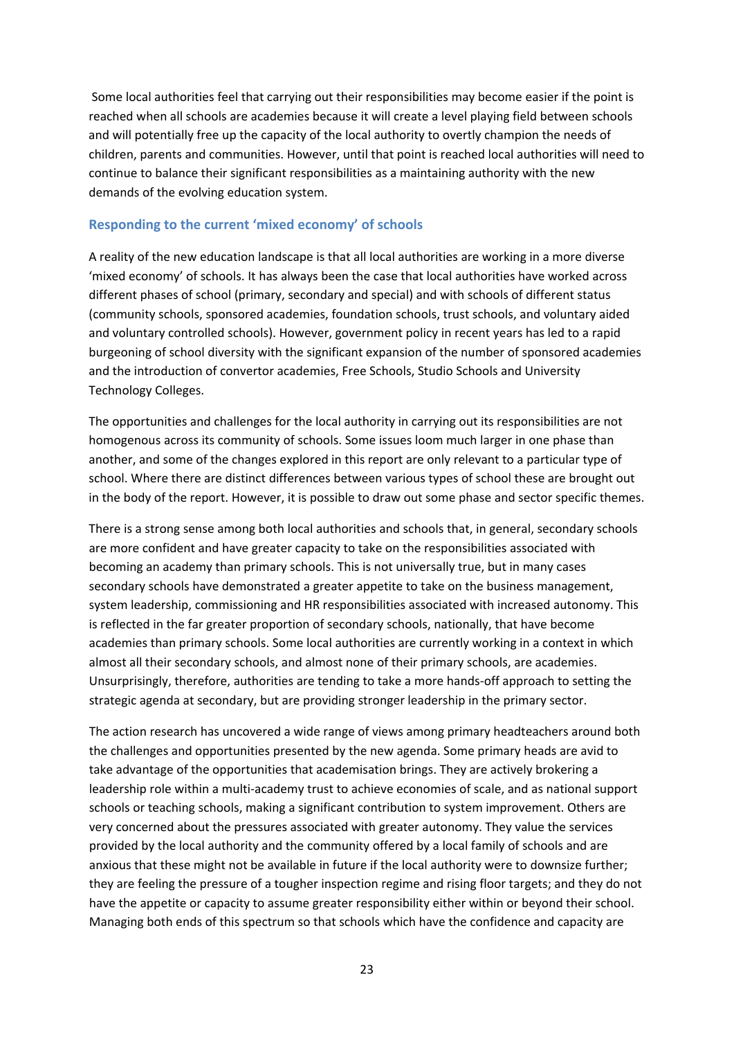Some local authorities feel that carrying out their responsibilities may become easier if the point is reached when all schools are academies because it will create a level playing field between schools and will potentially free up the capacity of the local authority to overtly champion the needs of children, parents and communities. However, until that point is reached local authorities will need to continue to balance their significant responsibilities as a maintaining authority with the new demands of the evolving education system.

### Responding to the current 'mixed economy' of schools

A reality of the new education landscape is that all local authorities are working in a more diverse 'mixed economy' of schools. It has always been the case that local authorities have worked across different phases of school (primary, secondary and special) and with schools of different status (community schools, sponsored academies, foundation schools, trust schools, and voluntary aided and voluntary controlled schools). However, government policy in recent years has led to a rapid burgeoning of school diversity with the significant expansion of the number of sponsored academies and the introduction of convertor academies, Free Schools, Studio Schools and University Technology Colleges.

The opportunities and challenges for the local authority in carrying out its responsibilities are not homogenous across its community of schools. Some issues loom much larger in one phase than another, and some of the changes explored in this report are only relevant to a particular type of school. Where there are distinct differences between various types of school these are brought out in the body of the report. However, it is possible to draw out some phase and sector specific themes.

There is a strong sense among both local authorities and schools that, in general, secondary schools are more confident and have greater capacity to take on the responsibilities associated with becoming an academy than primary schools. This is not universally true, but in many cases secondary schools have demonstrated a greater appetite to take on the business management, system leadership, commissioning and HR responsibilities associated with increased autonomy. This is reflected in the far greater proportion of secondary schools, nationally, that have become academies than primary schools. Some local authorities are currently working in a context in which almost all their secondary schools, and almost none of their primary schools, are academies. Unsurprisingly, therefore, authorities are tending to take a more hands-off approach to setting the strategic agenda at secondary, but are providing stronger leadership in the primary sector.

The action research has uncovered a wide range of views among primary headteachers around both the challenges and opportunities presented by the new agenda. Some primary heads are avid to take advantage of the opportunities that academisation brings. They are actively brokering a leadership role within a multi-academy trust to achieve economies of scale, and as national support schools or teaching schools, making a significant contribution to system improvement. Others are very concerned about the pressures associated with greater autonomy. They value the services provided by the local authority and the community offered by a local family of schools and are anxious that these might not be available in future if the local authority were to downsize further; they are feeling the pressure of a tougher inspection regime and rising floor targets; and they do not have the appetite or capacity to assume greater responsibility either within or beyond their school. Managing both ends of this spectrum so that schools which have the confidence and capacity are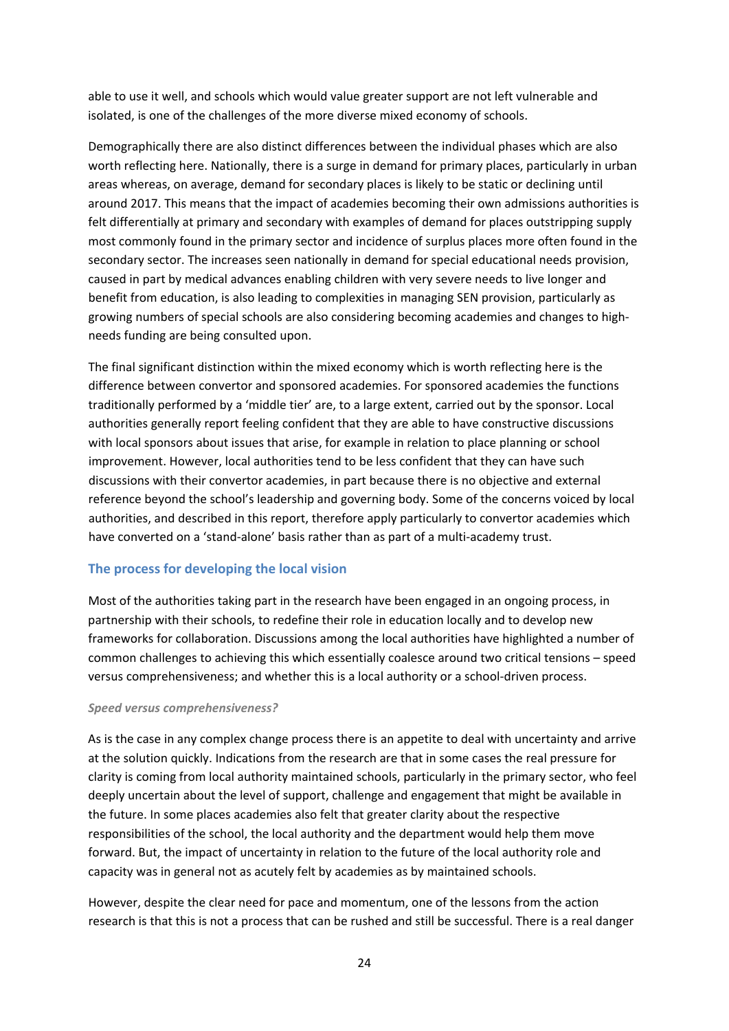able to use it well, and schools which would value greater support are not left vulnerable and isolated, is one of the challenges of the more diverse mixed economy of schools.

Demographically there are also distinct differences between the individual phases which are also worth reflecting here. Nationally, there is a surge in demand for primary places, particularly in urban areas whereas, on average, demand for secondary places is likely to be static or declining until around 2017. This means that the impact of academies becoming their own admissions authorities is felt differentially at primary and secondary with examples of demand for places outstripping supply most commonly found in the primary sector and incidence of surplus places more often found in the secondary sector. The increases seen nationally in demand for special educational needs provision, caused in part by medical advances enabling children with very severe needs to live longer and benefit from education, is also leading to complexities in managing SEN provision, particularly as growing numbers of special schools are also considering becoming academies and changes to high-needs funding are being consulted upon.

The final significant distinction within the mixed economy which is worth reflecting here is the difference between convertor and sponsored academies. For sponsored academies the functions traditionally performed by a 'middle tier' are, to a large extent, carried out by the sponsor. Local authorities generally report feeling confident that they are able to have constructive discussions with local sponsors about issues that arise, for example in relation to place planning or school improvement. However, local authorities tend to be less confident that they can have such discussions with their convertor academies, in part because there is no objective and external reference beyond the school's leadership and governing body. Some of the concerns voiced by local authorities, and described in this report, therefore apply particularly to convertor academies which have converted on a 'stand-alone' basis rather than as part of a multi-academy trust.

## The process for developing the local vision

Most of the authorities taking part in the research have been engaged in an ongoing process, in partnership with their schools, to redefine their role in education locally and to develop new frameworks for collaboration. Discussions among the local authorities have highlighted a number of common challenges to achieving this which essentially coalesce around two critical tensions – speed versus comprehensiveness; and whether this is a local authority or a school-driven process.

### *Speed versus comprehensiveness?*

As is the case in any complex change process there is an appetite to deal with uncertainty and arrive at the solution quickly. Indications from the research are that in some cases the real pressure for clarity is coming from local authority maintained schools, particularly in the primary sector, who feel deeply uncertain about the level of support, challenge and engagement that might be available in the future. In some places academies also felt that greater clarity about the respective responsibilities of the school, the local authority and the department would help them move forward. But, the impact of uncertainty in relation to the future of the local authority role and capacity was in general not as acutely felt by academies as by maintained schools.

However, despite the clear need for pace and momentum, one of the lessons from the action research is that this is not a process that can be rushed and still be successful. There is a real danger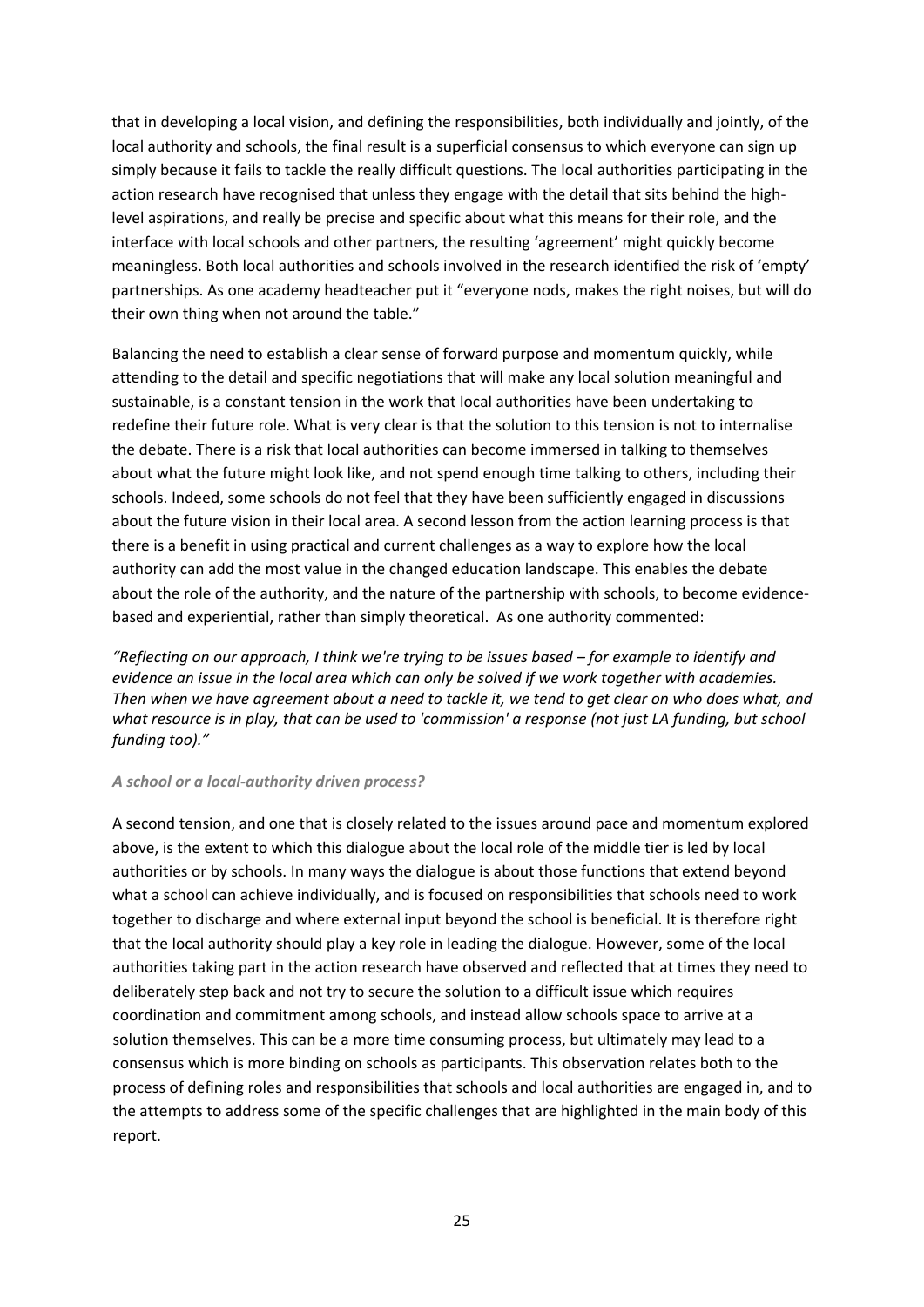that in developing a local vision, and defining the responsibilities, both individually and jointly, of the local authority and schools, the final result is a superficial consensus to which everyone can sign up simply because it fails to tackle the really difficult questions. The local authorities participating in the action research have recognised that unless they engage with the detail that sits behind the high-level aspirations, and really be precise and specific about what this means for their role, and the interface with local schools and other partners, the resulting 'agreement' might quickly become meaningless. Both local authorities and schools involved in the research identified the risk of 'empty' partnerships. As one academy headteacher put it "everyone nods, makes the right noises, but will do their own thing when not around the table."

Balancing the need to establish a clear sense of forward purpose and momentum quickly, while attending to the detail and specific negotiations that will make any local solution meaningful and sustainable, is a constant tension in the work that local authorities have been undertaking to redefine their future role. What is very clear is that the solution to this tension is not to internalise the debate. There is a risk that local authorities can become immersed in talking to themselves about what the future might look like, and not spend enough time talking to others, including their schools. Indeed, some schools do not feel that they have been sufficiently engaged in discussions about the future vision in their local area. A second lesson from the action learning process is that there is a benefit in using practical and current challenges as a way to explore how the local authority can add the most value in the changed education landscape. This enables the debate about the role of the authority, and the nature of the partnership with schools, to become evidence-based and experiential, rather than simply theoretical. As one authority commented:

*"Reflecting on our approach, I think we're trying to be issues based – for example to identify and evidence an issue in the local area which can only be solved if we work together with academies. Then when we have agreement about a need to tackle it, we tend to get clear on who does what, and what resource is in play, that can be used to 'commission' a response (not just LA funding, but school funding too)."*

***A school or a local-authority driven process?***

A second tension, and one that is closely related to the issues around pace and momentum explored above, is the extent to which this dialogue about the local role of the middle tier is led by local authorities or by schools. In many ways the dialogue is about those functions that extend beyond what a school can achieve individually, and is focused on responsibilities that schools need to work together to discharge and where external input beyond the school is beneficial. It is therefore right that the local authority should play a key role in leading the dialogue. However, some of the local authorities taking part in the action research have observed and reflected that at times they need to deliberately step back and not try to secure the solution to a difficult issue which requires coordination and commitment among schools, and instead allow schools space to arrive at a solution themselves. This can be a more time consuming process, but ultimately may lead to a consensus which is more binding on schools as participants. This observation relates both to the process of defining roles and responsibilities that schools and local authorities are engaged in, and to the attempts to address some of the specific challenges that are highlighted in the main body of this report.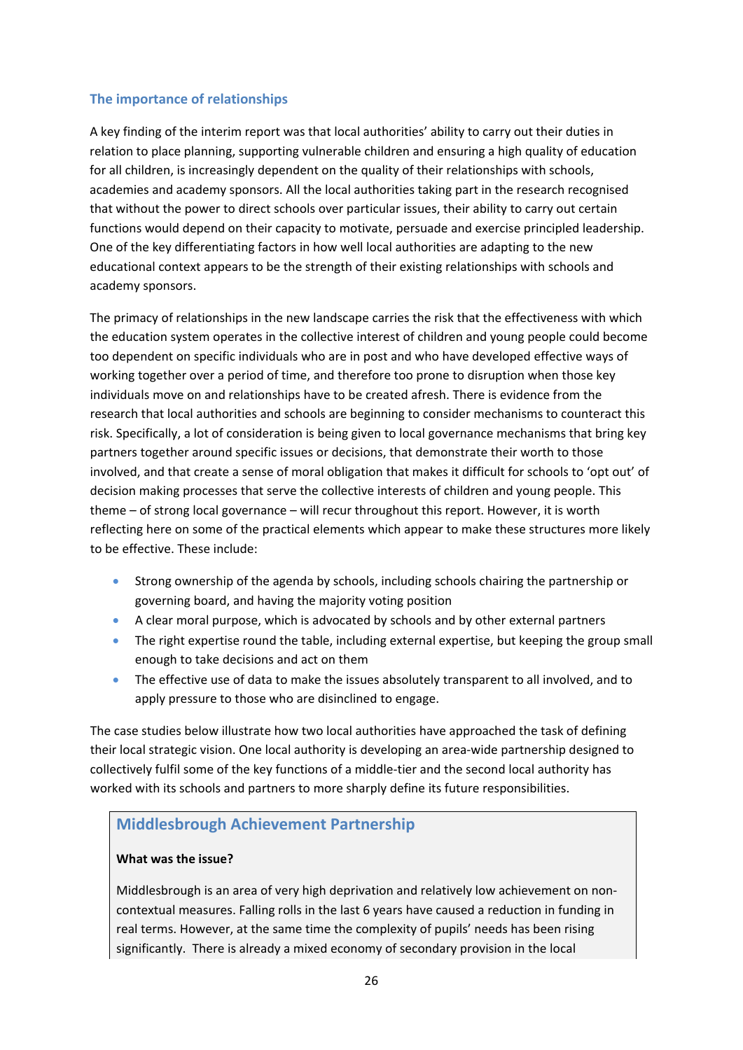## The importance of relationships

A key finding of the interim report was that local authorities' ability to carry out their duties in relation to place planning, supporting vulnerable children and ensuring a high quality of education for all children, is increasingly dependent on the quality of their relationships with schools, academies and academy sponsors. All the local authorities taking part in the research recognised that without the power to direct schools over particular issues, their ability to carry out certain functions would depend on their capacity to motivate, persuade and exercise principled leadership. One of the key differentiating factors in how well local authorities are adapting to the new educational context appears to be the strength of their existing relationships with schools and academy sponsors.

The primacy of relationships in the new landscape carries the risk that the effectiveness with which the education system operates in the collective interest of children and young people could become too dependent on specific individuals who are in post and who have developed effective ways of working together over a period of time, and therefore too prone to disruption when those key individuals move on and relationships have to be created afresh. There is evidence from the research that local authorities and schools are beginning to consider mechanisms to counteract this risk. Specifically, a lot of consideration is being given to local governance mechanisms that bring key partners together around specific issues or decisions, that demonstrate their worth to those involved, and that create a sense of moral obligation that makes it difficult for schools to 'opt out' of decision making processes that serve the collective interests of children and young people. This theme – of strong local governance – will recur throughout this report. However, it is worth reflecting here on some of the practical elements which appear to make these structures more likely to be effective. These include:

- Strong ownership of the agenda by schools, including schools chairing the partnership or governing board, and having the majority voting position
- A clear moral purpose, which is advocated by schools and by other external partners
- The right expertise round the table, including external expertise, but keeping the group small enough to take decisions and act on them
- The effective use of data to make the issues absolutely transparent to all involved, and to apply pressure to those who are disinclined to engage.

The case studies below illustrate how two local authorities have approached the task of defining their local strategic vision. One local authority is developing an area-wide partnership designed to collectively fulfil some of the key functions of a middle-tier and the second local authority has worked with its schools and partners to more sharply define its future responsibilities.

### Middlesbrough Achievement Partnership

**What was the issue?**

Middlesbrough is an area of very high deprivation and relatively low achievement on non-contextual measures. Falling rolls in the last 6 years have caused a reduction in funding in real terms. However, at the same time the complexity of pupils' needs has been rising significantly. There is already a mixed economy of secondary provision in the local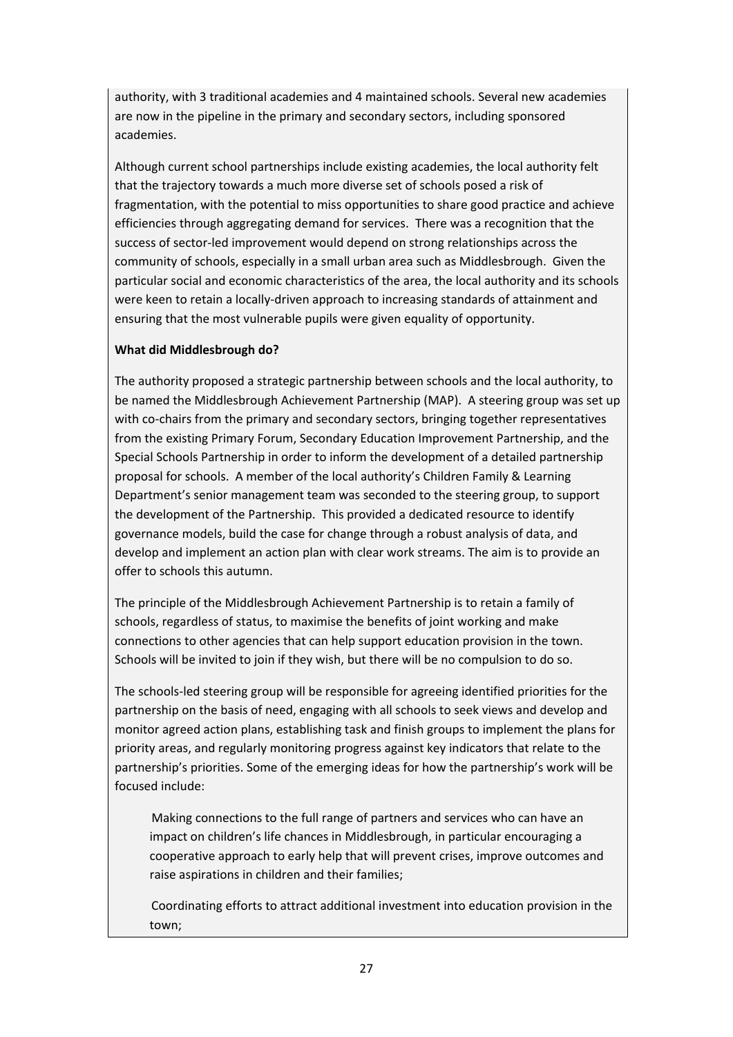authority, with 3 traditional academies and 4 maintained schools. Several new academies are now in the pipeline in the primary and secondary sectors, including sponsored academies.

Although current school partnerships include existing academies, the local authority felt that the trajectory towards a much more diverse set of schools posed a risk of fragmentation, with the potential to miss opportunities to share good practice and achieve efficiencies through aggregating demand for services. There was a recognition that the success of sector-led improvement would depend on strong relationships across the community of schools, especially in a small urban area such as Middlesbrough. Given the particular social and economic characteristics of the area, the local authority and its schools were keen to retain a locally-driven approach to increasing standards of attainment and ensuring that the most vulnerable pupils were given equality of opportunity.

**What did Middlesbrough do?**

The authority proposed a strategic partnership between schools and the local authority, to be named the Middlesbrough Achievement Partnership (MAP). A steering group was set up with co-chairs from the primary and secondary sectors, bringing together representatives from the existing Primary Forum, Secondary Education Improvement Partnership, and the Special Schools Partnership in order to inform the development of a detailed partnership proposal for schools. A member of the local authority's Children Family & Learning Department's senior management team was seconded to the steering group, to support the development of the Partnership. This provided a dedicated resource to identify governance models, build the case for change through a robust analysis of data, and develop and implement an action plan with clear work streams. The aim is to provide an offer to schools this autumn.

The principle of the Middlesbrough Achievement Partnership is to retain a family of schools, regardless of status, to maximise the benefits of joint working and make connections to other agencies that can help support education provision in the town. Schools will be invited to join if they wish, but there will be no compulsion to do so.

The schools-led steering group will be responsible for agreeing identified priorities for the partnership on the basis of need, engaging with all schools to seek views and develop and monitor agreed action plans, establishing task and finish groups to implement the plans for priority areas, and regularly monitoring progress against key indicators that relate to the partnership's priorities. Some of the emerging ideas for how the partnership's work will be focused include:

- Making connections to the full range of partners and services who can have an impact on children's life chances in Middlesbrough, in particular encouraging a cooperative approach to early help that will prevent crises, improve outcomes and raise aspirations in children and their families;
- Coordinating efforts to attract additional investment into education provision in the town;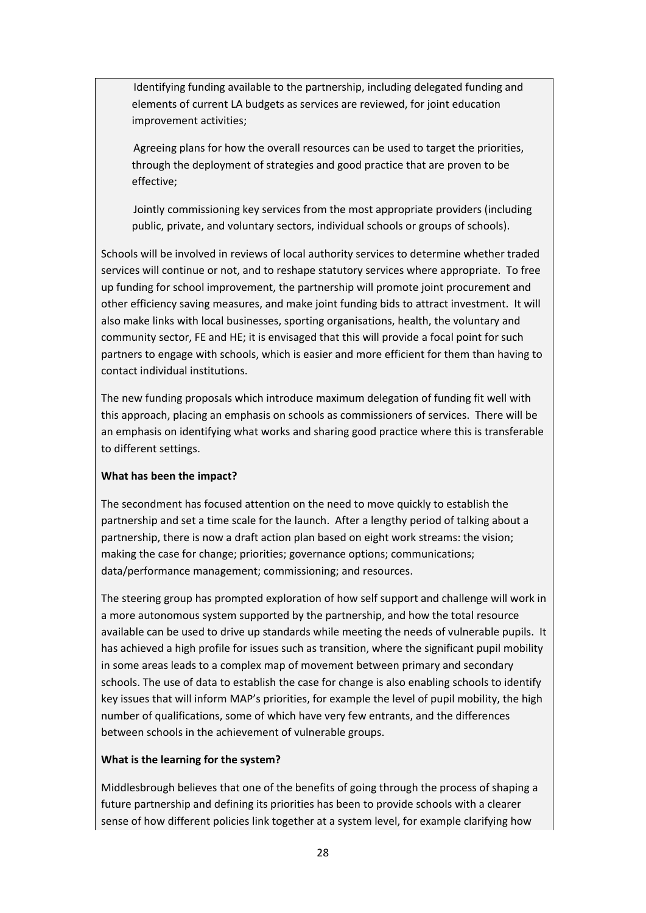- Identifying funding available to the partnership, including delegated funding and elements of current LA budgets as services are reviewed, for joint education improvement activities;

- Agreeing plans for how the overall resources can be used to target the priorities, through the deployment of strategies and good practice that are proven to be effective;

- Jointly commissioning key services from the most appropriate providers (including public, private, and voluntary sectors, individual schools or groups of schools).

Schools will be involved in reviews of local authority services to determine whether traded services will continue or not, and to reshape statutory services where appropriate. To free up funding for school improvement, the partnership will promote joint procurement and other efficiency saving measures, and make joint funding bids to attract investment. It will also make links with local businesses, sporting organisations, health, the voluntary and community sector, FE and HE; it is envisaged that this will provide a focal point for such partners to engage with schools, which is easier and more efficient for them than having to contact individual institutions.

The new funding proposals which introduce maximum delegation of funding fit well with this approach, placing an emphasis on schools as commissioners of services. There will be an emphasis on identifying what works and sharing good practice where this is transferable to different settings.

**What has been the impact?**

The secondment has focused attention on the need to move quickly to establish the partnership and set a time scale for the launch. After a lengthy period of talking about a partnership, there is now a draft action plan based on eight work streams: the vision; making the case for change; priorities; governance options; communications; data/performance management; commissioning; and resources.

The steering group has prompted exploration of how self support and challenge will work in a more autonomous system supported by the partnership, and how the total resource available can be used to drive up standards while meeting the needs of vulnerable pupils. It has achieved a high profile for issues such as transition, where the significant pupil mobility in some areas leads to a complex map of movement between primary and secondary schools. The use of data to establish the case for change is also enabling schools to identify key issues that will inform MAP's priorities, for example the level of pupil mobility, the high number of qualifications, some of which have very few entrants, and the differences between schools in the achievement of vulnerable groups.

**What is the learning for the system?**

Middlesbrough believes that one of the benefits of going through the process of shaping a future partnership and defining its priorities has been to provide schools with a clearer sense of how different policies link together at a system level, for example clarifying how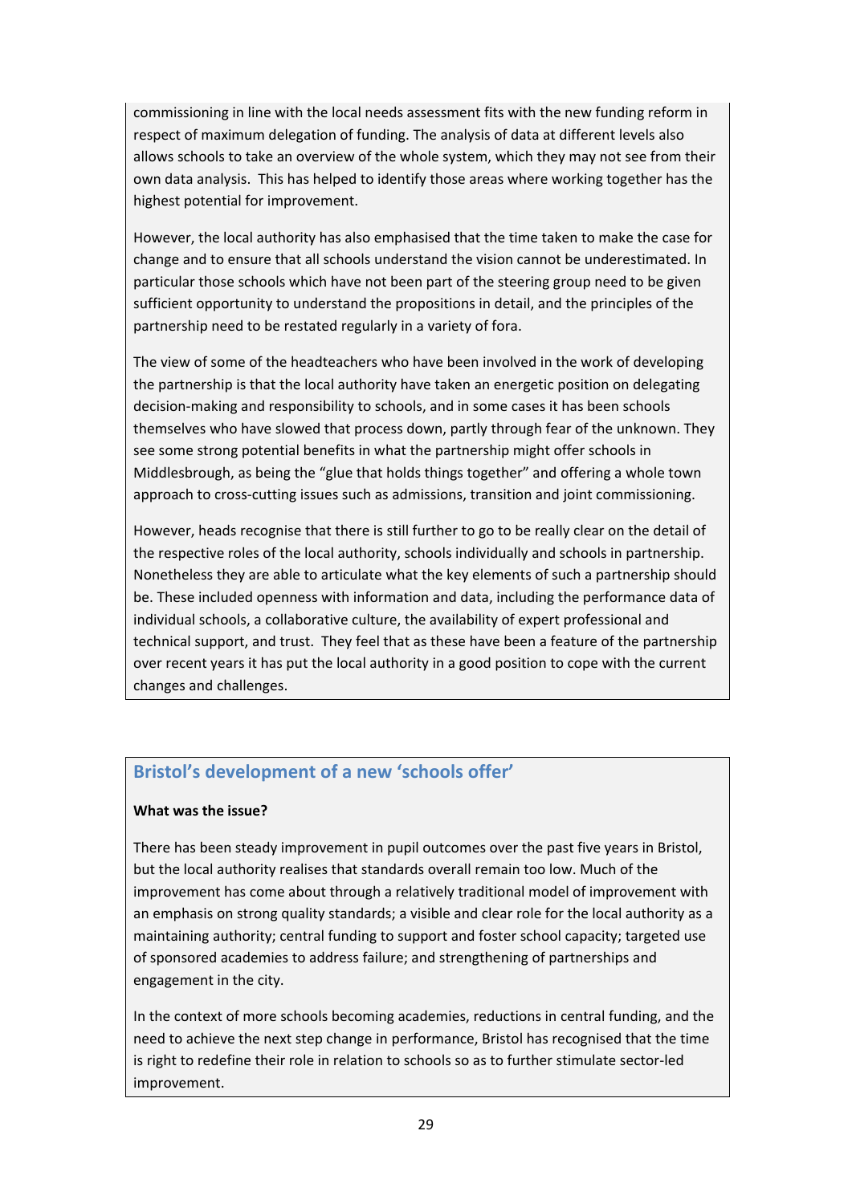commissioning in line with the local needs assessment fits with the new funding reform in respect of maximum delegation of funding. The analysis of data at different levels also allows schools to take an overview of the whole system, which they may not see from their own data analysis. This has helped to identify those areas where working together has the highest potential for improvement.

However, the local authority has also emphasised that the time taken to make the case for change and to ensure that all schools understand the vision cannot be underestimated. In particular those schools which have not been part of the steering group need to be given sufficient opportunity to understand the propositions in detail, and the principles of the partnership need to be restated regularly in a variety of fora.

The view of some of the headteachers who have been involved in the work of developing the partnership is that the local authority have taken an energetic position on delegating decision-making and responsibility to schools, and in some cases it has been schools themselves who have slowed that process down, partly through fear of the unknown. They see some strong potential benefits in what the partnership might offer schools in Middlesbrough, as being the "glue that holds things together" and offering a whole town approach to cross-cutting issues such as admissions, transition and joint commissioning.

However, heads recognise that there is still further to go to be really clear on the detail of the respective roles of the local authority, schools individually and schools in partnership. Nonetheless they are able to articulate what the key elements of such a partnership should be. These included openness with information and data, including the performance data of individual schools, a collaborative culture, the availability of expert professional and technical support, and trust. They feel that as these have been a feature of the partnership over recent years it has put the local authority in a good position to cope with the current changes and challenges.

### Bristol's development of a new 'schools offer'

**What was the issue?**

There has been steady improvement in pupil outcomes over the past five years in Bristol, but the local authority realises that standards overall remain too low. Much of the improvement has come about through a relatively traditional model of improvement with an emphasis on strong quality standards; a visible and clear role for the local authority as a maintaining authority; central funding to support and foster school capacity; targeted use of sponsored academies to address failure; and strengthening of partnerships and engagement in the city.

In the context of more schools becoming academies, reductions in central funding, and the need to achieve the next step change in performance, Bristol has recognised that the time is right to redefine their role in relation to schools so as to further stimulate sector-led improvement.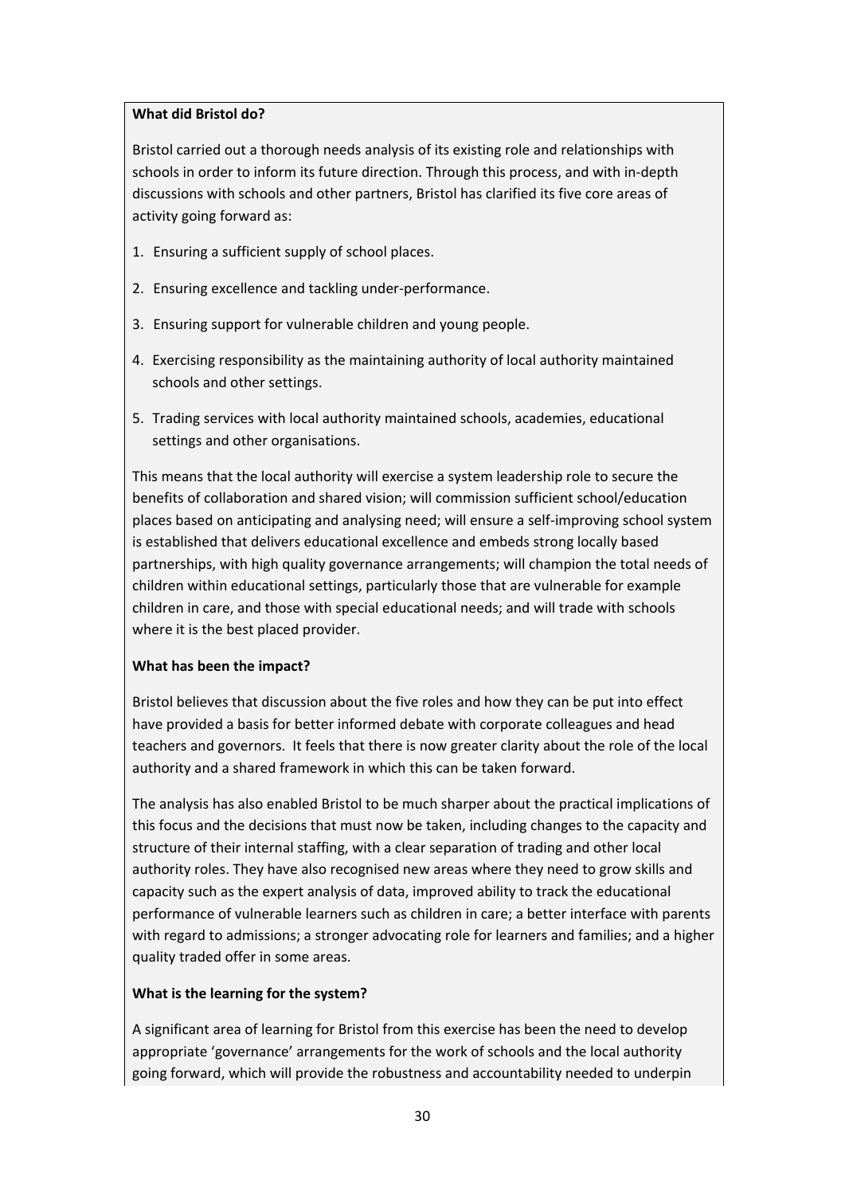**What did Bristol do?**

Bristol carried out a thorough needs analysis of its existing role and relationships with schools in order to inform its future direction. Through this process, and with in-depth discussions with schools and other partners, Bristol has clarified its five core areas of activity going forward as:

1. Ensuring a sufficient supply of school places.
2. Ensuring excellence and tackling under-performance.
3. Ensuring support for vulnerable children and young people.
4. Exercising responsibility as the maintaining authority of local authority maintained schools and other settings.
5. Trading services with local authority maintained schools, academies, educational settings and other organisations.

This means that the local authority will exercise a system leadership role to secure the benefits of collaboration and shared vision; will commission sufficient school/education places based on anticipating and analysing need; will ensure a self-improving school system is established that delivers educational excellence and embeds strong locally based partnerships, with high quality governance arrangements; will champion the total needs of children within educational settings, particularly those that are vulnerable for example children in care, and those with special educational needs; and will trade with schools where it is the best placed provider.

**What has been the impact?**

Bristol believes that discussion about the five roles and how they can be put into effect have provided a basis for better informed debate with corporate colleagues and head teachers and governors. It feels that there is now greater clarity about the role of the local authority and a shared framework in which this can be taken forward.

The analysis has also enabled Bristol to be much sharper about the practical implications of this focus and the decisions that must now be taken, including changes to the capacity and structure of their internal staffing, with a clear separation of trading and other local authority roles. They have also recognised new areas where they need to grow skills and capacity such as the expert analysis of data, improved ability to track the educational performance of vulnerable learners such as children in care; a better interface with parents with regard to admissions; a stronger advocating role for learners and families; and a higher quality traded offer in some areas.

**What is the learning for the system?**

A significant area of learning for Bristol from this exercise has been the need to develop appropriate 'governance' arrangements for the work of schools and the local authority going forward, which will provide the robustness and accountability needed to underpin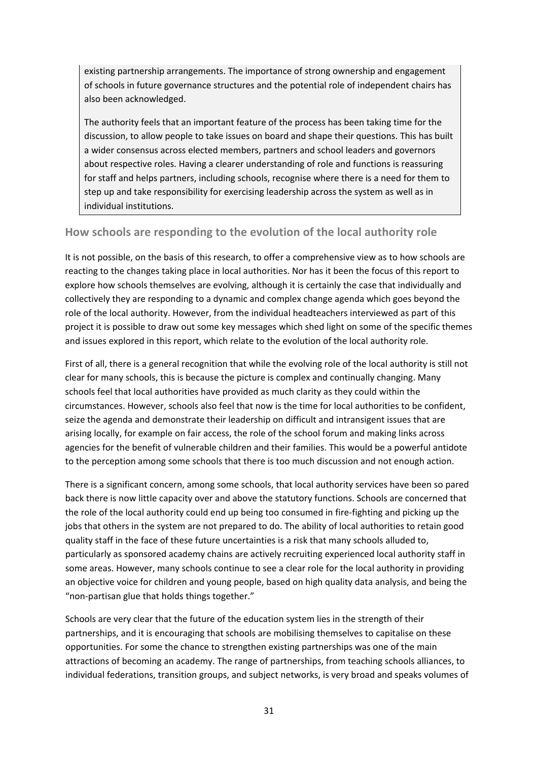existing partnership arrangements. The importance of strong ownership and engagement of schools in future governance structures and the potential role of independent chairs has also been acknowledged.

The authority feels that an important feature of the process has been taking time for the discussion, to allow people to take issues on board and shape their questions. This has built a wider consensus across elected members, partners and school leaders and governors about respective roles. Having a clearer understanding of role and functions is reassuring for staff and helps partners, including schools, recognise where there is a need for them to step up and take responsibility for exercising leadership across the system as well as in individual institutions.

## How schools are responding to the evolution of the local authority role

It is not possible, on the basis of this research, to offer a comprehensive view as to how schools are reacting to the changes taking place in local authorities. Nor has it been the focus of this report to explore how schools themselves are evolving, although it is certainly the case that individually and collectively they are responding to a dynamic and complex change agenda which goes beyond the role of the local authority. However, from the individual headteachers interviewed as part of this project it is possible to draw out some key messages which shed light on some of the specific themes and issues explored in this report, which relate to the evolution of the local authority role.

First of all, there is a general recognition that while the evolving role of the local authority is still not clear for many schools, this is because the picture is complex and continually changing. Many schools feel that local authorities have provided as much clarity as they could within the circumstances. However, schools also feel that now is the time for local authorities to be confident, seize the agenda and demonstrate their leadership on difficult and intransigent issues that are arising locally, for example on fair access, the role of the school forum and making links across agencies for the benefit of vulnerable children and their families. This would be a powerful antidote to the perception among some schools that there is too much discussion and not enough action.

There is a significant concern, among some schools, that local authority services have been so pared back there is now little capacity over and above the statutory functions. Schools are concerned that the role of the local authority could end up being too consumed in fire-fighting and picking up the jobs that others in the system are not prepared to do. The ability of local authorities to retain good quality staff in the face of these future uncertainties is a risk that many schools alluded to, particularly as sponsored academy chains are actively recruiting experienced local authority staff in some areas. However, many schools continue to see a clear role for the local authority in providing an objective voice for children and young people, based on high quality data analysis, and being the "non-partisan glue that holds things together."

Schools are very clear that the future of the education system lies in the strength of their partnerships, and it is encouraging that schools are mobilising themselves to capitalise on these opportunities. For some the chance to strengthen existing partnerships was one of the main attractions of becoming an academy. The range of partnerships, from teaching schools alliances, to individual federations, transition groups, and subject networks, is very broad and speaks volumes of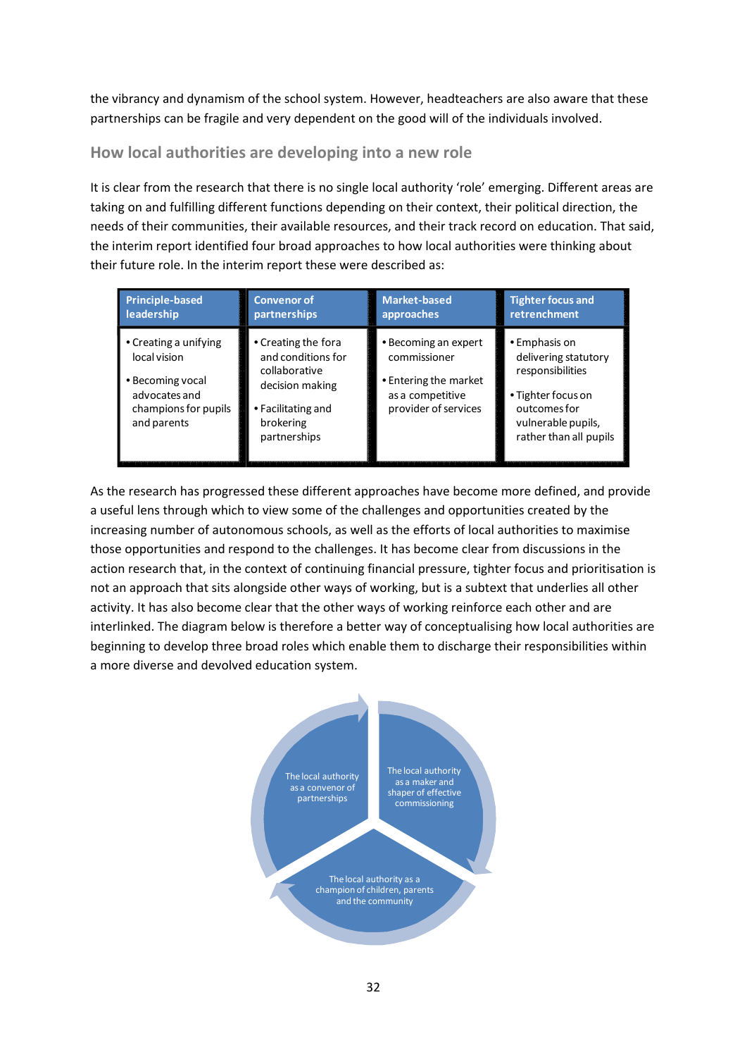the vibrancy and dynamism of the school system. However, headteachers are also aware that these partnerships can be fragile and very dependent on the good will of the individuals involved.

## How local authorities are developing into a new role

It is clear from the research that there is no single local authority 'role' emerging. Different areas are taking on and fulfilling different functions depending on their context, their political direction, the needs of their communities, their available resources, and their track record on education. That said, the interim report identified four broad approaches to how local authorities were thinking about their future role. In the interim report these were described as:

| Principle-based leadership | Convenor of partnerships | Market-based approaches | Tighter focus and retrenchment |
|---|---|---|---|
| • Creating a unifying local vision<br>• Becoming vocal advocates and champions for pupils and parents | • Creating the fora and conditions for collaborative decision making<br>• Facilitating and brokering partnerships | • Becoming an expert commissioner<br>• Entering the market as a competitive provider of services | • Emphasis on delivering statutory responsibilities<br>• Tighter focus on outcomes for vulnerable pupils, rather than all pupils |

As the research has progressed these different approaches have become more defined, and provide a useful lens through which to view some of the challenges and opportunities created by the increasing number of autonomous schools, as well as the efforts of local authorities to maximise those opportunities and respond to the challenges. It has become clear from discussions in the action research that, in the context of continuing financial pressure, tighter focus and prioritisation is not an approach that sits alongside other ways of working, but is a subtext that underlies all other activity. It has also become clear that the other ways of working reinforce each other and are interlinked. The diagram below is therefore a better way of conceptualising how local authorities are beginning to develop three broad roles which enable them to discharge their responsibilities within a more diverse and devolved education system.

The local authority as a convenor of partnerships

The local authority as a maker and shaper of effective commissioning

The local authority as a champion of children, parents and the community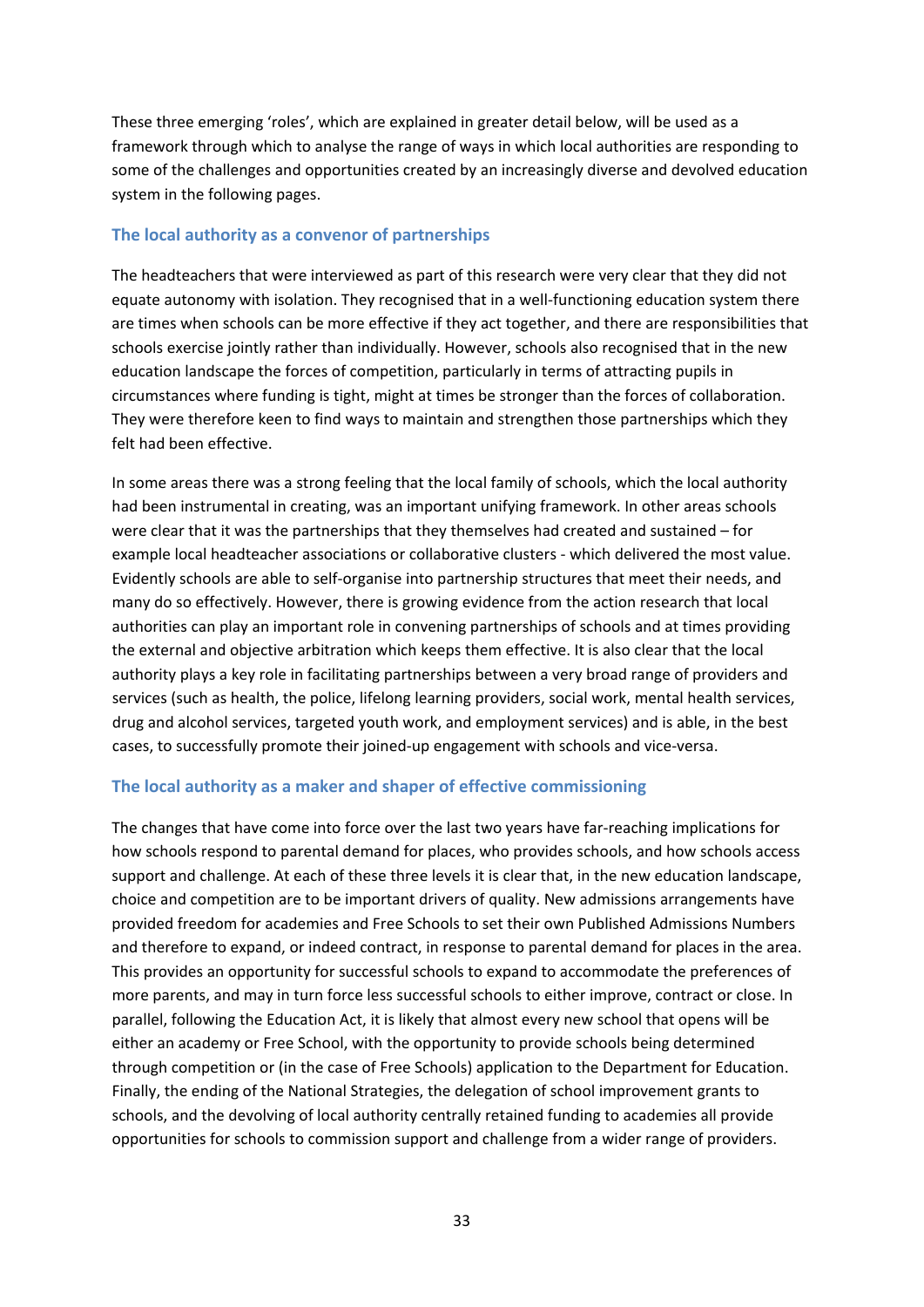These three emerging 'roles', which are explained in greater detail below, will be used as a framework through which to analyse the range of ways in which local authorities are responding to some of the challenges and opportunities created by an increasingly diverse and devolved education system in the following pages.

### The local authority as a convenor of partnerships

The headteachers that were interviewed as part of this research were very clear that they did not equate autonomy with isolation. They recognised that in a well-functioning education system there are times when schools can be more effective if they act together, and there are responsibilities that schools exercise jointly rather than individually. However, schools also recognised that in the new education landscape the forces of competition, particularly in terms of attracting pupils in circumstances where funding is tight, might at times be stronger than the forces of collaboration. They were therefore keen to find ways to maintain and strengthen those partnerships which they felt had been effective.

In some areas there was a strong feeling that the local family of schools, which the local authority had been instrumental in creating, was an important unifying framework. In other areas schools were clear that it was the partnerships that they themselves had created and sustained – for example local headteacher associations or collaborative clusters - which delivered the most value. Evidently schools are able to self-organise into partnership structures that meet their needs, and many do so effectively. However, there is growing evidence from the action research that local authorities can play an important role in convening partnerships of schools and at times providing the external and objective arbitration which keeps them effective. It is also clear that the local authority plays a key role in facilitating partnerships between a very broad range of providers and services (such as health, the police, lifelong learning providers, social work, mental health services, drug and alcohol services, targeted youth work, and employment services) and is able, in the best cases, to successfully promote their joined-up engagement with schools and vice-versa.

### The local authority as a maker and shaper of effective commissioning

The changes that have come into force over the last two years have far-reaching implications for how schools respond to parental demand for places, who provides schools, and how schools access support and challenge. At each of these three levels it is clear that, in the new education landscape, choice and competition are to be important drivers of quality. New admissions arrangements have provided freedom for academies and Free Schools to set their own Published Admissions Numbers and therefore to expand, or indeed contract, in response to parental demand for places in the area. This provides an opportunity for successful schools to expand to accommodate the preferences of more parents, and may in turn force less successful schools to either improve, contract or close. In parallel, following the Education Act, it is likely that almost every new school that opens will be either an academy or Free School, with the opportunity to provide schools being determined through competition or (in the case of Free Schools) application to the Department for Education. Finally, the ending of the National Strategies, the delegation of school improvement grants to schools, and the devolving of local authority centrally retained funding to academies all provide opportunities for schools to commission support and challenge from a wider range of providers.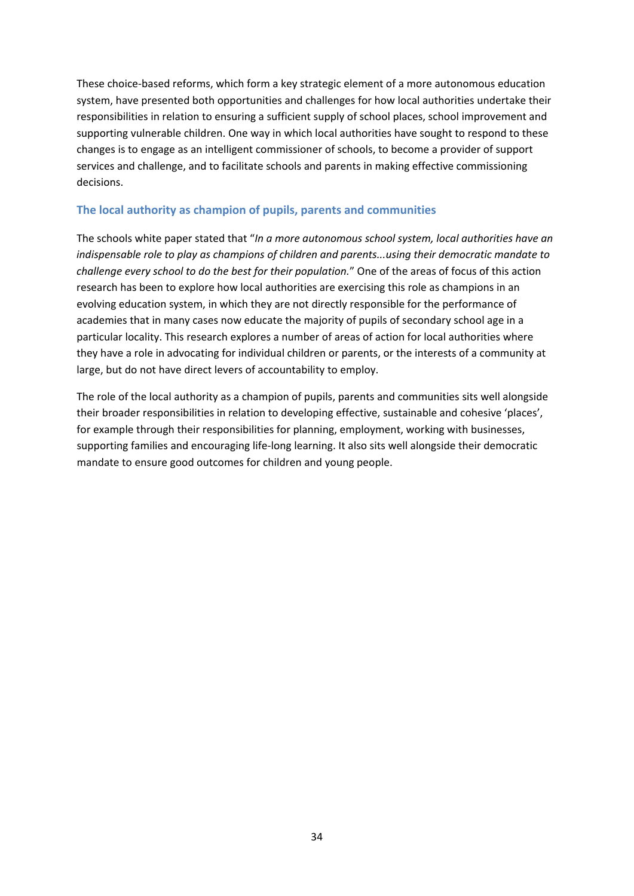These choice-based reforms, which form a key strategic element of a more autonomous education system, have presented both opportunities and challenges for how local authorities undertake their responsibilities in relation to ensuring a sufficient supply of school places, school improvement and supporting vulnerable children. One way in which local authorities have sought to respond to these changes is to engage as an intelligent commissioner of schools, to become a provider of support services and challenge, and to facilitate schools and parents in making effective commissioning decisions.

### The local authority as champion of pupils, parents and communities

The schools white paper stated that "*In a more autonomous school system, local authorities have an indispensable role to play as champions of children and parents...using their democratic mandate to challenge every school to do the best for their population.*" One of the areas of focus of this action research has been to explore how local authorities are exercising this role as champions in an evolving education system, in which they are not directly responsible for the performance of academies that in many cases now educate the majority of pupils of secondary school age in a particular locality. This research explores a number of areas of action for local authorities where they have a role in advocating for individual children or parents, or the interests of a community at large, but do not have direct levers of accountability to employ.

The role of the local authority as a champion of pupils, parents and communities sits well alongside their broader responsibilities in relation to developing effective, sustainable and cohesive 'places', for example through their responsibilities for planning, employment, working with businesses, supporting families and encouraging life-long learning. It also sits well alongside their democratic mandate to ensure good outcomes for children and young people.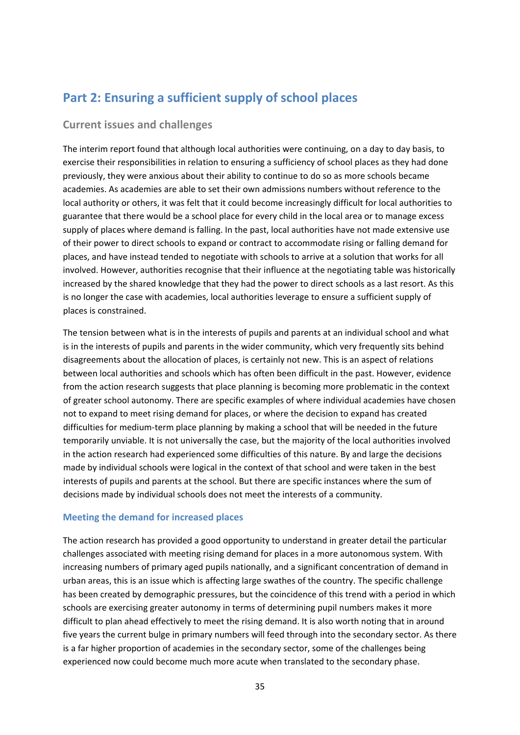## Part 2: Ensuring a sufficient supply of school places

### Current issues and challenges

The interim report found that although local authorities were continuing, on a day to day basis, to exercise their responsibilities in relation to ensuring a sufficiency of school places as they had done previously, they were anxious about their ability to continue to do so as more schools became academies. As academies are able to set their own admissions numbers without reference to the local authority or others, it was felt that it could become increasingly difficult for local authorities to guarantee that there would be a school place for every child in the local area or to manage excess supply of places where demand is falling. In the past, local authorities have not made extensive use of their power to direct schools to expand or contract to accommodate rising or falling demand for places, and have instead tended to negotiate with schools to arrive at a solution that works for all involved. However, authorities recognise that their influence at the negotiating table was historically increased by the shared knowledge that they had the power to direct schools as a last resort. As this is no longer the case with academies, local authorities leverage to ensure a sufficient supply of places is constrained.

The tension between what is in the interests of pupils and parents at an individual school and what is in the interests of pupils and parents in the wider community, which very frequently sits behind disagreements about the allocation of places, is certainly not new. This is an aspect of relations between local authorities and schools which has often been difficult in the past. However, evidence from the action research suggests that place planning is becoming more problematic in the context of greater school autonomy. There are specific examples of where individual academies have chosen not to expand to meet rising demand for places, or where the decision to expand has created difficulties for medium-term place planning by making a school that will be needed in the future temporarily unviable. It is not universally the case, but the majority of the local authorities involved in the action research had experienced some difficulties of this nature. By and large the decisions made by individual schools were logical in the context of that school and were taken in the best interests of pupils and parents at the school. But there are specific instances where the sum of decisions made by individual schools does not meet the interests of a community.

### Meeting the demand for increased places

The action research has provided a good opportunity to understand in greater detail the particular challenges associated with meeting rising demand for places in a more autonomous system. With increasing numbers of primary aged pupils nationally, and a significant concentration of demand in urban areas, this is an issue which is affecting large swathes of the country. The specific challenge has been created by demographic pressures, but the coincidence of this trend with a period in which schools are exercising greater autonomy in terms of determining pupil numbers makes it more difficult to plan ahead effectively to meet the rising demand. It is also worth noting that in around five years the current bulge in primary numbers will feed through into the secondary sector. As there is a far higher proportion of academies in the secondary sector, some of the challenges being experienced now could become much more acute when translated to the secondary phase.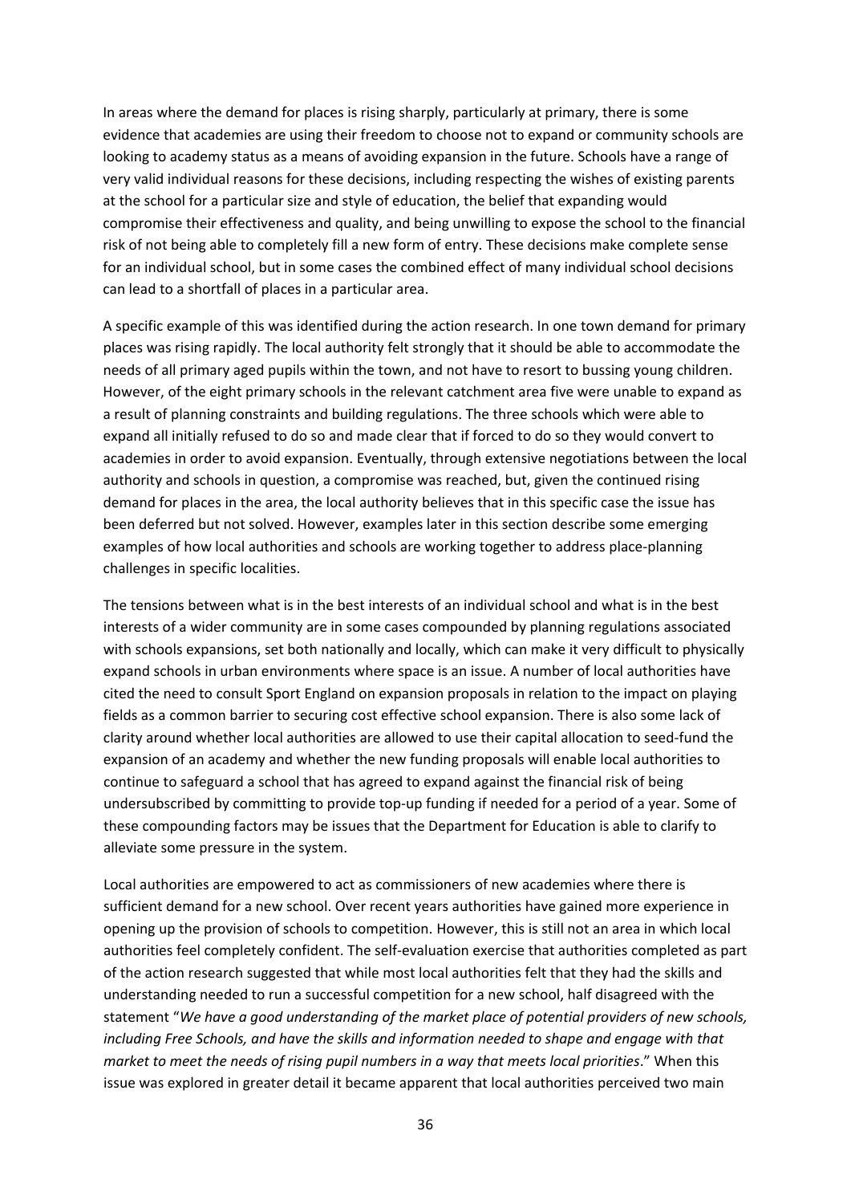In areas where the demand for places is rising sharply, particularly at primary, there is some evidence that academies are using their freedom to choose not to expand or community schools are looking to academy status as a means of avoiding expansion in the future. Schools have a range of very valid individual reasons for these decisions, including respecting the wishes of existing parents at the school for a particular size and style of education, the belief that expanding would compromise their effectiveness and quality, and being unwilling to expose the school to the financial risk of not being able to completely fill a new form of entry. These decisions make complete sense for an individual school, but in some cases the combined effect of many individual school decisions can lead to a shortfall of places in a particular area.

A specific example of this was identified during the action research. In one town demand for primary places was rising rapidly. The local authority felt strongly that it should be able to accommodate the needs of all primary aged pupils within the town, and not have to resort to bussing young children. However, of the eight primary schools in the relevant catchment area five were unable to expand as a result of planning constraints and building regulations. The three schools which were able to expand all initially refused to do so and made clear that if forced to do so they would convert to academies in order to avoid expansion. Eventually, through extensive negotiations between the local authority and schools in question, a compromise was reached, but, given the continued rising demand for places in the area, the local authority believes that in this specific case the issue has been deferred but not solved. However, examples later in this section describe some emerging examples of how local authorities and schools are working together to address place-planning challenges in specific localities.

The tensions between what is in the best interests of an individual school and what is in the best interests of a wider community are in some cases compounded by planning regulations associated with schools expansions, set both nationally and locally, which can make it very difficult to physically expand schools in urban environments where space is an issue. A number of local authorities have cited the need to consult Sport England on expansion proposals in relation to the impact on playing fields as a common barrier to securing cost effective school expansion. There is also some lack of clarity around whether local authorities are allowed to use their capital allocation to seed-fund the expansion of an academy and whether the new funding proposals will enable local authorities to continue to safeguard a school that has agreed to expand against the financial risk of being undersubscribed by committing to provide top-up funding if needed for a period of a year. Some of these compounding factors may be issues that the Department for Education is able to clarify to alleviate some pressure in the system.

Local authorities are empowered to act as commissioners of new academies where there is sufficient demand for a new school. Over recent years authorities have gained more experience in opening up the provision of schools to competition. However, this is still not an area in which local authorities feel completely confident. The self-evaluation exercise that authorities completed as part of the action research suggested that while most local authorities felt that they had the skills and understanding needed to run a successful competition for a new school, half disagreed with the statement "*We have a good understanding of the market place of potential providers of new schools, including Free Schools, and have the skills and information needed to shape and engage with that market to meet the needs of rising pupil numbers in a way that meets local priorities*." When this issue was explored in greater detail it became apparent that local authorities perceived two main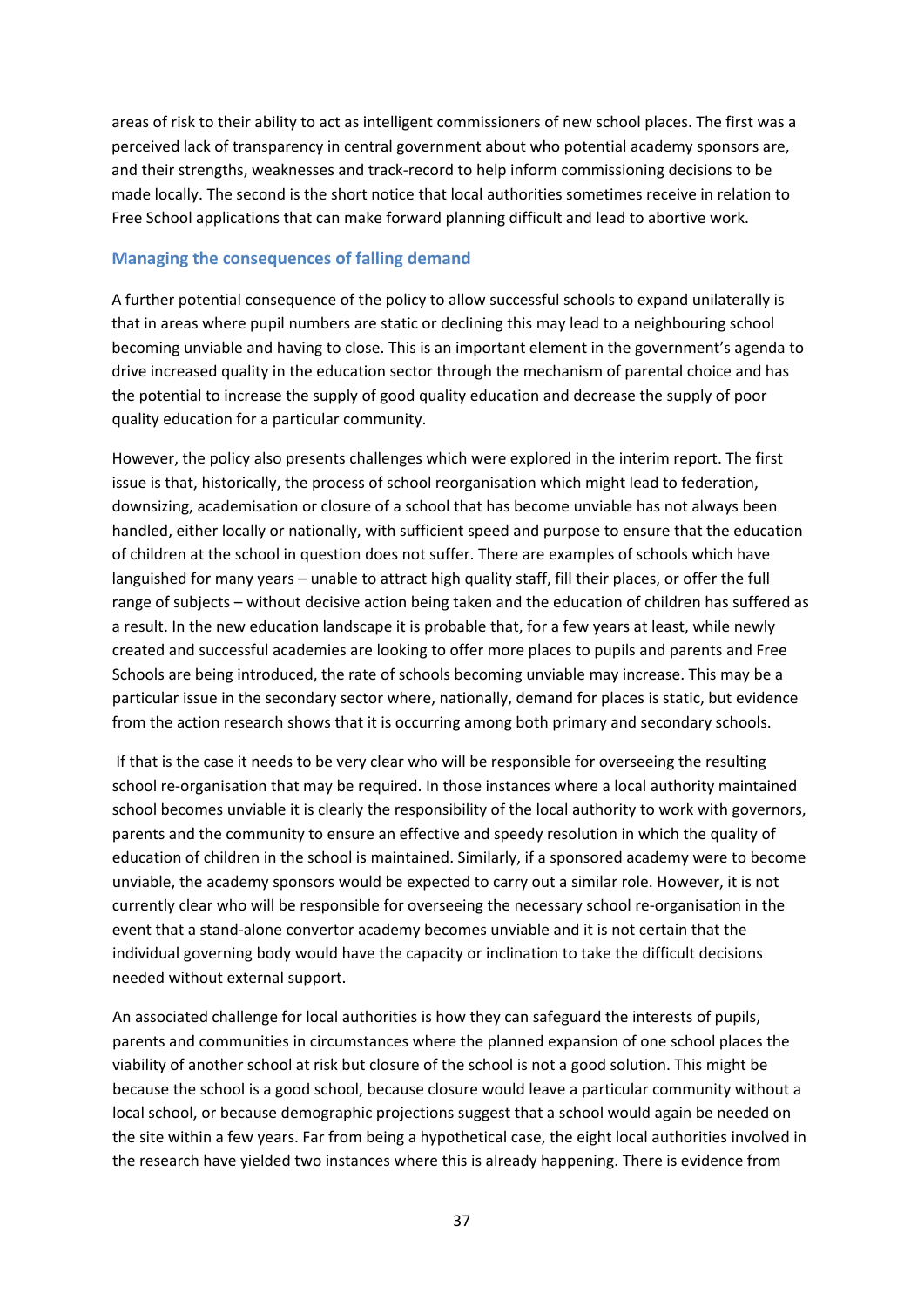areas of risk to their ability to act as intelligent commissioners of new school places. The first was a perceived lack of transparency in central government about who potential academy sponsors are, and their strengths, weaknesses and track-record to help inform commissioning decisions to be made locally. The second is the short notice that local authorities sometimes receive in relation to Free School applications that can make forward planning difficult and lead to abortive work.

### Managing the consequences of falling demand

A further potential consequence of the policy to allow successful schools to expand unilaterally is that in areas where pupil numbers are static or declining this may lead to a neighbouring school becoming unviable and having to close. This is an important element in the government's agenda to drive increased quality in the education sector through the mechanism of parental choice and has the potential to increase the supply of good quality education and decrease the supply of poor quality education for a particular community.

However, the policy also presents challenges which were explored in the interim report. The first issue is that, historically, the process of school reorganisation which might lead to federation, downsizing, academisation or closure of a school that has become unviable has not always been handled, either locally or nationally, with sufficient speed and purpose to ensure that the education of children at the school in question does not suffer. There are examples of schools which have languished for many years – unable to attract high quality staff, fill their places, or offer the full range of subjects – without decisive action being taken and the education of children has suffered as a result. In the new education landscape it is probable that, for a few years at least, while newly created and successful academies are looking to offer more places to pupils and parents and Free Schools are being introduced, the rate of schools becoming unviable may increase. This may be a particular issue in the secondary sector where, nationally, demand for places is static, but evidence from the action research shows that it is occurring among both primary and secondary schools.

If that is the case it needs to be very clear who will be responsible for overseeing the resulting school re-organisation that may be required. In those instances where a local authority maintained school becomes unviable it is clearly the responsibility of the local authority to work with governors, parents and the community to ensure an effective and speedy resolution in which the quality of education of children in the school is maintained. Similarly, if a sponsored academy were to become unviable, the academy sponsors would be expected to carry out a similar role. However, it is not currently clear who will be responsible for overseeing the necessary school re-organisation in the event that a stand-alone convertor academy becomes unviable and it is not certain that the individual governing body would have the capacity or inclination to take the difficult decisions needed without external support.

An associated challenge for local authorities is how they can safeguard the interests of pupils, parents and communities in circumstances where the planned expansion of one school places the viability of another school at risk but closure of the school is not a good solution. This might be because the school is a good school, because closure would leave a particular community without a local school, or because demographic projections suggest that a school would again be needed on the site within a few years. Far from being a hypothetical case, the eight local authorities involved in the research have yielded two instances where this is already happening. There is evidence from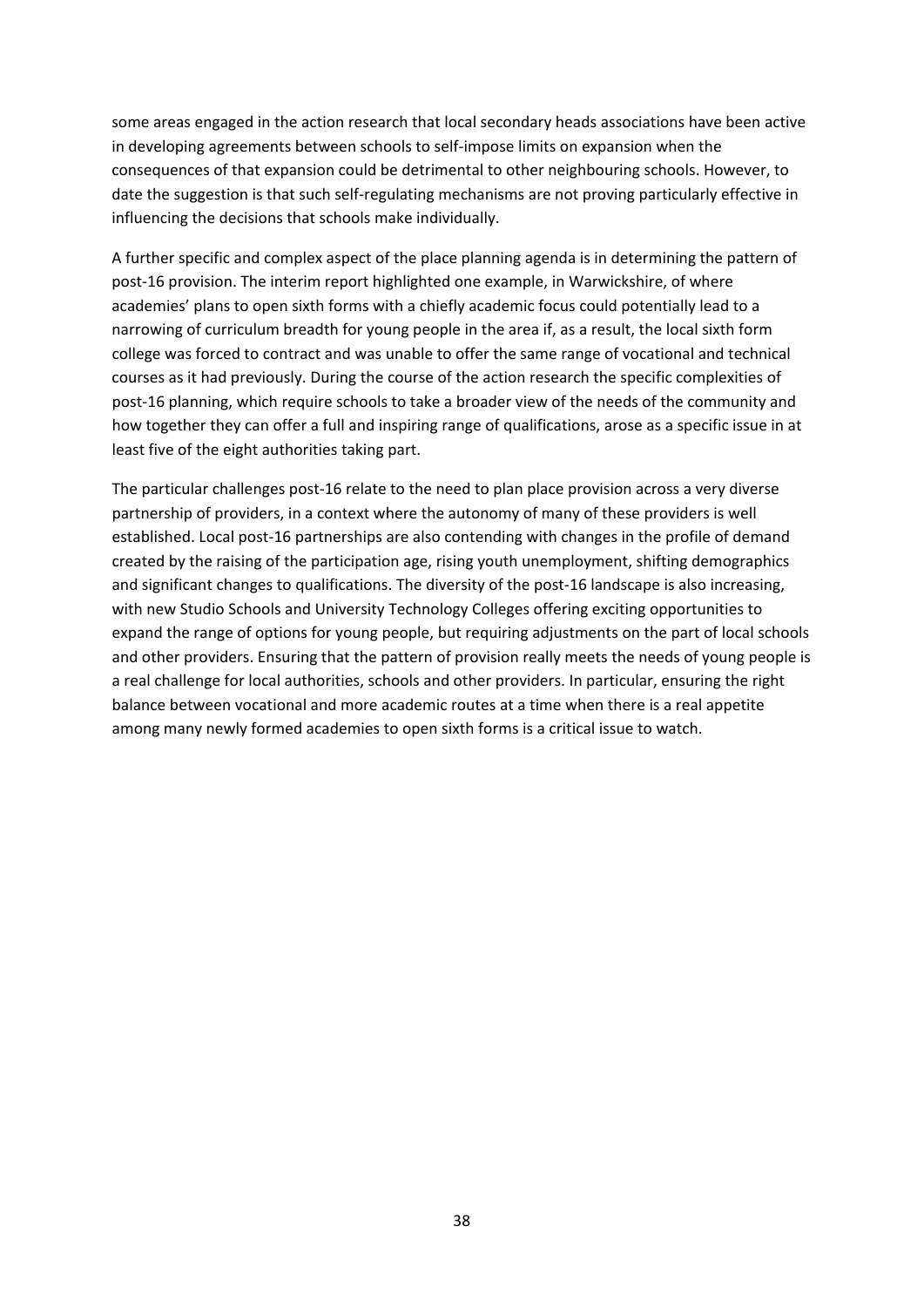some areas engaged in the action research that local secondary heads associations have been active in developing agreements between schools to self-impose limits on expansion when the consequences of that expansion could be detrimental to other neighbouring schools. However, to date the suggestion is that such self-regulating mechanisms are not proving particularly effective in influencing the decisions that schools make individually.

A further specific and complex aspect of the place planning agenda is in determining the pattern of post-16 provision. The interim report highlighted one example, in Warwickshire, of where academies' plans to open sixth forms with a chiefly academic focus could potentially lead to a narrowing of curriculum breadth for young people in the area if, as a result, the local sixth form college was forced to contract and was unable to offer the same range of vocational and technical courses as it had previously. During the course of the action research the specific complexities of post-16 planning, which require schools to take a broader view of the needs of the community and how together they can offer a full and inspiring range of qualifications, arose as a specific issue in at least five of the eight authorities taking part.

The particular challenges post-16 relate to the need to plan place provision across a very diverse partnership of providers, in a context where the autonomy of many of these providers is well established. Local post-16 partnerships are also contending with changes in the profile of demand created by the raising of the participation age, rising youth unemployment, shifting demographics and significant changes to qualifications. The diversity of the post-16 landscape is also increasing, with new Studio Schools and University Technology Colleges offering exciting opportunities to expand the range of options for young people, but requiring adjustments on the part of local schools and other providers. Ensuring that the pattern of provision really meets the needs of young people is a real challenge for local authorities, schools and other providers. In particular, ensuring the right balance between vocational and more academic routes at a time when there is a real appetite among many newly formed academies to open sixth forms is a critical issue to watch.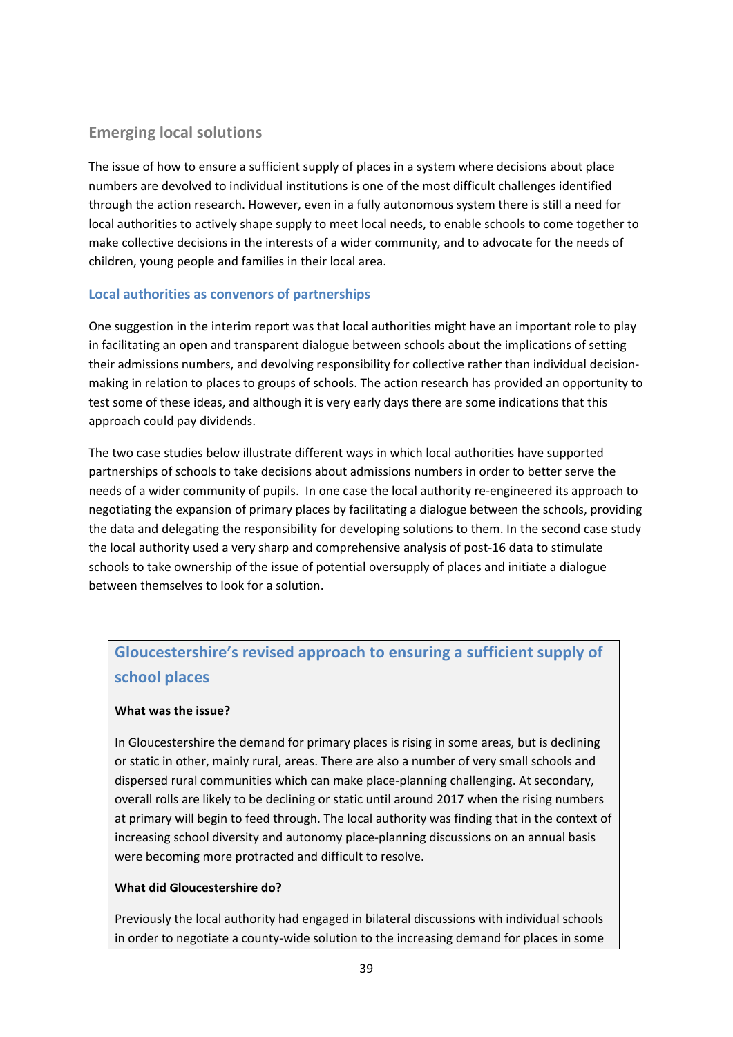## Emerging local solutions

The issue of how to ensure a sufficient supply of places in a system where decisions about place numbers are devolved to individual institutions is one of the most difficult challenges identified through the action research. However, even in a fully autonomous system there is still a need for local authorities to actively shape supply to meet local needs, to enable schools to come together to make collective decisions in the interests of a wider community, and to advocate for the needs of children, young people and families in their local area.

### Local authorities as convenors of partnerships

One suggestion in the interim report was that local authorities might have an important role to play in facilitating an open and transparent dialogue between schools about the implications of setting their admissions numbers, and devolving responsibility for collective rather than individual decision-making in relation to places to groups of schools. The action research has provided an opportunity to test some of these ideas, and although it is very early days there are some indications that this approach could pay dividends.

The two case studies below illustrate different ways in which local authorities have supported partnerships of schools to take decisions about admissions numbers in order to better serve the needs of a wider community of pupils. In one case the local authority re-engineered its approach to negotiating the expansion of primary places by facilitating a dialogue between the schools, providing the data and delegating the responsibility for developing solutions to them. In the second case study the local authority used a very sharp and comprehensive analysis of post-16 data to stimulate schools to take ownership of the issue of potential oversupply of places and initiate a dialogue between themselves to look for a solution.

### Gloucestershire's revised approach to ensuring a sufficient supply of school places

**What was the issue?**

In Gloucestershire the demand for primary places is rising in some areas, but is declining or static in other, mainly rural, areas. There are also a number of very small schools and dispersed rural communities which can make place-planning challenging. At secondary, overall rolls are likely to be declining or static until around 2017 when the rising numbers at primary will begin to feed through. The local authority was finding that in the context of increasing school diversity and autonomy place-planning discussions on an annual basis were becoming more protracted and difficult to resolve.

**What did Gloucestershire do?**

Previously the local authority had engaged in bilateral discussions with individual schools in order to negotiate a county-wide solution to the increasing demand for places in some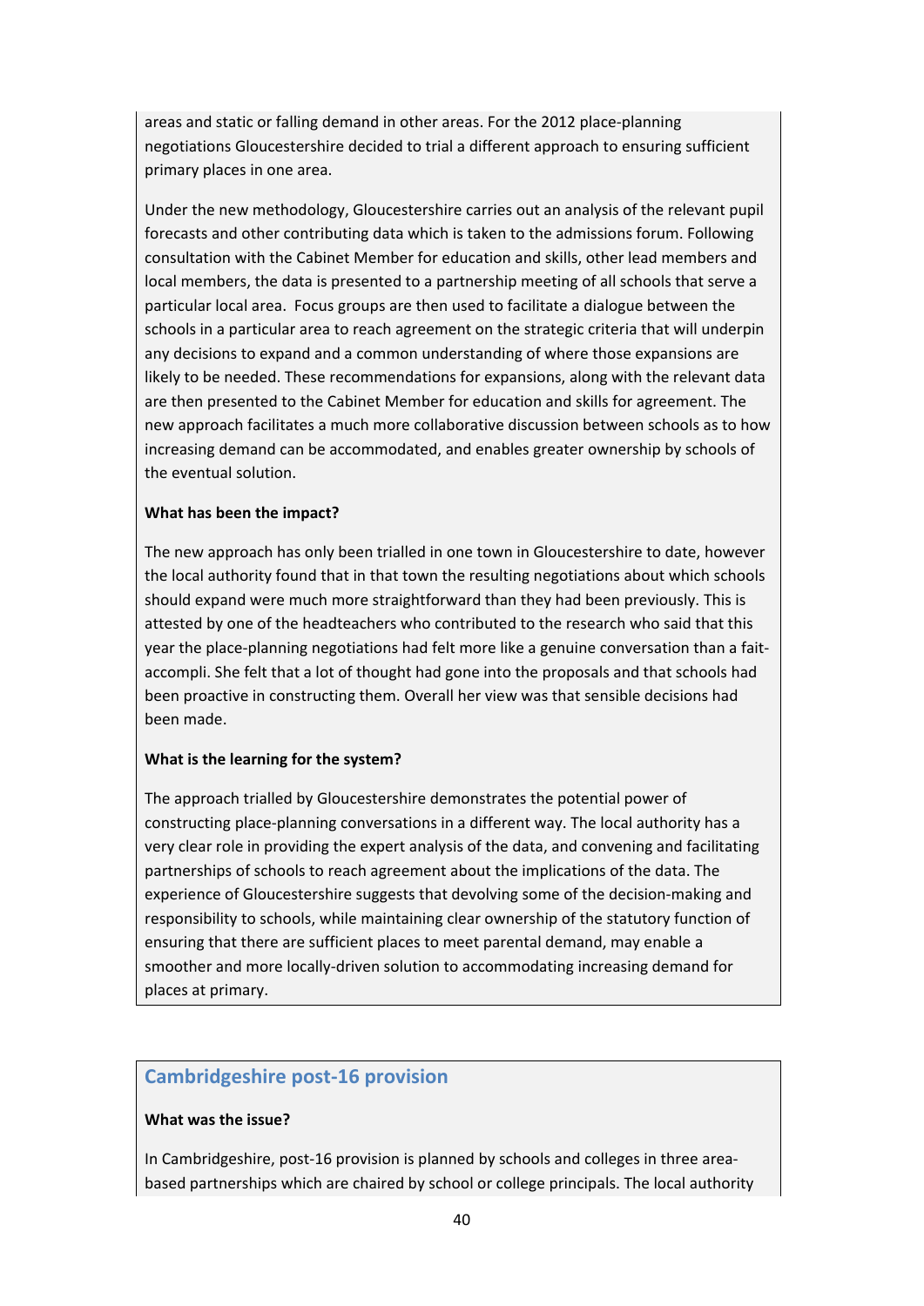areas and static or falling demand in other areas. For the 2012 place-planning negotiations Gloucestershire decided to trial a different approach to ensuring sufficient primary places in one area.

Under the new methodology, Gloucestershire carries out an analysis of the relevant pupil forecasts and other contributing data which is taken to the admissions forum. Following consultation with the Cabinet Member for education and skills, other lead members and local members, the data is presented to a partnership meeting of all schools that serve a particular local area. Focus groups are then used to facilitate a dialogue between the schools in a particular area to reach agreement on the strategic criteria that will underpin any decisions to expand and a common understanding of where those expansions are likely to be needed. These recommendations for expansions, along with the relevant data are then presented to the Cabinet Member for education and skills for agreement. The new approach facilitates a much more collaborative discussion between schools as to how increasing demand can be accommodated, and enables greater ownership by schools of the eventual solution.

**What has been the impact?**

The new approach has only been trialled in one town in Gloucestershire to date, however the local authority found that in that town the resulting negotiations about which schools should expand were much more straightforward than they had been previously. This is attested by one of the headteachers who contributed to the research who said that this year the place-planning negotiations had felt more like a genuine conversation than a fait-accompli. She felt that a lot of thought had gone into the proposals and that schools had been proactive in constructing them. Overall her view was that sensible decisions had been made.

**What is the learning for the system?**

The approach trialled by Gloucestershire demonstrates the potential power of constructing place-planning conversations in a different way. The local authority has a very clear role in providing the expert analysis of the data, and convening and facilitating partnerships of schools to reach agreement about the implications of the data. The experience of Gloucestershire suggests that devolving some of the decision-making and responsibility to schools, while maintaining clear ownership of the statutory function of ensuring that there are sufficient places to meet parental demand, may enable a smoother and more locally-driven solution to accommodating increasing demand for places at primary.

## Cambridgeshire post-16 provision

**What was the issue?**

In Cambridgeshire, post-16 provision is planned by schools and colleges in three area-based partnerships which are chaired by school or college principals. The local authority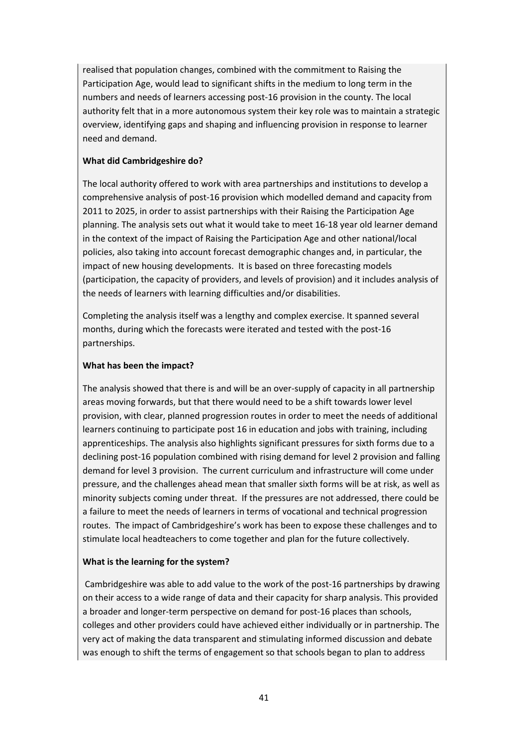realised that population changes, combined with the commitment to Raising the Participation Age, would lead to significant shifts in the medium to long term in the numbers and needs of learners accessing post-16 provision in the county. The local authority felt that in a more autonomous system their key role was to maintain a strategic overview, identifying gaps and shaping and influencing provision in response to learner need and demand.

**What did Cambridgeshire do?**

The local authority offered to work with area partnerships and institutions to develop a comprehensive analysis of post-16 provision which modelled demand and capacity from 2011 to 2025, in order to assist partnerships with their Raising the Participation Age planning. The analysis sets out what it would take to meet 16-18 year old learner demand in the context of the impact of Raising the Participation Age and other national/local policies, also taking into account forecast demographic changes and, in particular, the impact of new housing developments. It is based on three forecasting models (participation, the capacity of providers, and levels of provision) and it includes analysis of the needs of learners with learning difficulties and/or disabilities.

Completing the analysis itself was a lengthy and complex exercise. It spanned several months, during which the forecasts were iterated and tested with the post-16 partnerships.

**What has been the impact?**

The analysis showed that there is and will be an over-supply of capacity in all partnership areas moving forwards, but that there would need to be a shift towards lower level provision, with clear, planned progression routes in order to meet the needs of additional learners continuing to participate post 16 in education and jobs with training, including apprenticeships. The analysis also highlights significant pressures for sixth forms due to a declining post-16 population combined with rising demand for level 2 provision and falling demand for level 3 provision. The current curriculum and infrastructure will come under pressure, and the challenges ahead mean that smaller sixth forms will be at risk, as well as minority subjects coming under threat. If the pressures are not addressed, there could be a failure to meet the needs of learners in terms of vocational and technical progression routes. The impact of Cambridgeshire's work has been to expose these challenges and to stimulate local headteachers to come together and plan for the future collectively.

**What is the learning for the system?**

Cambridgeshire was able to add value to the work of the post-16 partnerships by drawing on their access to a wide range of data and their capacity for sharp analysis. This provided a broader and longer-term perspective on demand for post-16 places than schools, colleges and other providers could have achieved either individually or in partnership. The very act of making the data transparent and stimulating informed discussion and debate was enough to shift the terms of engagement so that schools began to plan to address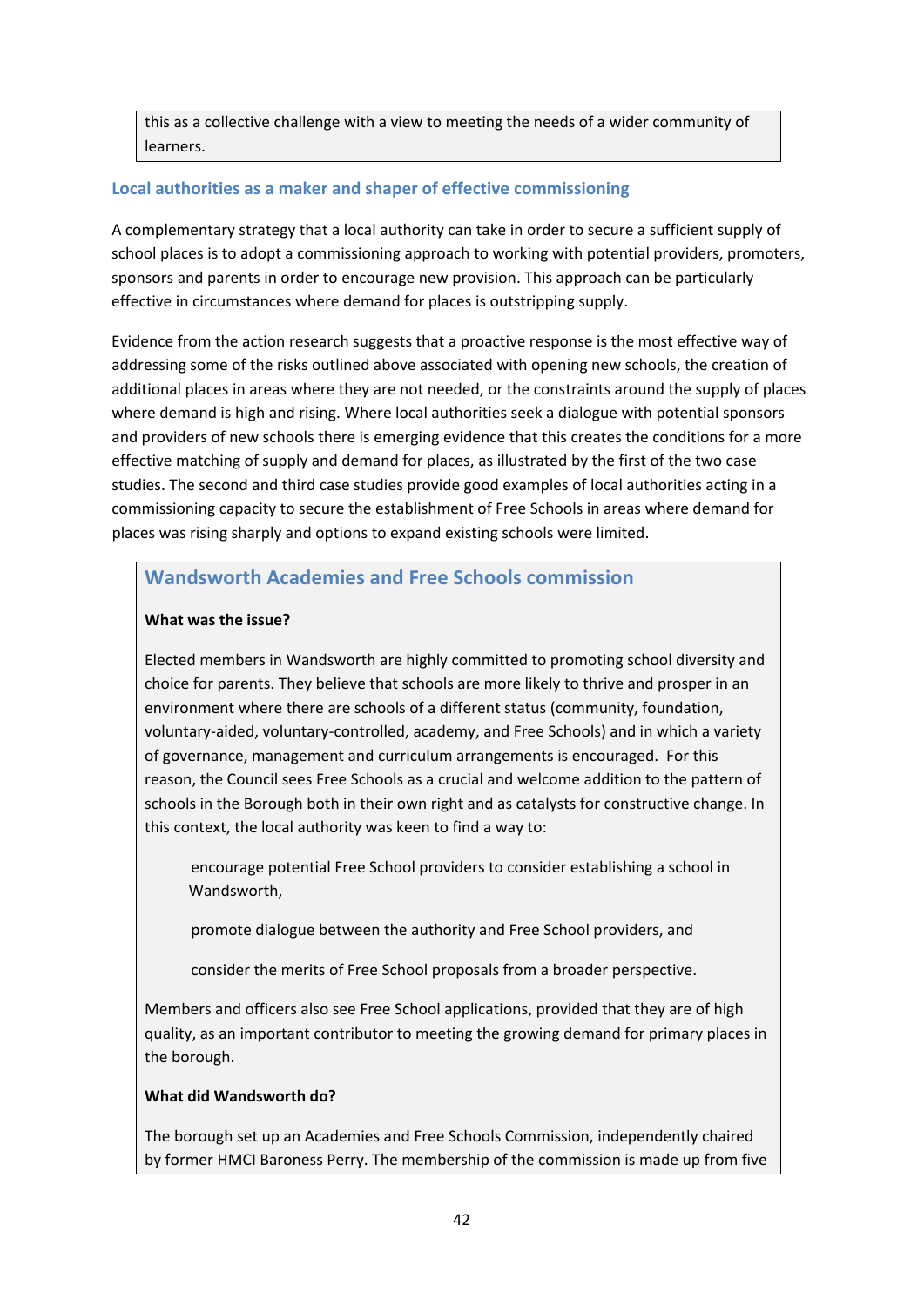this as a collective challenge with a view to meeting the needs of a wider community of learners.

### Local authorities as a maker and shaper of effective commissioning

A complementary strategy that a local authority can take in order to secure a sufficient supply of school places is to adopt a commissioning approach to working with potential providers, promoters, sponsors and parents in order to encourage new provision. This approach can be particularly effective in circumstances where demand for places is outstripping supply.

Evidence from the action research suggests that a proactive response is the most effective way of addressing some of the risks outlined above associated with opening new schools, the creation of additional places in areas where they are not needed, or the constraints around the supply of places where demand is high and rising. Where local authorities seek a dialogue with potential sponsors and providers of new schools there is emerging evidence that this creates the conditions for a more effective matching of supply and demand for places, as illustrated by the first of the two case studies. The second and third case studies provide good examples of local authorities acting in a commissioning capacity to secure the establishment of Free Schools in areas where demand for places was rising sharply and options to expand existing schools were limited.

## Wandsworth Academies and Free Schools commission

**What was the issue?**

Elected members in Wandsworth are highly committed to promoting school diversity and choice for parents. They believe that schools are more likely to thrive and prosper in an environment where there are schools of a different status (community, foundation, voluntary-aided, voluntary-controlled, academy, and Free Schools) and in which a variety of governance, management and curriculum arrangements is encouraged. For this reason, the Council sees Free Schools as a crucial and welcome addition to the pattern of schools in the Borough both in their own right and as catalysts for constructive change. In this context, the local authority was keen to find a way to:

- encourage potential Free School providers to consider establishing a school in Wandsworth,
- promote dialogue between the authority and Free School providers, and
- consider the merits of Free School proposals from a broader perspective.

Members and officers also see Free School applications, provided that they are of high quality, as an important contributor to meeting the growing demand for primary places in the borough.

**What did Wandsworth do?**

The borough set up an Academies and Free Schools Commission, independently chaired by former HMCI Baroness Perry. The membership of the commission is made up from five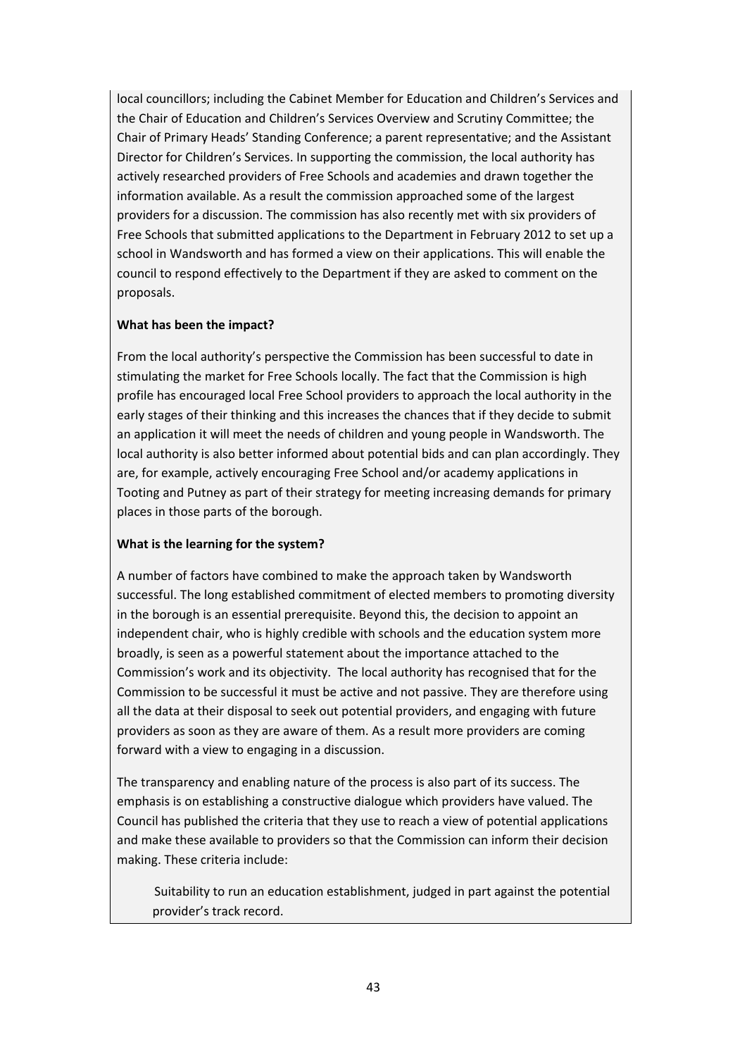local councillors; including the Cabinet Member for Education and Children's Services and the Chair of Education and Children's Services Overview and Scrutiny Committee; the Chair of Primary Heads' Standing Conference; a parent representative; and the Assistant Director for Children's Services. In supporting the commission, the local authority has actively researched providers of Free Schools and academies and drawn together the information available. As a result the commission approached some of the largest providers for a discussion. The commission has also recently met with six providers of Free Schools that submitted applications to the Department in February 2012 to set up a school in Wandsworth and has formed a view on their applications. This will enable the council to respond effectively to the Department if they are asked to comment on the proposals.

**What has been the impact?**

From the local authority's perspective the Commission has been successful to date in stimulating the market for Free Schools locally. The fact that the Commission is high profile has encouraged local Free School providers to approach the local authority in the early stages of their thinking and this increases the chances that if they decide to submit an application it will meet the needs of children and young people in Wandsworth. The local authority is also better informed about potential bids and can plan accordingly. They are, for example, actively encouraging Free School and/or academy applications in Tooting and Putney as part of their strategy for meeting increasing demands for primary places in those parts of the borough.

**What is the learning for the system?**

A number of factors have combined to make the approach taken by Wandsworth successful. The long established commitment of elected members to promoting diversity in the borough is an essential prerequisite. Beyond this, the decision to appoint an independent chair, who is highly credible with schools and the education system more broadly, is seen as a powerful statement about the importance attached to the Commission's work and its objectivity. The local authority has recognised that for the Commission to be successful it must be active and not passive. They are therefore using all the data at their disposal to seek out potential providers, and engaging with future providers as soon as they are aware of them. As a result more providers are coming forward with a view to engaging in a discussion.

The transparency and enabling nature of the process is also part of its success. The emphasis is on establishing a constructive dialogue which providers have valued. The Council has published the criteria that they use to reach a view of potential applications and make these available to providers so that the Commission can inform their decision making. These criteria include:

- Suitability to run an education establishment, judged in part against the potential provider's track record.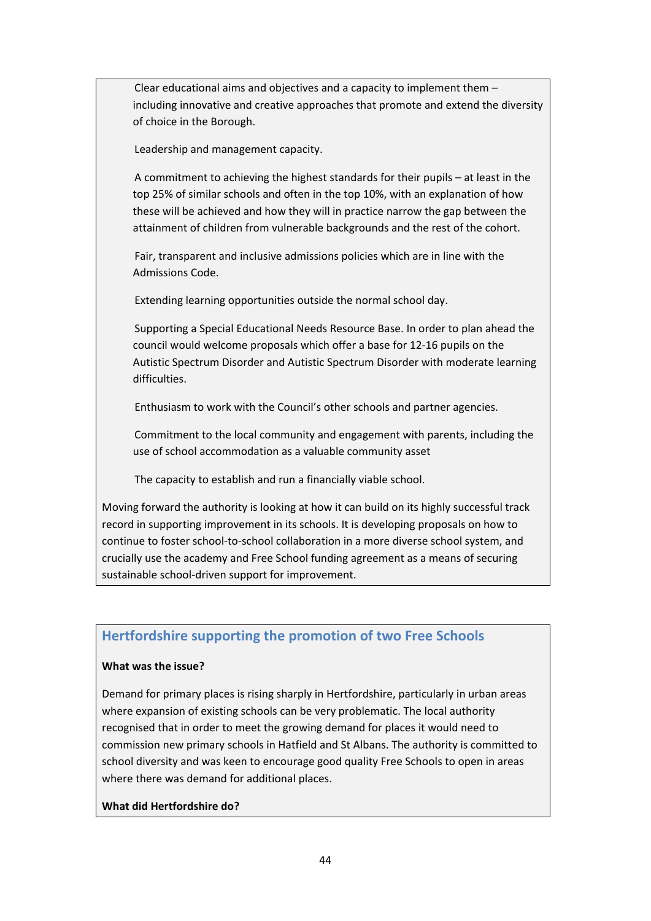Clear educational aims and objectives and a capacity to implement them – including innovative and creative approaches that promote and extend the diversity of choice in the Borough.

Leadership and management capacity.

A commitment to achieving the highest standards for their pupils – at least in the top 25% of similar schools and often in the top 10%, with an explanation of how these will be achieved and how they will in practice narrow the gap between the attainment of children from vulnerable backgrounds and the rest of the cohort.

Fair, transparent and inclusive admissions policies which are in line with the Admissions Code.

Extending learning opportunities outside the normal school day.

Supporting a Special Educational Needs Resource Base. In order to plan ahead the council would welcome proposals which offer a base for 12-16 pupils on the Autistic Spectrum Disorder and Autistic Spectrum Disorder with moderate learning difficulties.

Enthusiasm to work with the Council's other schools and partner agencies.

Commitment to the local community and engagement with parents, including the use of school accommodation as a valuable community asset

The capacity to establish and run a financially viable school.

Moving forward the authority is looking at how it can build on its highly successful track record in supporting improvement in its schools. It is developing proposals on how to continue to foster school-to-school collaboration in a more diverse school system, and crucially use the academy and Free School funding agreement as a means of securing sustainable school-driven support for improvement.

## Hertfordshire supporting the promotion of two Free Schools

**What was the issue?**

Demand for primary places is rising sharply in Hertfordshire, particularly in urban areas where expansion of existing schools can be very problematic. The local authority recognised that in order to meet the growing demand for places it would need to commission new primary schools in Hatfield and St Albans. The authority is committed to school diversity and was keen to encourage good quality Free Schools to open in areas where there was demand for additional places.

**What did Hertfordshire do?**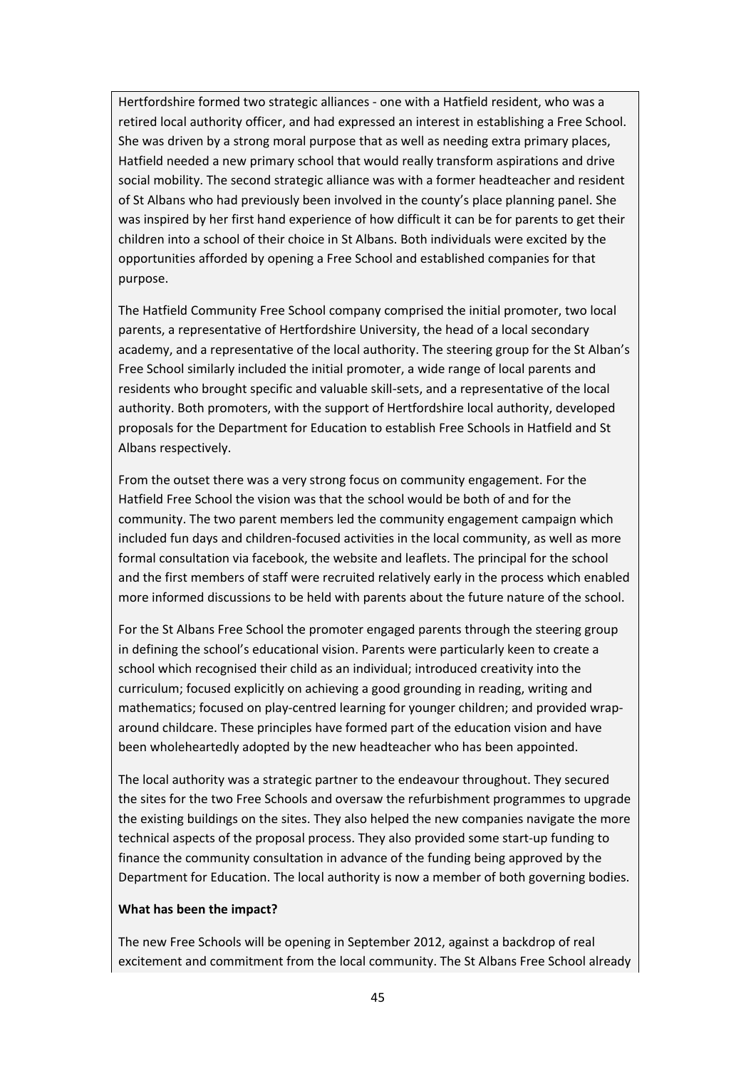Hertfordshire formed two strategic alliances - one with a Hatfield resident, who was a retired local authority officer, and had expressed an interest in establishing a Free School. She was driven by a strong moral purpose that as well as needing extra primary places, Hatfield needed a new primary school that would really transform aspirations and drive social mobility. The second strategic alliance was with a former headteacher and resident of St Albans who had previously been involved in the county's place planning panel. She was inspired by her first hand experience of how difficult it can be for parents to get their children into a school of their choice in St Albans. Both individuals were excited by the opportunities afforded by opening a Free School and established companies for that purpose.

The Hatfield Community Free School company comprised the initial promoter, two local parents, a representative of Hertfordshire University, the head of a local secondary academy, and a representative of the local authority. The steering group for the St Alban's Free School similarly included the initial promoter, a wide range of local parents and residents who brought specific and valuable skill-sets, and a representative of the local authority. Both promoters, with the support of Hertfordshire local authority, developed proposals for the Department for Education to establish Free Schools in Hatfield and St Albans respectively.

From the outset there was a very strong focus on community engagement. For the Hatfield Free School the vision was that the school would be both of and for the community. The two parent members led the community engagement campaign which included fun days and children-focused activities in the local community, as well as more formal consultation via facebook, the website and leaflets. The principal for the school and the first members of staff were recruited relatively early in the process which enabled more informed discussions to be held with parents about the future nature of the school.

For the St Albans Free School the promoter engaged parents through the steering group in defining the school's educational vision. Parents were particularly keen to create a school which recognised their child as an individual; introduced creativity into the curriculum; focused explicitly on achieving a good grounding in reading, writing and mathematics; focused on play-centred learning for younger children; and provided wrap-around childcare. These principles have formed part of the education vision and have been wholeheartedly adopted by the new headteacher who has been appointed.

The local authority was a strategic partner to the endeavour throughout. They secured the sites for the two Free Schools and oversaw the refurbishment programmes to upgrade the existing buildings on the sites. They also helped the new companies navigate the more technical aspects of the proposal process. They also provided some start-up funding to finance the community consultation in advance of the funding being approved by the Department for Education. The local authority is now a member of both governing bodies.

**What has been the impact?**

The new Free Schools will be opening in September 2012, against a backdrop of real excitement and commitment from the local community. The St Albans Free School already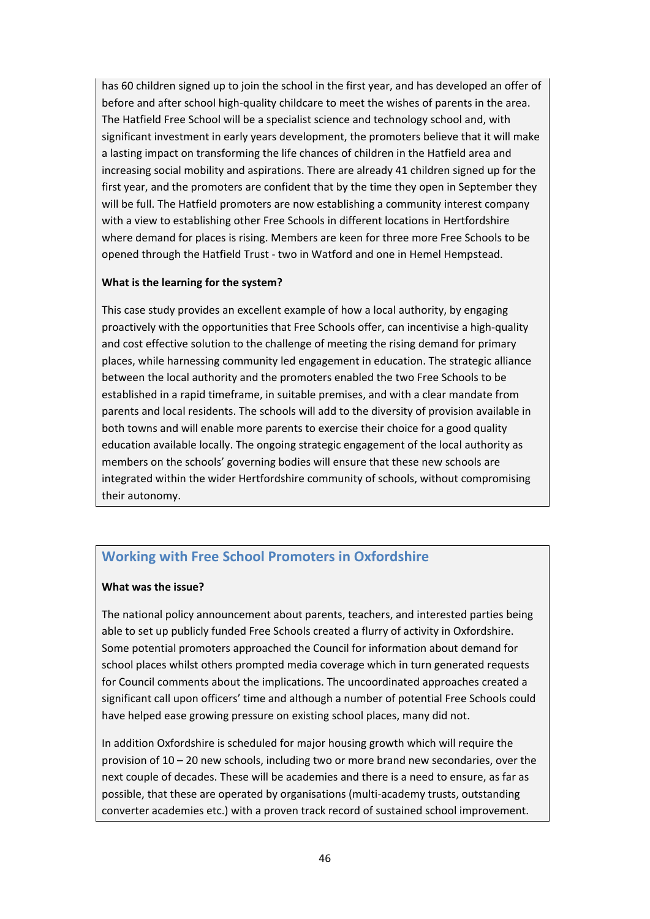has 60 children signed up to join the school in the first year, and has developed an offer of before and after school high-quality childcare to meet the wishes of parents in the area. The Hatfield Free School will be a specialist science and technology school and, with significant investment in early years development, the promoters believe that it will make a lasting impact on transforming the life chances of children in the Hatfield area and increasing social mobility and aspirations. There are already 41 children signed up for the first year, and the promoters are confident that by the time they open in September they will be full. The Hatfield promoters are now establishing a community interest company with a view to establishing other Free Schools in different locations in Hertfordshire where demand for places is rising. Members are keen for three more Free Schools to be opened through the Hatfield Trust - two in Watford and one in Hemel Hempstead.

**What is the learning for the system?**

This case study provides an excellent example of how a local authority, by engaging proactively with the opportunities that Free Schools offer, can incentivise a high-quality and cost effective solution to the challenge of meeting the rising demand for primary places, while harnessing community led engagement in education. The strategic alliance between the local authority and the promoters enabled the two Free Schools to be established in a rapid timeframe, in suitable premises, and with a clear mandate from parents and local residents. The schools will add to the diversity of provision available in both towns and will enable more parents to exercise their choice for a good quality education available locally. The ongoing strategic engagement of the local authority as members on the schools' governing bodies will ensure that these new schools are integrated within the wider Hertfordshire community of schools, without compromising their autonomy.

## Working with Free School Promoters in Oxfordshire

**What was the issue?**

The national policy announcement about parents, teachers, and interested parties being able to set up publicly funded Free Schools created a flurry of activity in Oxfordshire. Some potential promoters approached the Council for information about demand for school places whilst others prompted media coverage which in turn generated requests for Council comments about the implications. The uncoordinated approaches created a significant call upon officers' time and although a number of potential Free Schools could have helped ease growing pressure on existing school places, many did not.

In addition Oxfordshire is scheduled for major housing growth which will require the provision of 10 – 20 new schools, including two or more brand new secondaries, over the next couple of decades. These will be academies and there is a need to ensure, as far as possible, that these are operated by organisations (multi-academy trusts, outstanding converter academies etc.) with a proven track record of sustained school improvement.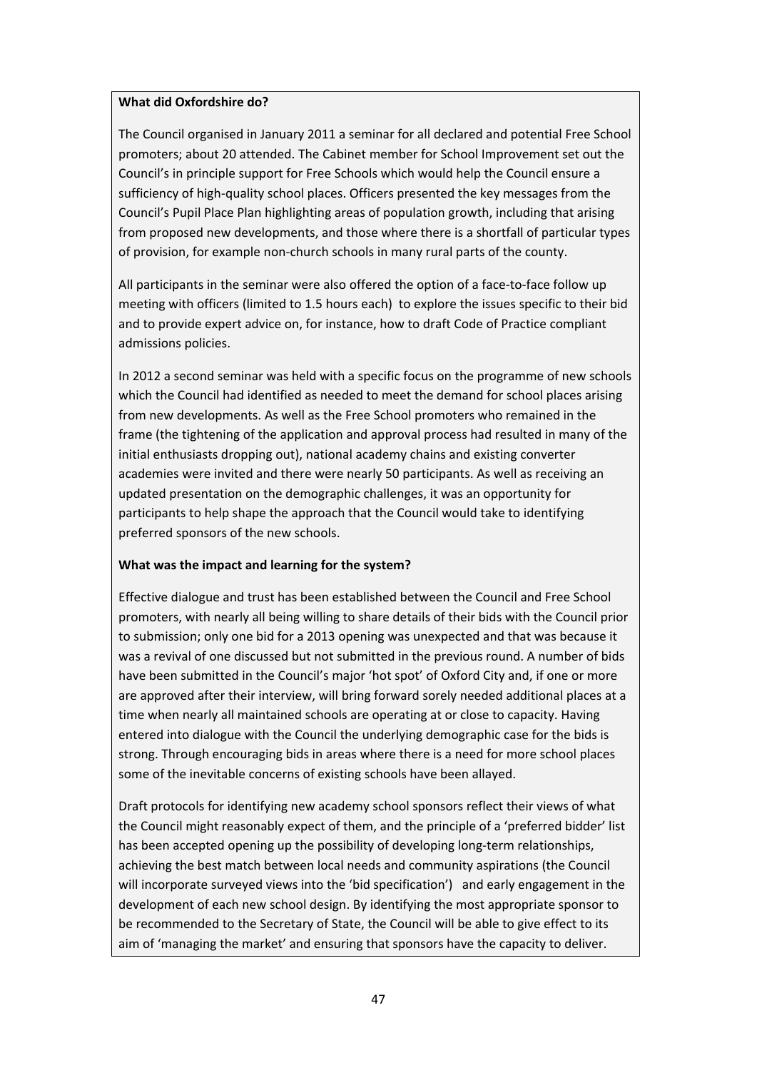**What did Oxfordshire do?**

The Council organised in January 2011 a seminar for all declared and potential Free School promoters; about 20 attended. The Cabinet member for School Improvement set out the Council's in principle support for Free Schools which would help the Council ensure a sufficiency of high-quality school places. Officers presented the key messages from the Council's Pupil Place Plan highlighting areas of population growth, including that arising from proposed new developments, and those where there is a shortfall of particular types of provision, for example non-church schools in many rural parts of the county.

All participants in the seminar were also offered the option of a face-to-face follow up meeting with officers (limited to 1.5 hours each) to explore the issues specific to their bid and to provide expert advice on, for instance, how to draft Code of Practice compliant admissions policies.

In 2012 a second seminar was held with a specific focus on the programme of new schools which the Council had identified as needed to meet the demand for school places arising from new developments. As well as the Free School promoters who remained in the frame (the tightening of the application and approval process had resulted in many of the initial enthusiasts dropping out), national academy chains and existing converter academies were invited and there were nearly 50 participants. As well as receiving an updated presentation on the demographic challenges, it was an opportunity for participants to help shape the approach that the Council would take to identifying preferred sponsors of the new schools.

**What was the impact and learning for the system?**

Effective dialogue and trust has been established between the Council and Free School promoters, with nearly all being willing to share details of their bids with the Council prior to submission; only one bid for a 2013 opening was unexpected and that was because it was a revival of one discussed but not submitted in the previous round. A number of bids have been submitted in the Council's major 'hot spot' of Oxford City and, if one or more are approved after their interview, will bring forward sorely needed additional places at a time when nearly all maintained schools are operating at or close to capacity. Having entered into dialogue with the Council the underlying demographic case for the bids is strong. Through encouraging bids in areas where there is a need for more school places some of the inevitable concerns of existing schools have been allayed.

Draft protocols for identifying new academy school sponsors reflect their views of what the Council might reasonably expect of them, and the principle of a 'preferred bidder' list has been accepted opening up the possibility of developing long-term relationships, achieving the best match between local needs and community aspirations (the Council will incorporate surveyed views into the 'bid specification') and early engagement in the development of each new school design. By identifying the most appropriate sponsor to be recommended to the Secretary of State, the Council will be able to give effect to its aim of 'managing the market' and ensuring that sponsors have the capacity to deliver.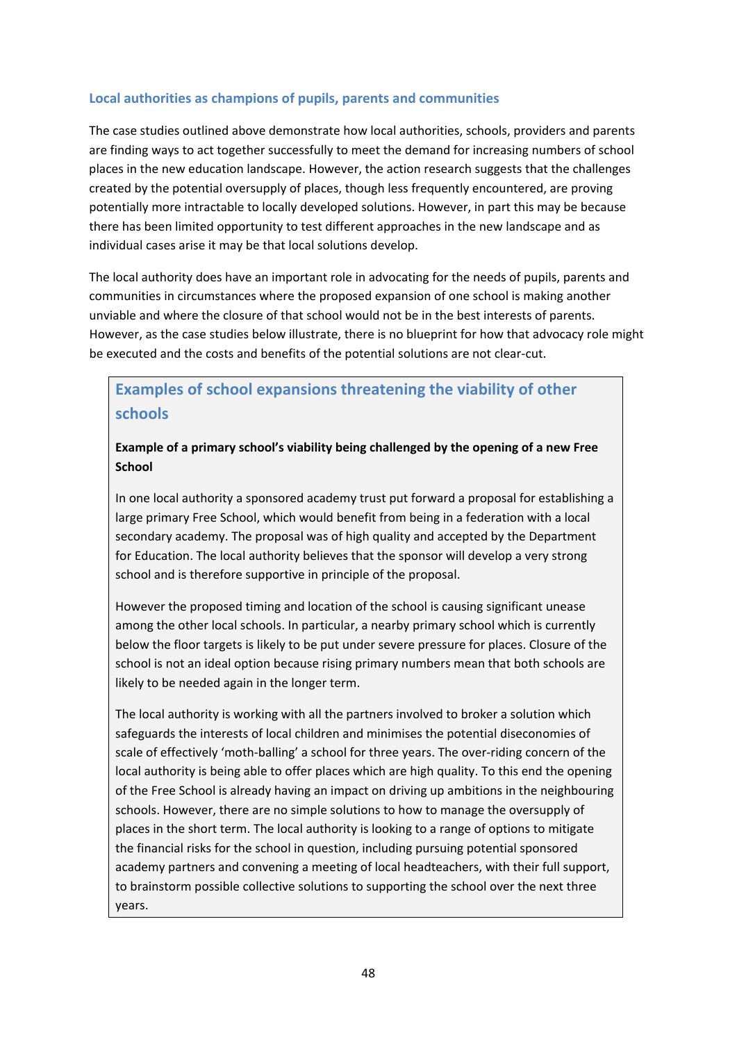### Local authorities as champions of pupils, parents and communities

The case studies outlined above demonstrate how local authorities, schools, providers and parents are finding ways to act together successfully to meet the demand for increasing numbers of school places in the new education landscape. However, the action research suggests that the challenges created by the potential oversupply of places, though less frequently encountered, are proving potentially more intractable to locally developed solutions. However, in part this may be because there has been limited opportunity to test different approaches in the new landscape and as individual cases arise it may be that local solutions develop.

The local authority does have an important role in advocating for the needs of pupils, parents and communities in circumstances where the proposed expansion of one school is making another unviable and where the closure of that school would not be in the best interests of parents. However, as the case studies below illustrate, there is no blueprint for how that advocacy role might be executed and the costs and benefits of the potential solutions are not clear-cut.

## Examples of school expansions threatening the viability of other schools

**Example of a primary school's viability being challenged by the opening of a new Free School**

In one local authority a sponsored academy trust put forward a proposal for establishing a large primary Free School, which would benefit from being in a federation with a local secondary academy. The proposal was of high quality and accepted by the Department for Education. The local authority believes that the sponsor will develop a very strong school and is therefore supportive in principle of the proposal.

However the proposed timing and location of the school is causing significant unease among the other local schools. In particular, a nearby primary school which is currently below the floor targets is likely to be put under severe pressure for places. Closure of the school is not an ideal option because rising primary numbers mean that both schools are likely to be needed again in the longer term.

The local authority is working with all the partners involved to broker a solution which safeguards the interests of local children and minimises the potential diseconomies of scale of effectively 'moth-balling' a school for three years. The over-riding concern of the local authority is being able to offer places which are high quality. To this end the opening of the Free School is already having an impact on driving up ambitions in the neighbouring schools. However, there are no simple solutions to how to manage the oversupply of places in the short term. The local authority is looking to a range of options to mitigate the financial risks for the school in question, including pursuing potential sponsored academy partners and convening a meeting of local headteachers, with their full support, to brainstorm possible collective solutions to supporting the school over the next three years.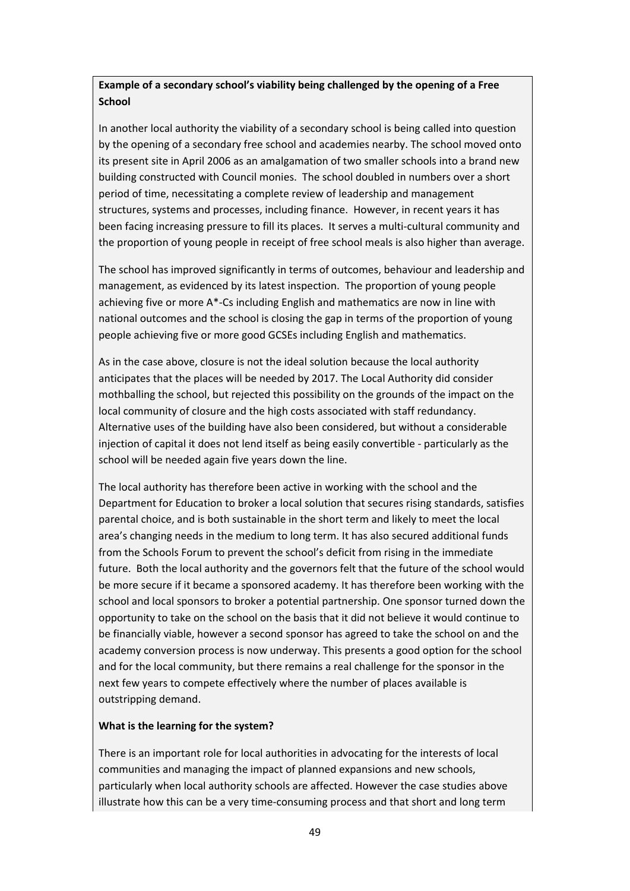**Example of a secondary school's viability being challenged by the opening of a Free School**

In another local authority the viability of a secondary school is being called into question by the opening of a secondary free school and academies nearby. The school moved onto its present site in April 2006 as an amalgamation of two smaller schools into a brand new building constructed with Council monies. The school doubled in numbers over a short period of time, necessitating a complete review of leadership and management structures, systems and processes, including finance. However, in recent years it has been facing increasing pressure to fill its places. It serves a multi-cultural community and the proportion of young people in receipt of free school meals is also higher than average.

The school has improved significantly in terms of outcomes, behaviour and leadership and management, as evidenced by its latest inspection. The proportion of young people achieving five or more A*-Cs including English and mathematics are now in line with national outcomes and the school is closing the gap in terms of the proportion of young people achieving five or more good GCSEs including English and mathematics.

As in the case above, closure is not the ideal solution because the local authority anticipates that the places will be needed by 2017. The Local Authority did consider mothballing the school, but rejected this possibility on the grounds of the impact on the local community of closure and the high costs associated with staff redundancy. Alternative uses of the building have also been considered, but without a considerable injection of capital it does not lend itself as being easily convertible - particularly as the school will be needed again five years down the line.

The local authority has therefore been active in working with the school and the Department for Education to broker a local solution that secures rising standards, satisfies parental choice, and is both sustainable in the short term and likely to meet the local area's changing needs in the medium to long term. It has also secured additional funds from the Schools Forum to prevent the school's deficit from rising in the immediate future. Both the local authority and the governors felt that the future of the school would be more secure if it became a sponsored academy. It has therefore been working with the school and local sponsors to broker a potential partnership. One sponsor turned down the opportunity to take on the school on the basis that it did not believe it would continue to be financially viable, however a second sponsor has agreed to take the school on and the academy conversion process is now underway. This presents a good option for the school and for the local community, but there remains a real challenge for the sponsor in the next few years to compete effectively where the number of places available is outstripping demand.

**What is the learning for the system?**

There is an important role for local authorities in advocating for the interests of local communities and managing the impact of planned expansions and new schools, particularly when local authority schools are affected. However the case studies above illustrate how this can be a very time-consuming process and that short and long term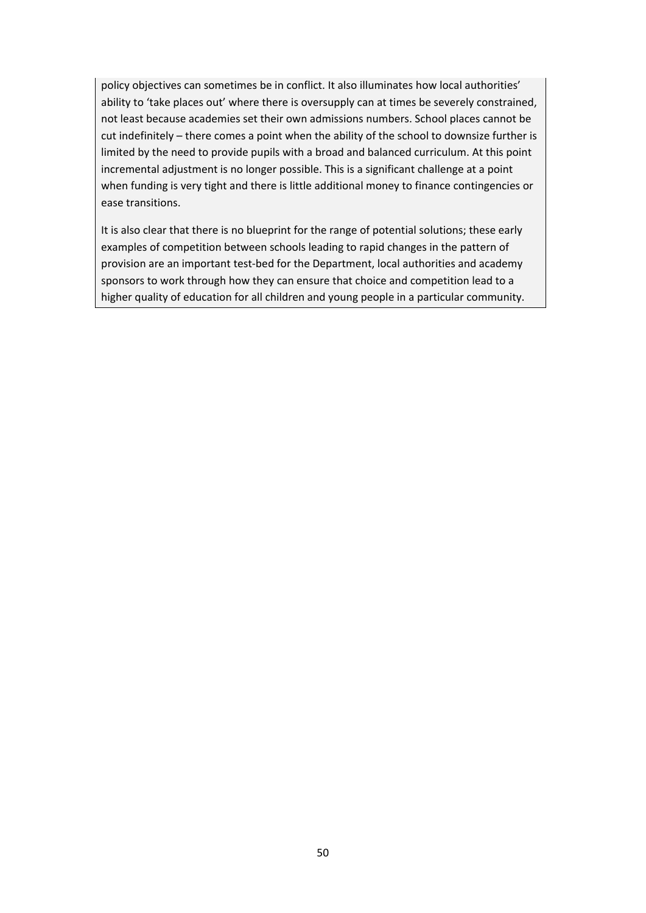policy objectives can sometimes be in conflict. It also illuminates how local authorities' ability to 'take places out' where there is oversupply can at times be severely constrained, not least because academies set their own admissions numbers. School places cannot be cut indefinitely – there comes a point when the ability of the school to downsize further is limited by the need to provide pupils with a broad and balanced curriculum. At this point incremental adjustment is no longer possible. This is a significant challenge at a point when funding is very tight and there is little additional money to finance contingencies or ease transitions.

It is also clear that there is no blueprint for the range of potential solutions; these early examples of competition between schools leading to rapid changes in the pattern of provision are an important test-bed for the Department, local authorities and academy sponsors to work through how they can ensure that choice and competition lead to a higher quality of education for all children and young people in a particular community.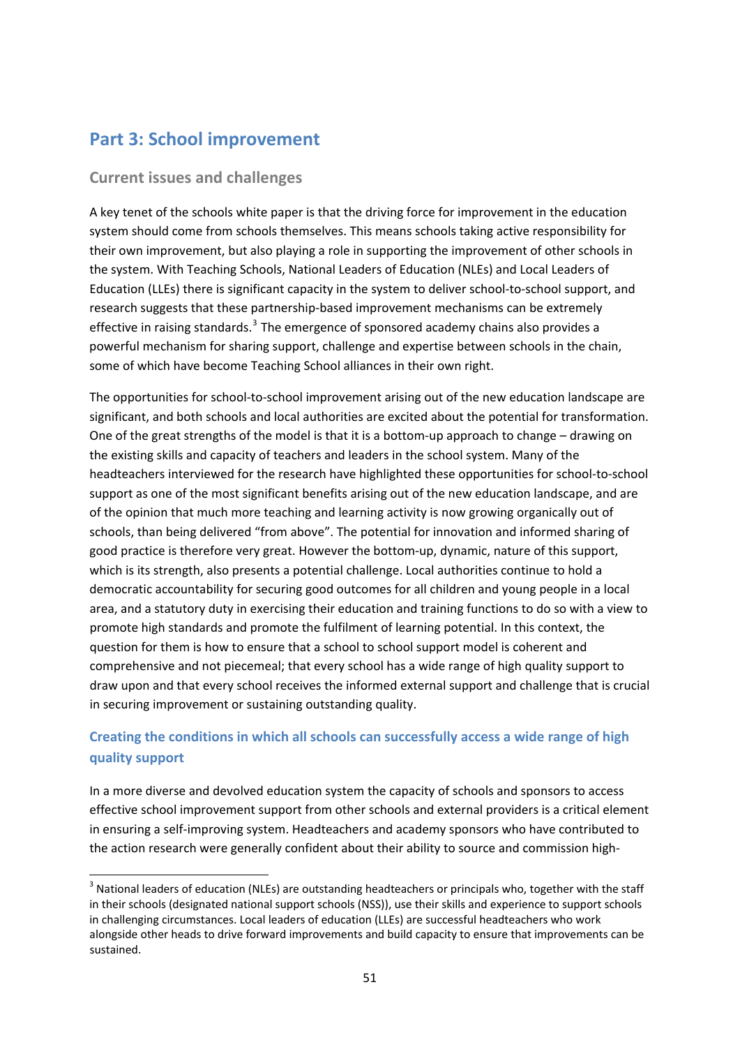## Part 3: School improvement

### Current issues and challenges

A key tenet of the schools white paper is that the driving force for improvement in the education system should come from schools themselves. This means schools taking active responsibility for their own improvement, but also playing a role in supporting the improvement of other schools in the system. With Teaching Schools, National Leaders of Education (NLEs) and Local Leaders of Education (LLEs) there is significant capacity in the system to deliver school-to-school support, and research suggests that these partnership-based improvement mechanisms can be extremely effective in raising standards.[3] The emergence of sponsored academy chains also provides a powerful mechanism for sharing support, challenge and expertise between schools in the chain, some of which have become Teaching School alliances in their own right.

The opportunities for school-to-school improvement arising out of the new education landscape are significant, and both schools and local authorities are excited about the potential for transformation. One of the great strengths of the model is that it is a bottom-up approach to change – drawing on the existing skills and capacity of teachers and leaders in the school system. Many of the headteachers interviewed for the research have highlighted these opportunities for school-to-school support as one of the most significant benefits arising out of the new education landscape, and are of the opinion that much more teaching and learning activity is now growing organically out of schools, than being delivered "from above". The potential for innovation and informed sharing of good practice is therefore very great. However the bottom-up, dynamic, nature of this support, which is its strength, also presents a potential challenge. Local authorities continue to hold a democratic accountability for securing good outcomes for all children and young people in a local area, and a statutory duty in exercising their education and training functions to do so with a view to promote high standards and promote the fulfilment of learning potential. In this context, the question for them is how to ensure that a school to school support model is coherent and comprehensive and not piecemeal; that every school has a wide range of high quality support to draw upon and that every school receives the informed external support and challenge that is crucial in securing improvement or sustaining outstanding quality.

### Creating the conditions in which all schools can successfully access a wide range of high quality support

In a more diverse and devolved education system the capacity of schools and sponsors to access effective school improvement support from other schools and external providers is a critical element in ensuring a self-improving system. Headteachers and academy sponsors who have contributed to the action research were generally confident about their ability to source and commission high-

[3] National leaders of education (NLEs) are outstanding headteachers or principals who, together with the staff in their schools (designated national support schools (NSS)), use their skills and experience to support schools in challenging circumstances. Local leaders of education (LLEs) are successful headteachers who work alongside other heads to drive forward improvements and build capacity to ensure that improvements can be sustained.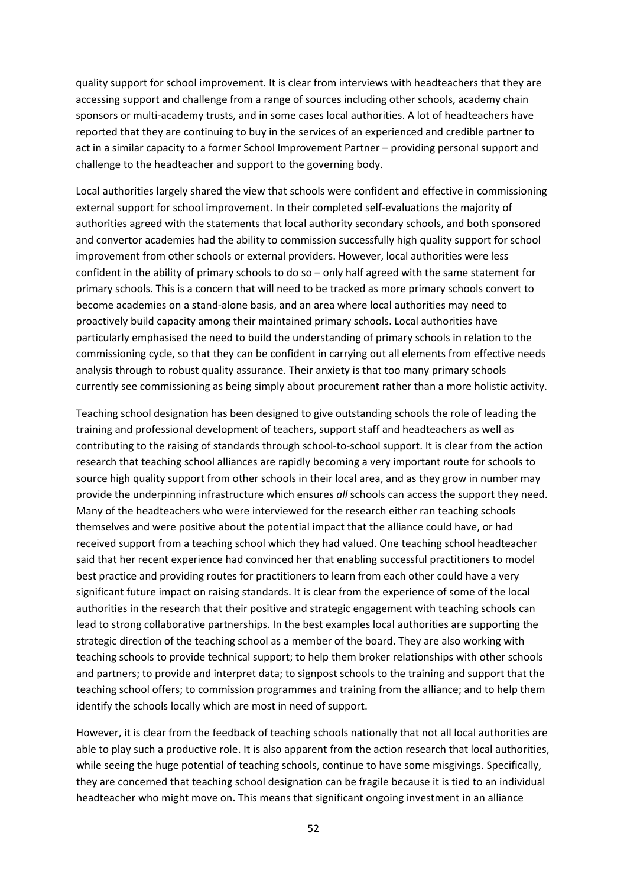quality support for school improvement. It is clear from interviews with headteachers that they are accessing support and challenge from a range of sources including other schools, academy chain sponsors or multi-academy trusts, and in some cases local authorities. A lot of headteachers have reported that they are continuing to buy in the services of an experienced and credible partner to act in a similar capacity to a former School Improvement Partner – providing personal support and challenge to the headteacher and support to the governing body.

Local authorities largely shared the view that schools were confident and effective in commissioning external support for school improvement. In their completed self-evaluations the majority of authorities agreed with the statements that local authority secondary schools, and both sponsored and convertor academies had the ability to commission successfully high quality support for school improvement from other schools or external providers. However, local authorities were less confident in the ability of primary schools to do so – only half agreed with the same statement for primary schools. This is a concern that will need to be tracked as more primary schools convert to become academies on a stand-alone basis, and an area where local authorities may need to proactively build capacity among their maintained primary schools. Local authorities have particularly emphasised the need to build the understanding of primary schools in relation to the commissioning cycle, so that they can be confident in carrying out all elements from effective needs analysis through to robust quality assurance. Their anxiety is that too many primary schools currently see commissioning as being simply about procurement rather than a more holistic activity.

Teaching school designation has been designed to give outstanding schools the role of leading the training and professional development of teachers, support staff and headteachers as well as contributing to the raising of standards through school-to-school support. It is clear from the action research that teaching school alliances are rapidly becoming a very important route for schools to source high quality support from other schools in their local area, and as they grow in number may provide the underpinning infrastructure which ensures *all* schools can access the support they need. Many of the headteachers who were interviewed for the research either ran teaching schools themselves and were positive about the potential impact that the alliance could have, or had received support from a teaching school which they had valued. One teaching school headteacher said that her recent experience had convinced her that enabling successful practitioners to model best practice and providing routes for practitioners to learn from each other could have a very significant future impact on raising standards. It is clear from the experience of some of the local authorities in the research that their positive and strategic engagement with teaching schools can lead to strong collaborative partnerships. In the best examples local authorities are supporting the strategic direction of the teaching school as a member of the board. They are also working with teaching schools to provide technical support; to help them broker relationships with other schools and partners; to provide and interpret data; to signpost schools to the training and support that the teaching school offers; to commission programmes and training from the alliance; and to help them identify the schools locally which are most in need of support.

However, it is clear from the feedback of teaching schools nationally that not all local authorities are able to play such a productive role. It is also apparent from the action research that local authorities, while seeing the huge potential of teaching schools, continue to have some misgivings. Specifically, they are concerned that teaching school designation can be fragile because it is tied to an individual headteacher who might move on. This means that significant ongoing investment in an alliance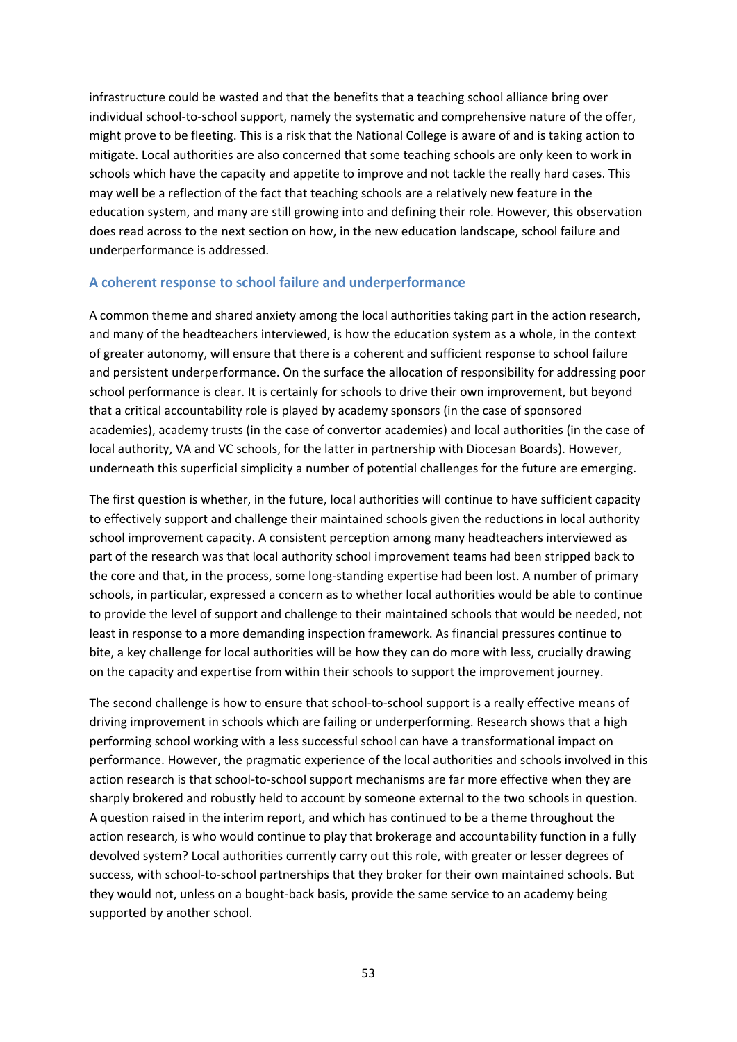infrastructure could be wasted and that the benefits that a teaching school alliance bring over individual school-to-school support, namely the systematic and comprehensive nature of the offer, might prove to be fleeting. This is a risk that the National College is aware of and is taking action to mitigate. Local authorities are also concerned that some teaching schools are only keen to work in schools which have the capacity and appetite to improve and not tackle the really hard cases. This may well be a reflection of the fact that teaching schools are a relatively new feature in the education system, and many are still growing into and defining their role. However, this observation does read across to the next section on how, in the new education landscape, school failure and underperformance is addressed.

### A coherent response to school failure and underperformance

A common theme and shared anxiety among the local authorities taking part in the action research, and many of the headteachers interviewed, is how the education system as a whole, in the context of greater autonomy, will ensure that there is a coherent and sufficient response to school failure and persistent underperformance. On the surface the allocation of responsibility for addressing poor school performance is clear. It is certainly for schools to drive their own improvement, but beyond that a critical accountability role is played by academy sponsors (in the case of sponsored academies), academy trusts (in the case of convertor academies) and local authorities (in the case of local authority, VA and VC schools, for the latter in partnership with Diocesan Boards). However, underneath this superficial simplicity a number of potential challenges for the future are emerging.

The first question is whether, in the future, local authorities will continue to have sufficient capacity to effectively support and challenge their maintained schools given the reductions in local authority school improvement capacity. A consistent perception among many headteachers interviewed as part of the research was that local authority school improvement teams had been stripped back to the core and that, in the process, some long-standing expertise had been lost. A number of primary schools, in particular, expressed a concern as to whether local authorities would be able to continue to provide the level of support and challenge to their maintained schools that would be needed, not least in response to a more demanding inspection framework. As financial pressures continue to bite, a key challenge for local authorities will be how they can do more with less, crucially drawing on the capacity and expertise from within their schools to support the improvement journey.

The second challenge is how to ensure that school-to-school support is a really effective means of driving improvement in schools which are failing or underperforming. Research shows that a high performing school working with a less successful school can have a transformational impact on performance. However, the pragmatic experience of the local authorities and schools involved in this action research is that school-to-school support mechanisms are far more effective when they are sharply brokered and robustly held to account by someone external to the two schools in question. A question raised in the interim report, and which has continued to be a theme throughout the action research, is who would continue to play that brokerage and accountability function in a fully devolved system? Local authorities currently carry out this role, with greater or lesser degrees of success, with school-to-school partnerships that they broker for their own maintained schools. But they would not, unless on a bought-back basis, provide the same service to an academy being supported by another school.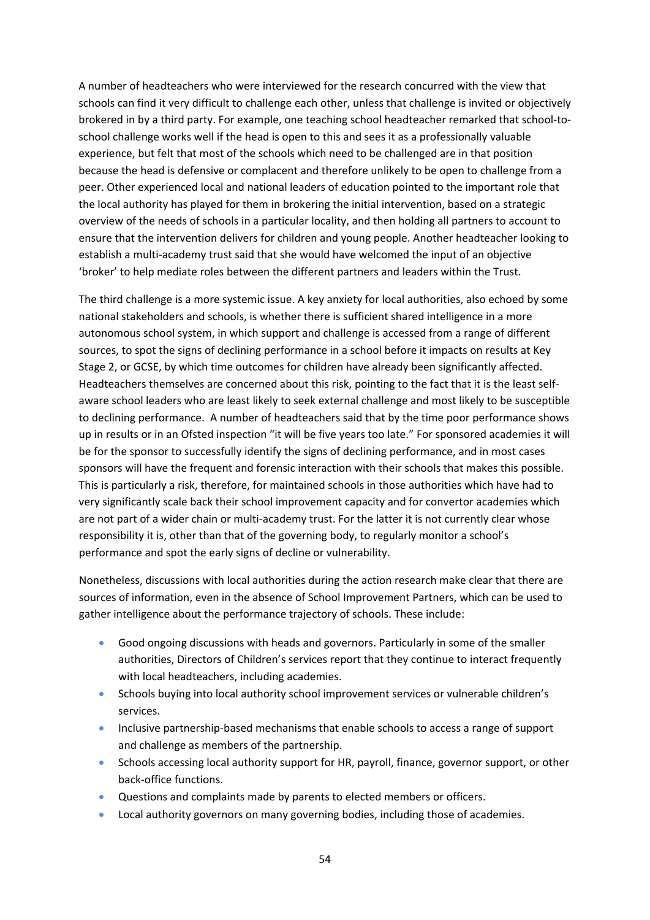A number of headteachers who were interviewed for the research concurred with the view that schools can find it very difficult to challenge each other, unless that challenge is invited or objectively brokered in by a third party. For example, one teaching school headteacher remarked that school-to-school challenge works well if the head is open to this and sees it as a professionally valuable experience, but felt that most of the schools which need to be challenged are in that position because the head is defensive or complacent and therefore unlikely to be open to challenge from a peer. Other experienced local and national leaders of education pointed to the important role that the local authority has played for them in brokering the initial intervention, based on a strategic overview of the needs of schools in a particular locality, and then holding all partners to account to ensure that the intervention delivers for children and young people. Another headteacher looking to establish a multi-academy trust said that she would have welcomed the input of an objective 'broker' to help mediate roles between the different partners and leaders within the Trust.

The third challenge is a more systemic issue. A key anxiety for local authorities, also echoed by some national stakeholders and schools, is whether there is sufficient shared intelligence in a more autonomous school system, in which support and challenge is accessed from a range of different sources, to spot the signs of declining performance in a school before it impacts on results at Key Stage 2, or GCSE, by which time outcomes for children have already been significantly affected. Headteachers themselves are concerned about this risk, pointing to the fact that it is the least self-aware school leaders who are least likely to seek external challenge and most likely to be susceptible to declining performance. A number of headteachers said that by the time poor performance shows up in results or in an Ofsted inspection "it will be five years too late." For sponsored academies it will be for the sponsor to successfully identify the signs of declining performance, and in most cases sponsors will have the frequent and forensic interaction with their schools that makes this possible. This is particularly a risk, therefore, for maintained schools in those authorities which have had to very significantly scale back their school improvement capacity and for convertor academies which are not part of a wider chain or multi-academy trust. For the latter it is not currently clear whose responsibility it is, other than that of the governing body, to regularly monitor a school's performance and spot the early signs of decline or vulnerability.

Nonetheless, discussions with local authorities during the action research make clear that there are sources of information, even in the absence of School Improvement Partners, which can be used to gather intelligence about the performance trajectory of schools. These include:

- Good ongoing discussions with heads and governors. Particularly in some of the smaller authorities, Directors of Children's services report that they continue to interact frequently with local headteachers, including academies.
- Schools buying into local authority school improvement services or vulnerable children's services.
- Inclusive partnership-based mechanisms that enable schools to access a range of support and challenge as members of the partnership.
- Schools accessing local authority support for HR, payroll, finance, governor support, or other back-office functions.
- Questions and complaints made by parents to elected members or officers.
- Local authority governors on many governing bodies, including those of academies.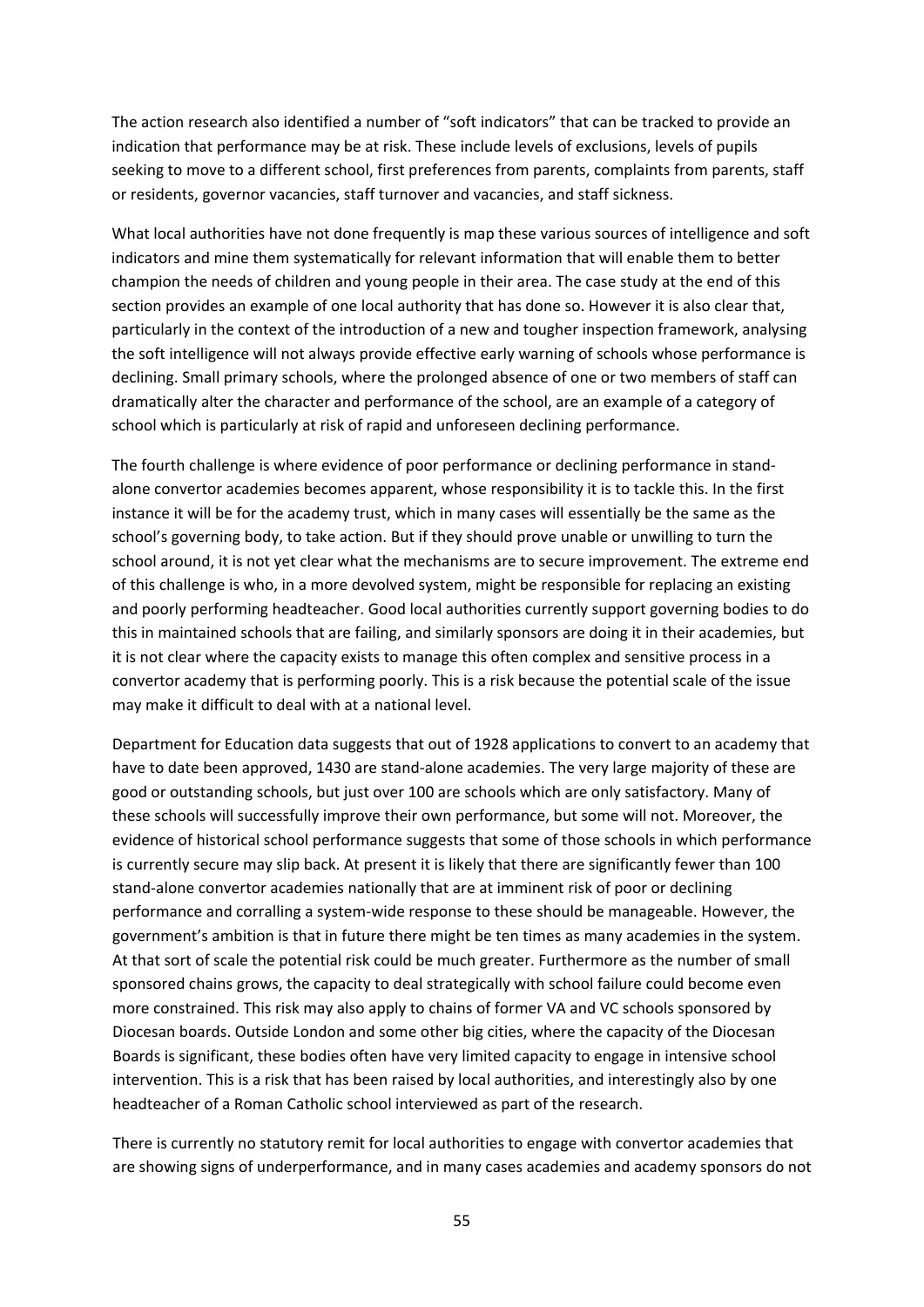The action research also identified a number of "soft indicators" that can be tracked to provide an indication that performance may be at risk. These include levels of exclusions, levels of pupils seeking to move to a different school, first preferences from parents, complaints from parents, staff or residents, governor vacancies, staff turnover and vacancies, and staff sickness.

What local authorities have not done frequently is map these various sources of intelligence and soft indicators and mine them systematically for relevant information that will enable them to better champion the needs of children and young people in their area. The case study at the end of this section provides an example of one local authority that has done so. However it is also clear that, particularly in the context of the introduction of a new and tougher inspection framework, analysing the soft intelligence will not always provide effective early warning of schools whose performance is declining. Small primary schools, where the prolonged absence of one or two members of staff can dramatically alter the character and performance of the school, are an example of a category of school which is particularly at risk of rapid and unforeseen declining performance.

The fourth challenge is where evidence of poor performance or declining performance in stand-alone convertor academies becomes apparent, whose responsibility it is to tackle this. In the first instance it will be for the academy trust, which in many cases will essentially be the same as the school's governing body, to take action. But if they should prove unable or unwilling to turn the school around, it is not yet clear what the mechanisms are to secure improvement. The extreme end of this challenge is who, in a more devolved system, might be responsible for replacing an existing and poorly performing headteacher. Good local authorities currently support governing bodies to do this in maintained schools that are failing, and similarly sponsors are doing it in their academies, but it is not clear where the capacity exists to manage this often complex and sensitive process in a convertor academy that is performing poorly. This is a risk because the potential scale of the issue may make it difficult to deal with at a national level.

Department for Education data suggests that out of 1928 applications to convert to an academy that have to date been approved, 1430 are stand-alone academies. The very large majority of these are good or outstanding schools, but just over 100 are schools which are only satisfactory. Many of these schools will successfully improve their own performance, but some will not. Moreover, the evidence of historical school performance suggests that some of those schools in which performance is currently secure may slip back. At present it is likely that there are significantly fewer than 100 stand-alone convertor academies nationally that are at imminent risk of poor or declining performance and corralling a system-wide response to these should be manageable. However, the government's ambition is that in future there might be ten times as many academies in the system. At that sort of scale the potential risk could be much greater. Furthermore as the number of small sponsored chains grows, the capacity to deal strategically with school failure could become even more constrained. This risk may also apply to chains of former VA and VC schools sponsored by Diocesan boards. Outside London and some other big cities, where the capacity of the Diocesan Boards is significant, these bodies often have very limited capacity to engage in intensive school intervention. This is a risk that has been raised by local authorities, and interestingly also by one headteacher of a Roman Catholic school interviewed as part of the research.

There is currently no statutory remit for local authorities to engage with convertor academies that are showing signs of underperformance, and in many cases academies and academy sponsors do not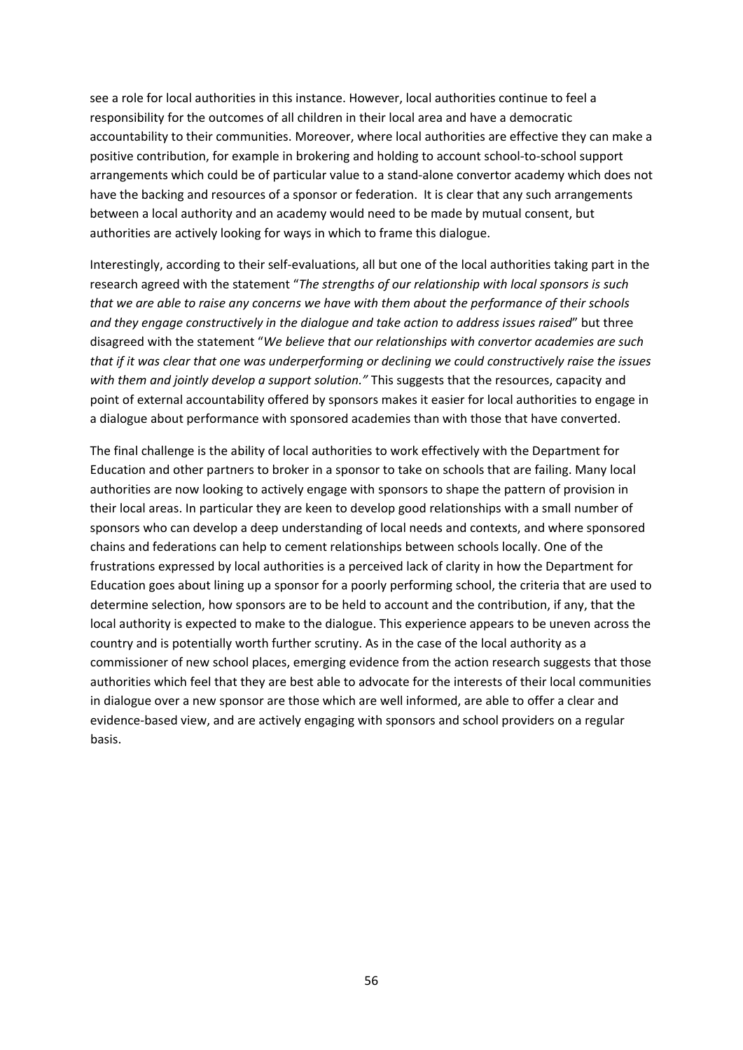see a role for local authorities in this instance. However, local authorities continue to feel a responsibility for the outcomes of all children in their local area and have a democratic accountability to their communities. Moreover, where local authorities are effective they can make a positive contribution, for example in brokering and holding to account school-to-school support arrangements which could be of particular value to a stand-alone convertor academy which does not have the backing and resources of a sponsor or federation. It is clear that any such arrangements between a local authority and an academy would need to be made by mutual consent, but authorities are actively looking for ways in which to frame this dialogue.

Interestingly, according to their self-evaluations, all but one of the local authorities taking part in the research agreed with the statement "*The strengths of our relationship with local sponsors is such that we are able to raise any concerns we have with them about the performance of their schools and they engage constructively in the dialogue and take action to address issues raised*" but three disagreed with the statement "*We believe that our relationships with convertor academies are such that if it was clear that one was underperforming or declining we could constructively raise the issues with them and jointly develop a support solution."* This suggests that the resources, capacity and point of external accountability offered by sponsors makes it easier for local authorities to engage in a dialogue about performance with sponsored academies than with those that have converted.

The final challenge is the ability of local authorities to work effectively with the Department for Education and other partners to broker in a sponsor to take on schools that are failing. Many local authorities are now looking to actively engage with sponsors to shape the pattern of provision in their local areas. In particular they are keen to develop good relationships with a small number of sponsors who can develop a deep understanding of local needs and contexts, and where sponsored chains and federations can help to cement relationships between schools locally. One of the frustrations expressed by local authorities is a perceived lack of clarity in how the Department for Education goes about lining up a sponsor for a poorly performing school, the criteria that are used to determine selection, how sponsors are to be held to account and the contribution, if any, that the local authority is expected to make to the dialogue. This experience appears to be uneven across the country and is potentially worth further scrutiny. As in the case of the local authority as a commissioner of new school places, emerging evidence from the action research suggests that those authorities which feel that they are best able to advocate for the interests of their local communities in dialogue over a new sponsor are those which are well informed, are able to offer a clear and evidence-based view, and are actively engaging with sponsors and school providers on a regular basis.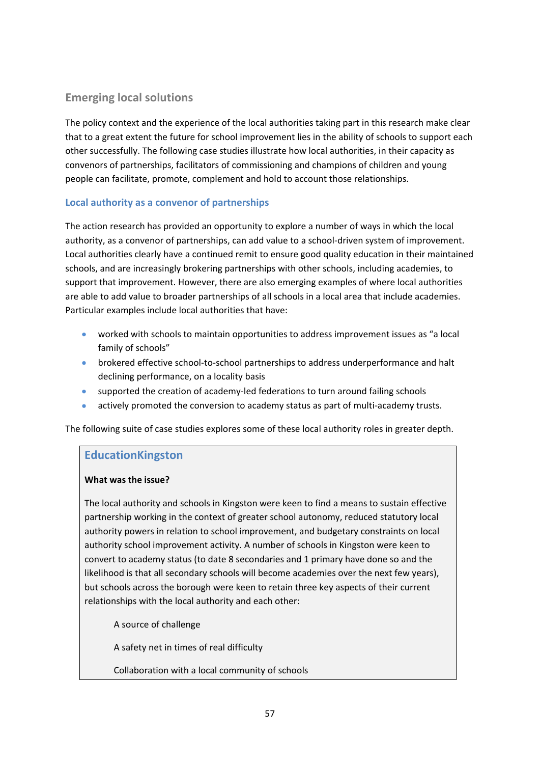## Emerging local solutions

The policy context and the experience of the local authorities taking part in this research make clear that to a great extent the future for school improvement lies in the ability of schools to support each other successfully. The following case studies illustrate how local authorities, in their capacity as convenors of partnerships, facilitators of commissioning and champions of children and young people can facilitate, promote, complement and hold to account those relationships.

### Local authority as a convenor of partnerships

The action research has provided an opportunity to explore a number of ways in which the local authority, as a convenor of partnerships, can add value to a school-driven system of improvement. Local authorities clearly have a continued remit to ensure good quality education in their maintained schools, and are increasingly brokering partnerships with other schools, including academies, to support that improvement. However, there are also emerging examples of where local authorities are able to add value to broader partnerships of all schools in a local area that include academies. Particular examples include local authorities that have:

- worked with schools to maintain opportunities to address improvement issues as "a local family of schools"
- brokered effective school-to-school partnerships to address underperformance and halt declining performance, on a locality basis
- supported the creation of academy-led federations to turn around failing schools
- actively promoted the conversion to academy status as part of multi-academy trusts.

The following suite of case studies explores some of these local authority roles in greater depth.

#### EducationKingston

**What was the issue?**

The local authority and schools in Kingston were keen to find a means to sustain effective partnership working in the context of greater school autonomy, reduced statutory local authority powers in relation to school improvement, and budgetary constraints on local authority school improvement activity. A number of schools in Kingston were keen to convert to academy status (to date 8 secondaries and 1 primary have done so and the likelihood is that all secondary schools will become academies over the next few years), but schools across the borough were keen to retain three key aspects of their current relationships with the local authority and each other:

A source of challenge

A safety net in times of real difficulty

Collaboration with a local community of schools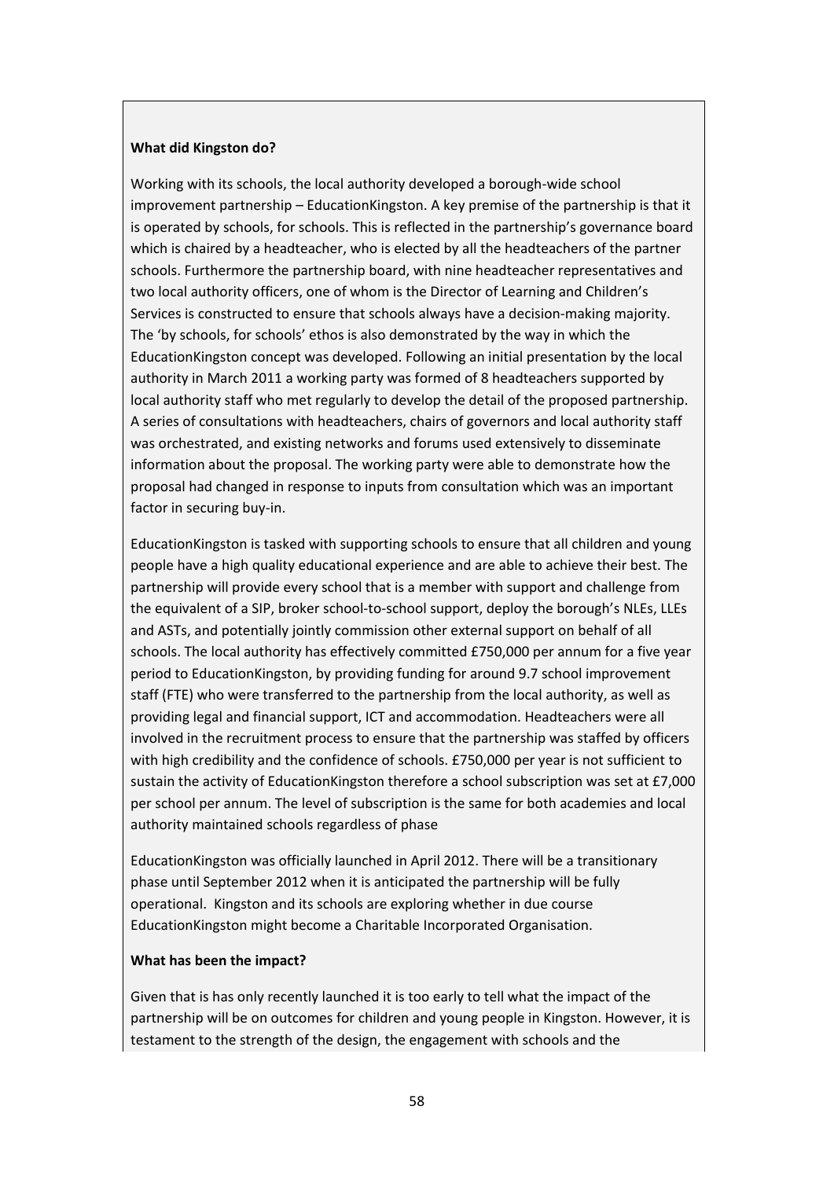**What did Kingston do?**

Working with its schools, the local authority developed a borough-wide school improvement partnership – EducationKingston. A key premise of the partnership is that it is operated by schools, for schools. This is reflected in the partnership's governance board which is chaired by a headteacher, who is elected by all the headteachers of the partner schools. Furthermore the partnership board, with nine headteacher representatives and two local authority officers, one of whom is the Director of Learning and Children's Services is constructed to ensure that schools always have a decision-making majority. The 'by schools, for schools' ethos is also demonstrated by the way in which the EducationKingston concept was developed. Following an initial presentation by the local authority in March 2011 a working party was formed of 8 headteachers supported by local authority staff who met regularly to develop the detail of the proposed partnership. A series of consultations with headteachers, chairs of governors and local authority staff was orchestrated, and existing networks and forums used extensively to disseminate information about the proposal. The working party were able to demonstrate how the proposal had changed in response to inputs from consultation which was an important factor in securing buy-in.

EducationKingston is tasked with supporting schools to ensure that all children and young people have a high quality educational experience and are able to achieve their best. The partnership will provide every school that is a member with support and challenge from the equivalent of a SIP, broker school-to-school support, deploy the borough's NLEs, LLEs and ASTs, and potentially jointly commission other external support on behalf of all schools. The local authority has effectively committed £750,000 per annum for a five year period to EducationKingston, by providing funding for around 9.7 school improvement staff (FTE) who were transferred to the partnership from the local authority, as well as providing legal and financial support, ICT and accommodation. Headteachers were all involved in the recruitment process to ensure that the partnership was staffed by officers with high credibility and the confidence of schools. £750,000 per year is not sufficient to sustain the activity of EducationKingston therefore a school subscription was set at £7,000 per school per annum. The level of subscription is the same for both academies and local authority maintained schools regardless of phase

EducationKingston was officially launched in April 2012. There will be a transitionary phase until September 2012 when it is anticipated the partnership will be fully operational. Kingston and its schools are exploring whether in due course EducationKingston might become a Charitable Incorporated Organisation.

**What has been the impact?**

Given that is has only recently launched it is too early to tell what the impact of the partnership will be on outcomes for children and young people in Kingston. However, it is testament to the strength of the design, the engagement with schools and the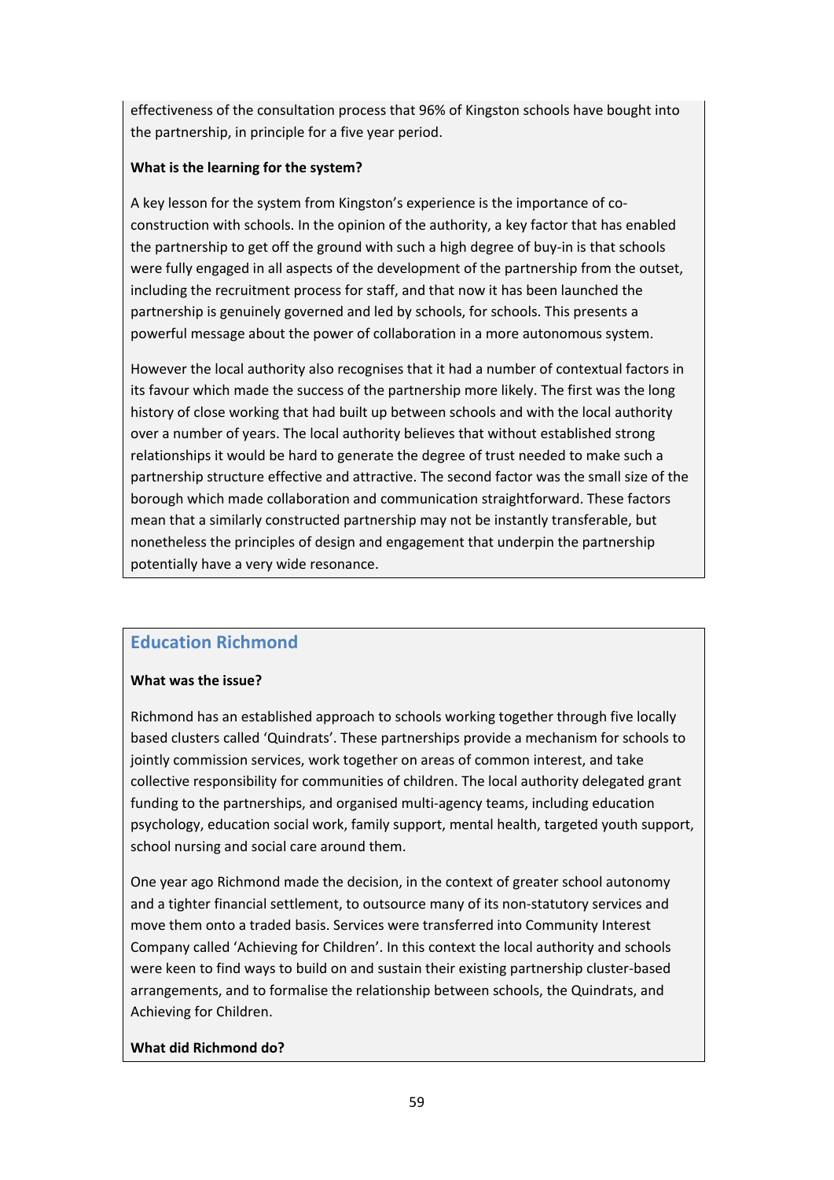effectiveness of the consultation process that 96% of Kingston schools have bought into the partnership, in principle for a five year period.

**What is the learning for the system?**

A key lesson for the system from Kingston's experience is the importance of co-construction with schools. In the opinion of the authority, a key factor that has enabled the partnership to get off the ground with such a high degree of buy-in is that schools were fully engaged in all aspects of the development of the partnership from the outset, including the recruitment process for staff, and that now it has been launched the partnership is genuinely governed and led by schools, for schools. This presents a powerful message about the power of collaboration in a more autonomous system.

However the local authority also recognises that it had a number of contextual factors in its favour which made the success of the partnership more likely. The first was the long history of close working that had built up between schools and with the local authority over a number of years. The local authority believes that without established strong relationships it would be hard to generate the degree of trust needed to make such a partnership structure effective and attractive. The second factor was the small size of the borough which made collaboration and communication straightforward. These factors mean that a similarly constructed partnership may not be instantly transferable, but nonetheless the principles of design and engagement that underpin the partnership potentially have a very wide resonance.

## Education Richmond

**What was the issue?**

Richmond has an established approach to schools working together through five locally based clusters called 'Quindrats'. These partnerships provide a mechanism for schools to jointly commission services, work together on areas of common interest, and take collective responsibility for communities of children. The local authority delegated grant funding to the partnerships, and organised multi-agency teams, including education psychology, education social work, family support, mental health, targeted youth support, school nursing and social care around them.

One year ago Richmond made the decision, in the context of greater school autonomy and a tighter financial settlement, to outsource many of its non-statutory services and move them onto a traded basis. Services were transferred into Community Interest Company called 'Achieving for Children'. In this context the local authority and schools were keen to find ways to build on and sustain their existing partnership cluster-based arrangements, and to formalise the relationship between schools, the Quindrats, and Achieving for Children.

**What did Richmond do?**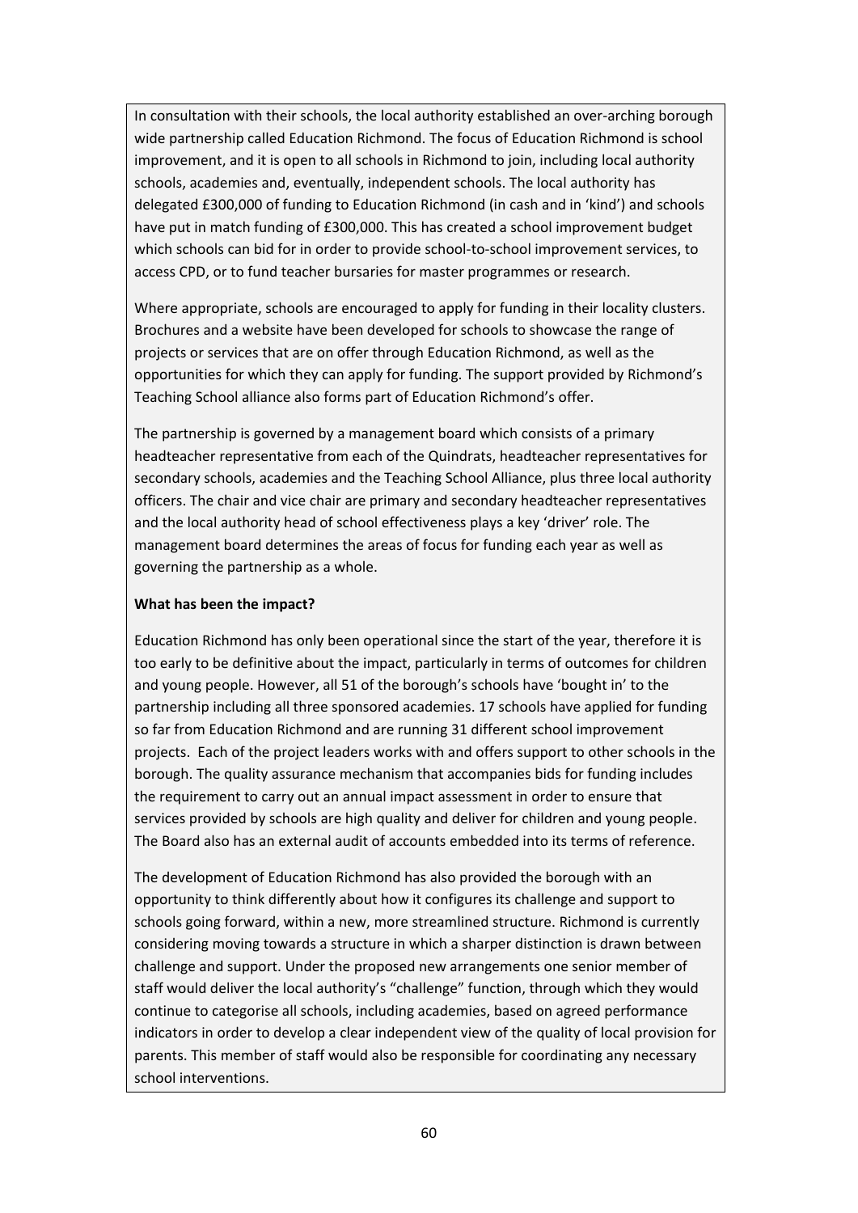In consultation with their schools, the local authority established an over-arching borough wide partnership called Education Richmond. The focus of Education Richmond is school improvement, and it is open to all schools in Richmond to join, including local authority schools, academies and, eventually, independent schools. The local authority has delegated £300,000 of funding to Education Richmond (in cash and in 'kind') and schools have put in match funding of £300,000. This has created a school improvement budget which schools can bid for in order to provide school-to-school improvement services, to access CPD, or to fund teacher bursaries for master programmes or research.

Where appropriate, schools are encouraged to apply for funding in their locality clusters. Brochures and a website have been developed for schools to showcase the range of projects or services that are on offer through Education Richmond, as well as the opportunities for which they can apply for funding. The support provided by Richmond's Teaching School alliance also forms part of Education Richmond's offer.

The partnership is governed by a management board which consists of a primary headteacher representative from each of the Quindrats, headteacher representatives for secondary schools, academies and the Teaching School Alliance, plus three local authority officers. The chair and vice chair are primary and secondary headteacher representatives and the local authority head of school effectiveness plays a key 'driver' role. The management board determines the areas of focus for funding each year as well as governing the partnership as a whole.

**What has been the impact?**

Education Richmond has only been operational since the start of the year, therefore it is too early to be definitive about the impact, particularly in terms of outcomes for children and young people. However, all 51 of the borough's schools have 'bought in' to the partnership including all three sponsored academies. 17 schools have applied for funding so far from Education Richmond and are running 31 different school improvement projects. Each of the project leaders works with and offers support to other schools in the borough. The quality assurance mechanism that accompanies bids for funding includes the requirement to carry out an annual impact assessment in order to ensure that services provided by schools are high quality and deliver for children and young people. The Board also has an external audit of accounts embedded into its terms of reference.

The development of Education Richmond has also provided the borough with an opportunity to think differently about how it configures its challenge and support to schools going forward, within a new, more streamlined structure. Richmond is currently considering moving towards a structure in which a sharper distinction is drawn between challenge and support. Under the proposed new arrangements one senior member of staff would deliver the local authority's "challenge" function, through which they would continue to categorise all schools, including academies, based on agreed performance indicators in order to develop a clear independent view of the quality of local provision for parents. This member of staff would also be responsible for coordinating any necessary school interventions.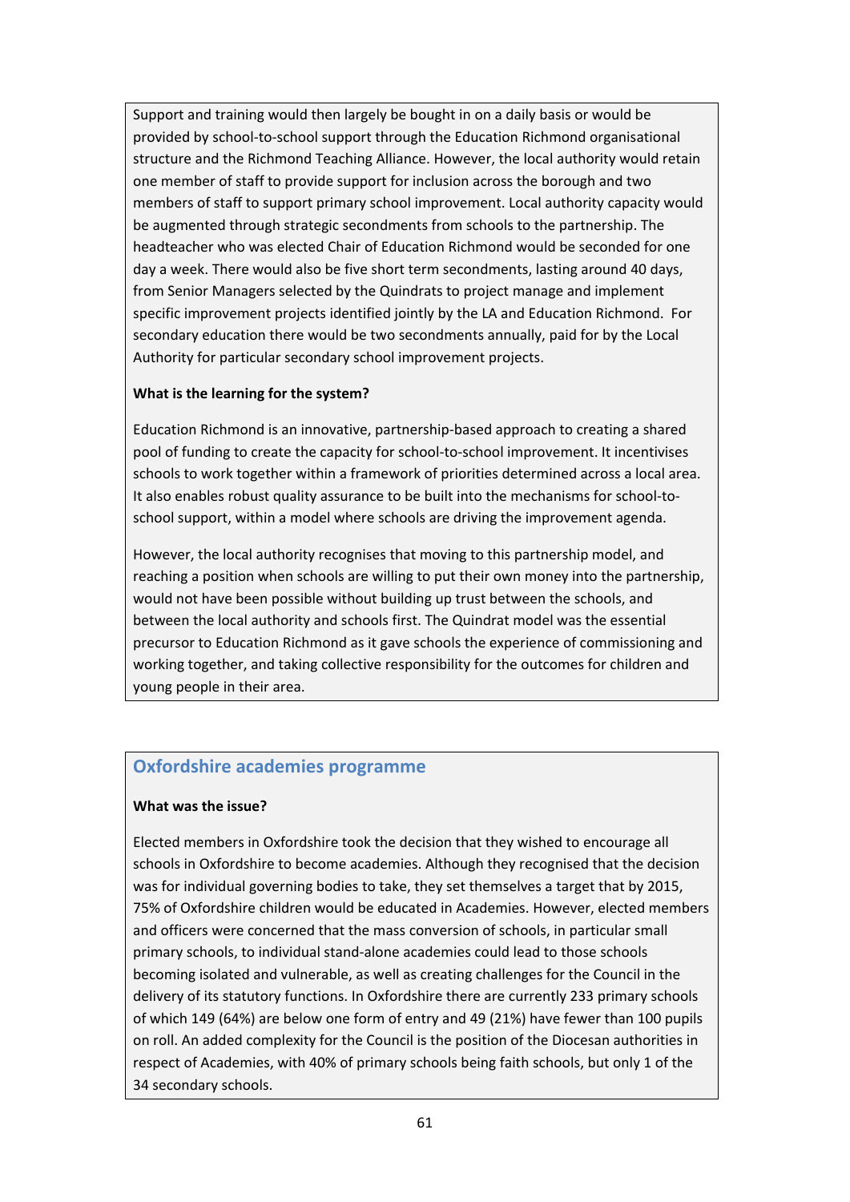Support and training would then largely be bought in on a daily basis or would be provided by school-to-school support through the Education Richmond organisational structure and the Richmond Teaching Alliance. However, the local authority would retain one member of staff to provide support for inclusion across the borough and two members of staff to support primary school improvement. Local authority capacity would be augmented through strategic secondments from schools to the partnership. The headteacher who was elected Chair of Education Richmond would be seconded for one day a week. There would also be five short term secondments, lasting around 40 days, from Senior Managers selected by the Quindrats to project manage and implement specific improvement projects identified jointly by the LA and Education Richmond. For secondary education there would be two secondments annually, paid for by the Local Authority for particular secondary school improvement projects.

**What is the learning for the system?**

Education Richmond is an innovative, partnership-based approach to creating a shared pool of funding to create the capacity for school-to-school improvement. It incentivises schools to work together within a framework of priorities determined across a local area. It also enables robust quality assurance to be built into the mechanisms for school-to-school support, within a model where schools are driving the improvement agenda.

However, the local authority recognises that moving to this partnership model, and reaching a position when schools are willing to put their own money into the partnership, would not have been possible without building up trust between the schools, and between the local authority and schools first. The Quindrat model was the essential precursor to Education Richmond as it gave schools the experience of commissioning and working together, and taking collective responsibility for the outcomes for children and young people in their area.

## Oxfordshire academies programme

**What was the issue?**

Elected members in Oxfordshire took the decision that they wished to encourage all schools in Oxfordshire to become academies. Although they recognised that the decision was for individual governing bodies to take, they set themselves a target that by 2015, 75% of Oxfordshire children would be educated in Academies. However, elected members and officers were concerned that the mass conversion of schools, in particular small primary schools, to individual stand-alone academies could lead to those schools becoming isolated and vulnerable, as well as creating challenges for the Council in the delivery of its statutory functions. In Oxfordshire there are currently 233 primary schools of which 149 (64%) are below one form of entry and 49 (21%) have fewer than 100 pupils on roll. An added complexity for the Council is the position of the Diocesan authorities in respect of Academies, with 40% of primary schools being faith schools, but only 1 of the 34 secondary schools.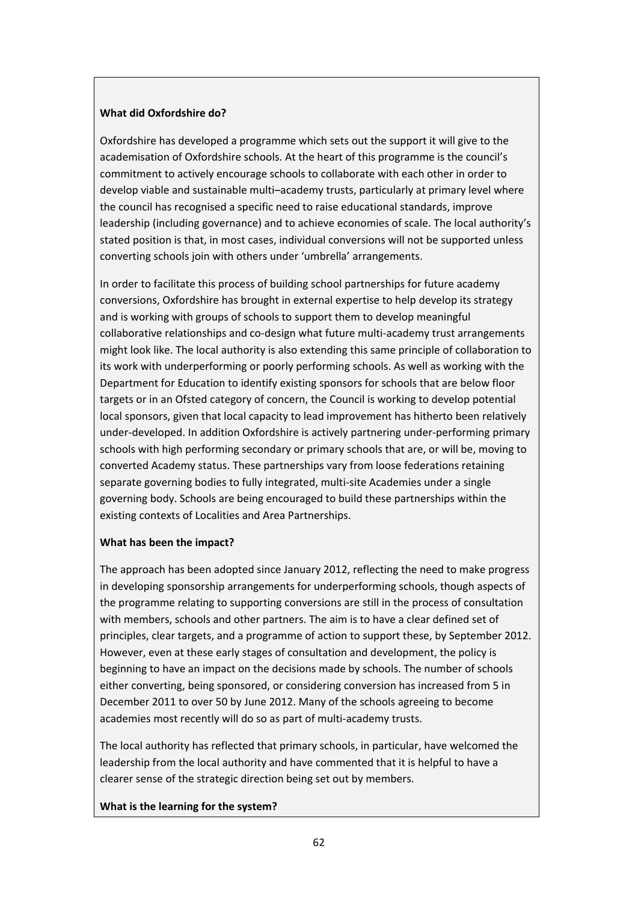**What did Oxfordshire do?**

Oxfordshire has developed a programme which sets out the support it will give to the academisation of Oxfordshire schools. At the heart of this programme is the council's commitment to actively encourage schools to collaborate with each other in order to develop viable and sustainable multi–academy trusts, particularly at primary level where the council has recognised a specific need to raise educational standards, improve leadership (including governance) and to achieve economies of scale. The local authority's stated position is that, in most cases, individual conversions will not be supported unless converting schools join with others under 'umbrella' arrangements.

In order to facilitate this process of building school partnerships for future academy conversions, Oxfordshire has brought in external expertise to help develop its strategy and is working with groups of schools to support them to develop meaningful collaborative relationships and co-design what future multi-academy trust arrangements might look like. The local authority is also extending this same principle of collaboration to its work with underperforming or poorly performing schools. As well as working with the Department for Education to identify existing sponsors for schools that are below floor targets or in an Ofsted category of concern, the Council is working to develop potential local sponsors, given that local capacity to lead improvement has hitherto been relatively under-developed. In addition Oxfordshire is actively partnering under-performing primary schools with high performing secondary or primary schools that are, or will be, moving to converted Academy status. These partnerships vary from loose federations retaining separate governing bodies to fully integrated, multi-site Academies under a single governing body. Schools are being encouraged to build these partnerships within the existing contexts of Localities and Area Partnerships.

**What has been the impact?**

The approach has been adopted since January 2012, reflecting the need to make progress in developing sponsorship arrangements for underperforming schools, though aspects of the programme relating to supporting conversions are still in the process of consultation with members, schools and other partners. The aim is to have a clear defined set of principles, clear targets, and a programme of action to support these, by September 2012. However, even at these early stages of consultation and development, the policy is beginning to have an impact on the decisions made by schools. The number of schools either converting, being sponsored, or considering conversion has increased from 5 in December 2011 to over 50 by June 2012. Many of the schools agreeing to become academies most recently will do so as part of multi-academy trusts.

The local authority has reflected that primary schools, in particular, have welcomed the leadership from the local authority and have commented that it is helpful to have a clearer sense of the strategic direction being set out by members.

**What is the learning for the system?**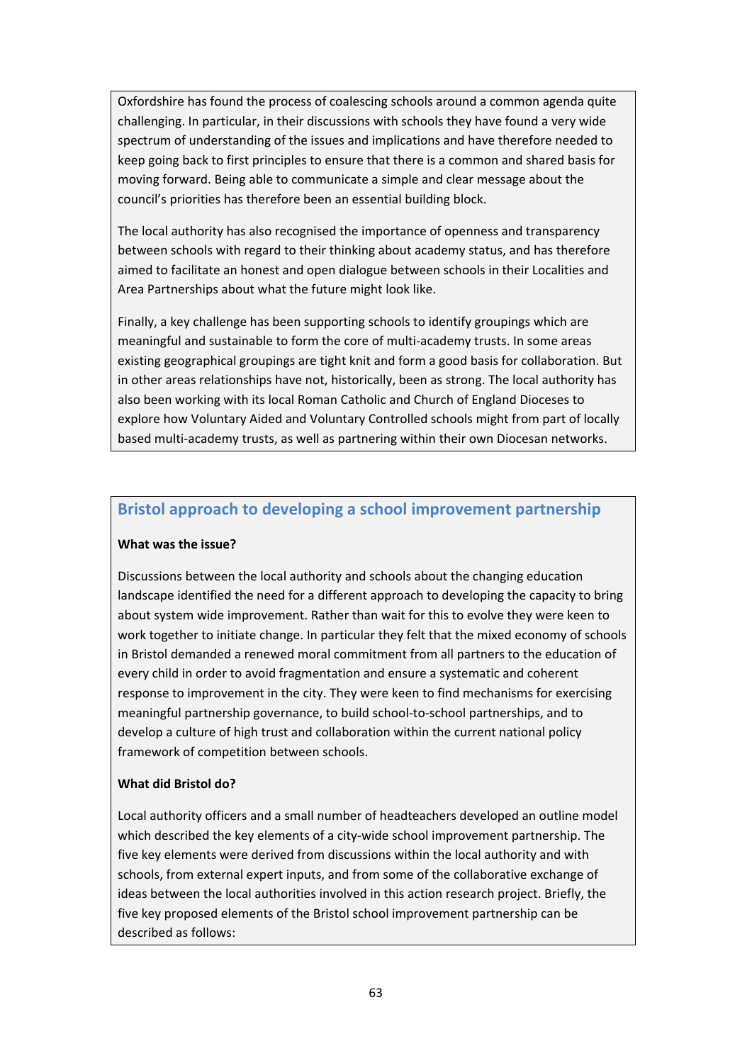Oxfordshire has found the process of coalescing schools around a common agenda quite challenging. In particular, in their discussions with schools they have found a very wide spectrum of understanding of the issues and implications and have therefore needed to keep going back to first principles to ensure that there is a common and shared basis for moving forward. Being able to communicate a simple and clear message about the council's priorities has therefore been an essential building block.

The local authority has also recognised the importance of openness and transparency between schools with regard to their thinking about academy status, and has therefore aimed to facilitate an honest and open dialogue between schools in their Localities and Area Partnerships about what the future might look like.

Finally, a key challenge has been supporting schools to identify groupings which are meaningful and sustainable to form the core of multi-academy trusts. In some areas existing geographical groupings are tight knit and form a good basis for collaboration. But in other areas relationships have not, historically, been as strong. The local authority has also been working with its local Roman Catholic and Church of England Dioceses to explore how Voluntary Aided and Voluntary Controlled schools might from part of locally based multi-academy trusts, as well as partnering within their own Diocesan networks.

## Bristol approach to developing a school improvement partnership

**What was the issue?**

Discussions between the local authority and schools about the changing education landscape identified the need for a different approach to developing the capacity to bring about system wide improvement. Rather than wait for this to evolve they were keen to work together to initiate change. In particular they felt that the mixed economy of schools in Bristol demanded a renewed moral commitment from all partners to the education of every child in order to avoid fragmentation and ensure a systematic and coherent response to improvement in the city. They were keen to find mechanisms for exercising meaningful partnership governance, to build school-to-school partnerships, and to develop a culture of high trust and collaboration within the current national policy framework of competition between schools.

**What did Bristol do?**

Local authority officers and a small number of headteachers developed an outline model which described the key elements of a city-wide school improvement partnership. The five key elements were derived from discussions within the local authority and with schools, from external expert inputs, and from some of the collaborative exchange of ideas between the local authorities involved in this action research project. Briefly, the five key proposed elements of the Bristol school improvement partnership can be described as follows: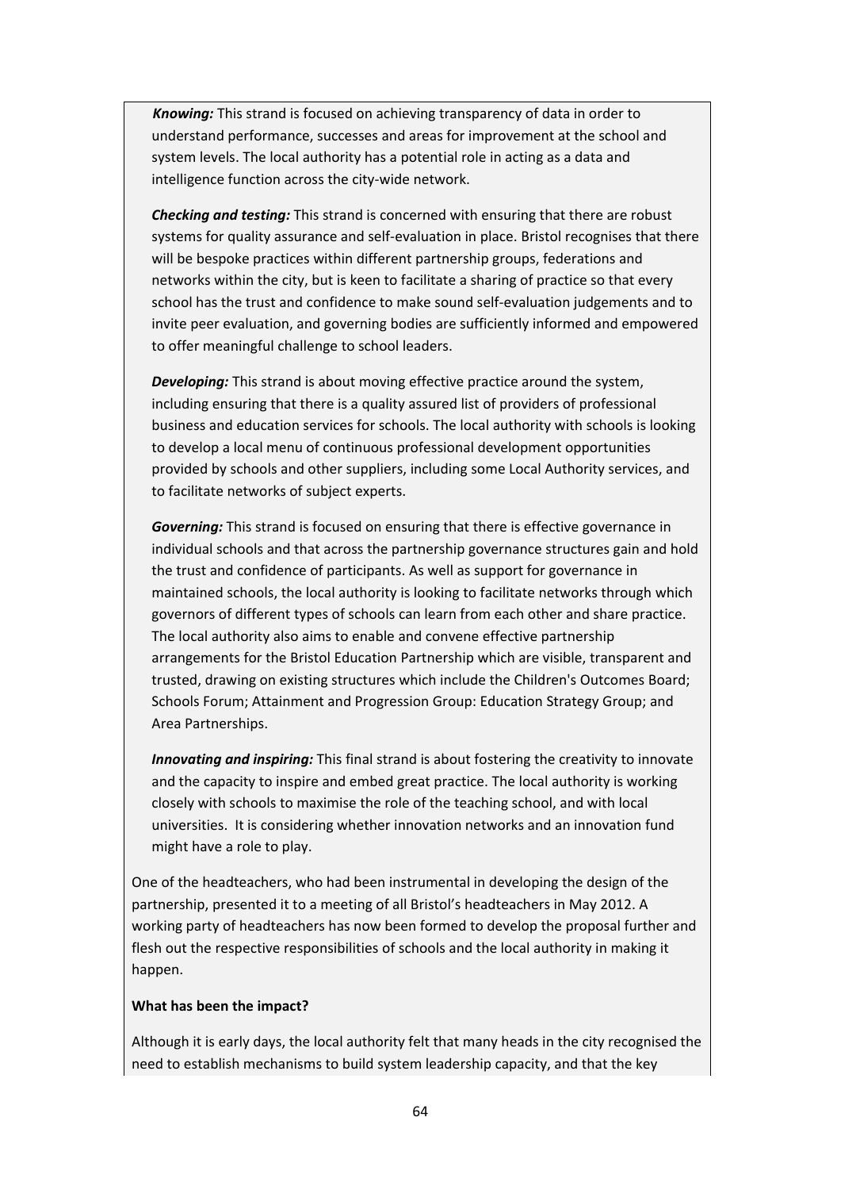***Knowing:*** This strand is focused on achieving transparency of data in order to understand performance, successes and areas for improvement at the school and system levels. The local authority has a potential role in acting as a data and intelligence function across the city-wide network.

***Checking and testing:*** This strand is concerned with ensuring that there are robust systems for quality assurance and self-evaluation in place. Bristol recognises that there will be bespoke practices within different partnership groups, federations and networks within the city, but is keen to facilitate a sharing of practice so that every school has the trust and confidence to make sound self-evaluation judgements and to invite peer evaluation, and governing bodies are sufficiently informed and empowered to offer meaningful challenge to school leaders.

***Developing:*** This strand is about moving effective practice around the system, including ensuring that there is a quality assured list of providers of professional business and education services for schools. The local authority with schools is looking to develop a local menu of continuous professional development opportunities provided by schools and other suppliers, including some Local Authority services, and to facilitate networks of subject experts.

***Governing:*** This strand is focused on ensuring that there is effective governance in individual schools and that across the partnership governance structures gain and hold the trust and confidence of participants. As well as support for governance in maintained schools, the local authority is looking to facilitate networks through which governors of different types of schools can learn from each other and share practice. The local authority also aims to enable and convene effective partnership arrangements for the Bristol Education Partnership which are visible, transparent and trusted, drawing on existing structures which include the Children's Outcomes Board; Schools Forum; Attainment and Progression Group: Education Strategy Group; and Area Partnerships.

***Innovating and inspiring:*** This final strand is about fostering the creativity to innovate and the capacity to inspire and embed great practice. The local authority is working closely with schools to maximise the role of the teaching school, and with local universities. It is considering whether innovation networks and an innovation fund might have a role to play.

One of the headteachers, who had been instrumental in developing the design of the partnership, presented it to a meeting of all Bristol's headteachers in May 2012. A working party of headteachers has now been formed to develop the proposal further and flesh out the respective responsibilities of schools and the local authority in making it happen.

**What has been the impact?**

Although it is early days, the local authority felt that many heads in the city recognised the need to establish mechanisms to build system leadership capacity, and that the key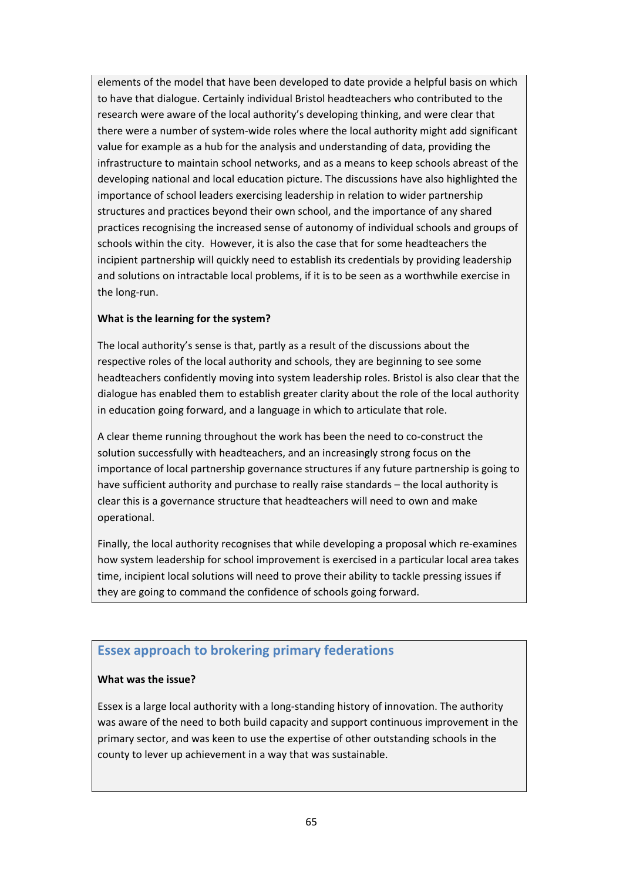elements of the model that have been developed to date provide a helpful basis on which to have that dialogue. Certainly individual Bristol headteachers who contributed to the research were aware of the local authority's developing thinking, and were clear that there were a number of system-wide roles where the local authority might add significant value for example as a hub for the analysis and understanding of data, providing the infrastructure to maintain school networks, and as a means to keep schools abreast of the developing national and local education picture. The discussions have also highlighted the importance of school leaders exercising leadership in relation to wider partnership structures and practices beyond their own school, and the importance of any shared practices recognising the increased sense of autonomy of individual schools and groups of schools within the city. However, it is also the case that for some headteachers the incipient partnership will quickly need to establish its credentials by providing leadership and solutions on intractable local problems, if it is to be seen as a worthwhile exercise in the long-run.

**What is the learning for the system?**

The local authority's sense is that, partly as a result of the discussions about the respective roles of the local authority and schools, they are beginning to see some headteachers confidently moving into system leadership roles. Bristol is also clear that the dialogue has enabled them to establish greater clarity about the role of the local authority in education going forward, and a language in which to articulate that role.

A clear theme running throughout the work has been the need to co-construct the solution successfully with headteachers, and an increasingly strong focus on the importance of local partnership governance structures if any future partnership is going to have sufficient authority and purchase to really raise standards – the local authority is clear this is a governance structure that headteachers will need to own and make operational.

Finally, the local authority recognises that while developing a proposal which re-examines how system leadership for school improvement is exercised in a particular local area takes time, incipient local solutions will need to prove their ability to tackle pressing issues if they are going to command the confidence of schools going forward.

## Essex approach to brokering primary federations

**What was the issue?**

Essex is a large local authority with a long-standing history of innovation. The authority was aware of the need to both build capacity and support continuous improvement in the primary sector, and was keen to use the expertise of other outstanding schools in the county to lever up achievement in a way that was sustainable.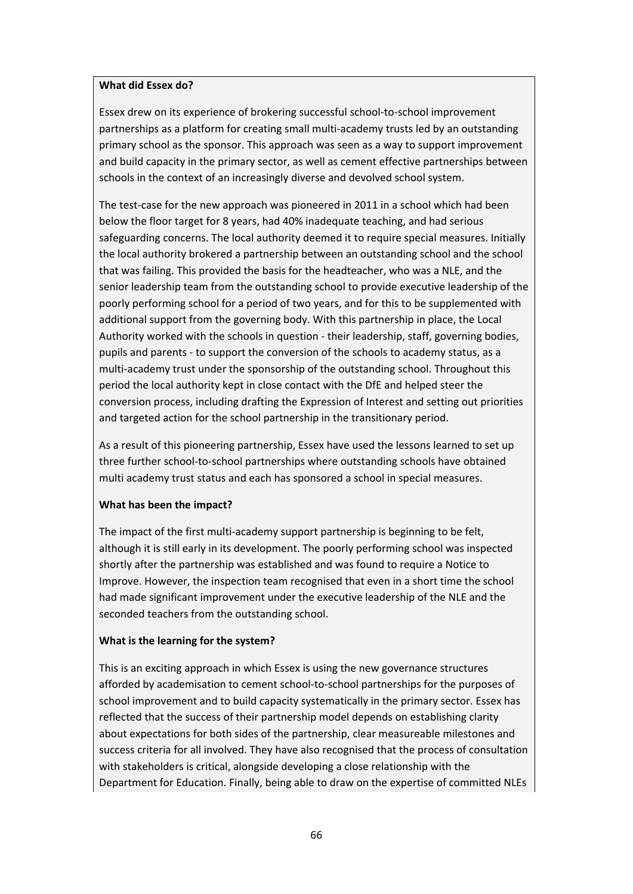**What did Essex do?**

Essex drew on its experience of brokering successful school-to-school improvement partnerships as a platform for creating small multi-academy trusts led by an outstanding primary school as the sponsor. This approach was seen as a way to support improvement and build capacity in the primary sector, as well as cement effective partnerships between schools in the context of an increasingly diverse and devolved school system.

The test-case for the new approach was pioneered in 2011 in a school which had been below the floor target for 8 years, had 40% inadequate teaching, and had serious safeguarding concerns. The local authority deemed it to require special measures. Initially the local authority brokered a partnership between an outstanding school and the school that was failing. This provided the basis for the headteacher, who was a NLE, and the senior leadership team from the outstanding school to provide executive leadership of the poorly performing school for a period of two years, and for this to be supplemented with additional support from the governing body. With this partnership in place, the Local Authority worked with the schools in question - their leadership, staff, governing bodies, pupils and parents - to support the conversion of the schools to academy status, as a multi-academy trust under the sponsorship of the outstanding school. Throughout this period the local authority kept in close contact with the DfE and helped steer the conversion process, including drafting the Expression of Interest and setting out priorities and targeted action for the school partnership in the transitional period.

As a result of this pioneering partnership, Essex have used the lessons learned to set up three further school-to-school partnerships where outstanding schools have obtained multi academy trust status and each has sponsored a school in special measures.

**What has been the impact?**

The impact of the first multi-academy support partnership is beginning to be felt, although it is still early in its development. The poorly performing school was inspected shortly after the partnership was established and was found to require a Notice to Improve. However, the inspection team recognised that even in a short time the school had made significant improvement under the executive leadership of the NLE and the seconded teachers from the outstanding school.

**What is the learning for the system?**

This is an exciting approach in which Essex is using the new governance structures afforded by academisation to cement school-to-school partnerships for the purposes of school improvement and to build capacity systematically in the primary sector. Essex has reflected that the success of their partnership model depends on establishing clarity about expectations for both sides of the partnership, clear measureable milestones and success criteria for all involved. They have also recognised that the process of consultation with stakeholders is critical, alongside developing a close relationship with the Department for Education. Finally, being able to draw on the expertise of committed NLEs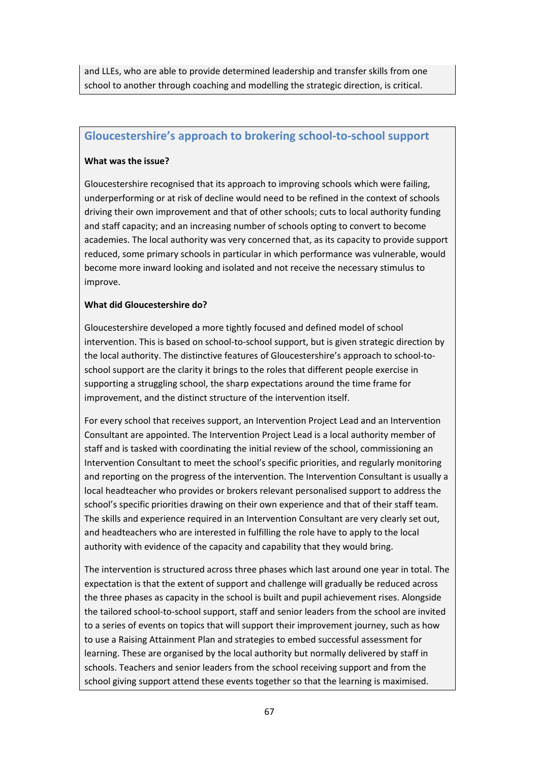and LLEs, who are able to provide determined leadership and transfer skills from one school to another through coaching and modelling the strategic direction, is critical.

## Gloucestershire's approach to brokering school-to-school support

**What was the issue?**

Gloucestershire recognised that its approach to improving schools which were failing, underperforming or at risk of decline would need to be refined in the context of schools driving their own improvement and that of other schools; cuts to local authority funding and staff capacity; and an increasing number of schools opting to convert to become academies. The local authority was very concerned that, as its capacity to provide support reduced, some primary schools in particular in which performance was vulnerable, would become more inward looking and isolated and not receive the necessary stimulus to improve.

**What did Gloucestershire do?**

Gloucestershire developed a more tightly focused and defined model of school intervention. This is based on school-to-school support, but is given strategic direction by the local authority. The distinctive features of Gloucestershire's approach to school-to-school support are the clarity it brings to the roles that different people exercise in supporting a struggling school, the sharp expectations around the time frame for improvement, and the distinct structure of the intervention itself.

For every school that receives support, an Intervention Project Lead and an Intervention Consultant are appointed. The Intervention Project Lead is a local authority member of staff and is tasked with coordinating the initial review of the school, commissioning an Intervention Consultant to meet the school's specific priorities, and regularly monitoring and reporting on the progress of the intervention. The Intervention Consultant is usually a local headteacher who provides or brokers relevant personalised support to address the school's specific priorities drawing on their own experience and that of their staff team. The skills and experience required in an Intervention Consultant are very clearly set out, and headteachers who are interested in fulfilling the role have to apply to the local authority with evidence of the capacity and capability that they would bring.

The intervention is structured across three phases which last around one year in total. The expectation is that the extent of support and challenge will gradually be reduced across the three phases as capacity in the school is built and pupil achievement rises. Alongside the tailored school-to-school support, staff and senior leaders from the school are invited to a series of events on topics that will support their improvement journey, such as how to use a Raising Attainment Plan and strategies to embed successful assessment for learning. These are organised by the local authority but normally delivered by staff in schools. Teachers and senior leaders from the school receiving support and from the school giving support attend these events together so that the learning is maximised.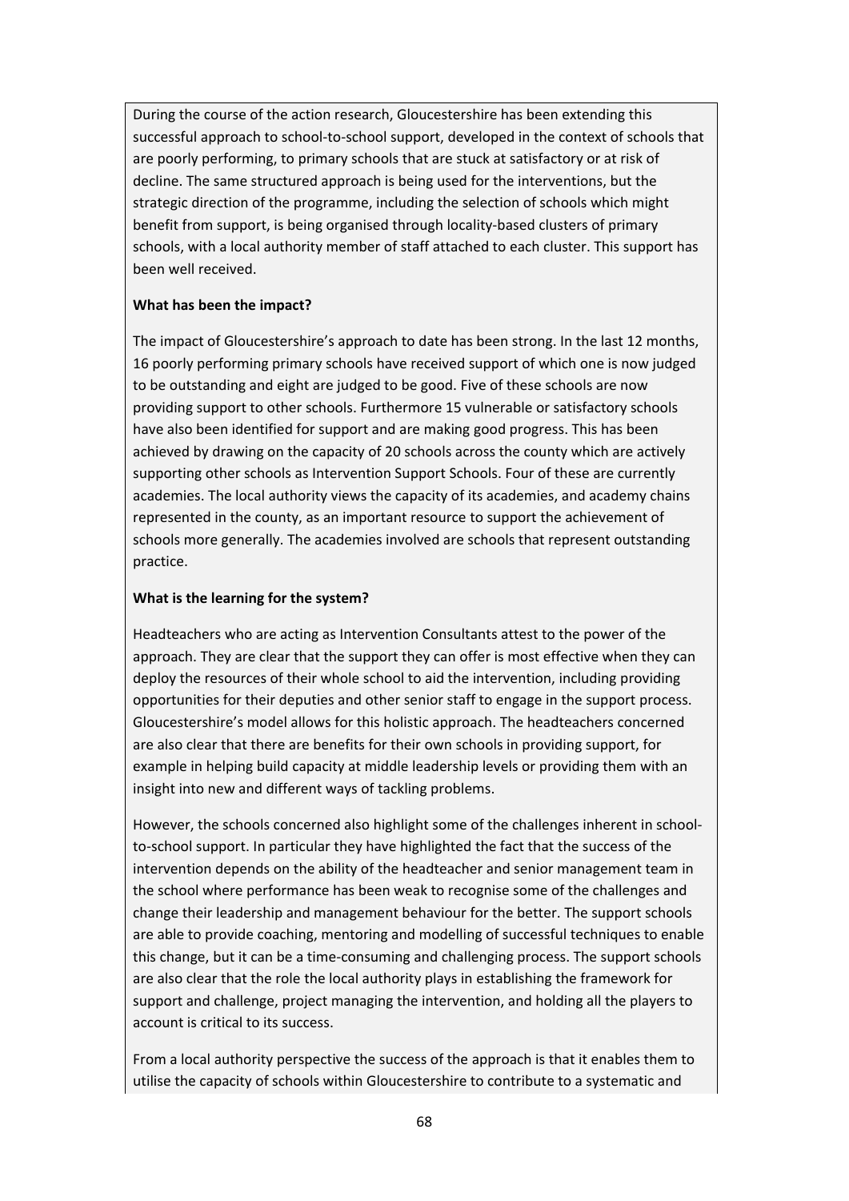During the course of the action research, Gloucestershire has been extending this successful approach to school-to-school support, developed in the context of schools that are poorly performing, to primary schools that are stuck at satisfactory or at risk of decline. The same structured approach is being used for the interventions, but the strategic direction of the programme, including the selection of schools which might benefit from support, is being organised through locality-based clusters of primary schools, with a local authority member of staff attached to each cluster. This support has been well received.

**What has been the impact?**

The impact of Gloucestershire's approach to date has been strong. In the last 12 months, 16 poorly performing primary schools have received support of which one is now judged to be outstanding and eight are judged to be good. Five of these schools are now providing support to other schools. Furthermore 15 vulnerable or satisfactory schools have also been identified for support and are making good progress. This has been achieved by drawing on the capacity of 20 schools across the county which are actively supporting other schools as Intervention Support Schools. Four of these are currently academies. The local authority views the capacity of its academies, and academy chains represented in the county, as an important resource to support the achievement of schools more generally. The academies involved are schools that represent outstanding practice.

**What is the learning for the system?**

Headteachers who are acting as Intervention Consultants attest to the power of the approach. They are clear that the support they can offer is most effective when they can deploy the resources of their whole school to aid the intervention, including providing opportunities for their deputies and other senior staff to engage in the support process. Gloucestershire's model allows for this holistic approach. The headteachers concerned are also clear that there are benefits for their own schools in providing support, for example in helping build capacity at middle leadership levels or providing them with an insight into new and different ways of tackling problems.

However, the schools concerned also highlight some of the challenges inherent in school-to-school support. In particular they have highlighted the fact that the success of the intervention depends on the ability of the headteacher and senior management team in the school where performance has been weak to recognise some of the challenges and change their leadership and management behaviour for the better. The support schools are able to provide coaching, mentoring and modelling of successful techniques to enable this change, but it can be a time-consuming and challenging process. The support schools are also clear that the role the local authority plays in establishing the framework for support and challenge, project managing the intervention, and holding all the players to account is critical to its success.

From a local authority perspective the success of the approach is that it enables them to utilise the capacity of schools within Gloucestershire to contribute to a systematic and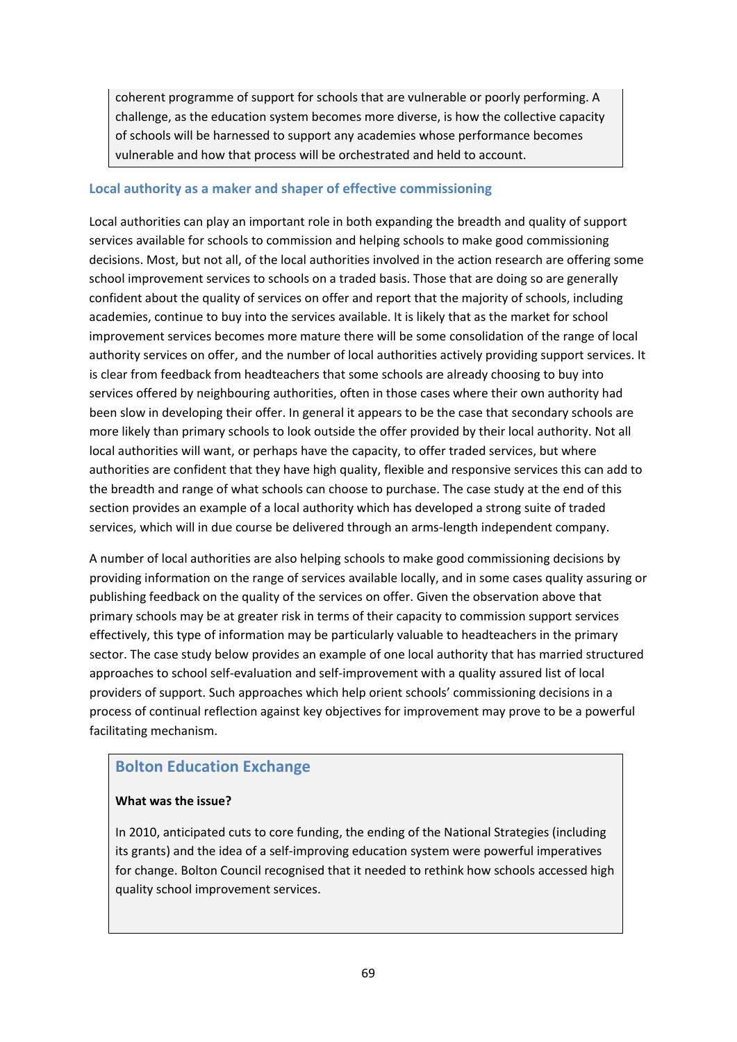coherent programme of support for schools that are vulnerable or poorly performing. A challenge, as the education system becomes more diverse, is how the collective capacity of schools will be harnessed to support any academies whose performance becomes vulnerable and how that process will be orchestrated and held to account.

### Local authority as a maker and shaper of effective commissioning

Local authorities can play an important role in both expanding the breadth and quality of support services available for schools to commission and helping schools to make good commissioning decisions. Most, but not all, of the local authorities involved in the action research are offering some school improvement services to schools on a traded basis. Those that are doing so are generally confident about the quality of services on offer and report that the majority of schools, including academies, continue to buy into the services available. It is likely that as the market for school improvement services becomes more mature there will be some consolidation of the range of local authority services on offer, and the number of local authorities actively providing support services. It is clear from feedback from headteachers that some schools are already choosing to buy into services offered by neighbouring authorities, often in those cases where their own authority had been slow in developing their offer. In general it appears to be the case that secondary schools are more likely than primary schools to look outside the offer provided by their local authority. Not all local authorities will want, or perhaps have the capacity, to offer traded services, but where authorities are confident that they have high quality, flexible and responsive services this can add to the breadth and range of what schools can choose to purchase. The case study at the end of this section provides an example of a local authority which has developed a strong suite of traded services, which will in due course be delivered through an arms-length independent company.

A number of local authorities are also helping schools to make good commissioning decisions by providing information on the range of services available locally, and in some cases quality assuring or publishing feedback on the quality of the services on offer. Given the observation above that primary schools may be at greater risk in terms of their capacity to commission support services effectively, this type of information may be particularly valuable to headteachers in the primary sector. The case study below provides an example of one local authority that has married structured approaches to school self-evaluation and self-improvement with a quality assured list of local providers of support. Such approaches which help orient schools' commissioning decisions in a process of continual reflection against key objectives for improvement may prove to be a powerful facilitating mechanism.

### Bolton Education Exchange

**What was the issue?**

In 2010, anticipated cuts to core funding, the ending of the National Strategies (including its grants) and the idea of a self-improving education system were powerful imperatives for change. Bolton Council recognised that it needed to rethink how schools accessed high quality school improvement services.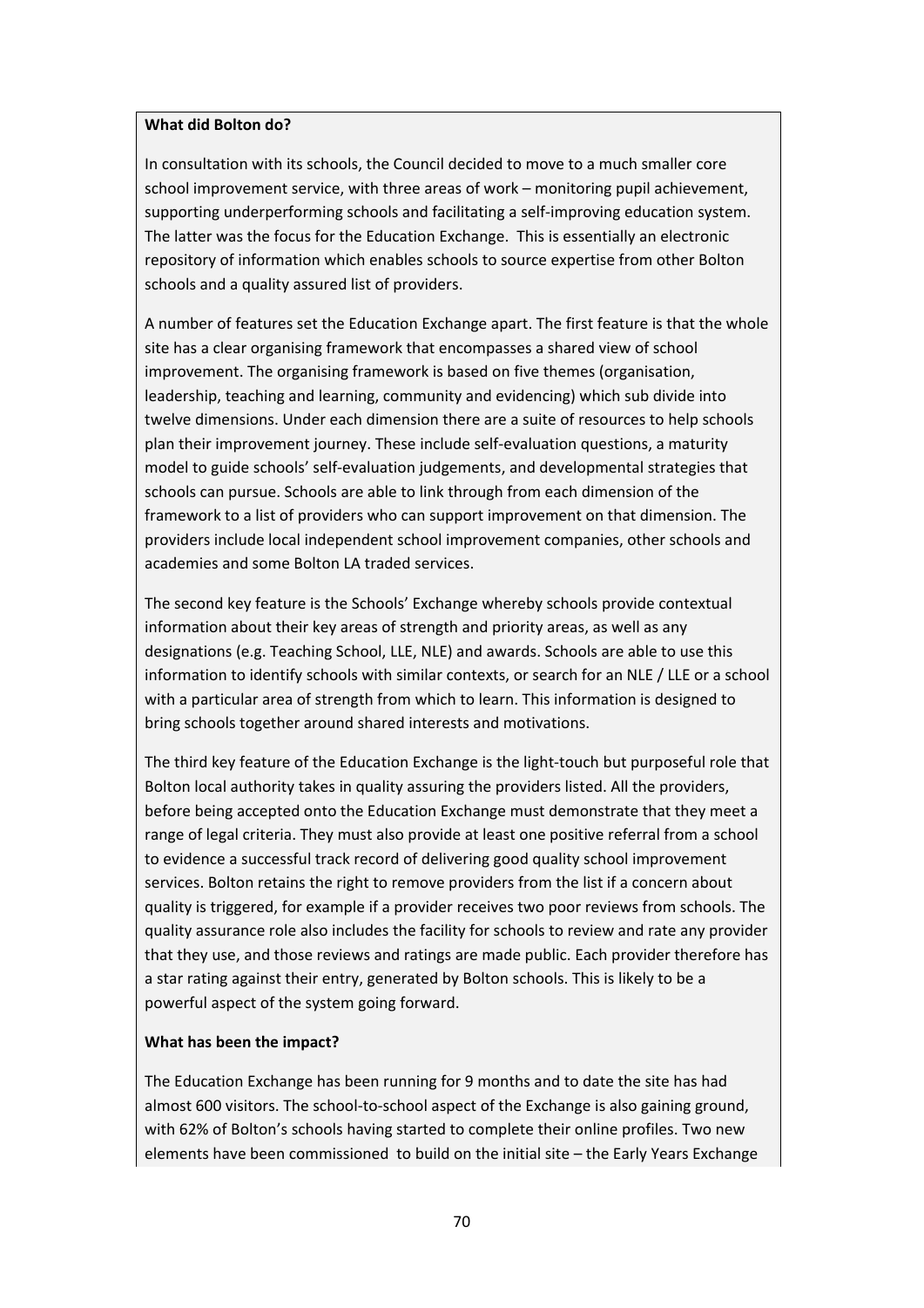**What did Bolton do?**

In consultation with its schools, the Council decided to move to a much smaller core school improvement service, with three areas of work – monitoring pupil achievement, supporting underperforming schools and facilitating a self-improving education system. The latter was the focus for the Education Exchange. This is essentially an electronic repository of information which enables schools to source expertise from other Bolton schools and a quality assured list of providers.

A number of features set the Education Exchange apart. The first feature is that the whole site has a clear organising framework that encompasses a shared view of school improvement. The organising framework is based on five themes (organisation, leadership, teaching and learning, community and evidencing) which sub divide into twelve dimensions. Under each dimension there are a suite of resources to help schools plan their improvement journey. These include self-evaluation questions, a maturity model to guide schools' self-evaluation judgements, and developmental strategies that schools can pursue. Schools are able to link through from each dimension of the framework to a list of providers who can support improvement on that dimension. The providers include local independent school improvement companies, other schools and academies and some Bolton LA traded services.

The second key feature is the Schools' Exchange whereby schools provide contextual information about their key areas of strength and priority areas, as well as any designations (e.g. Teaching School, LLE, NLE) and awards. Schools are able to use this information to identify schools with similar contexts, or search for an NLE / LLE or a school with a particular area of strength from which to learn. This information is designed to bring schools together around shared interests and motivations.

The third key feature of the Education Exchange is the light-touch but purposeful role that Bolton local authority takes in quality assuring the providers listed. All the providers, before being accepted onto the Education Exchange must demonstrate that they meet a range of legal criteria. They must also provide at least one positive referral from a school to evidence a successful track record of delivering good quality school improvement services. Bolton retains the right to remove providers from the list if a concern about quality is triggered, for example if a provider receives two poor reviews from schools. The quality assurance role also includes the facility for schools to review and rate any provider that they use, and those reviews and ratings are made public. Each provider therefore has a star rating against their entry, generated by Bolton schools. This is likely to be a powerful aspect of the system going forward.

**What has been the impact?**

The Education Exchange has been running for 9 months and to date the site has had almost 600 visitors. The school-to-school aspect of the Exchange is also gaining ground, with 62% of Bolton's schools having started to complete their online profiles. Two new elements have been commissioned to build on the initial site – the Early Years Exchange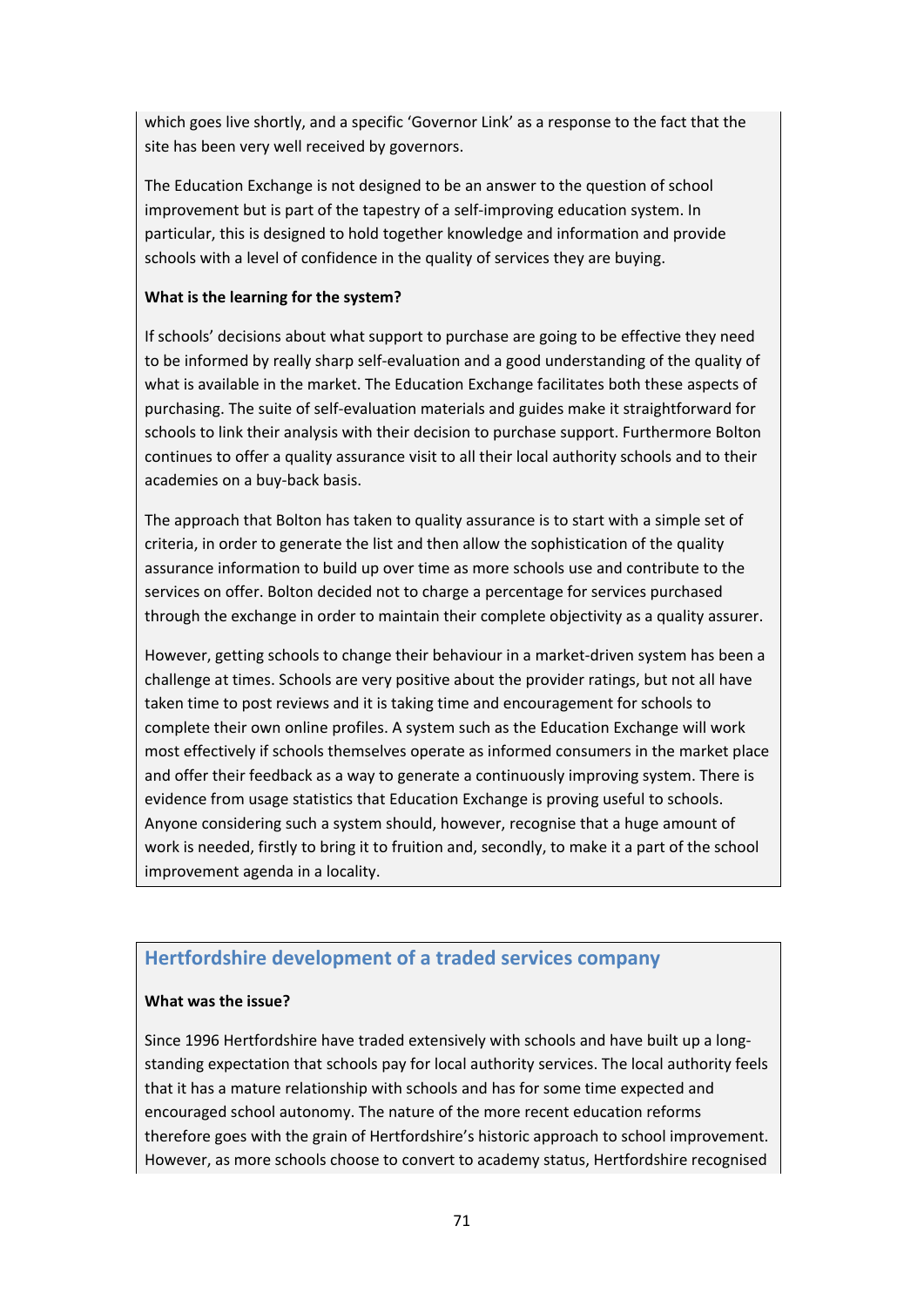which goes live shortly, and a specific 'Governor Link' as a response to the fact that the site has been very well received by governors.

The Education Exchange is not designed to be an answer to the question of school improvement but is part of the tapestry of a self-improving education system. In particular, this is designed to hold together knowledge and information and provide schools with a level of confidence in the quality of services they are buying.

**What is the learning for the system?**

If schools' decisions about what support to purchase are going to be effective they need to be informed by really sharp self-evaluation and a good understanding of the quality of what is available in the market. The Education Exchange facilitates both these aspects of purchasing. The suite of self-evaluation materials and guides make it straightforward for schools to link their analysis with their decision to purchase support. Furthermore Bolton continues to offer a quality assurance visit to all their local authority schools and to their academies on a buy-back basis.

The approach that Bolton has taken to quality assurance is to start with a simple set of criteria, in order to generate the list and then allow the sophistication of the quality assurance information to build up over time as more schools use and contribute to the services on offer. Bolton decided not to charge a percentage for services purchased through the exchange in order to maintain their complete objectivity as a quality assurer.

However, getting schools to change their behaviour in a market-driven system has been a challenge at times. Schools are very positive about the provider ratings, but not all have taken time to post reviews and it is taking time and encouragement for schools to complete their own online profiles. A system such as the Education Exchange will work most effectively if schools themselves operate as informed consumers in the market place and offer their feedback as a way to generate a continuously improving system. There is evidence from usage statistics that Education Exchange is proving useful to schools. Anyone considering such a system should, however, recognise that a huge amount of work is needed, firstly to bring it to fruition and, secondly, to make it a part of the school improvement agenda in a locality.

## Hertfordshire development of a traded services company

**What was the issue?**

Since 1996 Hertfordshire have traded extensively with schools and have built up a long-standing expectation that schools pay for local authority services. The local authority feels that it has a mature relationship with schools and has for some time expected and encouraged school autonomy. The nature of the more recent education reforms therefore goes with the grain of Hertfordshire's historic approach to school improvement. However, as more schools choose to convert to academy status, Hertfordshire recognised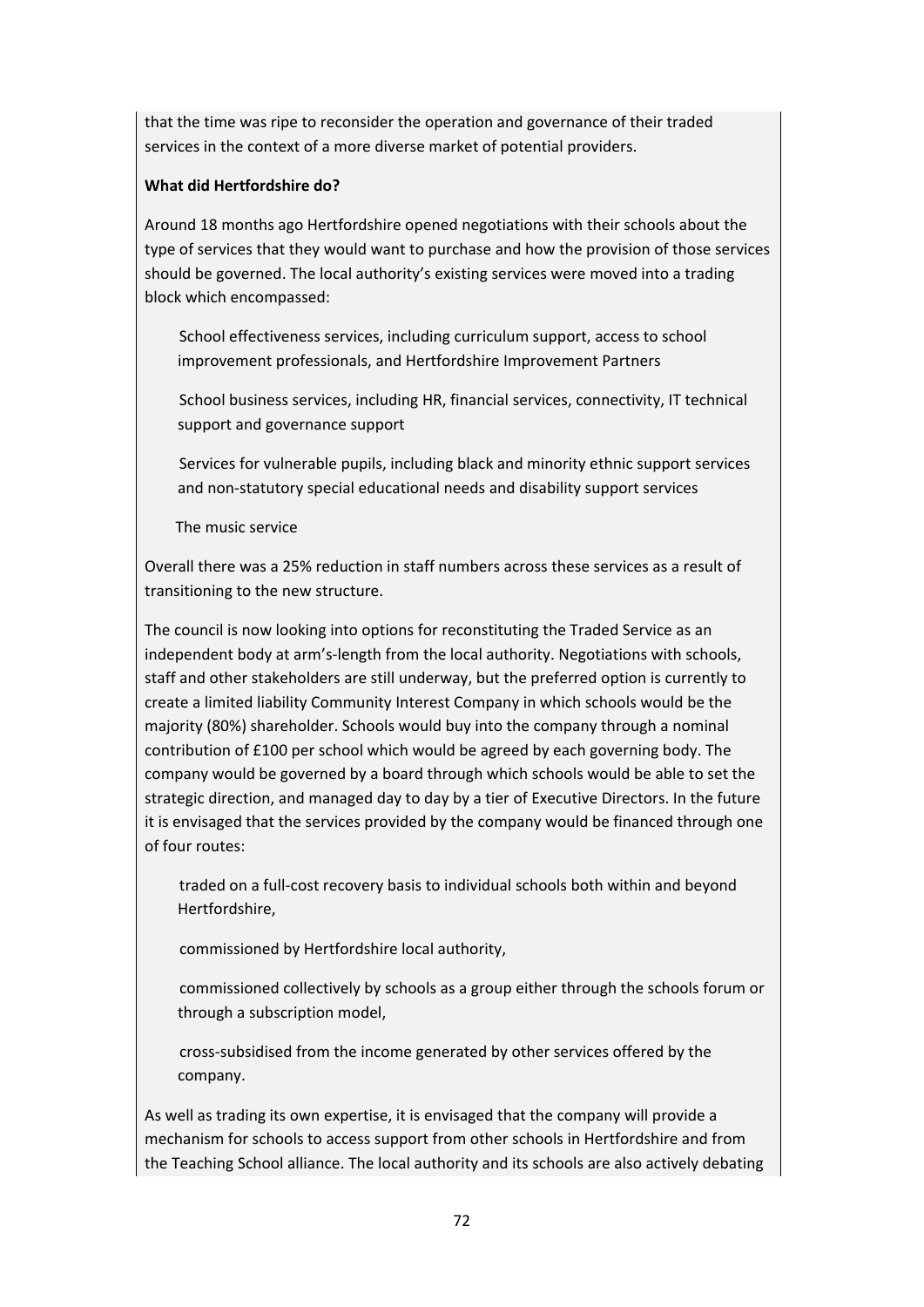that the time was ripe to reconsider the operation and governance of their traded services in the context of a more diverse market of potential providers.

**What did Hertfordshire do?**

Around 18 months ago Hertfordshire opened negotiations with their schools about the type of services that they would want to purchase and how the provision of those services should be governed. The local authority's existing services were moved into a trading block which encompassed:

- School effectiveness services, including curriculum support, access to school improvement professionals, and Hertfordshire Improvement Partners
- School business services, including HR, financial services, connectivity, IT technical support and governance support
- Services for vulnerable pupils, including black and minority ethnic support services and non-statutory special educational needs and disability support services
- The music service

Overall there was a 25% reduction in staff numbers across these services as a result of transitioning to the new structure.

The council is now looking into options for reconstituting the Traded Service as an independent body at arm's-length from the local authority. Negotiations with schools, staff and other stakeholders are still underway, but the preferred option is currently to create a limited liability Community Interest Company in which schools would be the majority (80%) shareholder. Schools would buy into the company through a nominal contribution of £100 per school which would be agreed by each governing body. The company would be governed by a board through which schools would be able to set the strategic direction, and managed day to day by a tier of Executive Directors. In the future it is envisaged that the services provided by the company would be financed through one of four routes:

- traded on a full-cost recovery basis to individual schools both within and beyond Hertfordshire,
- commissioned by Hertfordshire local authority,
- commissioned collectively by schools as a group either through the schools forum or through a subscription model,
- cross-subsidised from the income generated by other services offered by the company.

As well as trading its own expertise, it is envisaged that the company will provide a mechanism for schools to access support from other schools in Hertfordshire and from the Teaching School alliance. The local authority and its schools are also actively debating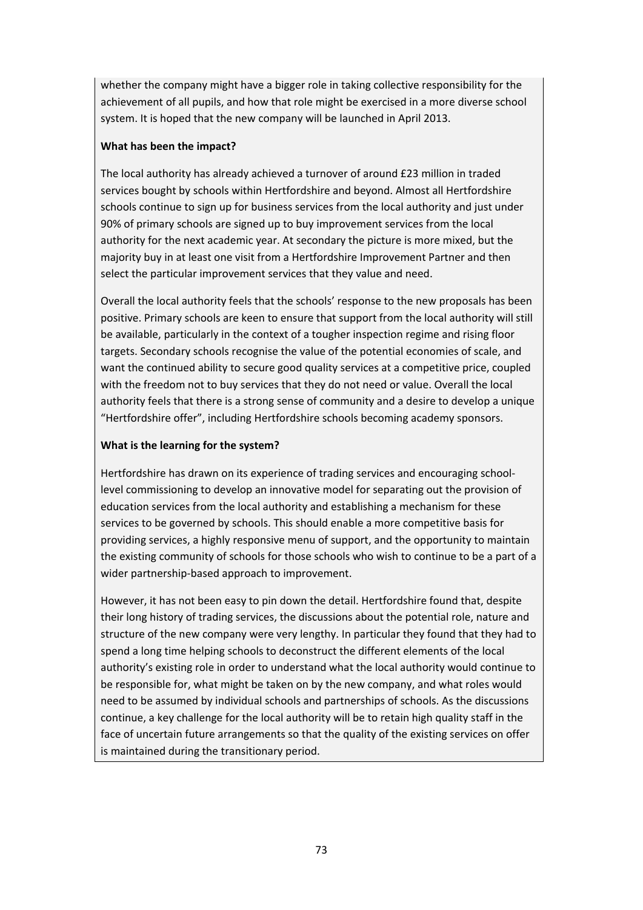whether the company might have a bigger role in taking collective responsibility for the achievement of all pupils, and how that role might be exercised in a more diverse school system. It is hoped that the new company will be launched in April 2013.

**What has been the impact?**

The local authority has already achieved a turnover of around £23 million in traded services bought by schools within Hertfordshire and beyond. Almost all Hertfordshire schools continue to sign up for business services from the local authority and just under 90% of primary schools are signed up to buy improvement services from the local authority for the next academic year. At secondary the picture is more mixed, but the majority buy in at least one visit from a Hertfordshire Improvement Partner and then select the particular improvement services that they value and need.

Overall the local authority feels that the schools' response to the new proposals has been positive. Primary schools are keen to ensure that support from the local authority will still be available, particularly in the context of a tougher inspection regime and rising floor targets. Secondary schools recognise the value of the potential economies of scale, and want the continued ability to secure good quality services at a competitive price, coupled with the freedom not to buy services that they do not need or value. Overall the local authority feels that there is a strong sense of community and a desire to develop a unique "Hertfordshire offer", including Hertfordshire schools becoming academy sponsors.

**What is the learning for the system?**

Hertfordshire has drawn on its experience of trading services and encouraging school-level commissioning to develop an innovative model for separating out the provision of education services from the local authority and establishing a mechanism for these services to be governed by schools. This should enable a more competitive basis for providing services, a highly responsive menu of support, and the opportunity to maintain the existing community of schools for those schools who wish to continue to be a part of a wider partnership-based approach to improvement.

However, it has not been easy to pin down the detail. Hertfordshire found that, despite their long history of trading services, the discussions about the potential role, nature and structure of the new company were very lengthy. In particular they found that they had to spend a long time helping schools to deconstruct the different elements of the local authority's existing role in order to understand what the local authority would continue to be responsible for, what might be taken on by the new company, and what roles would need to be assumed by individual schools and partnerships of schools. As the discussions continue, a key challenge for the local authority will be to retain high quality staff in the face of uncertain future arrangements so that the quality of the existing services on offer is maintained during the transitionary period.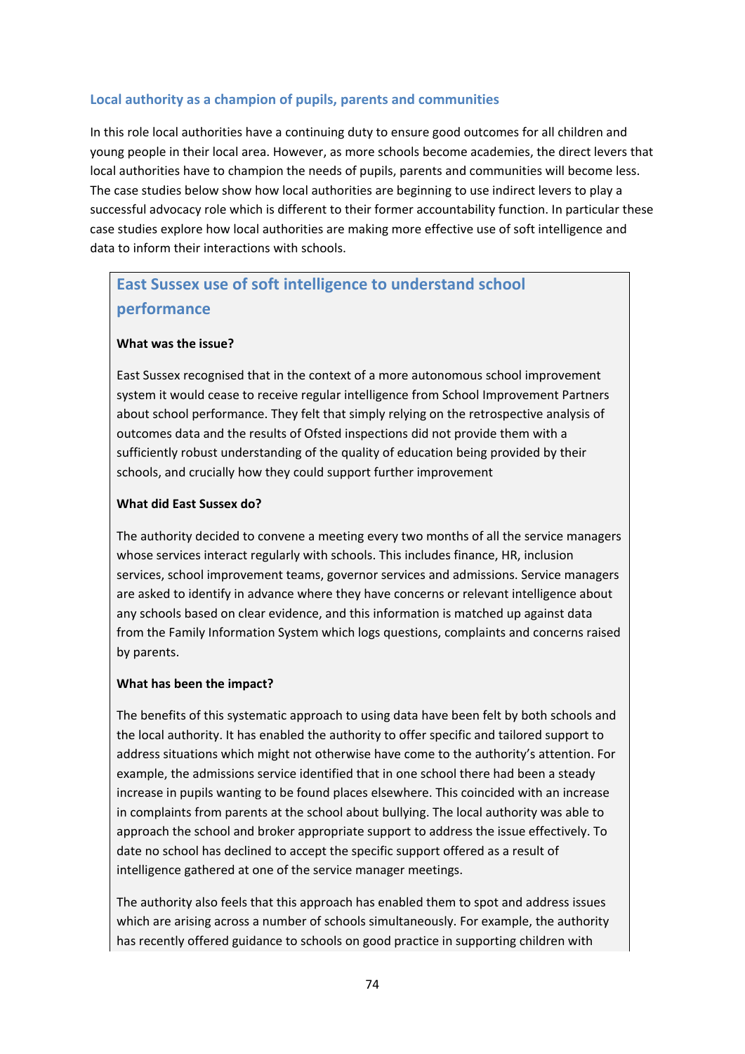### Local authority as a champion of pupils, parents and communities

In this role local authorities have a continuing duty to ensure good outcomes for all children and young people in their local area. However, as more schools become academies, the direct levers that local authorities have to champion the needs of pupils, parents and communities will become less. The case studies below show how local authorities are beginning to use indirect levers to play a successful advocacy role which is different to their former accountability function. In particular these case studies explore how local authorities are making more effective use of soft intelligence and data to inform their interactions with schools.

#### East Sussex use of soft intelligence to understand school performance

**What was the issue?**

East Sussex recognised that in the context of a more autonomous school improvement system it would cease to receive regular intelligence from School Improvement Partners about school performance. They felt that simply relying on the retrospective analysis of outcomes data and the results of Ofsted inspections did not provide them with a sufficiently robust understanding of the quality of education being provided by their schools, and crucially how they could support further improvement

**What did East Sussex do?**

The authority decided to convene a meeting every two months of all the service managers whose services interact regularly with schools. This includes finance, HR, inclusion services, school improvement teams, governor services and admissions. Service managers are asked to identify in advance where they have concerns or relevant intelligence about any schools based on clear evidence, and this information is matched up against data from the Family Information System which logs questions, complaints and concerns raised by parents.

**What has been the impact?**

The benefits of this systematic approach to using data have been felt by both schools and the local authority. It has enabled the authority to offer specific and tailored support to address situations which might not otherwise have come to the authority's attention. For example, the admissions service identified that in one school there had been a steady increase in pupils wanting to be found places elsewhere. This coincided with an increase in complaints from parents at the school about bullying. The local authority was able to approach the school and broker appropriate support to address the issue effectively. To date no school has declined to accept the specific support offered as a result of intelligence gathered at one of the service manager meetings.

The authority also feels that this approach has enabled them to spot and address issues which are arising across a number of schools simultaneously. For example, the authority has recently offered guidance to schools on good practice in supporting children with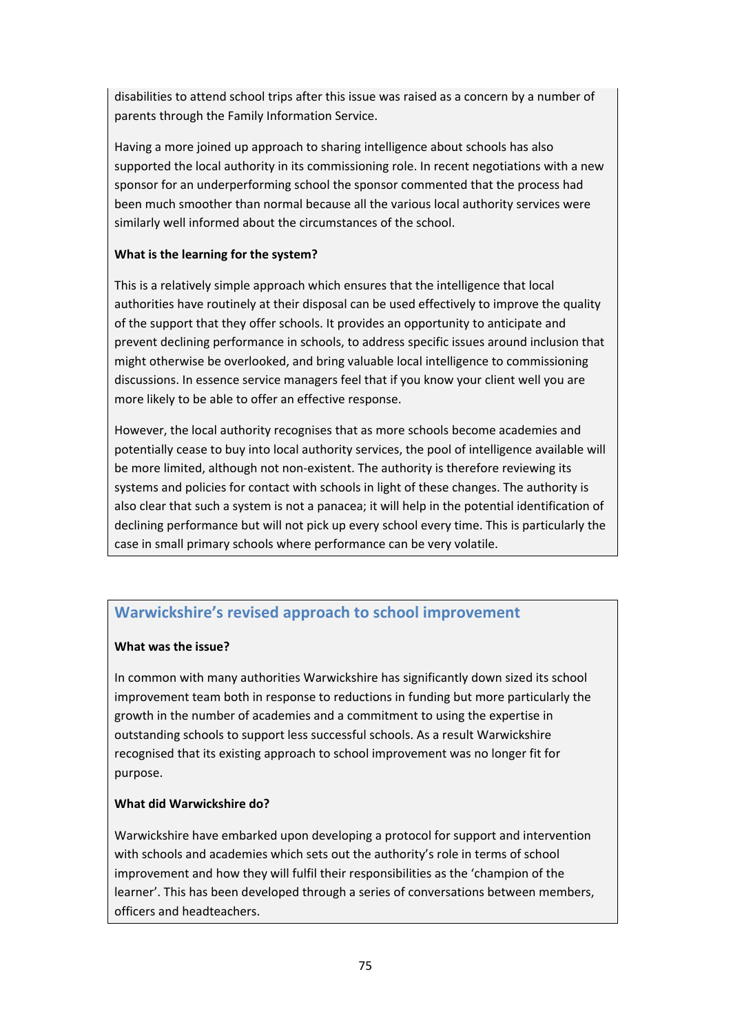disabilities to attend school trips after this issue was raised as a concern by a number of parents through the Family Information Service.

Having a more joined up approach to sharing intelligence about schools has also supported the local authority in its commissioning role. In recent negotiations with a new sponsor for an underperforming school the sponsor commented that the process had been much smoother than normal because all the various local authority services were similarly well informed about the circumstances of the school.

**What is the learning for the system?**

This is a relatively simple approach which ensures that the intelligence that local authorities have routinely at their disposal can be used effectively to improve the quality of the support that they offer schools. It provides an opportunity to anticipate and prevent declining performance in schools, to address specific issues around inclusion that might otherwise be overlooked, and bring valuable local intelligence to commissioning discussions. In essence service managers feel that if you know your client well you are more likely to be able to offer an effective response.

However, the local authority recognises that as more schools become academies and potentially cease to buy into local authority services, the pool of intelligence available will be more limited, although not non-existent. The authority is therefore reviewing its systems and policies for contact with schools in light of these changes. The authority is also clear that such a system is not a panacea; it will help in the potential identification of declining performance but will not pick up every school every time. This is particularly the case in small primary schools where performance can be very volatile.

## Warwickshire's revised approach to school improvement

**What was the issue?**

In common with many authorities Warwickshire has significantly down sized its school improvement team both in response to reductions in funding but more particularly the growth in the number of academies and a commitment to using the expertise in outstanding schools to support less successful schools. As a result Warwickshire recognised that its existing approach to school improvement was no longer fit for purpose.

**What did Warwickshire do?**

Warwickshire have embarked upon developing a protocol for support and intervention with schools and academies which sets out the authority's role in terms of school improvement and how they will fulfil their responsibilities as the 'champion of the learner'. This has been developed through a series of conversations between members, officers and headteachers.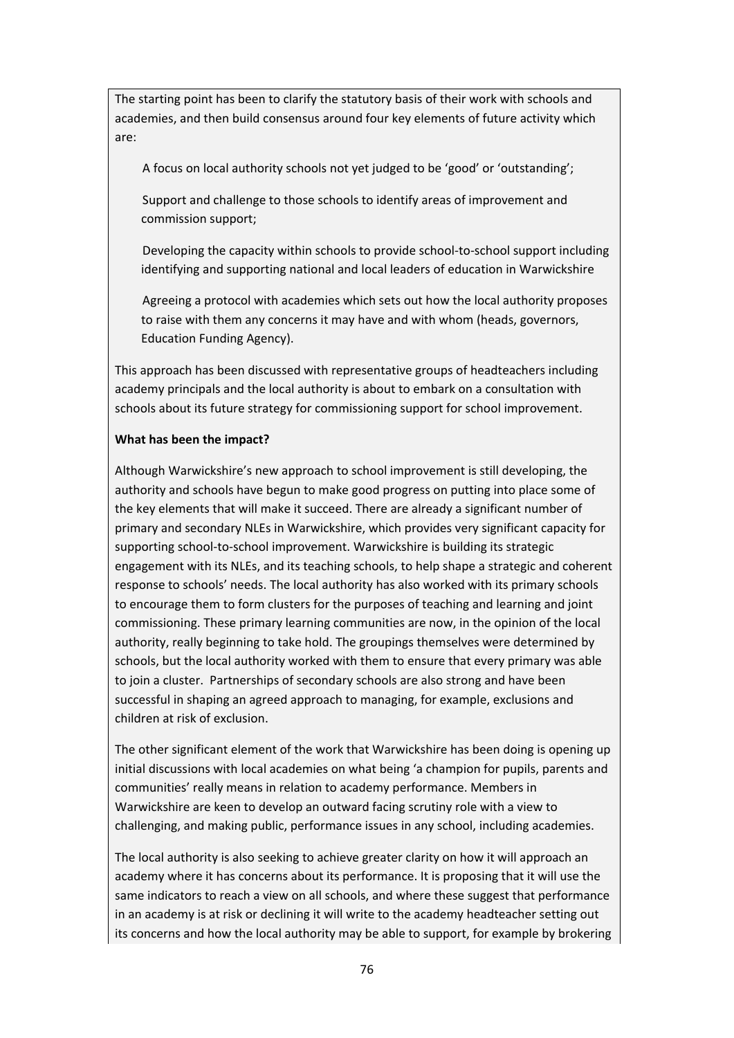The starting point has been to clarify the statutory basis of their work with schools and academies, and then build consensus around four key elements of future activity which are:

- A focus on local authority schools not yet judged to be 'good' or 'outstanding';
- Support and challenge to those schools to identify areas of improvement and commission support;
- Developing the capacity within schools to provide school-to-school support including identifying and supporting national and local leaders of education in Warwickshire
- Agreeing a protocol with academies which sets out how the local authority proposes to raise with them any concerns it may have and with whom (heads, governors, Education Funding Agency).

This approach has been discussed with representative groups of headteachers including academy principals and the local authority is about to embark on a consultation with schools about its future strategy for commissioning support for school improvement.

**What has been the impact?**

Although Warwickshire's new approach to school improvement is still developing, the authority and schools have begun to make good progress on putting into place some of the key elements that will make it succeed. There are already a significant number of primary and secondary NLEs in Warwickshire, which provides very significant capacity for supporting school-to-school improvement. Warwickshire is building its strategic engagement with its NLEs, and its teaching schools, to help shape a strategic and coherent response to schools' needs. The local authority has also worked with its primary schools to encourage them to form clusters for the purposes of teaching and learning and joint commissioning. These primary learning communities are now, in the opinion of the local authority, really beginning to take hold. The groupings themselves were determined by schools, but the local authority worked with them to ensure that every primary was able to join a cluster. Partnerships of secondary schools are also strong and have been successful in shaping an agreed approach to managing, for example, exclusions and children at risk of exclusion.

The other significant element of the work that Warwickshire has been doing is opening up initial discussions with local academies on what being 'a champion for pupils, parents and communities' really means in relation to academy performance. Members in Warwickshire are keen to develop an outward facing scrutiny role with a view to challenging, and making public, performance issues in any school, including academies.

The local authority is also seeking to achieve greater clarity on how it will approach an academy where it has concerns about its performance. It is proposing that it will use the same indicators to reach a view on all schools, and where these suggest that performance in an academy is at risk or declining it will write to the academy headteacher setting out its concerns and how the local authority may be able to support, for example by brokering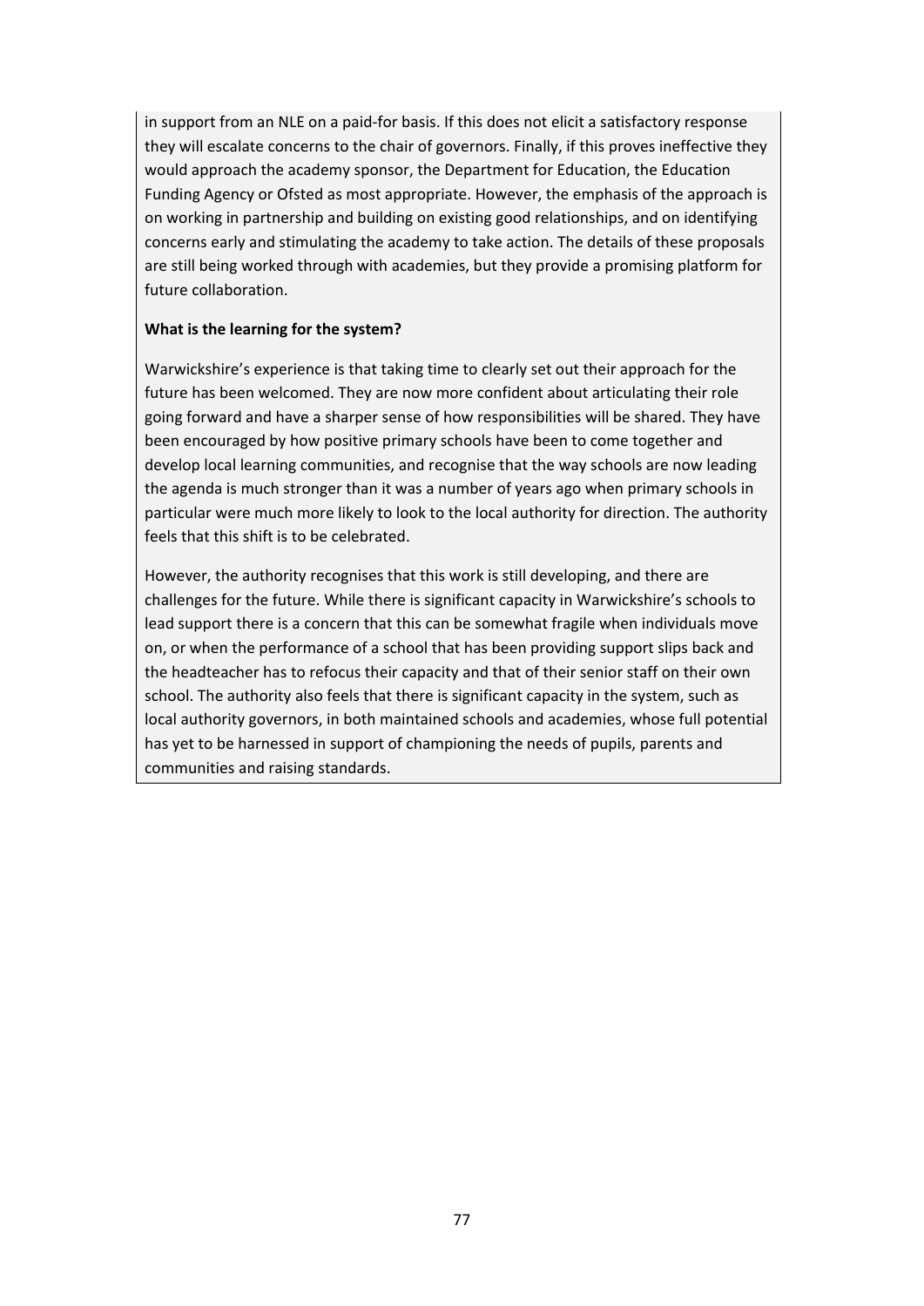in support from an NLE on a paid-for basis. If this does not elicit a satisfactory response they will escalate concerns to the chair of governors. Finally, if this proves ineffective they would approach the academy sponsor, the Department for Education, the Education Funding Agency or Ofsted as most appropriate. However, the emphasis of the approach is on working in partnership and building on existing good relationships, and on identifying concerns early and stimulating the academy to take action. The details of these proposals are still being worked through with academies, but they provide a promising platform for future collaboration.

**What is the learning for the system?**

Warwickshire's experience is that taking time to clearly set out their approach for the future has been welcomed. They are now more confident about articulating their role going forward and have a sharper sense of how responsibilities will be shared. They have been encouraged by how positive primary schools have been to come together and develop local learning communities, and recognise that the way schools are now leading the agenda is much stronger than it was a number of years ago when primary schools in particular were much more likely to look to the local authority for direction. The authority feels that this shift is to be celebrated.

However, the authority recognises that this work is still developing, and there are challenges for the future. While there is significant capacity in Warwickshire's schools to lead support there is a concern that this can be somewhat fragile when individuals move on, or when the performance of a school that has been providing support slips back and the headteacher has to refocus their capacity and that of their senior staff on their own school. The authority also feels that there is significant capacity in the system, such as local authority governors, in both maintained schools and academies, whose full potential has yet to be harnessed in support of championing the needs of pupils, parents and communities and raising standards.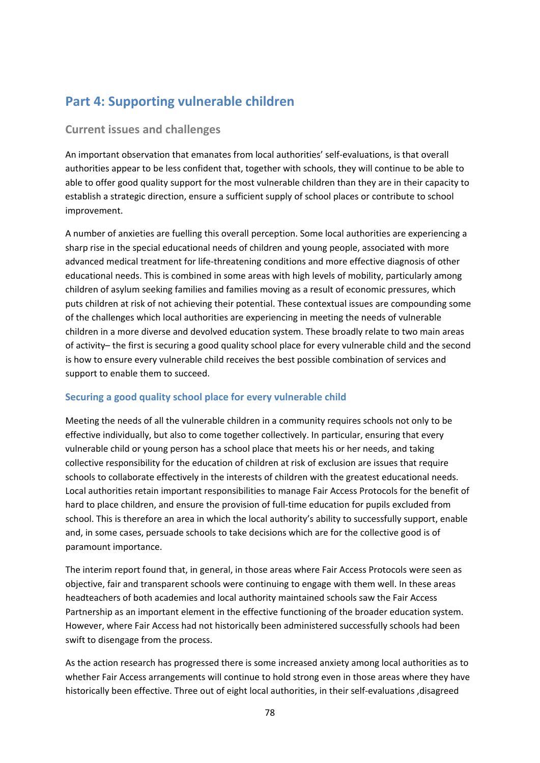## Part 4: Supporting vulnerable children

### Current issues and challenges

An important observation that emanates from local authorities' self-evaluations, is that overall authorities appear to be less confident that, together with schools, they will continue to be able to able to offer good quality support for the most vulnerable children than they are in their capacity to establish a strategic direction, ensure a sufficient supply of school places or contribute to school improvement.

A number of anxieties are fuelling this overall perception. Some local authorities are experiencing a sharp rise in the special educational needs of children and young people, associated with more advanced medical treatment for life-threatening conditions and more effective diagnosis of other educational needs. This is combined in some areas with high levels of mobility, particularly among children of asylum seeking families and families moving as a result of economic pressures, which puts children at risk of not achieving their potential. These contextual issues are compounding some of the challenges which local authorities are experiencing in meeting the needs of vulnerable children in a more diverse and devolved education system. These broadly relate to two main areas of activity– the first is securing a good quality school place for every vulnerable child and the second is how to ensure every vulnerable child receives the best possible combination of services and support to enable them to succeed.

#### Securing a good quality school place for every vulnerable child

Meeting the needs of all the vulnerable children in a community requires schools not only to be effective individually, but also to come together collectively. In particular, ensuring that every vulnerable child or young person has a school place that meets his or her needs, and taking collective responsibility for the education of children at risk of exclusion are issues that require schools to collaborate effectively in the interests of children with the greatest educational needs. Local authorities retain important responsibilities to manage Fair Access Protocols for the benefit of hard to place children, and ensure the provision of full-time education for pupils excluded from school. This is therefore an area in which the local authority's ability to successfully support, enable and, in some cases, persuade schools to take decisions which are for the collective good is of paramount importance.

The interim report found that, in general, in those areas where Fair Access Protocols were seen as objective, fair and transparent schools were continuing to engage with them well. In these areas headteachers of both academies and local authority maintained schools saw the Fair Access Partnership as an important element in the effective functioning of the broader education system. However, where Fair Access had not historically been administered successfully schools had been swift to disengage from the process.

As the action research has progressed there is some increased anxiety among local authorities as to whether Fair Access arrangements will continue to hold strong even in those areas where they have historically been effective. Three out of eight local authorities, in their self-evaluations ,disagreed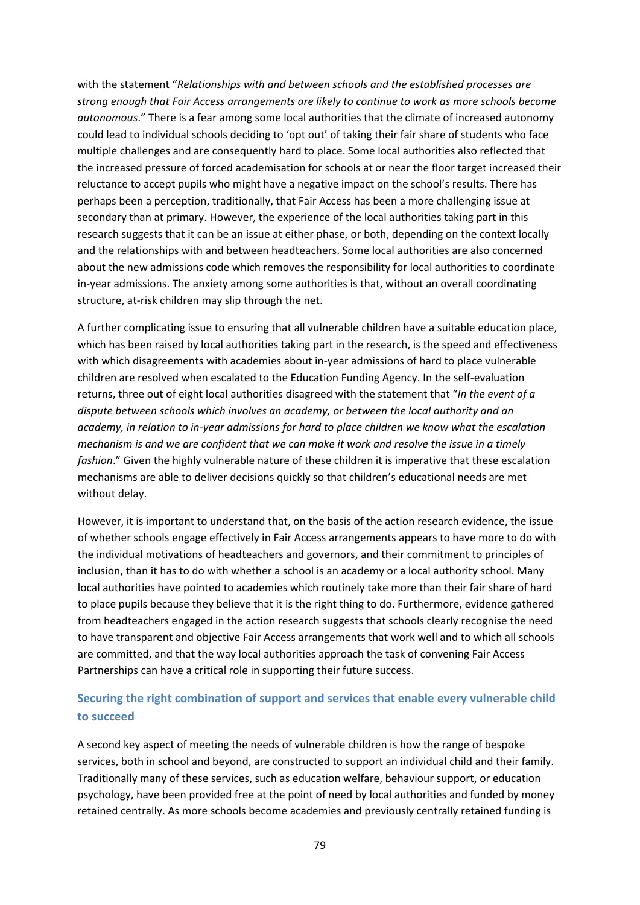with the statement "*Relationships with and between schools and the established processes are strong enough that Fair Access arrangements are likely to continue to work as more schools become autonomous*." There is a fear among some local authorities that the climate of increased autonomy could lead to individual schools deciding to 'opt out' of taking their fair share of students who face multiple challenges and are consequently hard to place. Some local authorities also reflected that the increased pressure of forced academisation for schools at or near the floor target increased their reluctance to accept pupils who might have a negative impact on the school's results. There has perhaps been a perception, traditionally, that Fair Access has been a more challenging issue at secondary than at primary. However, the experience of the local authorities taking part in this research suggests that it can be an issue at either phase, or both, depending on the context locally and the relationships with and between headteachers. Some local authorities are also concerned about the new admissions code which removes the responsibility for local authorities to coordinate in-year admissions. The anxiety among some authorities is that, without an overall coordinating structure, at-risk children may slip through the net.

A further complicating issue to ensuring that all vulnerable children have a suitable education place, which has been raised by local authorities taking part in the research, is the speed and effectiveness with which disagreements with academies about in-year admissions of hard to place vulnerable children are resolved when escalated to the Education Funding Agency. In the self-evaluation returns, three out of eight local authorities disagreed with the statement that "*In the event of a dispute between schools which involves an academy, or between the local authority and an academy, in relation to in-year admissions for hard to place children we know what the escalation mechanism is and we are confident that we can make it work and resolve the issue in a timely fashion*." Given the highly vulnerable nature of these children it is imperative that these escalation mechanisms are able to deliver decisions quickly so that children's educational needs are met without delay.

However, it is important to understand that, on the basis of the action research evidence, the issue of whether schools engage effectively in Fair Access arrangements appears to have more to do with the individual motivations of headteachers and governors, and their commitment to principles of inclusion, than it has to do with whether a school is an academy or a local authority school. Many local authorities have pointed to academies which routinely take more than their fair share of hard to place pupils because they believe that it is the right thing to do. Furthermore, evidence gathered from headteachers engaged in the action research suggests that schools clearly recognise the need to have transparent and objective Fair Access arrangements that work well and to which all schools are committed, and that the way local authorities approach the task of convening Fair Access Partnerships can have a critical role in supporting their future success.

### Securing the right combination of support and services that enable every vulnerable child to succeed

A second key aspect of meeting the needs of vulnerable children is how the range of bespoke services, both in school and beyond, are constructed to support an individual child and their family. Traditionally many of these services, such as education welfare, behaviour support, or education psychology, have been provided free at the point of need by local authorities and funded by money retained centrally. As more schools become academies and previously centrally retained funding is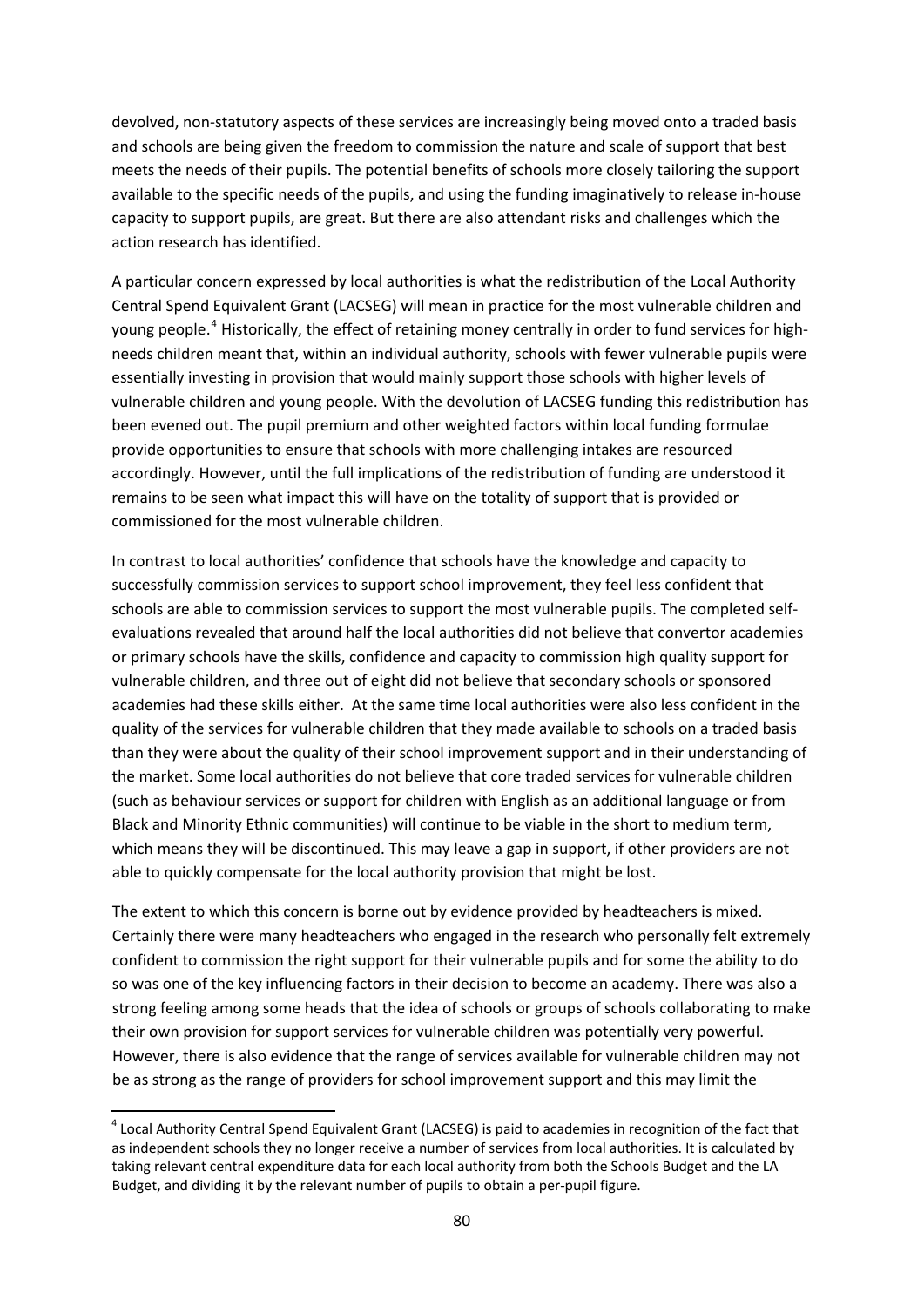devolved, non-statutory aspects of these services are increasingly being moved onto a traded basis and schools are being given the freedom to commission the nature and scale of support that best meets the needs of their pupils. The potential benefits of schools more closely tailoring the support available to the specific needs of the pupils, and using the funding imaginatively to release in-house capacity to support pupils, are great. But there are also attendant risks and challenges which the action research has identified.

A particular concern expressed by local authorities is what the redistribution of the Local Authority Central Spend Equivalent Grant (LACSEG) will mean in practice for the most vulnerable children and young people.[4] Historically, the effect of retaining money centrally in order to fund services for high-needs children meant that, within an individual authority, schools with fewer vulnerable pupils were essentially investing in provision that would mainly support those schools with higher levels of vulnerable children and young people. With the devolution of LACSEG funding this redistribution has been evened out. The pupil premium and other weighted factors within local funding formulae provide opportunities to ensure that schools with more challenging intakes are resourced accordingly. However, until the full implications of the redistribution of funding are understood it remains to be seen what impact this will have on the totality of support that is provided or commissioned for the most vulnerable children.

In contrast to local authorities' confidence that schools have the knowledge and capacity to successfully commission services to support school improvement, they feel less confident that schools are able to commission services to support the most vulnerable pupils. The completed self-evaluations revealed that around half the local authorities did not believe that convertor academies or primary schools have the skills, confidence and capacity to commission high quality support for vulnerable children, and three out of eight did not believe that secondary schools or sponsored academies had these skills either. At the same time local authorities were also less confident in the quality of the services for vulnerable children that they made available to schools on a traded basis than they were about the quality of their school improvement support and in their understanding of the market. Some local authorities do not believe that core traded services for vulnerable children (such as behaviour services or support for children with English as an additional language or from Black and Minority Ethnic communities) will continue to be viable in the short to medium term, which means they will be discontinued. This may leave a gap in support, if other providers are not able to quickly compensate for the local authority provision that might be lost.

The extent to which this concern is borne out by evidence provided by headteachers is mixed. Certainly there were many headteachers who engaged in the research who personally felt extremely confident to commission the right support for their vulnerable pupils and for some the ability to do so was one of the key influencing factors in their decision to become an academy. There was also a strong feeling among some heads that the idea of schools or groups of schools collaborating to make their own provision for support services for vulnerable children was potentially very powerful. However, there is also evidence that the range of services available for vulnerable children may not be as strong as the range of providers for school improvement support and this may limit the

[4] Local Authority Central Spend Equivalent Grant (LACSEG) is paid to academies in recognition of the fact that as independent schools they no longer receive a number of services from local authorities. It is calculated by taking relevant central expenditure data for each local authority from both the Schools Budget and the LA Budget, and dividing it by the relevant number of pupils to obtain a per-pupil figure.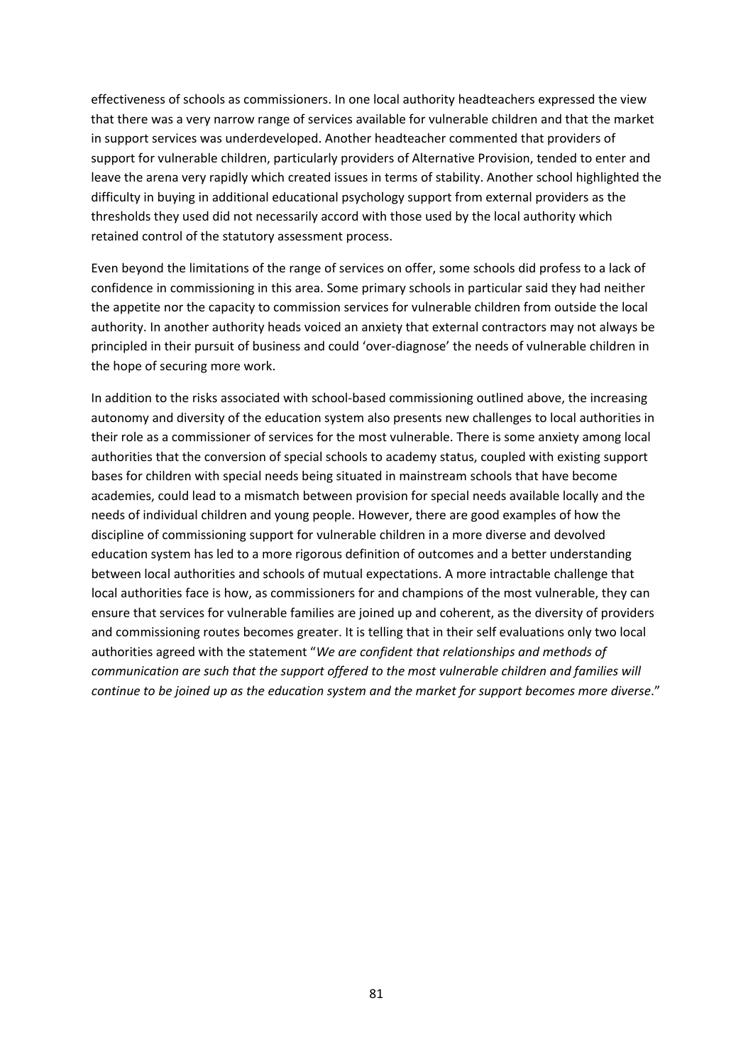effectiveness of schools as commissioners. In one local authority headteachers expressed the view that there was a very narrow range of services available for vulnerable children and that the market in support services was underdeveloped. Another headteacher commented that providers of support for vulnerable children, particularly providers of Alternative Provision, tended to enter and leave the arena very rapidly which created issues in terms of stability. Another school highlighted the difficulty in buying in additional educational psychology support from external providers as the thresholds they used did not necessarily accord with those used by the local authority which retained control of the statutory assessment process.

Even beyond the limitations of the range of services on offer, some schools did profess to a lack of confidence in commissioning in this area. Some primary schools in particular said they had neither the appetite nor the capacity to commission services for vulnerable children from outside the local authority. In another authority heads voiced an anxiety that external contractors may not always be principled in their pursuit of business and could 'over-diagnose' the needs of vulnerable children in the hope of securing more work.

In addition to the risks associated with school-based commissioning outlined above, the increasing autonomy and diversity of the education system also presents new challenges to local authorities in their role as a commissioner of services for the most vulnerable. There is some anxiety among local authorities that the conversion of special schools to academy status, coupled with existing support bases for children with special needs being situated in mainstream schools that have become academies, could lead to a mismatch between provision for special needs available locally and the needs of individual children and young people. However, there are good examples of how the discipline of commissioning support for vulnerable children in a more diverse and devolved education system has led to a more rigorous definition of outcomes and a better understanding between local authorities and schools of mutual expectations. A more intractable challenge that local authorities face is how, as commissioners for and champions of the most vulnerable, they can ensure that services for vulnerable families are joined up and coherent, as the diversity of providers and commissioning routes becomes greater. It is telling that in their self evaluations only two local authorities agreed with the statement "*We are confident that relationships and methods of communication are such that the support offered to the most vulnerable children and families will continue to be joined up as the education system and the market for support becomes more diverse*."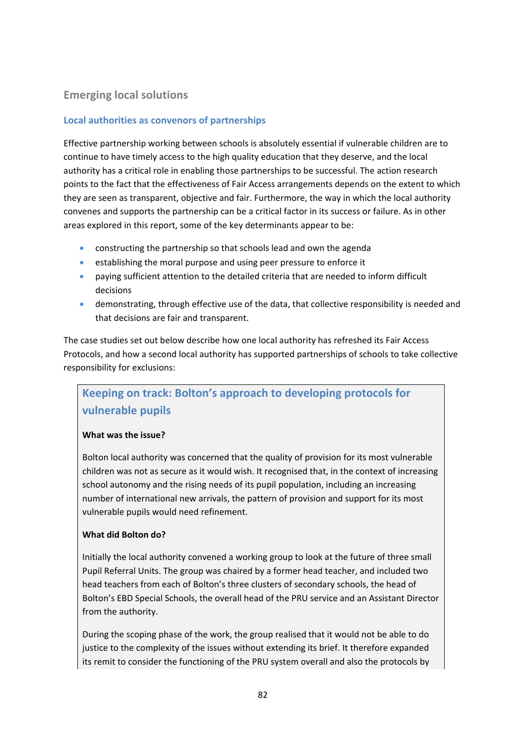## Emerging local solutions

### Local authorities as convenors of partnerships

Effective partnership working between schools is absolutely essential if vulnerable children are to continue to have timely access to the high quality education that they deserve, and the local authority has a critical role in enabling those partnerships to be successful. The action research points to the fact that the effectiveness of Fair Access arrangements depends on the extent to which they are seen as transparent, objective and fair. Furthermore, the way in which the local authority convenes and supports the partnership can be a critical factor in its success or failure. As in other areas explored in this report, some of the key determinants appear to be:

- constructing the partnership so that schools lead and own the agenda
- establishing the moral purpose and using peer pressure to enforce it
- paying sufficient attention to the detailed criteria that are needed to inform difficult decisions
- demonstrating, through effective use of the data, that collective responsibility is needed and that decisions are fair and transparent.

The case studies set out below describe how one local authority has refreshed its Fair Access Protocols, and how a second local authority has supported partnerships of schools to take collective responsibility for exclusions:

### Keeping on track: Bolton's approach to developing protocols for vulnerable pupils

**What was the issue?**

Bolton local authority was concerned that the quality of provision for its most vulnerable children was not as secure as it would wish. It recognised that, in the context of increasing school autonomy and the rising needs of its pupil population, including an increasing number of international new arrivals, the pattern of provision and support for its most vulnerable pupils would need refinement.

**What did Bolton do?**

Initially the local authority convened a working group to look at the future of three small Pupil Referral Units. The group was chaired by a former head teacher, and included two head teachers from each of Bolton's three clusters of secondary schools, the head of Bolton's EBD Special Schools, the overall head of the PRU service and an Assistant Director from the authority.

During the scoping phase of the work, the group realised that it would not be able to do justice to the complexity of the issues without extending its brief. It therefore expanded its remit to consider the functioning of the PRU system overall and also the protocols by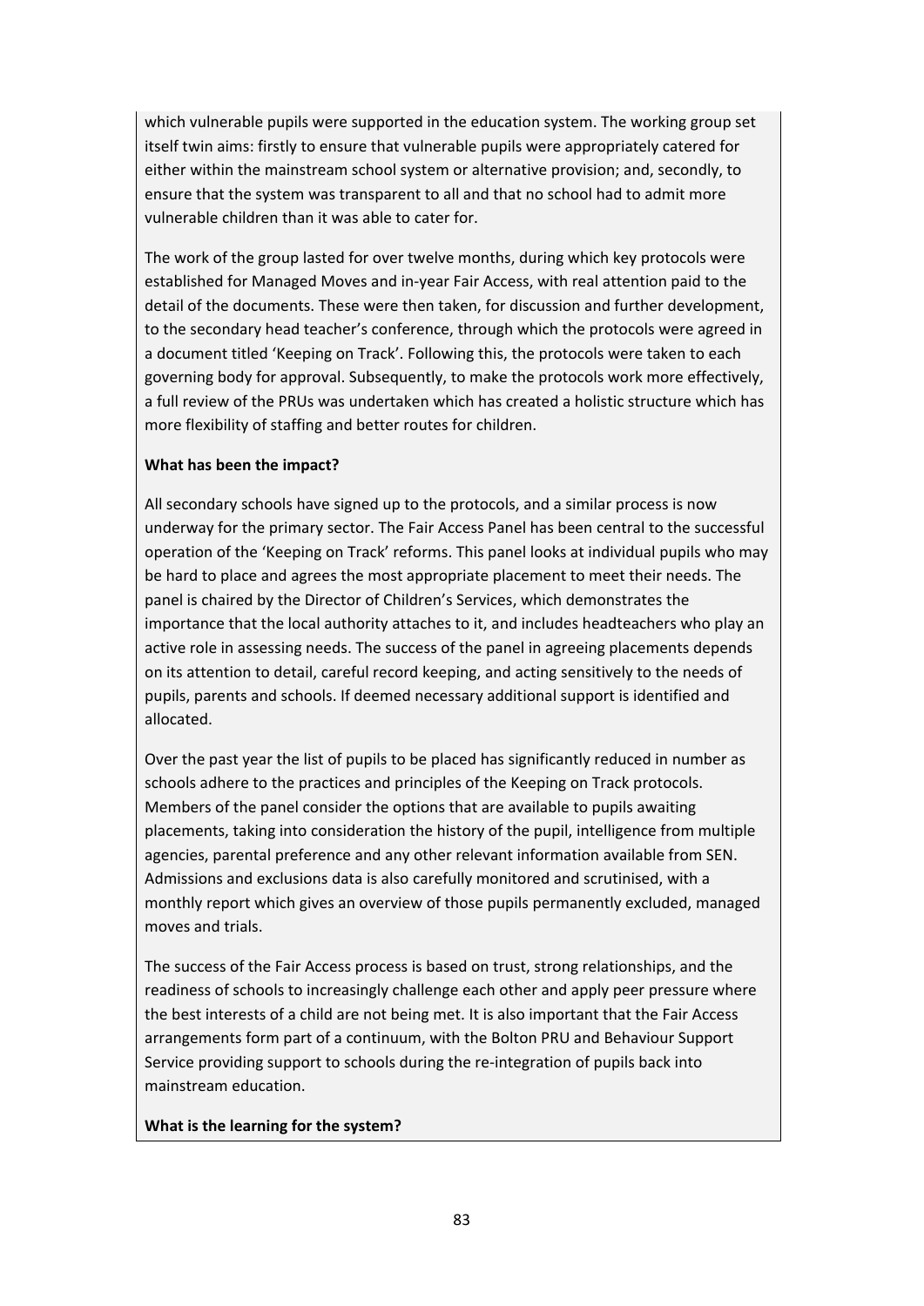which vulnerable pupils were supported in the education system. The working group set itself twin aims: firstly to ensure that vulnerable pupils were appropriately catered for either within the mainstream school system or alternative provision; and, secondly, to ensure that the system was transparent to all and that no school had to admit more vulnerable children than it was able to cater for.

The work of the group lasted for over twelve months, during which key protocols were established for Managed Moves and in-year Fair Access, with real attention paid to the detail of the documents. These were then taken, for discussion and further development, to the secondary head teacher's conference, through which the protocols were agreed in a document titled 'Keeping on Track'. Following this, the protocols were taken to each governing body for approval. Subsequently, to make the protocols work more effectively, a full review of the PRUs was undertaken which has created a holistic structure which has more flexibility of staffing and better routes for children.

**What has been the impact?**

All secondary schools have signed up to the protocols, and a similar process is now underway for the primary sector. The Fair Access Panel has been central to the successful operation of the 'Keeping on Track' reforms. This panel looks at individual pupils who may be hard to place and agrees the most appropriate placement to meet their needs. The panel is chaired by the Director of Children's Services, which demonstrates the importance that the local authority attaches to it, and includes headteachers who play an active role in assessing needs. The success of the panel in agreeing placements depends on its attention to detail, careful record keeping, and acting sensitively to the needs of pupils, parents and schools. If deemed necessary additional support is identified and allocated.

Over the past year the list of pupils to be placed has significantly reduced in number as schools adhere to the practices and principles of the Keeping on Track protocols. Members of the panel consider the options that are available to pupils awaiting placements, taking into consideration the history of the pupil, intelligence from multiple agencies, parental preference and any other relevant information available from SEN. Admissions and exclusions data is also carefully monitored and scrutinised, with a monthly report which gives an overview of those pupils permanently excluded, managed moves and trials.

The success of the Fair Access process is based on trust, strong relationships, and the readiness of schools to increasingly challenge each other and apply peer pressure where the best interests of a child are not being met. It is also important that the Fair Access arrangements form part of a continuum, with the Bolton PRU and Behaviour Support Service providing support to schools during the re-integration of pupils back into mainstream education.

**What is the learning for the system?**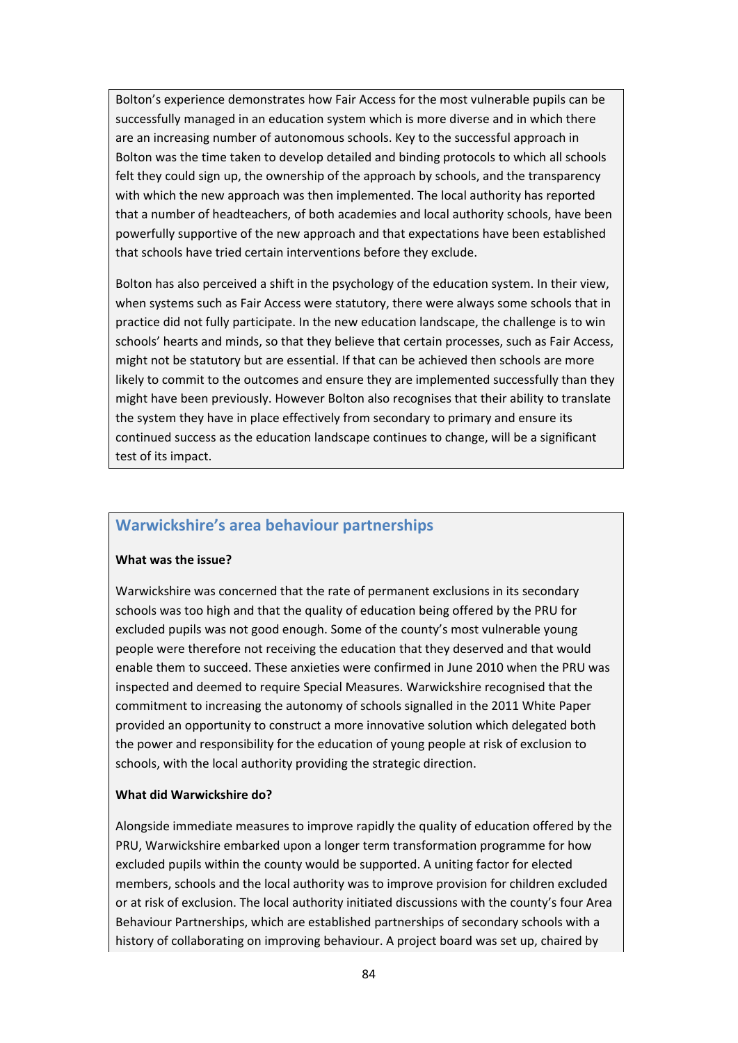Bolton's experience demonstrates how Fair Access for the most vulnerable pupils can be successfully managed in an education system which is more diverse and in which there are an increasing number of autonomous schools. Key to the successful approach in Bolton was the time taken to develop detailed and binding protocols to which all schools felt they could sign up, the ownership of the approach by schools, and the transparency with which the new approach was then implemented. The local authority has reported that a number of headteachers, of both academies and local authority schools, have been powerfully supportive of the new approach and that expectations have been established that schools have tried certain interventions before they exclude.

Bolton has also perceived a shift in the psychology of the education system. In their view, when systems such as Fair Access were statutory, there were always some schools that in practice did not fully participate. In the new education landscape, the challenge is to win schools' hearts and minds, so that they believe that certain processes, such as Fair Access, might not be statutory but are essential. If that can be achieved then schools are more likely to commit to the outcomes and ensure they are implemented successfully than they might have been previously. However Bolton also recognises that their ability to translate the system they have in place effectively from secondary to primary and ensure its continued success as the education landscape continues to change, will be a significant test of its impact.

## Warwickshire's area behaviour partnerships

**What was the issue?**

Warwickshire was concerned that the rate of permanent exclusions in its secondary schools was too high and that the quality of education being offered by the PRU for excluded pupils was not good enough. Some of the county's most vulnerable young people were therefore not receiving the education that they deserved and that would enable them to succeed. These anxieties were confirmed in June 2010 when the PRU was inspected and deemed to require Special Measures. Warwickshire recognised that the commitment to increasing the autonomy of schools signalled in the 2011 White Paper provided an opportunity to construct a more innovative solution which delegated both the power and responsibility for the education of young people at risk of exclusion to schools, with the local authority providing the strategic direction.

**What did Warwickshire do?**

Alongside immediate measures to improve rapidly the quality of education offered by the PRU, Warwickshire embarked upon a longer term transformation programme for how excluded pupils within the county would be supported. A uniting factor for elected members, schools and the local authority was to improve provision for children excluded or at risk of exclusion. The local authority initiated discussions with the county's four Area Behaviour Partnerships, which are established partnerships of secondary schools with a history of collaborating on improving behaviour. A project board was set up, chaired by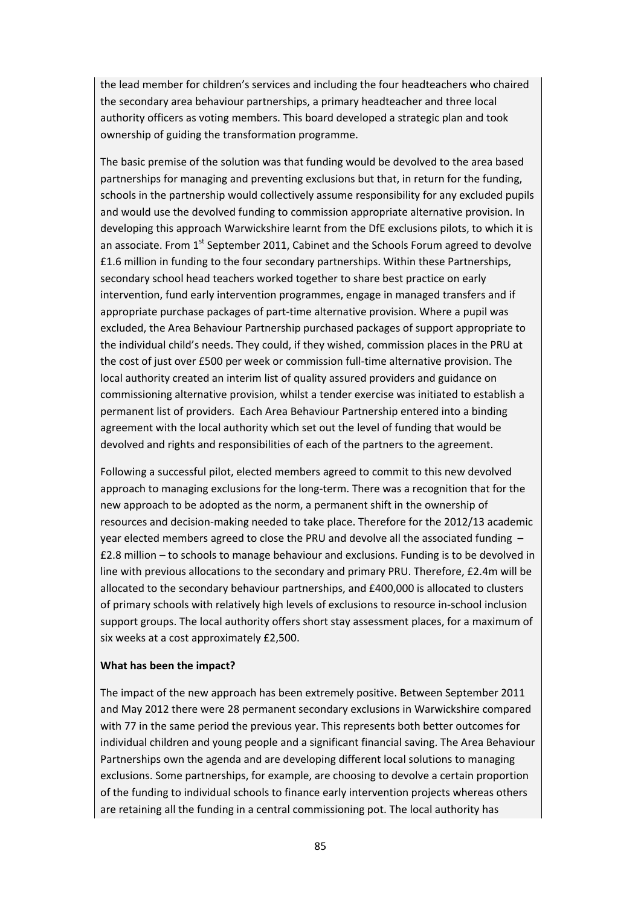the lead member for children's services and including the four headteachers who chaired the secondary area behaviour partnerships, a primary headteacher and three local authority officers as voting members. This board developed a strategic plan and took ownership of guiding the transformation programme.

The basic premise of the solution was that funding would be devolved to the area based partnerships for managing and preventing exclusions but that, in return for the funding, schools in the partnership would collectively assume responsibility for any excluded pupils and would use the devolved funding to commission appropriate alternative provision. In developing this approach Warwickshire learnt from the DfE exclusions pilots, to which it is an associate. From 1st September 2011, Cabinet and the Schools Forum agreed to devolve £1.6 million in funding to the four secondary partnerships. Within these Partnerships, secondary school head teachers worked together to share best practice on early intervention, fund early intervention programmes, engage in managed transfers and if appropriate purchase packages of part-time alternative provision. Where a pupil was excluded, the Area Behaviour Partnership purchased packages of support appropriate to the individual child's needs. They could, if they wished, commission places in the PRU at the cost of just over £500 per week or commission full-time alternative provision. The local authority created an interim list of quality assured providers and guidance on commissioning alternative provision, whilst a tender exercise was initiated to establish a permanent list of providers. Each Area Behaviour Partnership entered into a binding agreement with the local authority which set out the level of funding that would be devolved and rights and responsibilities of each of the partners to the agreement.

Following a successful pilot, elected members agreed to commit to this new devolved approach to managing exclusions for the long-term. There was a recognition that for the new approach to be adopted as the norm, a permanent shift in the ownership of resources and decision-making needed to take place. Therefore for the 2012/13 academic year elected members agreed to close the PRU and devolve all the associated funding – £2.8 million – to schools to manage behaviour and exclusions. Funding is to be devolved in line with previous allocations to the secondary and primary PRU. Therefore, £2.4m will be allocated to the secondary behaviour partnerships, and £400,000 is allocated to clusters of primary schools with relatively high levels of exclusions to resource in-school inclusion support groups. The local authority offers short stay assessment places, for a maximum of six weeks at a cost approximately £2,500.

**What has been the impact?**

The impact of the new approach has been extremely positive. Between September 2011 and May 2012 there were 28 permanent secondary exclusions in Warwickshire compared with 77 in the same period the previous year. This represents both better outcomes for individual children and young people and a significant financial saving. The Area Behaviour Partnerships own the agenda and are developing different local solutions to managing exclusions. Some partnerships, for example, are choosing to devolve a certain proportion of the funding to individual schools to finance early intervention projects whereas others are retaining all the funding in a central commissioning pot. The local authority has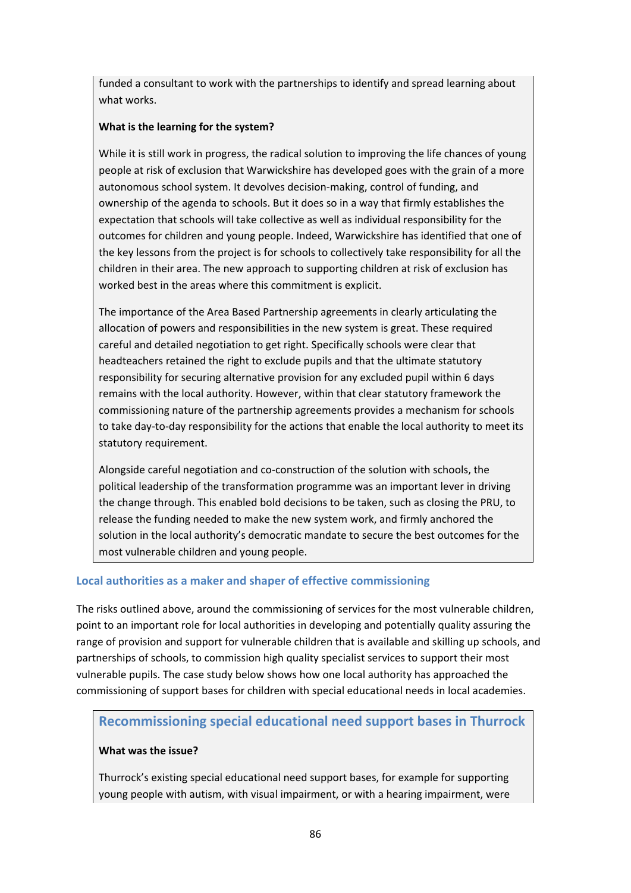funded a consultant to work with the partnerships to identify and spread learning about what works.

**What is the learning for the system?**

While it is still work in progress, the radical solution to improving the life chances of young people at risk of exclusion that Warwickshire has developed goes with the grain of a more autonomous school system. It devolves decision-making, control of funding, and ownership of the agenda to schools. But it does so in a way that firmly establishes the expectation that schools will take collective as well as individual responsibility for the outcomes for children and young people. Indeed, Warwickshire has identified that one of the key lessons from the project is for schools to collectively take responsibility for all the children in their area. The new approach to supporting children at risk of exclusion has worked best in the areas where this commitment is explicit.

The importance of the Area Based Partnership agreements in clearly articulating the allocation of powers and responsibilities in the new system is great. These required careful and detailed negotiation to get right. Specifically schools were clear that headteachers retained the right to exclude pupils and that the ultimate statutory responsibility for securing alternative provision for any excluded pupil within 6 days remains with the local authority. However, within that clear statutory framework the commissioning nature of the partnership agreements provides a mechanism for schools to take day-to-day responsibility for the actions that enable the local authority to meet its statutory requirement.

Alongside careful negotiation and co-construction of the solution with schools, the political leadership of the transformation programme was an important lever in driving the change through. This enabled bold decisions to be taken, such as closing the PRU, to release the funding needed to make the new system work, and firmly anchored the solution in the local authority's democratic mandate to secure the best outcomes for the most vulnerable children and young people.

### Local authorities as a maker and shaper of effective commissioning

The risks outlined above, around the commissioning of services for the most vulnerable children, point to an important role for local authorities in developing and potentially quality assuring the range of provision and support for vulnerable children that is available and skilling up schools, and partnerships of schools, to commission high quality specialist services to support their most vulnerable pupils. The case study below shows how one local authority has approached the commissioning of support bases for children with special educational needs in local academies.

### Recommissioning special educational need support bases in Thurrock

**What was the issue?**

Thurrock's existing special educational need support bases, for example for supporting young people with autism, with visual impairment, or with a hearing impairment, were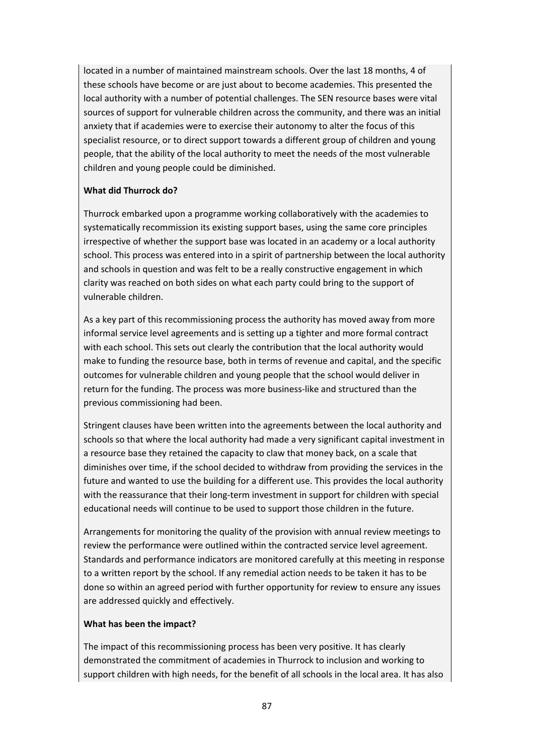located in a number of maintained mainstream schools. Over the last 18 months, 4 of these schools have become or are just about to become academies. This presented the local authority with a number of potential challenges. The SEN resource bases were vital sources of support for vulnerable children across the community, and there was an initial anxiety that if academies were to exercise their autonomy to alter the focus of this specialist resource, or to direct support towards a different group of children and young people, that the ability of the local authority to meet the needs of the most vulnerable children and young people could be diminished.

**What did Thurrock do?**

Thurrock embarked upon a programme working collaboratively with the academies to systematically recommission its existing support bases, using the same core principles irrespective of whether the support base was located in an academy or a local authority school. This process was entered into in a spirit of partnership between the local authority and schools in question and was felt to be a really constructive engagement in which clarity was reached on both sides on what each party could bring to the support of vulnerable children.

As a key part of this recommissioning process the authority has moved away from more informal service level agreements and is setting up a tighter and more formal contract with each school. This sets out clearly the contribution that the local authority would make to funding the resource base, both in terms of revenue and capital, and the specific outcomes for vulnerable children and young people that the school would deliver in return for the funding. The process was more business-like and structured than the previous commissioning had been.

Stringent clauses have been written into the agreements between the local authority and schools so that where the local authority had made a very significant capital investment in a resource base they retained the capacity to claw that money back, on a scale that diminishes over time, if the school decided to withdraw from providing the services in the future and wanted to use the building for a different use. This provides the local authority with the reassurance that their long-term investment in support for children with special educational needs will continue to be used to support those children in the future.

Arrangements for monitoring the quality of the provision with annual review meetings to review the performance were outlined within the contracted service level agreement. Standards and performance indicators are monitored carefully at this meeting in response to a written report by the school. If any remedial action needs to be taken it has to be done so within an agreed period with further opportunity for review to ensure any issues are addressed quickly and effectively.

**What has been the impact?**

The impact of this recommissioning process has been very positive. It has clearly demonstrated the commitment of academies in Thurrock to inclusion and working to support children with high needs, for the benefit of all schools in the local area. It has also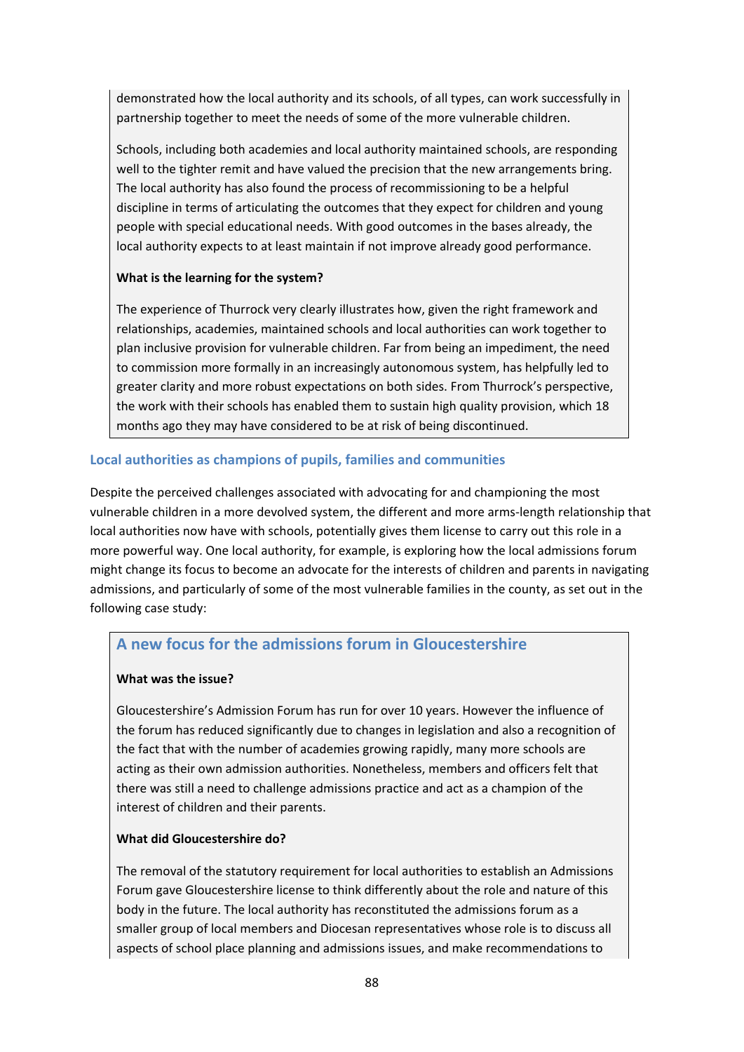demonstrated how the local authority and its schools, of all types, can work successfully in partnership together to meet the needs of some of the more vulnerable children.

Schools, including both academies and local authority maintained schools, are responding well to the tighter remit and have valued the precision that the new arrangements bring. The local authority has also found the process of recommissioning to be a helpful discipline in terms of articulating the outcomes that they expect for children and young people with special educational needs. With good outcomes in the bases already, the local authority expects to at least maintain if not improve already good performance.

**What is the learning for the system?**

The experience of Thurrock very clearly illustrates how, given the right framework and relationships, academies, maintained schools and local authorities can work together to plan inclusive provision for vulnerable children. Far from being an impediment, the need to commission more formally in an increasingly autonomous system, has helpfully led to greater clarity and more robust expectations on both sides. From Thurrock's perspective, the work with their schools has enabled them to sustain high quality provision, which 18 months ago they may have considered to be at risk of being discontinued.

### Local authorities as champions of pupils, families and communities

Despite the perceived challenges associated with advocating for and championing the most vulnerable children in a more devolved system, the different and more arms-length relationship that local authorities now have with schools, potentially gives them license to carry out this role in a more powerful way. One local authority, for example, is exploring how the local admissions forum might change its focus to become an advocate for the interests of children and parents in navigating admissions, and particularly of some of the most vulnerable families in the county, as set out in the following case study:

### A new focus for the admissions forum in Gloucestershire

**What was the issue?**

Gloucestershire's Admission Forum has run for over 10 years. However the influence of the forum has reduced significantly due to changes in legislation and also a recognition of the fact that with the number of academies growing rapidly, many more schools are acting as their own admission authorities. Nonetheless, members and officers felt that there was still a need to challenge admissions practice and act as a champion of the interest of children and their parents.

**What did Gloucestershire do?**

The removal of the statutory requirement for local authorities to establish an Admissions Forum gave Gloucestershire license to think differently about the role and nature of this body in the future. The local authority has reconstituted the admissions forum as a smaller group of local members and Diocesan representatives whose role is to discuss all aspects of school place planning and admissions issues, and make recommendations to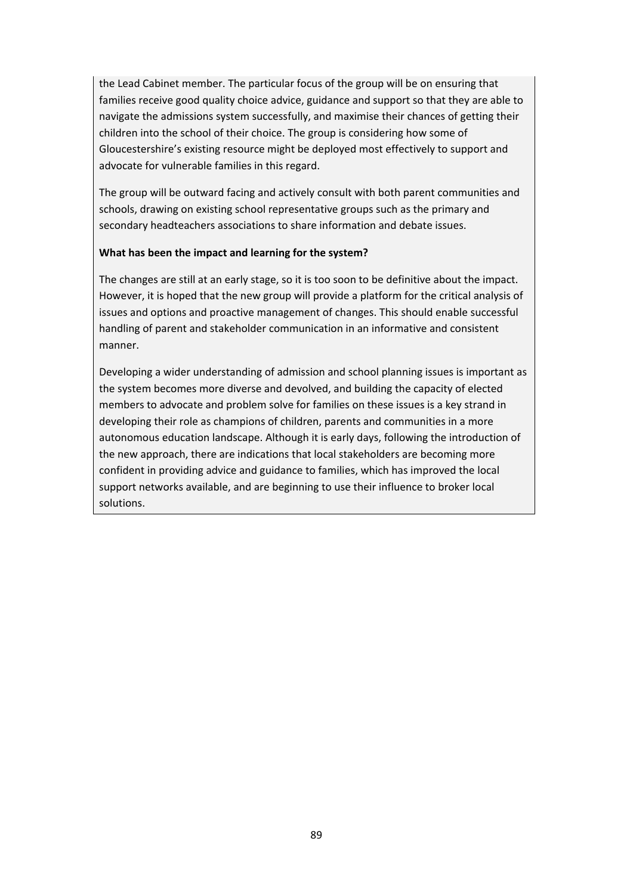the Lead Cabinet member. The particular focus of the group will be on ensuring that families receive good quality choice advice, guidance and support so that they are able to navigate the admissions system successfully, and maximise their chances of getting their children into the school of their choice. The group is considering how some of Gloucestershire's existing resource might be deployed most effectively to support and advocate for vulnerable families in this regard.

The group will be outward facing and actively consult with both parent communities and schools, drawing on existing school representative groups such as the primary and secondary headteachers associations to share information and debate issues.

**What has been the impact and learning for the system?**

The changes are still at an early stage, so it is too soon to be definitive about the impact. However, it is hoped that the new group will provide a platform for the critical analysis of issues and options and proactive management of changes. This should enable successful handling of parent and stakeholder communication in an informative and consistent manner.

Developing a wider understanding of admission and school planning issues is important as the system becomes more diverse and devolved, and building the capacity of elected members to advocate and problem solve for families on these issues is a key strand in developing their role as champions of children, parents and communities in a more autonomous education landscape. Although it is early days, following the introduction of the new approach, there are indications that local stakeholders are becoming more confident in providing advice and guidance to families, which has improved the local support networks available, and are beginning to use their influence to broker local solutions.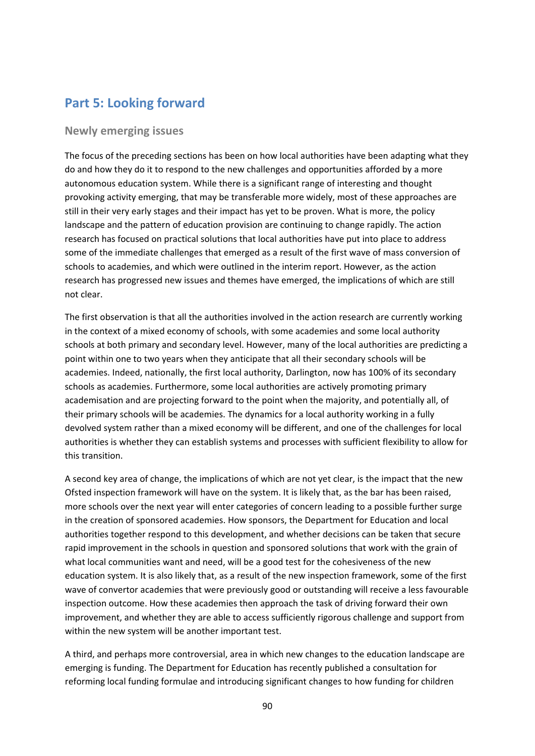# Part 5: Looking forward

## Newly emerging issues

The focus of the preceding sections has been on how local authorities have been adapting what they do and how they do it to respond to the new challenges and opportunities afforded by a more autonomous education system. While there is a significant range of interesting and thought provoking activity emerging, that may be transferable more widely, most of these approaches are still in their very early stages and their impact has yet to be proven. What is more, the policy landscape and the pattern of education provision are continuing to change rapidly. The action research has focused on practical solutions that local authorities have put into place to address some of the immediate challenges that emerged as a result of the first wave of mass conversion of schools to academies, and which were outlined in the interim report. However, as the action research has progressed new issues and themes have emerged, the implications of which are still not clear.

The first observation is that all the authorities involved in the action research are currently working in the context of a mixed economy of schools, with some academies and some local authority schools at both primary and secondary level. However, many of the local authorities are predicting a point within one to two years when they anticipate that all their secondary schools will be academies. Indeed, nationally, the first local authority, Darlington, now has 100% of its secondary schools as academies. Furthermore, some local authorities are actively promoting primary academisation and are projecting forward to the point when the majority, and potentially all, of their primary schools will be academies. The dynamics for a local authority working in a fully devolved system rather than a mixed economy will be different, and one of the challenges for local authorities is whether they can establish systems and processes with sufficient flexibility to allow for this transition.

A second key area of change, the implications of which are not yet clear, is the impact that the new Ofsted inspection framework will have on the system. It is likely that, as the bar has been raised, more schools over the next year will enter categories of concern leading to a possible further surge in the creation of sponsored academies. How sponsors, the Department for Education and local authorities together respond to this development, and whether decisions can be taken that secure rapid improvement in the schools in question and sponsored solutions that work with the grain of what local communities want and need, will be a good test for the cohesiveness of the new education system. It is also likely that, as a result of the new inspection framework, some of the first wave of convertor academies that were previously good or outstanding will receive a less favourable inspection outcome. How these academies then approach the task of driving forward their own improvement, and whether they are able to access sufficiently rigorous challenge and support from within the new system will be another important test.

A third, and perhaps more controversial, area in which new changes to the education landscape are emerging is funding. The Department for Education has recently published a consultation for reforming local funding formulae and introducing significant changes to how funding for children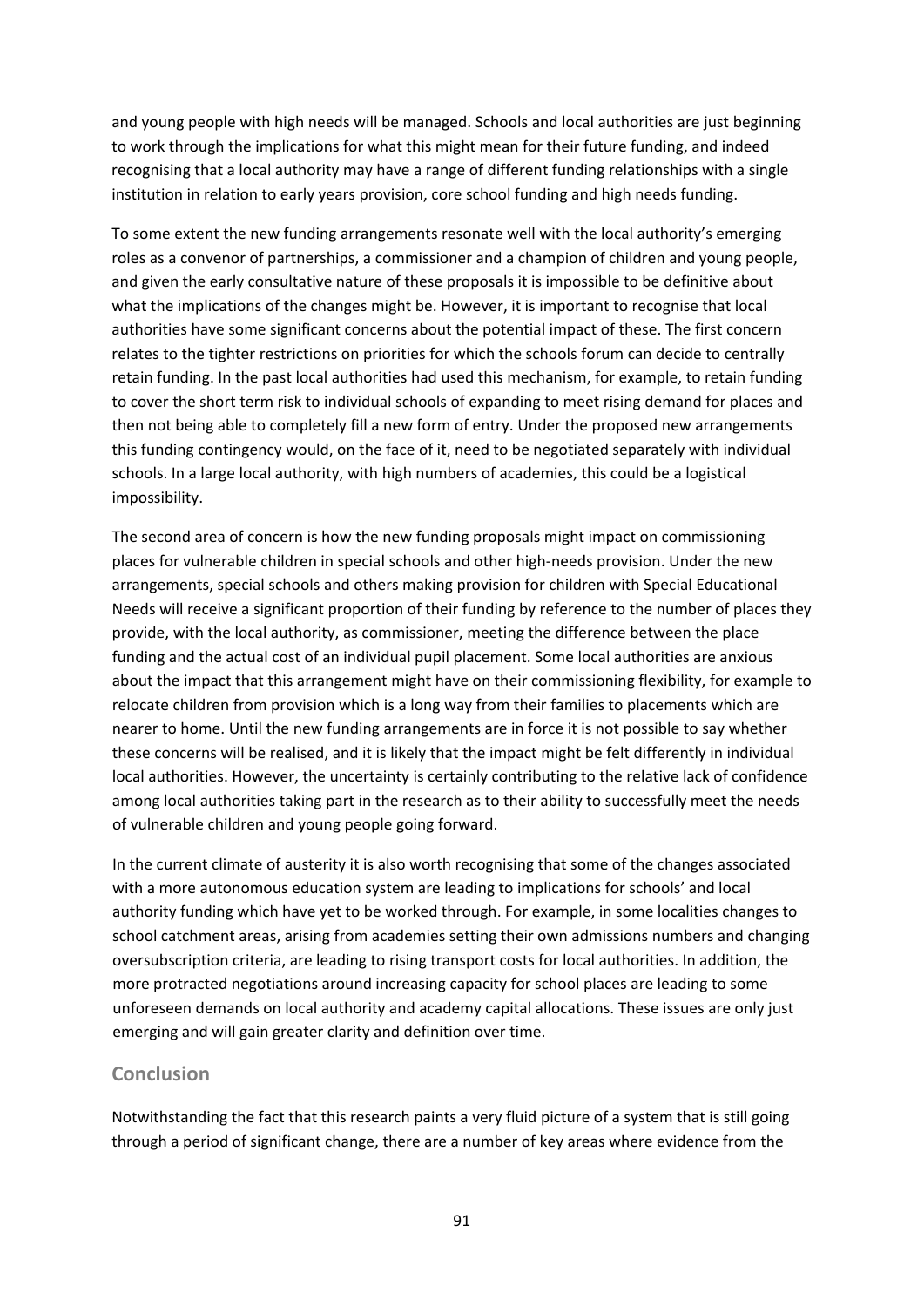and young people with high needs will be managed. Schools and local authorities are just beginning to work through the implications for what this might mean for their future funding, and indeed recognising that a local authority may have a range of different funding relationships with a single institution in relation to early years provision, core school funding and high needs funding.

To some extent the new funding arrangements resonate well with the local authority's emerging roles as a convenor of partnerships, a commissioner and a champion of children and young people, and given the early consultative nature of these proposals it is impossible to be definitive about what the implications of the changes might be. However, it is important to recognise that local authorities have some significant concerns about the potential impact of these. The first concern relates to the tighter restrictions on priorities for which the schools forum can decide to centrally retain funding. In the past local authorities had used this mechanism, for example, to retain funding to cover the short term risk to individual schools of expanding to meet rising demand for places and then not being able to completely fill a new form of entry. Under the proposed new arrangements this funding contingency would, on the face of it, need to be negotiated separately with individual schools. In a large local authority, with high numbers of academies, this could be a logistical impossibility.

The second area of concern is how the new funding proposals might impact on commissioning places for vulnerable children in special schools and other high-needs provision. Under the new arrangements, special schools and others making provision for children with Special Educational Needs will receive a significant proportion of their funding by reference to the number of places they provide, with the local authority, as commissioner, meeting the difference between the place funding and the actual cost of an individual pupil placement. Some local authorities are anxious about the impact that this arrangement might have on their commissioning flexibility, for example to relocate children from provision which is a long way from their families to placements which are nearer to home. Until the new funding arrangements are in force it is not possible to say whether these concerns will be realised, and it is likely that the impact might be felt differently in individual local authorities. However, the uncertainty is certainly contributing to the relative lack of confidence among local authorities taking part in the research as to their ability to successfully meet the needs of vulnerable children and young people going forward.

In the current climate of austerity it is also worth recognising that some of the changes associated with a more autonomous education system are leading to implications for schools' and local authority funding which have yet to be worked through. For example, in some localities changes to school catchment areas, arising from academies setting their own admissions numbers and changing oversubscription criteria, are leading to rising transport costs for local authorities. In addition, the more protracted negotiations around increasing capacity for school places are leading to some unforeseen demands on local authority and academy capital allocations. These issues are only just emerging and will gain greater clarity and definition over time.

## Conclusion

Notwithstanding the fact that this research paints a very fluid picture of a system that is still going through a period of significant change, there are a number of key areas where evidence from the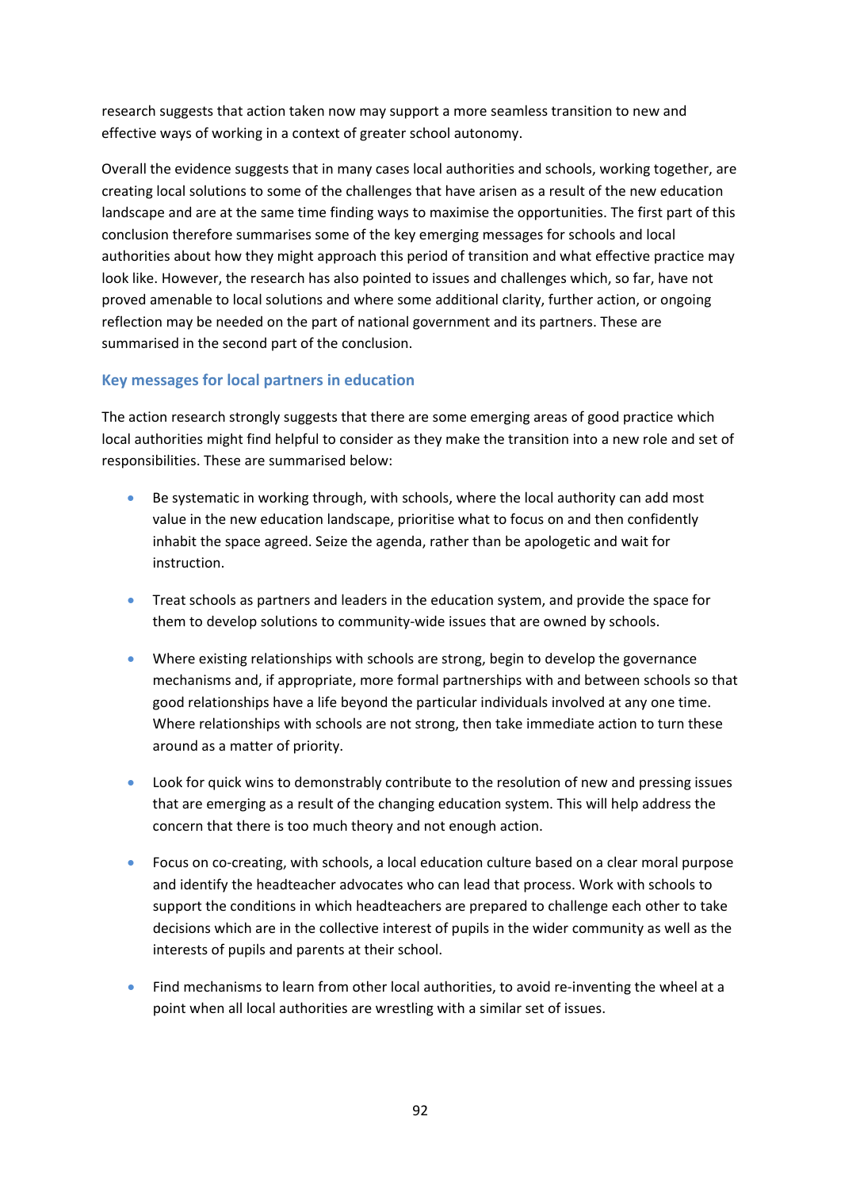research suggests that action taken now may support a more seamless transition to new and effective ways of working in a context of greater school autonomy.

Overall the evidence suggests that in many cases local authorities and schools, working together, are creating local solutions to some of the challenges that have arisen as a result of the new education landscape and are at the same time finding ways to maximise the opportunities. The first part of this conclusion therefore summarises some of the key emerging messages for schools and local authorities about how they might approach this period of transition and what effective practice may look like. However, the research has also pointed to issues and challenges which, so far, have not proved amenable to local solutions and where some additional clarity, further action, or ongoing reflection may be needed on the part of national government and its partners. These are summarised in the second part of the conclusion.

### Key messages for local partners in education

The action research strongly suggests that there are some emerging areas of good practice which local authorities might find helpful to consider as they make the transition into a new role and set of responsibilities. These are summarised below:

- Be systematic in working through, with schools, where the local authority can add most value in the new education landscape, prioritise what to focus on and then confidently inhabit the space agreed. Seize the agenda, rather than be apologetic and wait for instruction.
- Treat schools as partners and leaders in the education system, and provide the space for them to develop solutions to community-wide issues that are owned by schools.
- Where existing relationships with schools are strong, begin to develop the governance mechanisms and, if appropriate, more formal partnerships with and between schools so that good relationships have a life beyond the particular individuals involved at any one time. Where relationships with schools are not strong, then take immediate action to turn these around as a matter of priority.
- Look for quick wins to demonstrably contribute to the resolution of new and pressing issues that are emerging as a result of the changing education system. This will help address the concern that there is too much theory and not enough action.
- Focus on co-creating, with schools, a local education culture based on a clear moral purpose and identify the headteacher advocates who can lead that process. Work with schools to support the conditions in which headteachers are prepared to challenge each other to take decisions which are in the collective interest of pupils in the wider community as well as the interests of pupils and parents at their school.
- Find mechanisms to learn from other local authorities, to avoid re-inventing the wheel at a point when all local authorities are wrestling with a similar set of issues.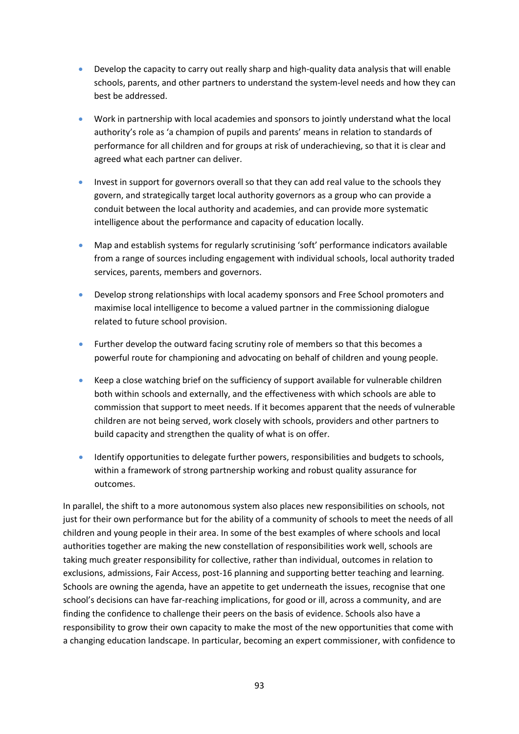- Develop the capacity to carry out really sharp and high-quality data analysis that will enable schools, parents, and other partners to understand the system-level needs and how they can best be addressed.

- Work in partnership with local academies and sponsors to jointly understand what the local authority's role as 'a champion of pupils and parents' means in relation to standards of performance for all children and for groups at risk of underachieving, so that it is clear and agreed what each partner can deliver.

- Invest in support for governors overall so that they can add real value to the schools they govern, and strategically target local authority governors as a group who can provide a conduit between the local authority and academies, and can provide more systematic intelligence about the performance and capacity of education locally.

- Map and establish systems for regularly scrutinising 'soft' performance indicators available from a range of sources including engagement with individual schools, local authority traded services, parents, members and governors.

- Develop strong relationships with local academy sponsors and Free School promoters and maximise local intelligence to become a valued partner in the commissioning dialogue related to future school provision.

- Further develop the outward facing scrutiny role of members so that this becomes a powerful route for championing and advocating on behalf of children and young people.

- Keep a close watching brief on the sufficiency of support available for vulnerable children both within schools and externally, and the effectiveness with which schools are able to commission that support to meet needs. If it becomes apparent that the needs of vulnerable children are not being served, work closely with schools, providers and other partners to build capacity and strengthen the quality of what is on offer.

- Identify opportunities to delegate further powers, responsibilities and budgets to schools, within a framework of strong partnership working and robust quality assurance for outcomes.

In parallel, the shift to a more autonomous system also places new responsibilities on schools, not just for their own performance but for the ability of a community of schools to meet the needs of all children and young people in their area. In some of the best examples of where schools and local authorities together are making the new constellation of responsibilities work well, schools are taking much greater responsibility for collective, rather than individual, outcomes in relation to exclusions, admissions, Fair Access, post-16 planning and supporting better teaching and learning. Schools are owning the agenda, have an appetite to get underneath the issues, recognise that one school's decisions can have far-reaching implications, for good or ill, across a community, and are finding the confidence to challenge their peers on the basis of evidence. Schools also have a responsibility to grow their own capacity to make the most of the new opportunities that come with a changing education landscape. In particular, becoming an expert commissioner, with confidence to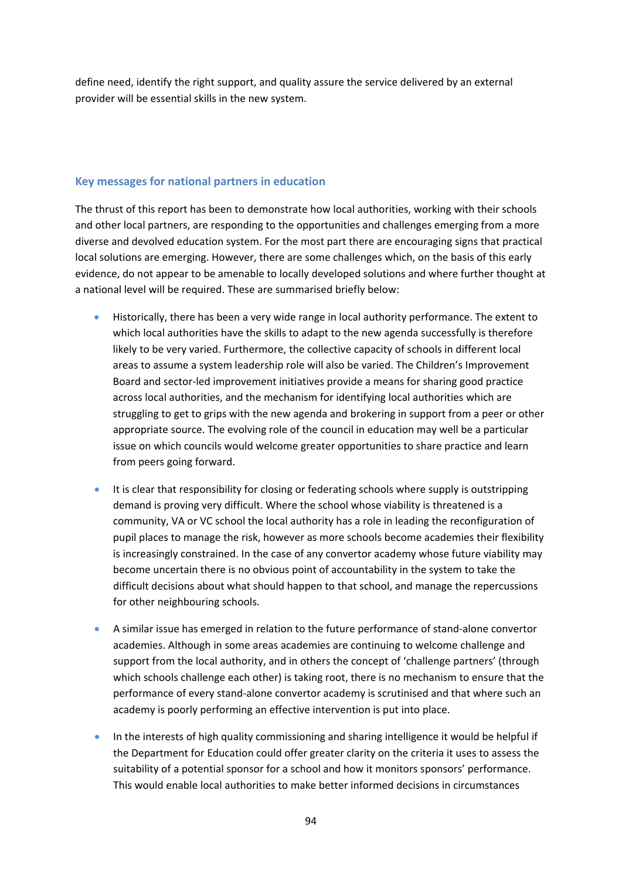define need, identify the right support, and quality assure the service delivered by an external provider will be essential skills in the new system.

### Key messages for national partners in education

The thrust of this report has been to demonstrate how local authorities, working with their schools and other local partners, are responding to the opportunities and challenges emerging from a more diverse and devolved education system. For the most part there are encouraging signs that practical local solutions are emerging. However, there are some challenges which, on the basis of this early evidence, do not appear to be amenable to locally developed solutions and where further thought at a national level will be required. These are summarised briefly below:

- Historically, there has been a very wide range in local authority performance. The extent to which local authorities have the skills to adapt to the new agenda successfully is therefore likely to be very varied. Furthermore, the collective capacity of schools in different local areas to assume a system leadership role will also be varied. The Children's Improvement Board and sector-led improvement initiatives provide a means for sharing good practice across local authorities, and the mechanism for identifying local authorities which are struggling to get to grips with the new agenda and brokering in support from a peer or other appropriate source. The evolving role of the council in education may well be a particular issue on which councils would welcome greater opportunities to share practice and learn from peers going forward.

- It is clear that responsibility for closing or federating schools where supply is outstripping demand is proving very difficult. Where the school whose viability is threatened is a community, VA or VC school the local authority has a role in leading the reconfiguration of pupil places to manage the risk, however as more schools become academies their flexibility is increasingly constrained. In the case of any convertor academy whose future viability may become uncertain there is no obvious point of accountability in the system to take the difficult decisions about what should happen to that school, and manage the repercussions for other neighbouring schools.

- A similar issue has emerged in relation to the future performance of stand-alone convertor academies. Although in some areas academies are continuing to welcome challenge and support from the local authority, and in others the concept of 'challenge partners' (through which schools challenge each other) is taking root, there is no mechanism to ensure that the performance of every stand-alone convertor academy is scrutinised and that where such an academy is poorly performing an effective intervention is put into place.

- In the interests of high quality commissioning and sharing intelligence it would be helpful if the Department for Education could offer greater clarity on the criteria it uses to assess the suitability of a potential sponsor for a school and how it monitors sponsors' performance. This would enable local authorities to make better informed decisions in circumstances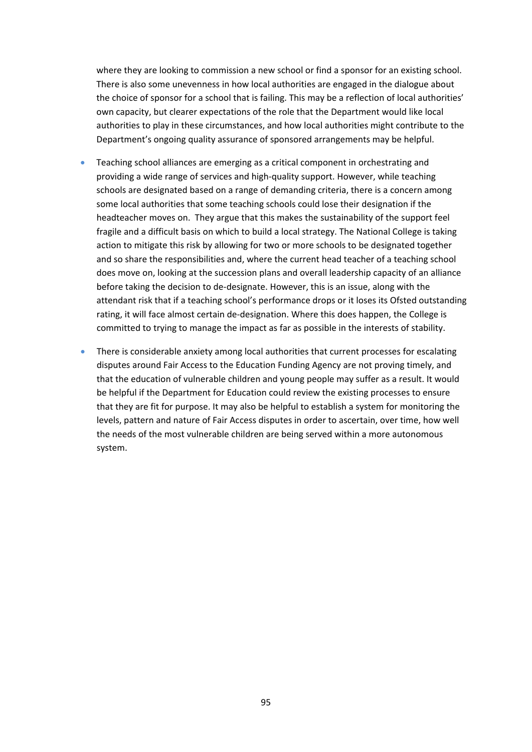where they are looking to commission a new school or find a sponsor for an existing school. There is also some unevenness in how local authorities are engaged in the dialogue about the choice of sponsor for a school that is failing. This may be a reflection of local authorities' own capacity, but clearer expectations of the role that the Department would like local authorities to play in these circumstances, and how local authorities might contribute to the Department's ongoing quality assurance of sponsored arrangements may be helpful.

- Teaching school alliances are emerging as a critical component in orchestrating and providing a wide range of services and high-quality support. However, while teaching schools are designated based on a range of demanding criteria, there is a concern among some local authorities that some teaching schools could lose their designation if the headteacher moves on. They argue that this makes the sustainability of the support feel fragile and a difficult basis on which to build a local strategy. The National College is taking action to mitigate this risk by allowing for two or more schools to be designated together and so share the responsibilities and, where the current head teacher of a teaching school does move on, looking at the succession plans and overall leadership capacity of an alliance before taking the decision to de-designate. However, this is an issue, along with the attendant risk that if a teaching school's performance drops or it loses its Ofsted outstanding rating, it will face almost certain de-designation. Where this does happen, the College is committed to trying to manage the impact as far as possible in the interests of stability.

- There is considerable anxiety among local authorities that current processes for escalating disputes around Fair Access to the Education Funding Agency are not proving timely, and that the education of vulnerable children and young people may suffer as a result. It would be helpful if the Department for Education could review the existing processes to ensure that they are fit for purpose. It may also be helpful to establish a system for monitoring the levels, pattern and nature of Fair Access disputes in order to ascertain, over time, how well the needs of the most vulnerable children are being served within a more autonomous system.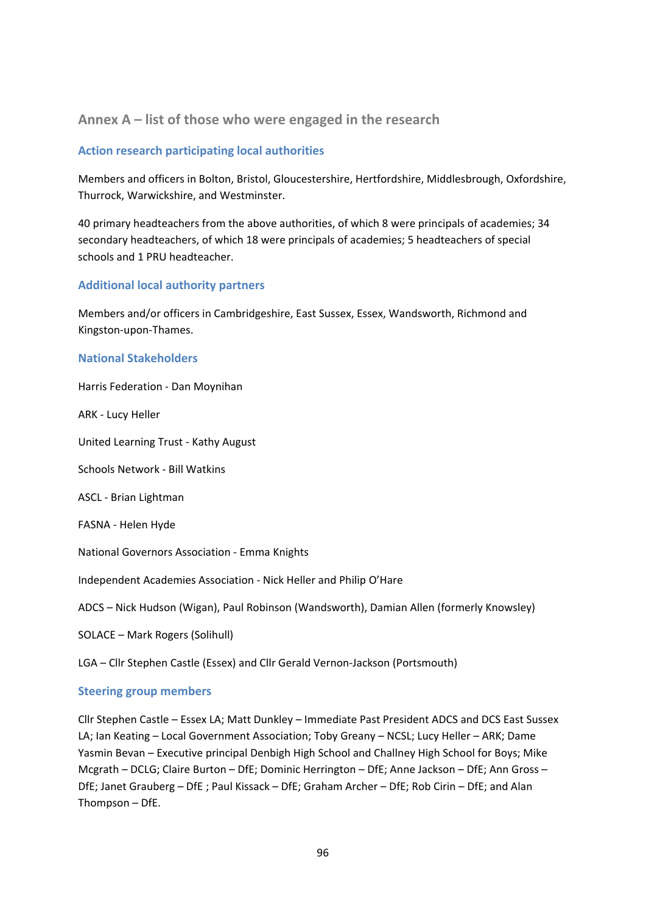## Annex A – list of those who were engaged in the research

### Action research participating local authorities

Members and officers in Bolton, Bristol, Gloucestershire, Hertfordshire, Middlesbrough, Oxfordshire, Thurrock, Warwickshire, and Westminster.

40 primary headteachers from the above authorities, of which 8 were principals of academies; 34 secondary headteachers, of which 18 were principals of academies; 5 headteachers of special schools and 1 PRU headteacher.

### Additional local authority partners

Members and/or officers in Cambridgeshire, East Sussex, Essex, Wandsworth, Richmond and Kingston-upon-Thames.

### National Stakeholders

Harris Federation - Dan Moynihan

ARK - Lucy Heller

United Learning Trust - Kathy August

Schools Network - Bill Watkins

ASCL - Brian Lightman

FASNA - Helen Hyde

National Governors Association - Emma Knights

Independent Academies Association - Nick Heller and Philip O'Hare

ADCS – Nick Hudson (Wigan), Paul Robinson (Wandsworth), Damian Allen (formerly Knowsley)

SOLACE – Mark Rogers (Solihull)

LGA – Cllr Stephen Castle (Essex) and Cllr Gerald Vernon-Jackson (Portsmouth)

### Steering group members

Cllr Stephen Castle – Essex LA; Matt Dunkley – Immediate Past President ADCS and DCS East Sussex LA; Ian Keating – Local Government Association; Toby Greany – NCSL; Lucy Heller – ARK; Dame Yasmin Bevan – Executive principal Denbigh High School and Challney High School for Boys; Mike Mcgrath – DCLG; Claire Burton – DfE; Dominic Herrington – DfE; Anne Jackson – DfE; Ann Gross – DfE; Janet Grauberg – DfE ; Paul Kissack – DfE; Graham Archer – DfE; Rob Cirin – DfE; and Alan Thompson – DfE.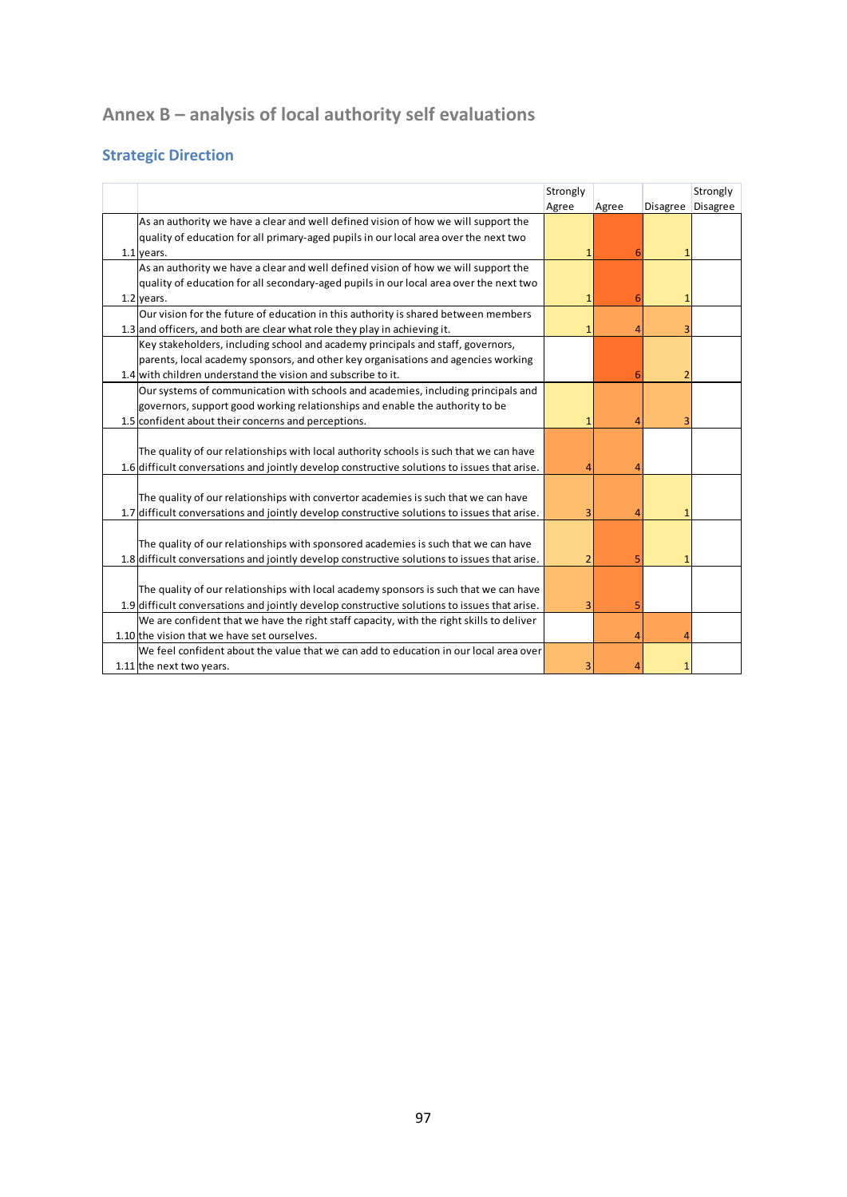# Annex B – analysis of local authority self evaluations

## Strategic Direction

| | | Strongly Agree | Agree | Disagree | Strongly Disagree |
|---|---|---|---|---|---|
| 1.1 | As an authority we have a clear and well defined vision of how we will support the quality of education for all primary-aged pupils in our local area over the next two years. | 1 | 6 | 1 | |
| 1.2 | As an authority we have a clear and well defined vision of how we will support the quality of education for all secondary-aged pupils in our local area over the next two years. | 1 | 6 | 1 | |
| 1.3 | Our vision for the future of education in this authority is shared between members and officers, and both are clear what role they play in achieving it. | 1 | 4 | 3 | |
| 1.4 | Key stakeholders, including school and academy principals and staff, governors, parents, local academy sponsors, and other key organisations and agencies working with children understand the vision and subscribe to it. | | 6 | 2 | |
| 1.5 | Our systems of communication with schools and academies, including principals and governors, support good working relationships and enable the authority to be confident about their concerns and perceptions. | 1 | 4 | 3 | |
| 1.6 | The quality of our relationships with local authority schools is such that we can have difficult conversations and jointly develop constructive solutions to issues that arise. | 4 | 4 | | |
| 1.7 | The quality of our relationships with convertor academies is such that we can have difficult conversations and jointly develop constructive solutions to issues that arise. | 3 | 4 | 1 | |
| 1.8 | The quality of our relationships with sponsored academies is such that we can have difficult conversations and jointly develop constructive solutions to issues that arise. | 2 | 5 | 1 | |
| 1.9 | The quality of our relationships with local academy sponsors is such that we can have difficult conversations and jointly develop constructive solutions to issues that arise. | 3 | 5 | | |
| 1.10 | We are confident that we have the right staff capacity, with the right skills to deliver the vision that we have set ourselves. | | 4 | 4 | |
| 1.11 | We feel confident about the value that we can add to education in our local area over the next two years. | 3 | 4 | 1 | |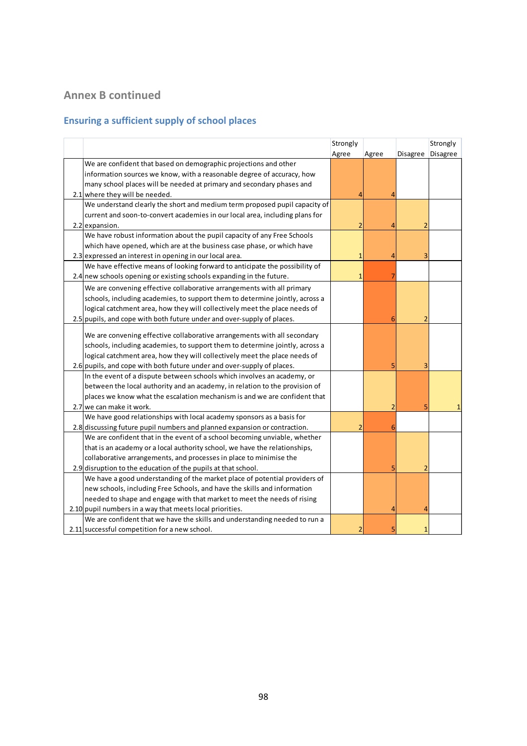## Annex B continued

### Ensuring a sufficient supply of school places

| | | Strongly Agree | Agree | Disagree | Strongly Disagree |
|---|---|---|---|---|---|
| 2.1 | We are confident that based on demographic projections and other information sources we know, with a reasonable degree of accuracy, how many school places will be needed at primary and secondary phases and where they will be needed. | 4 | 4 | | |
| 2.2 | We understand clearly the short and medium term proposed pupil capacity of current and soon-to-convert academies in our local area, including plans for expansion. | 2 | 4 | 2 | |
| 2.3 | We have robust information about the pupil capacity of any Free Schools which have opened, which are at the business case phase, or which have expressed an interest in opening in our local area. | 1 | 4 | 3 | |
| 2.4 | We have effective means of looking forward to anticipate the possibility of new schools opening or existing schools expanding in the future. | 1 | 7 | | |
| 2.5 | We are convening effective collaborative arrangements with all primary schools, including academies, to support them to determine jointly, across a logical catchment area, how they will collectively meet the place needs of pupils, and cope with both future under and over-supply of places. | | 6 | 2 | |
| 2.6 | We are convening effective collaborative arrangements with all secondary schools, including academies, to support them to determine jointly, across a logical catchment area, how they will collectively meet the place needs of pupils, and cope with both future under and over-supply of places. | | 5 | 3 | |
| 2.7 | In the event of a dispute between schools which involves an academy, or between the local authority and an academy, in relation to the provision of places we know what the escalation mechanism is and we are confident that we can make it work. | | 2 | 5 | 1 |
| 2.8 | We have good relationships with local academy sponsors as a basis for discussing future pupil numbers and planned expansion or contraction. | 2 | 6 | | |
| 2.9 | We are confident that in the event of a school becoming unviable, whether that is an academy or a local authority school, we have the relationships, collaborative arrangements, and processes in place to minimise the disruption to the education of the pupils at that school. | | 5 | 2 | |
| 2.10 | We have a good understanding of the market place of potential providers of new schools, including Free Schools, and have the skills and information needed to shape and engage with that market to meet the needs of rising pupil numbers in a way that meets local priorities. | | 4 | 4 | |
| 2.11 | We are confident that we have the skills and understanding needed to run a successful competition for a new school. | 2 | 5 | 1 | |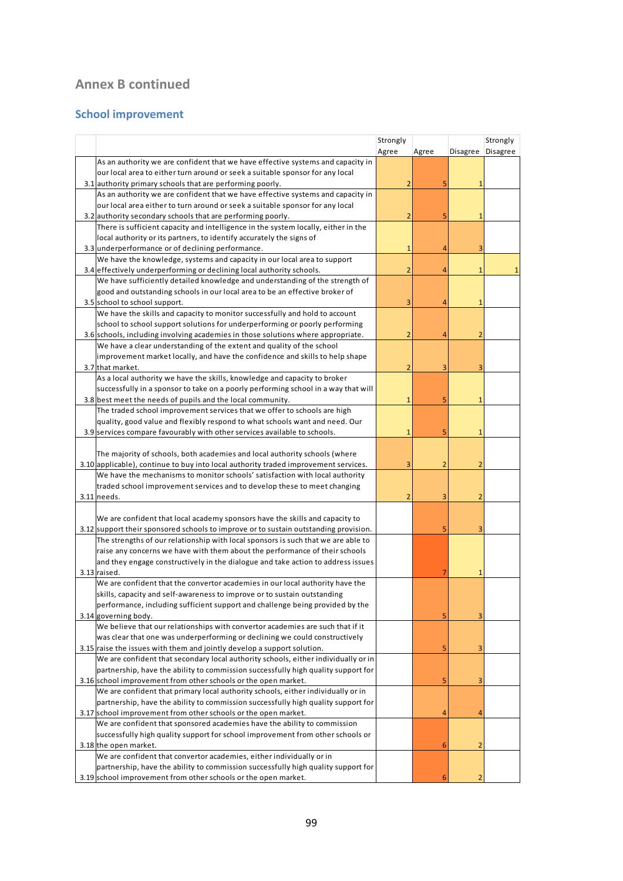## Annex B continued

### School improvement

| | | Strongly Agree | Agree | Disagree | Strongly Disagree |
|---|---|---|---|---|---|
| 3.1 | As an authority we are confident that we have effective systems and capacity in our local area to either turn around or seek a suitable sponsor for any local authority primary schools that are performing poorly. | 2 | 5 | 1 | |
| 3.2 | As an authority we are confident that we have effective systems and capacity in our local area either to turn around or seek a suitable sponsor for any local authority secondary schools that are performing poorly. | 2 | 5 | 1 | |
| 3.3 | There is sufficient capacity and intelligence in the system locally, either in the local authority or its partners, to identify accurately the signs of underperformance or of declining performance. | 1 | 4 | 3 | |
| 3.4 | We have the knowledge, systems and capacity in our local area to support effectively underperforming or declining local authority schools. | 2 | 4 | 1 | 1 |
| 3.5 | We have sufficiently detailed knowledge and understanding of the strength of good and outstanding schools in our local area to be an effective broker of school to school support. | 3 | 4 | 1 | |
| 3.6 | We have the skills and capacity to monitor successfully and hold to account school to school support solutions for underperforming or poorly performing schools, including involving academies in those solutions where appropriate. | 2 | 4 | 2 | |
| 3.7 | We have a clear understanding of the extent and quality of the school improvement market locally, and have the confidence and skills to help shape that market. | 2 | 3 | 3 | |
| 3.8 | As a local authority we have the skills, knowledge and capacity to broker successfully in a sponsor to take on a poorly performing school in a way that will best meet the needs of pupils and the local community. | 1 | 5 | 1 | |
| 3.9 | The traded school improvement services that we offer to schools are high quality, good value and flexibly respond to what schools want and need. Our services compare favourably with other services available to schools. | 1 | 5 | 1 | |
| 3.10 | The majority of schools, both academies and local authority schools (where applicable), continue to buy into local authority traded improvement services. | 3 | 2 | 2 | |
| 3.11 | We have the mechanisms to monitor schools' satisfaction with local authority traded school improvement services and to develop these to meet changing needs. | 2 | 3 | 2 | |
| 3.12 | We are confident that local academy sponsors have the skills and capacity to support their sponsored schools to improve or to sustain outstanding provision. | | 5 | 3 | |
| 3.13 | The strengths of our relationship with local sponsors is such that we are able to raise any concerns we have with them about the performance of their schools and they engage constructively in the dialogue and take action to address issues raised. | | 7 | 1 | |
| 3.14 | We are confident that the convertor academies in our local authority have the skills, capacity and self-awareness to improve or to sustain outstanding performance, including sufficient support and challenge being provided by the governing body. | | 5 | 3 | |
| 3.15 | We believe that our relationships with convertor academies are such that if it was clear that one was underperforming or declining we could constructively raise the issues with them and jointly develop a support solution. | | 5 | 3 | |
| 3.16 | We are confident that secondary local authority schools, either individually or in partnership, have the ability to commission successfully high quality support for school improvement from other schools or the open market. | | 5 | 3 | |
| 3.17 | We are confident that primary local authority schools, either individually or in partnership, have the ability to commission successfully high quality support for school improvement from other schools or the open market. | | 4 | 4 | |
| 3.18 | We are confident that sponsored academies have the ability to commission successfully high quality support for school improvement from other schools or the open market. | | 6 | 2 | |
| 3.19 | We are confident that convertor academies, either individually or in partnership, have the ability to commission successfully high quality support for school improvement from other schools or the open market. | | 6 | 2 | |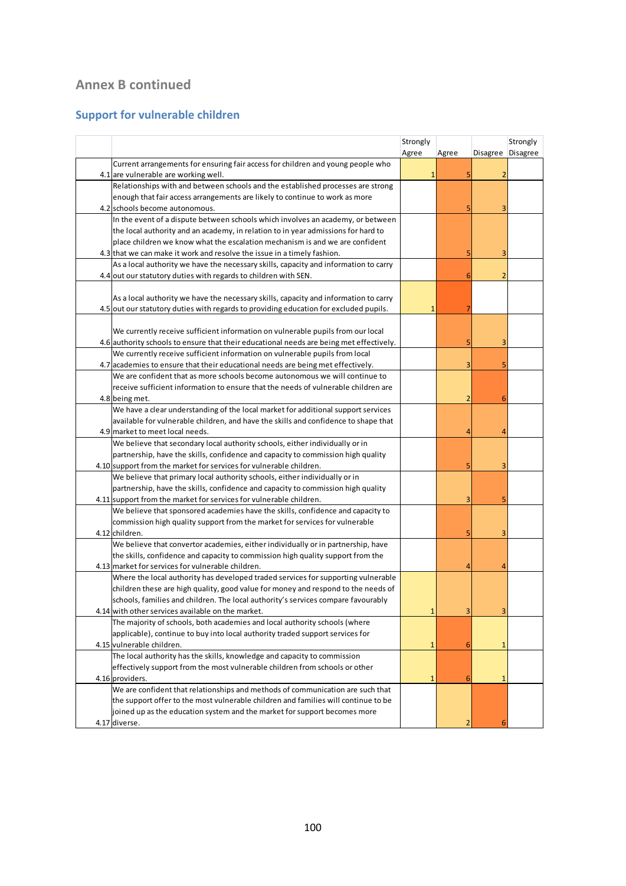## Annex B continued

### Support for vulnerable children

| | | Strongly Agree | Agree | Disagree | Strongly Disagree |
|---|---|---|---|---|---|
| 4.1 | Current arrangements for ensuring fair access for children and young people who are vulnerable are working well. | 1 | 5 | 2 | |
| 4.2 | Relationships with and between schools and the established processes are strong enough that fair access arrangements are likely to continue to work as more schools become autonomous. | | 5 | 3 | |
| 4.3 | In the event of a dispute between schools which involves an academy, or between the local authority and an academy, in relation to in year admissions for hard to place children we know what the escalation mechanism is and we are confident that we can make it work and resolve the issue in a timely fashion. | | 5 | 3 | |
| 4.4 | As a local authority we have the necessary skills, capacity and information to carry out our statutory duties with regards to children with SEN. | | 6 | 2 | |
| 4.5 | As a local authority we have the necessary skills, capacity and information to carry out our statutory duties with regards to providing education for excluded pupils. | 1 | 7 | | |
| 4.6 | We currently receive sufficient information on vulnerable pupils from our local authority schools to ensure that their educational needs are being met effectively. | | 5 | 3 | |
| 4.7 | We currently receive sufficient information on vulnerable pupils from local academies to ensure that their educational needs are being met effectively. | | 3 | 5 | |
| 4.8 | We are confident that as more schools become autonomous we will continue to receive sufficient information to ensure that the needs of vulnerable children are being met. | | 2 | 6 | |
| 4.9 | We have a clear understanding of the local market for additional support services available for vulnerable children, and have the skills and confidence to shape that market to meet local needs. | | 4 | 4 | |
| 4.10 | We believe that secondary local authority schools, either individually or in partnership, have the skills, confidence and capacity to commission high quality support from the market for services for vulnerable children. | | 5 | 3 | |
| 4.11 | We believe that primary local authority schools, either individually or in partnership, have the skills, confidence and capacity to commission high quality support from the market for services for vulnerable children. | | 3 | 5 | |
| 4.12 | We believe that sponsored academies have the skills, confidence and capacity to commission high quality support from the market for services for vulnerable children. | | 5 | 3 | |
| 4.13 | We believe that convertor academies, either individually or in partnership, have the skills, confidence and capacity to commission high quality support from the market for services for vulnerable children. | | 4 | 4 | |
| 4.14 | Where the local authority has developed traded services for supporting vulnerable children these are high quality, good value for money and respond to the needs of schools, families and children. The local authority's services compare favourably with other services available on the market. | 1 | 3 | 3 | |
| 4.15 | The majority of schools, both academies and local authority schools (where applicable), continue to buy into local authority traded support services for vulnerable children. | 1 | 6 | 1 | |
| 4.16 | The local authority has the skills, knowledge and capacity to commission effectively support from the most vulnerable children from schools or other providers. | 1 | 6 | 1 | |
| 4.17 | We are confident that relationships and methods of communication are such that the support offer to the most vulnerable children and families will continue to be joined up as the education system and the market for support becomes more diverse. | | 2 | 6 | |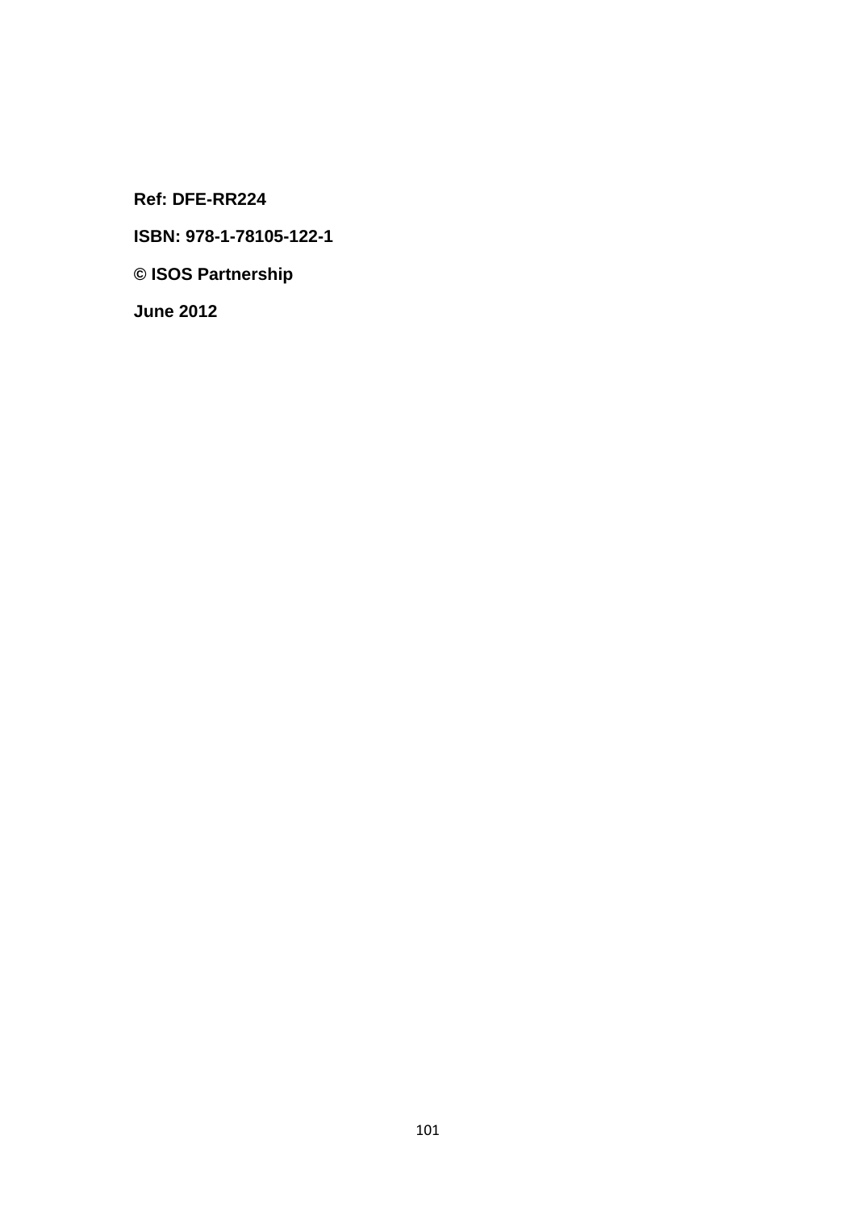**Ref: DFE-RR224**

**ISBN: 978-1-78105-122-1**

**© ISOS Partnership**

**June 2012**